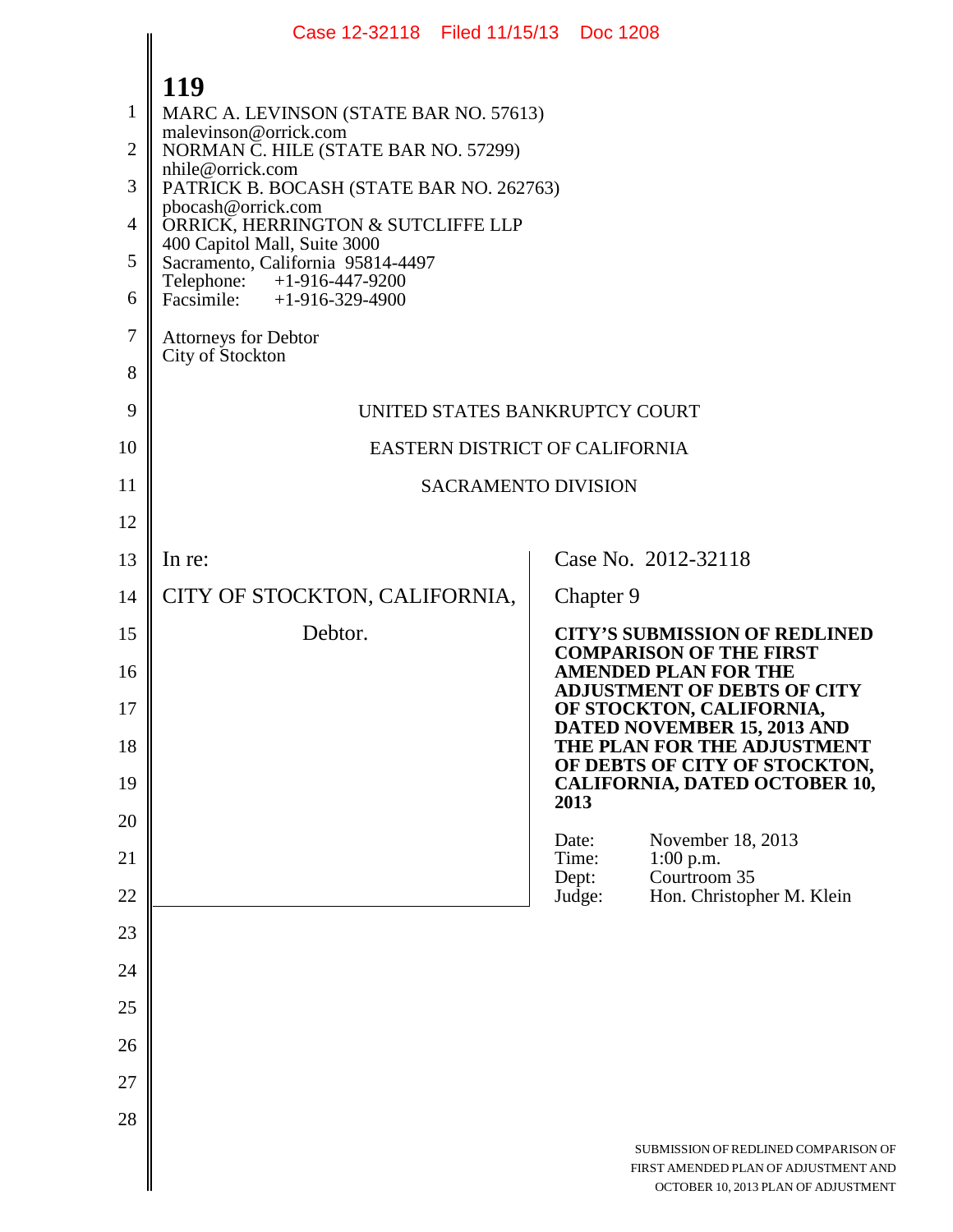**119**

MARC A. LEVINSON (STATE BAR NO. 57613)
malevinson@orrick.com
NORMAN C. HILE (STATE BAR NO. 57299)
nhile@orrick.com
PATRICK B. BOCASH (STATE BAR NO. 262763)
pbocash@orrick.com
ORRICK, HERRINGTON & SUTCLIFFE LLP
400 Capitol Mall, Suite 3000
Sacramento, California 95814-4497
Telephone: +1-916-447-9200
Facsimile: +1-916-329-4900

Attorneys for Debtor
City of Stockton

UNITED STATES BANKRUPTCY COURT

EASTERN DISTRICT OF CALIFORNIA

SACRAMENTO DIVISION

| | |
|---|---|
| In re: | Case No. 2012-32118 |
| CITY OF STOCKTON, CALIFORNIA, | Chapter 9 |
| Debtor. | **CITY'S SUBMISSION OF REDLINED COMPARISON OF THE FIRST AMENDED PLAN FOR THE ADJUSTMENT OF DEBTS OF CITY OF STOCKTON, CALIFORNIA, DATED NOVEMBER 15, 2013 AND THE PLAN FOR THE ADJUSTMENT OF DEBTS OF CITY OF STOCKTON, CALIFORNIA, DATED OCTOBER 10, 2013** |
| | Date: November 18, 2013<br>Time: 1:00 p.m.<br>Dept: Courtroom 35<br>Judge: Hon. Christopher M. Klein |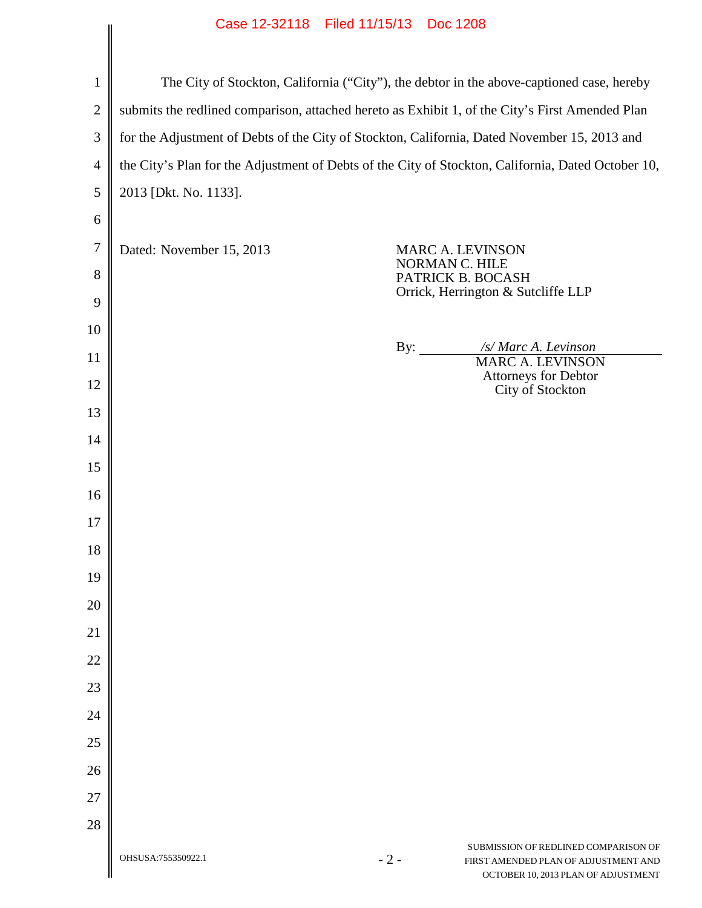The City of Stockton, California ("City"), the debtor in the above-captioned case, hereby submits the redlined comparison, attached hereto as Exhibit 1, of the City's First Amended Plan for the Adjustment of Debts of the City of Stockton, California, Dated November 15, 2013 and the City's Plan for the Adjustment of Debts of the City of Stockton, California, Dated October 10, 2013 [Dkt. No. 1133].

Dated: November 15, 2013

MARC A. LEVINSON
NORMAN C. HILE
PATRICK B. BOCASH
Orrick, Herrington & Sutcliffe LLP

By: */s/ Marc A. Levinson*
MARC A. LEVINSON
Attorneys for Debtor
City of Stockton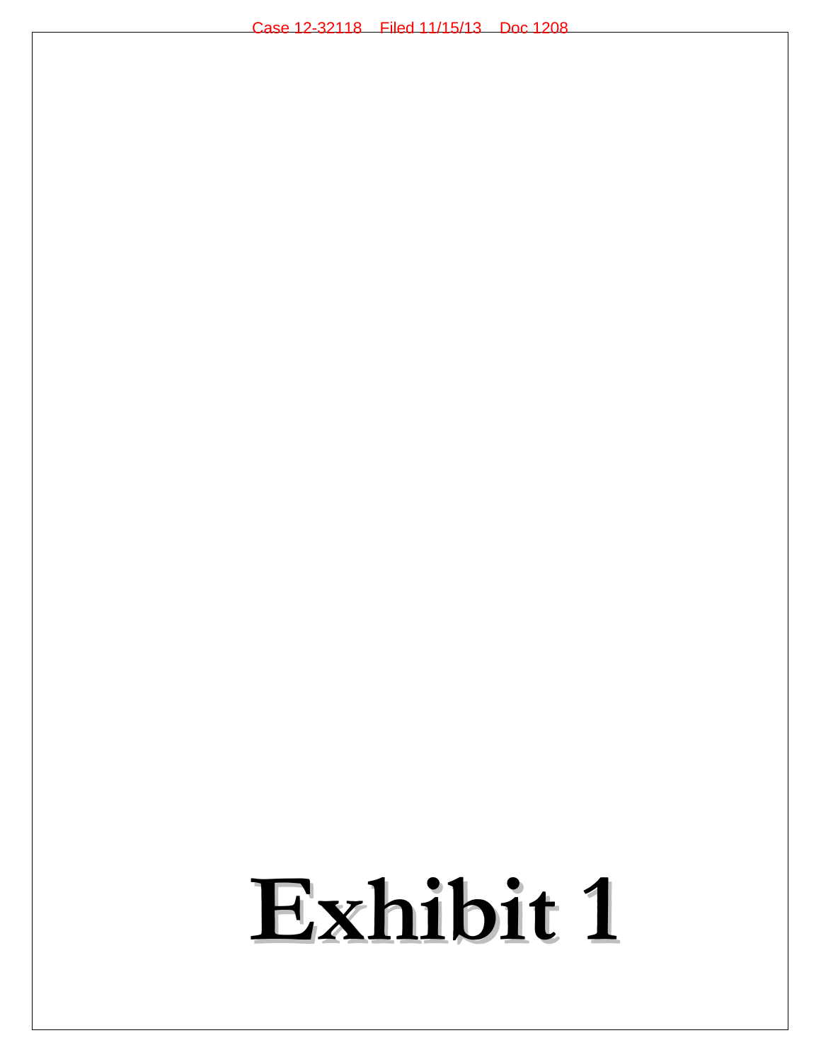# Exhibit 1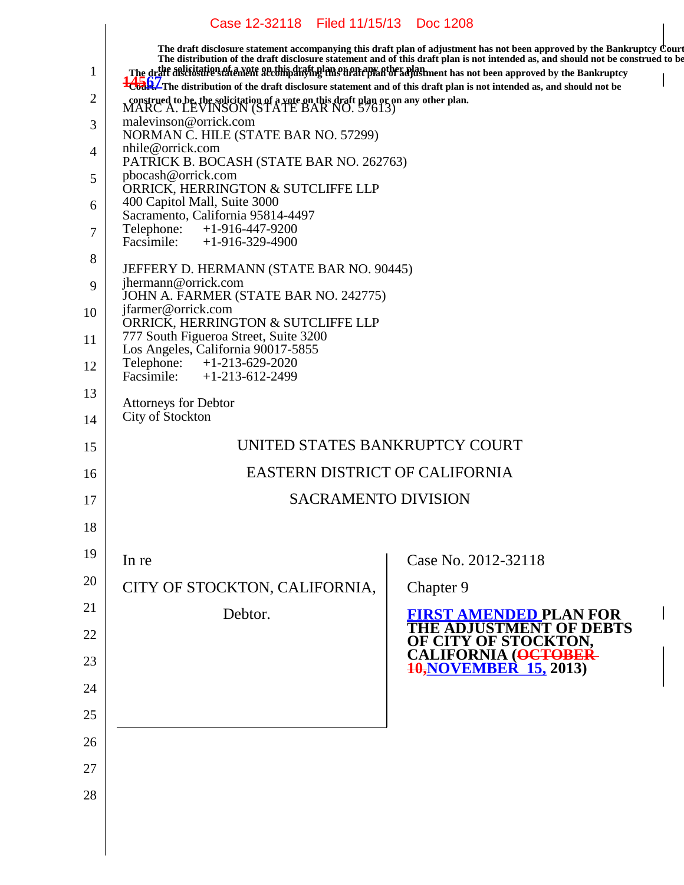The draft disclosure statement accompanying this draft plan of adjustment has not been approved by the Bankruptcy Court. The distribution of the draft disclosure statement and of this draft plan is not intended as, and should not be construed to be, the solicitation of a vote on this draft plan or on any other plan.

The draft disclosure statement accompanying this draft plan of adjustment has not been approved by the Bankruptcy Court. The distribution of the draft disclosure statement and of this draft plan is not intended as, and should not be construed to be, the solicitation of a vote on this draft plan or on any other plan.

~~1456~~7

MARC A. LEVINSON (STATE BAR NO. 57613)
malevinson@orrick.com
NORMAN C. HILE (STATE BAR NO. 57299)
nhile@orrick.com
PATRICK B. BOCASH (STATE BAR NO. 262763)
pbocash@orrick.com
ORRICK, HERRINGTON & SUTCLIFFE LLP
400 Capitol Mall, Suite 3000
Sacramento, California 95814-4497
Telephone: +1-916-447-9200
Facsimile: +1-916-329-4900

JEFFERY D. HERMANN (STATE BAR NO. 90445)
jhermann@orrick.com
JOHN A. FARMER (STATE BAR NO. 242775)
jfarmer@orrick.com
ORRICK, HERRINGTON & SUTCLIFFE LLP
777 South Figueroa Street, Suite 3200
Los Angeles, California 90017-5855
Telephone: +1-213-629-2020
Facsimile: +1-213-612-2499

Attorneys for Debtor
City of Stockton

UNITED STATES BANKRUPTCY COURT

EASTERN DISTRICT OF CALIFORNIA

SACRAMENTO DIVISION

| | |
|---|---|
| In re<br><br>CITY OF STOCKTON, CALIFORNIA,<br><br>Debtor. | Case No. 2012-32118<br><br>Chapter 9<br><br>**FIRST AMENDED PLAN FOR THE ADJUSTMENT OF DEBTS OF CITY OF STOCKTON, CALIFORNIA (~~OCTOBER 10,~~NOVEMBER 15, 2013)** |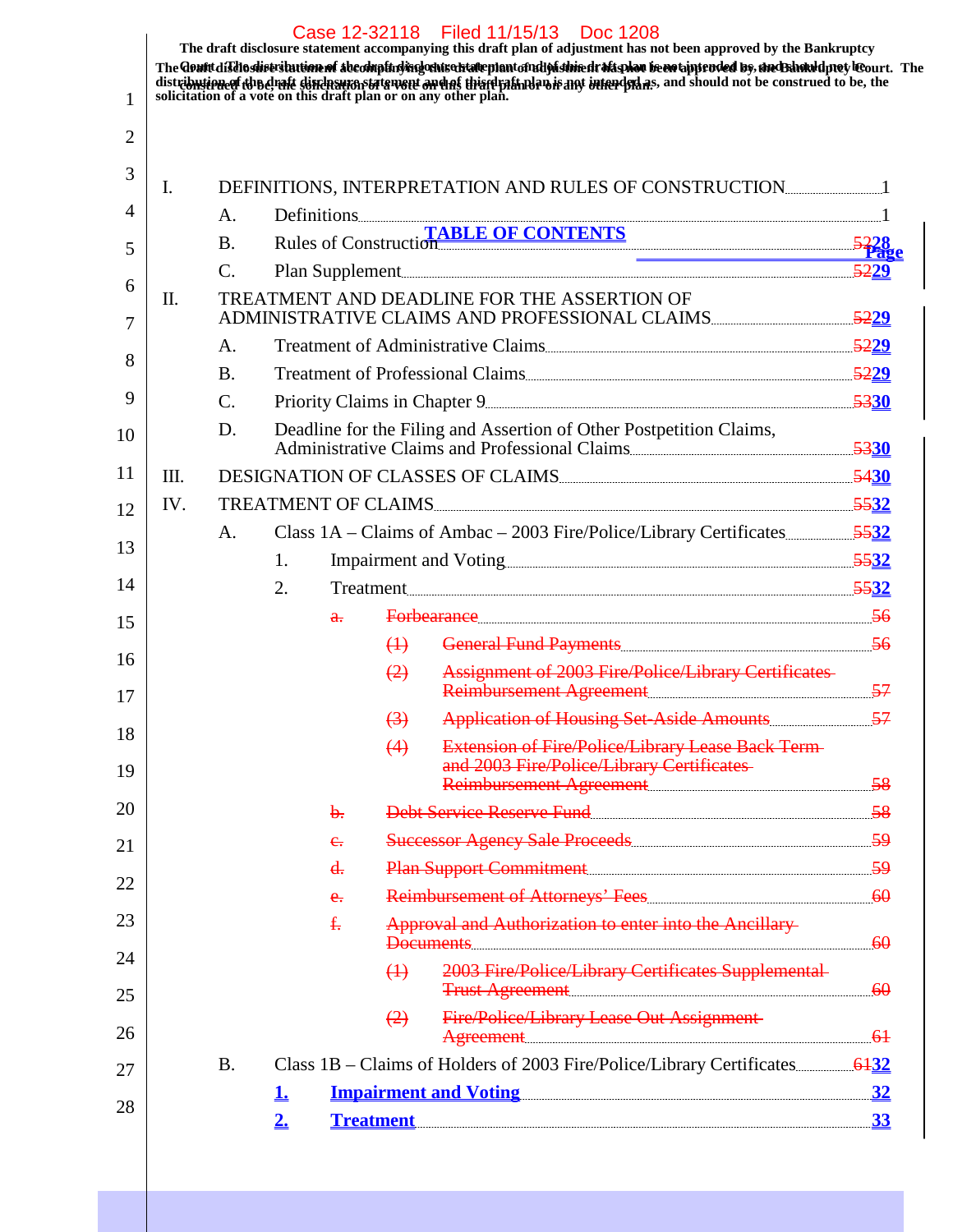The draft disclosure statement accompanying this draft plan of adjustment has not been approved by the Bankruptcy Court. The distribution of the draft disclosure statement and of this draft plan is not intended as, and should not be construed to be, the solicitation of a vote on this draft plan or on any other plan.

**TABLE OF CONTENTS**

**Page**

| | | | | | |
|---|---|---|---|---|---|
| I. | DEFINITIONS, INTERPRETATION AND RULES OF CONSTRUCTION | | | | 1 |
| | A. | Definitions | | | 1 |
| | B. | Rules of Construction | | | ~~52~~ **28** |
| | C. | Plan Supplement | | | ~~52~~ **29** |
| II. | TREATMENT AND DEADLINE FOR THE ASSERTION OF ADMINISTRATIVE CLAIMS AND PROFESSIONAL CLAIMS | | | | ~~52~~ **29** |
| | A. | Treatment of Administrative Claims | | | ~~52~~ **29** |
| | B. | Treatment of Professional Claims | | | ~~52~~ **29** |
| | C. | Priority Claims in Chapter 9 | | | ~~53~~ **30** |
| | D. | Deadline for the Filing and Assertion of Other Postpetition Claims, Administrative Claims and Professional Claims | | | ~~53~~ **30** |
| III. | DESIGNATION OF CLASSES OF CLAIMS | | | | ~~54~~ **30** |
| IV. | TREATMENT OF CLAIMS | | | | ~~55~~ **32** |
| | A. | Class 1A – Claims of Ambac – 2003 Fire/Police/Library Certificates | | | ~~55~~ **32** |
| | | 1. | Impairment and Voting | | ~~55~~ **32** |
| | | 2. | Treatment | | ~~55~~ **32** |
| | | ~~a.~~ | ~~Forbearance~~ | | ~~56~~ |
| | | | ~~(1)~~ | ~~General Fund Payments~~ | ~~56~~ |
| | | | ~~(2)~~ | ~~Assignment of 2003 Fire/Police/Library Certificates Reimbursement Agreement~~ | ~~57~~ |
| | | | ~~(3)~~ | ~~Application of Housing Set-Aside Amounts~~ | ~~57~~ |
| | | | ~~(4)~~ | ~~Extension of Fire/Police/Library Lease Back Term and 2003 Fire/Police/Library Certificates Reimbursement Agreement~~ | ~~58~~ |
| | | ~~b.~~ | ~~Debt Service Reserve Fund~~ | | ~~58~~ |
| | | ~~c.~~ | ~~Successor Agency Sale Proceeds~~ | | ~~59~~ |
| | | ~~d.~~ | ~~Plan Support Commitment~~ | | ~~59~~ |
| | | ~~e.~~ | ~~Reimbursement of Attorneys' Fees~~ | | ~~60~~ |
| | | ~~f.~~ | ~~Approval and Authorization to enter into the Ancillary Documents~~ | | ~~60~~ |
| | | | ~~(1)~~ | ~~2003 Fire/Police/Library Certificates Supplemental Trust Agreement~~ | ~~60~~ |
| | | | ~~(2)~~ | ~~Fire/Police/Library Lease Out Assignment Agreement~~ | ~~61~~ |
| | B. | Class 1B – Claims of Holders of 2003 Fire/Police/Library Certificates | | | ~~61~~ **32** |
| | | **1.** | **Impairment and Voting** | | **32** |
| | | **2.** | **Treatment** | | **33** |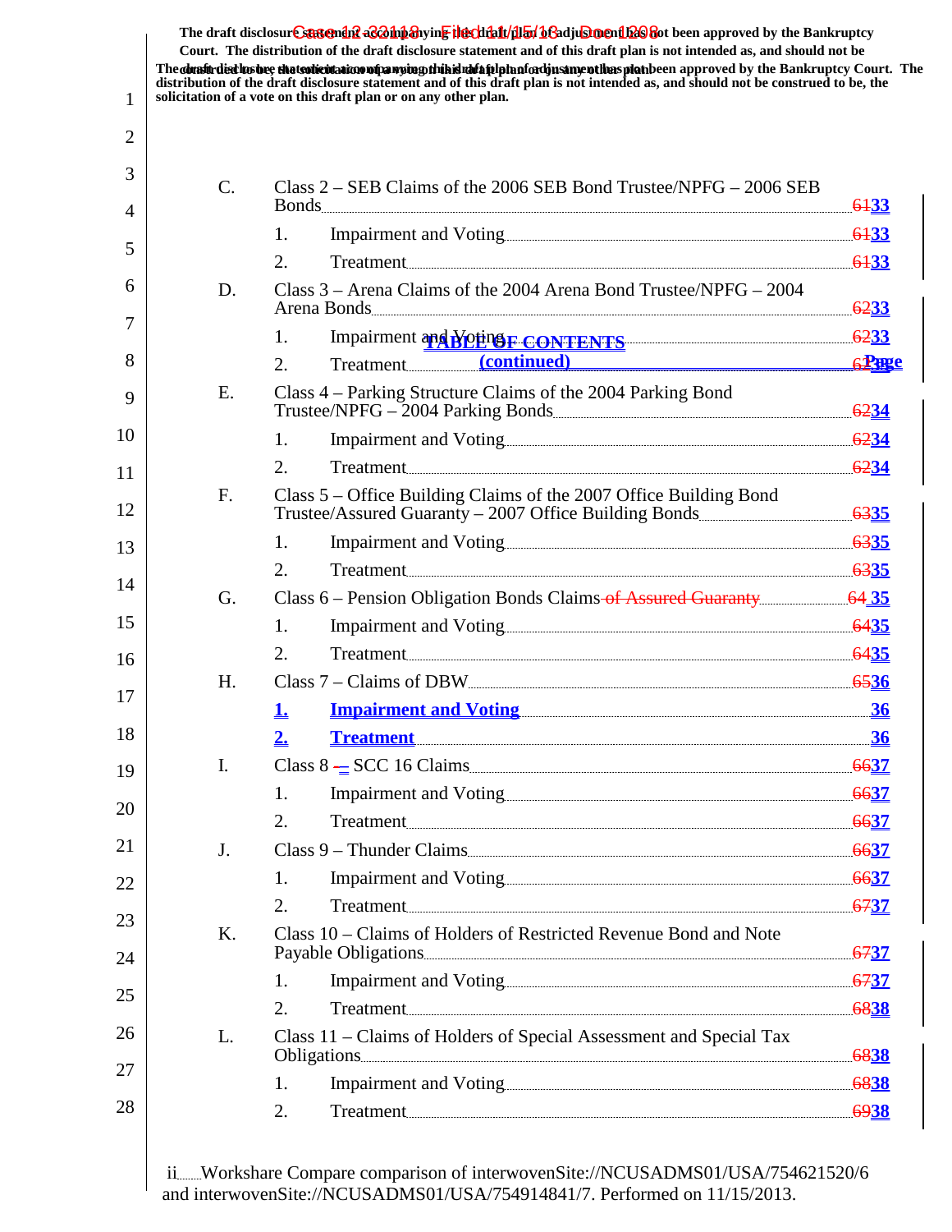The draft disclosure statement accompanying this draft plan of adjustment has not been approved by the Bankruptcy Court. The distribution of the draft disclosure statement and of this draft plan is not intended as, and should not be construed to be, the solicitation of a vote on this draft plan or on any other plan.

**TABLE OF CONTENTS**
**(continued)**

**Page**

C. Class 2 – SEB Claims of the 2006 SEB Bond Trustee/NPFG – 2006 SEB Bonds ........ ~~61~~**33**
   1. Impairment and Voting ........ ~~61~~**33**
   2. Treatment ........ ~~61~~**33**

D. Class 3 – Arena Claims of the 2004 Arena Bond Trustee/NPFG – 2004 Arena Bonds ........ ~~62~~**33**
   1. Impairment and Voting ........ ~~62~~**33**
   2. Treatment ........ ~~62~~**33**

E. Class 4 – Parking Structure Claims of the 2004 Parking Bond Trustee/NPFG – 2004 Parking Bonds ........ ~~62~~**34**
   1. Impairment and Voting ........ ~~62~~**34**
   2. Treatment ........ ~~62~~**34**

F. Class 5 – Office Building Claims of the 2007 Office Building Bond Trustee/Assured Guaranty – 2007 Office Building Bonds ........ ~~63~~**35**
   1. Impairment and Voting ........ ~~63~~**35**
   2. Treatment ........ ~~63~~**35**

G. Class 6 – Pension Obligation Bonds Claims ~~of Assured Guaranty~~ ........ ~~64~~ **35**
   1. Impairment and Voting ........ ~~64~~**35**
   2. Treatment ........ ~~64~~**35**

H. Class 7 – Claims of DBW ........ ~~65~~**36**
   **1. Impairment and Voting** ........ **36**
   **2. Treatment** ........ **36**

I. Class 8 ~~-~~ **–** SCC 16 Claims ........ ~~66~~**37**
   1. Impairment and Voting ........ ~~66~~**37**
   2. Treatment ........ ~~66~~**37**

J. Class 9 – Thunder Claims ........ ~~66~~**37**
   1. Impairment and Voting ........ ~~66~~**37**
   2. Treatment ........ ~~67~~**37**

K. Class 10 – Claims of Holders of Restricted Revenue Bond and Note Payable Obligations ........ ~~67~~**37**
   1. Impairment and Voting ........ ~~67~~**37**
   2. Treatment ........ ~~68~~**38**

L. Class 11 – Claims of Holders of Special Assessment and Special Tax Obligations ........ ~~68~~**38**
   1. Impairment and Voting ........ ~~68~~**38**
   2. Treatment ........ ~~69~~**38**

Workshare Compare comparison of interwovenSite://NCUSADMS01/USA/754621520/6 and interwovenSite://NCUSADMS01/USA/754914841/7. Performed on 11/15/2013.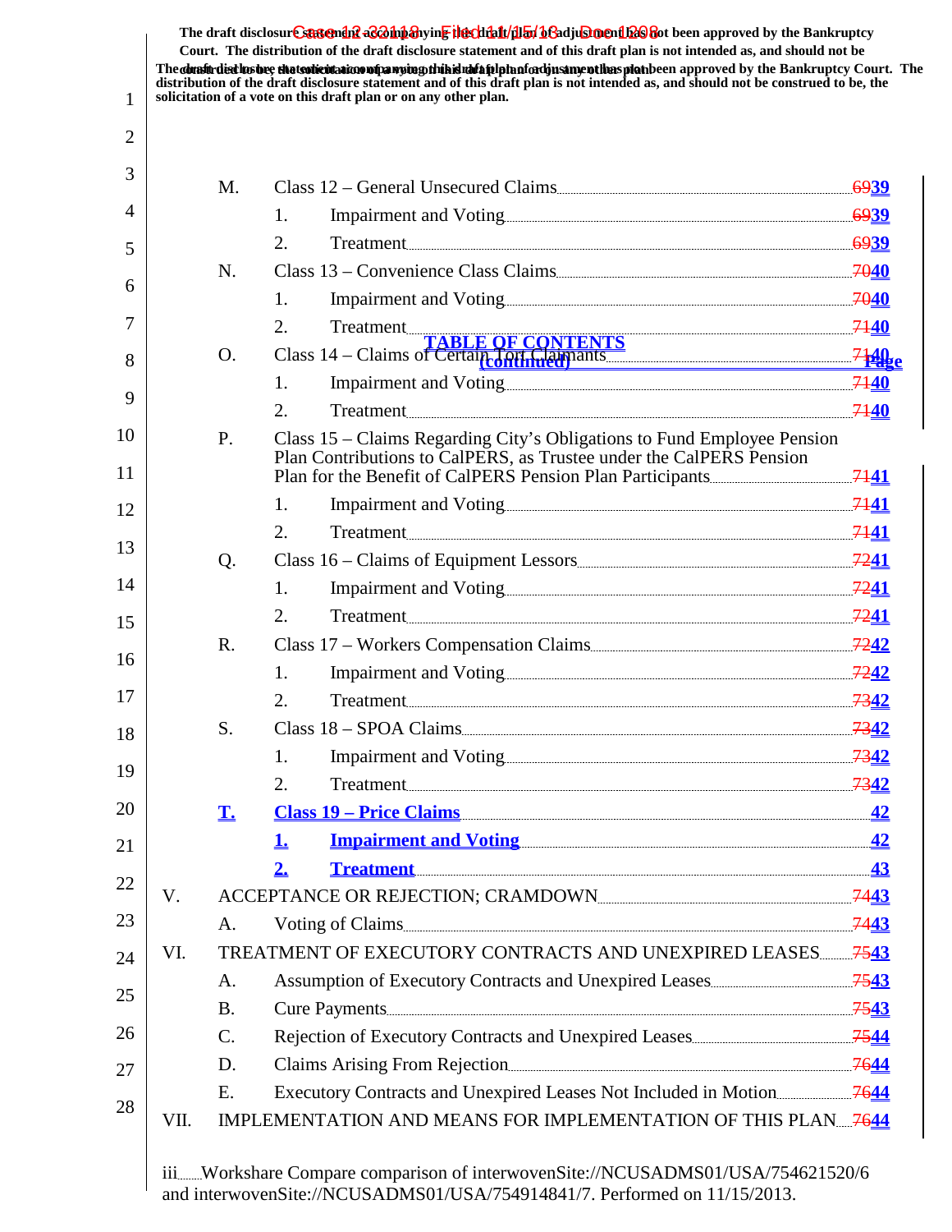The draft disclosure statement accompanying this draft plan of adjustment has not been approved by the Bankruptcy Court. The distribution of the draft disclosure statement and of this draft plan is not intended as, and should not be construed to be, the solicitation of a vote on this draft plan or on any other plan.

**TABLE OF CONTENTS**
**(continued)**

| | | | Page |
|---|---|---|---|
| M. | Class 12 – General Unsecured Claims | | ~~69~~**39** |
| | 1. | Impairment and Voting | ~~69~~**39** |
| | 2. | Treatment | ~~69~~**39** |
| N. | Class 13 – Convenience Class Claims | | ~~70~~**40** |
| | 1. | Impairment and Voting | ~~70~~**40** |
| | 2. | Treatment | ~~71~~**40** |
| O. | Class 14 – Claims of Certain Tort Claimants | | ~~71~~**40** |
| | 1. | Impairment and Voting | ~~71~~**40** |
| | 2. | Treatment | ~~71~~**40** |
| P. | Class 15 – Claims Regarding City's Obligations to Fund Employee Pension Plan Contributions to CalPERS, as Trustee under the CalPERS Pension Plan for the Benefit of CalPERS Pension Plan Participants | | ~~71~~**41** |
| | 1. | Impairment and Voting | ~~71~~**41** |
| | 2. | Treatment | ~~71~~**41** |
| Q. | Class 16 – Claims of Equipment Lessors | | ~~72~~**41** |
| | 1. | Impairment and Voting | ~~72~~**41** |
| | 2. | Treatment | ~~72~~**41** |
| R. | Class 17 – Workers Compensation Claims | | ~~72~~**42** |
| | 1. | Impairment and Voting | ~~72~~**42** |
| | 2. | Treatment | ~~73~~**42** |
| S. | Class 18 – SPOA Claims | | ~~73~~**42** |
| | 1. | Impairment and Voting | ~~73~~**42** |
| | 2. | Treatment | ~~73~~**42** |
| **T.** | **Class 19 – Price Claims** | | **42** |
| | **1.** | **Impairment and Voting** | **42** |
| | **2.** | **Treatment** | **43** |

| | | Page |
|---|---|---|
| V. | ACCEPTANCE OR REJECTION; CRAMDOWN | ~~74~~**43** |
| | A. Voting of Claims | ~~74~~**43** |
| VI. | TREATMENT OF EXECUTORY CONTRACTS AND UNEXPIRED LEASES | ~~75~~**43** |
| | A. Assumption of Executory Contracts and Unexpired Leases | ~~75~~**43** |
| | B. Cure Payments | ~~75~~**43** |
| | C. Rejection of Executory Contracts and Unexpired Leases | ~~75~~**44** |
| | D. Claims Arising From Rejection | ~~76~~**44** |
| | E. Executory Contracts and Unexpired Leases Not Included in Motion | ~~76~~**44** |
| VII. | IMPLEMENTATION AND MEANS FOR IMPLEMENTATION OF THIS PLAN | ~~76~~**44** |

Workshare Compare comparison of interwovenSite://NCUSADMS01/USA/754621520/6 and interwovenSite://NCUSADMS01/USA/754914841/7. Performed on 11/15/2013.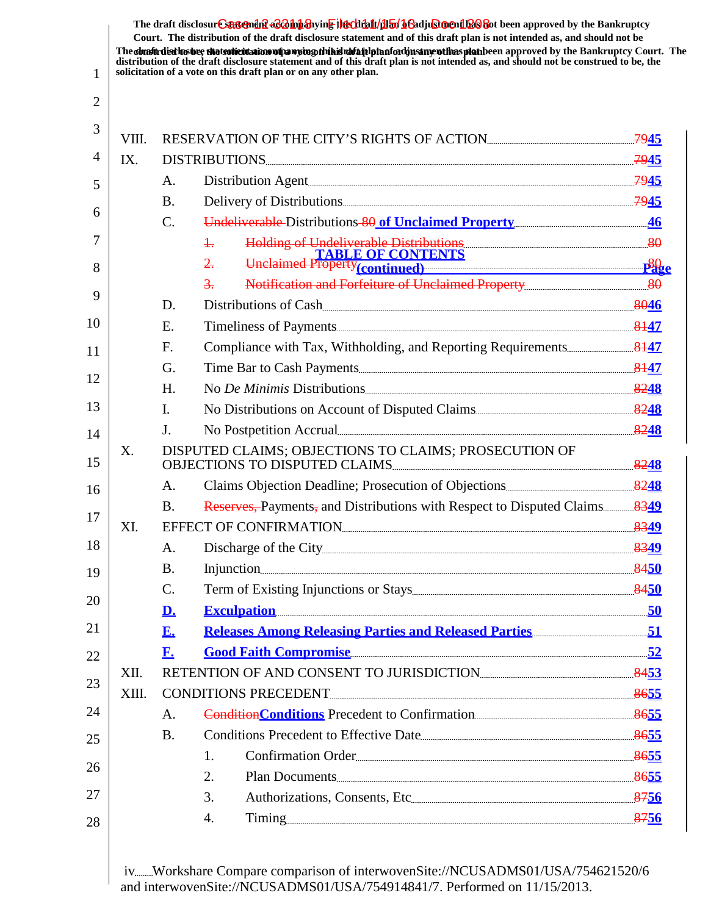The draft disclosure statement accompanying this draft plan of adjustment has not been approved by the Bankruptcy Court. The distribution of the draft disclosure statement and of this draft plan is not intended as, and should not be construed to be, the solicitation of a vote on this draft plan or on any other plan.

**TABLE OF CONTENTS**
**(continued)**

| | | | Page |
|---|---|---|---|
| VIII. | RESERVATION OF THE CITY'S RIGHTS OF ACTION | | ~~79~~45 |
| IX. | DISTRIBUTIONS | | ~~79~~45 |
| | A. | Distribution Agent | ~~79~~45 |
| | B. | Delivery of Distributions | ~~79~~45 |
| | C. | ~~Undeliverable~~ Distributions ~~80~~ of Unclaimed Property | 46 |
| | | ~~1. Holding of Undeliverable Distributions~~ | ~~80~~ |
| | | ~~2. Unclaimed Property~~ | ~~80~~ |
| | | ~~3. Notification and Forfeiture of Unclaimed Property~~ | ~~80~~ |
| | D. | Distributions of Cash | ~~80~~46 |
| | E. | Timeliness of Payments | ~~81~~47 |
| | F. | Compliance with Tax, Withholding, and Reporting Requirements | ~~81~~47 |
| | G. | Time Bar to Cash Payments | ~~81~~47 |
| | H. | No *De Minimis* Distributions | ~~82~~48 |
| | I. | No Distributions on Account of Disputed Claims | ~~82~~48 |
| | J. | No Postpetition Accrual | ~~82~~48 |
| X. | DISPUTED CLAIMS; OBJECTIONS TO CLAIMS; PROSECUTION OF OBJECTIONS TO DISPUTED CLAIMS | | ~~82~~48 |
| | A. | Claims Objection Deadline; Prosecution of Objections | ~~82~~48 |
| | B. | ~~Reserves,~~ Payments~~,~~ and Distributions with Respect to Disputed Claims | ~~83~~49 |
| XI. | EFFECT OF CONFIRMATION | | ~~83~~49 |
| | A. | Discharge of the City | ~~83~~49 |
| | B. | Injunction | ~~84~~50 |
| | C. | Term of Existing Injunctions or Stays | ~~84~~50 |
| | **D.** | **Exculpation** | **50** |
| | **E.** | **Releases Among Releasing Parties and Released Parties** | **51** |
| | **F.** | **Good Faith Compromise** | **52** |
| XII. | RETENTION OF AND CONSENT TO JURISDICTION | | ~~84~~53 |
| XIII. | CONDITIONS PRECEDENT | | ~~86~~55 |
| | A. | ~~Condition~~**Conditions** Precedent to Confirmation | ~~86~~55 |
| | B. | Conditions Precedent to Effective Date | ~~86~~55 |
| | | 1. Confirmation Order | ~~86~~55 |
| | | 2. Plan Documents | ~~86~~55 |
| | | 3. Authorizations, Consents, Etc | ~~87~~56 |
| | | 4. Timing | ~~87~~56 |

Workshare Compare comparison of interwovenSite://NCUSADMS01/USA/754621520/6 and interwovenSite://NCUSADMS01/USA/754914841/7. Performed on 11/15/2013.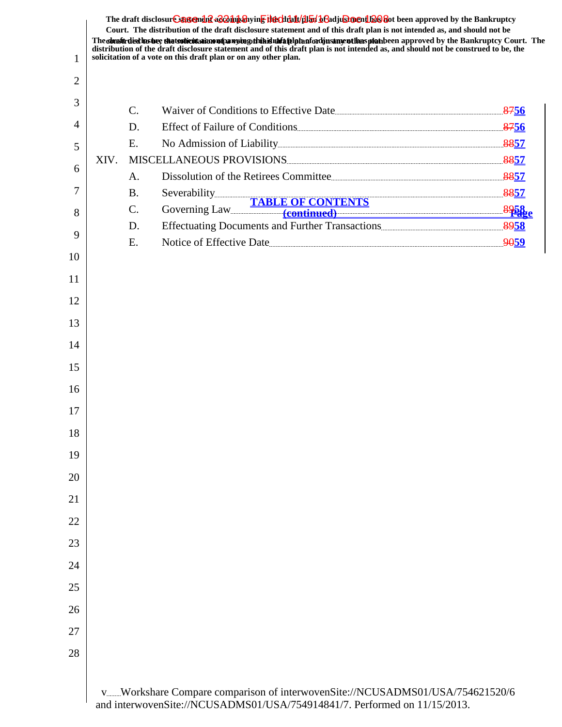The draft disclosure statement accompanying this draft plan of adjustment has not been approved by the Bankruptcy Court. The distribution of the draft disclosure statement and of this draft plan is not intended as, and should not be construed to be, the solicitation of a vote on this draft plan or on any other plan.

**TABLE OF CONTENTS**
**(continued)**

**Page**

| | | | |
|---|---|---|---|
| | C. | Waiver of Conditions to Effective Date | ~~87~~56 |
| | D. | Effect of Failure of Conditions | ~~87~~56 |
| | E. | No Admission of Liability | ~~88~~57 |
| XIV. | MISCELLANEOUS PROVISIONS | | ~~88~~57 |
| | A. | Dissolution of the Retirees Committee | ~~88~~57 |
| | B. | Severability | ~~88~~57 |
| | C. | Governing Law | ~~89~~58 |
| | D. | Effectuating Documents and Further Transactions | ~~89~~58 |
| | E. | Notice of Effective Date | ~~90~~59 |

Workshare Compare comparison of interwovenSite://NCUSADMS01/USA/754621520/6 and interwovenSite://NCUSADMS01/USA/754914841/7. Performed on 11/15/2013.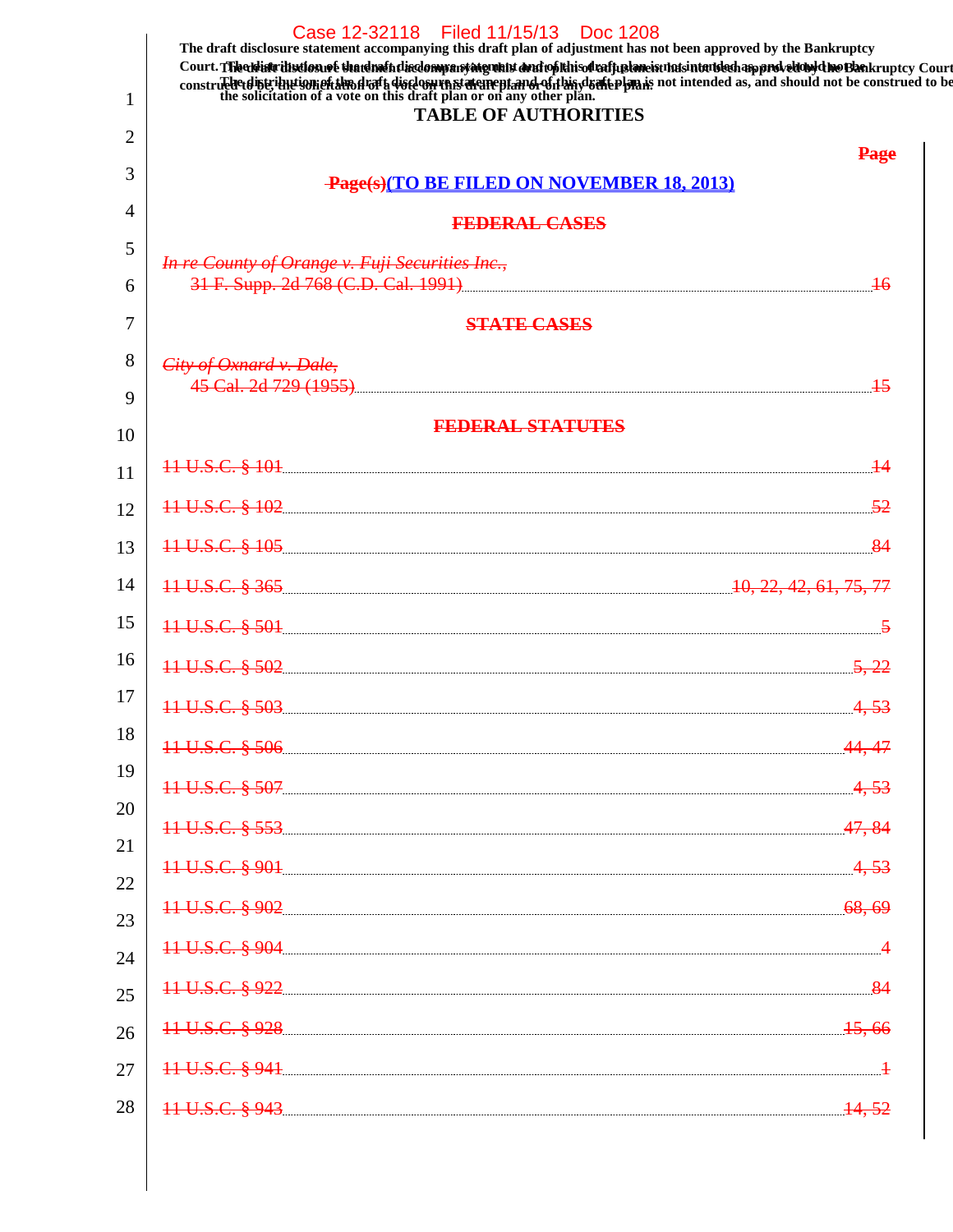The draft disclosure statement accompanying this draft plan of adjustment has not been approved by the Bankruptcy Court. The distribution of the draft disclosure statement and of this draft plan is not intended as, and should not be construed to be, the solicitation of a vote on this draft plan or on any other plan.

## TABLE OF AUTHORITIES

~~Page~~

~~Page(s)~~(TO BE FILED ON NOVEMBER 18, 2013)

~~FEDERAL CASES~~

~~*In re County of Orange v. Fuji Securities Inc.*, 31 F. Supp. 2d 768 (C.D. Cal. 1991)~~ ~~16~~

~~STATE CASES~~

~~*City of Oxnard v. Dale*, 45 Cal. 2d 729 (1955)~~ ~~15~~

~~FEDERAL STATUTES~~

| Authority | Page |
|---|---|
| ~~11 U.S.C. § 101~~ | ~~14~~ |
| ~~11 U.S.C. § 102~~ | ~~52~~ |
| ~~11 U.S.C. § 105~~ | ~~84~~ |
| ~~11 U.S.C. § 365~~ | ~~10, 22, 42, 61, 75, 77~~ |
| ~~11 U.S.C. § 501~~ | ~~5~~ |
| ~~11 U.S.C. § 502~~ | ~~5, 22~~ |
| ~~11 U.S.C. § 503~~ | ~~4, 53~~ |
| ~~11 U.S.C. § 506~~ | ~~44, 47~~ |
| ~~11 U.S.C. § 507~~ | ~~4, 53~~ |
| ~~11 U.S.C. § 553~~ | ~~47, 84~~ |
| ~~11 U.S.C. § 901~~ | ~~4, 53~~ |
| ~~11 U.S.C. § 902~~ | ~~68, 69~~ |
| ~~11 U.S.C. § 904~~ | ~~4~~ |
| ~~11 U.S.C. § 922~~ | ~~84~~ |
| ~~11 U.S.C. § 928~~ | ~~15, 66~~ |
| ~~11 U.S.C. § 941~~ | ~~1~~ |
| ~~11 U.S.C. § 943~~ | ~~14, 52~~ |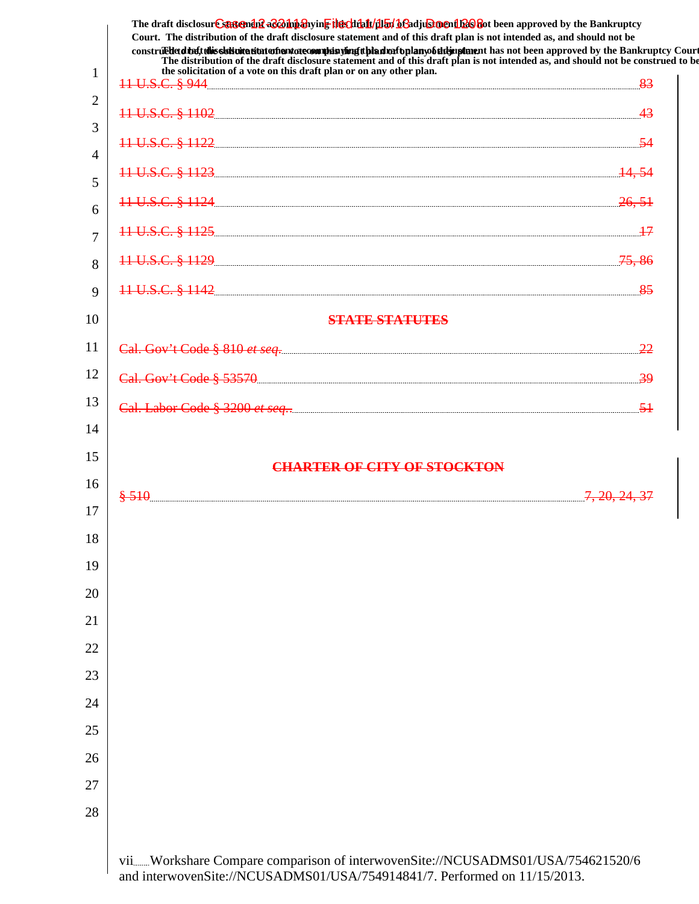11 U.S.C. § 944 ........ 83

11 U.S.C. § 1102 ........ 43

11 U.S.C. § 1122 ........ 54

11 U.S.C. § 1123 ........ 14, 54

11 U.S.C. § 1124 ........ 26, 51

11 U.S.C. § 1125 ........ 17

11 U.S.C. § 1129 ........ 75, 86

11 U.S.C. § 1142 ........ 85

## STATE STATUTES

Cal. Gov't Code § 810 *et seq.* ........ 22

Cal. Gov't Code § 53570 ........ 39

Cal. Labor Code § 3200 *et seq.* ........ 51

## CHARTER OF CITY OF STOCKTON

§ 510 ........ 7, 20, 24, 37

Workshare Compare comparison of interwovenSite://NCUSADMS01/USA/754621520/6 and interwovenSite://NCUSADMS01/USA/754914841/7. Performed on 11/15/2013.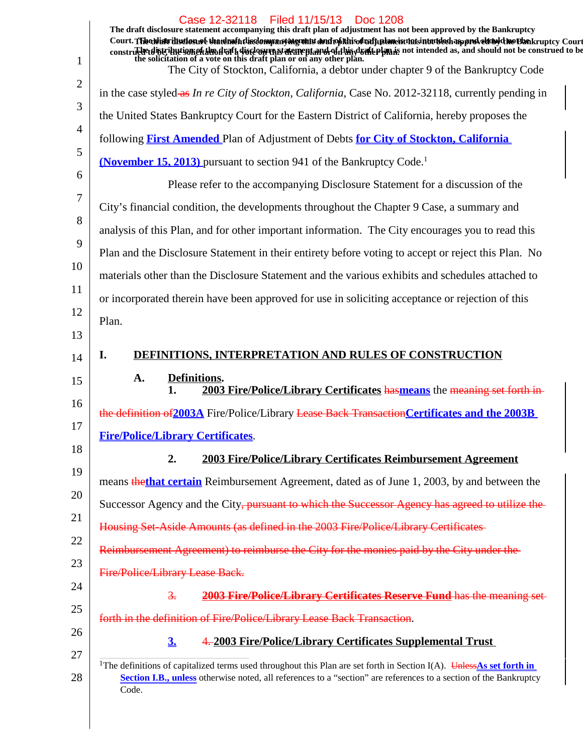The draft disclosure statement accompanying this draft plan of adjustment has not been approved by the Bankruptcy Court. The distribution of the draft disclosure statement and of this draft plan is not intended as, and should not be construed to be, the solicitation of a vote on this draft plan or on any other plan.

The City of Stockton, California, a debtor under chapter 9 of the Bankruptcy Code in the case styled ~~as~~ *In re City of Stockton, California*, Case No. 2012-32118, currently pending in the United States Bankruptcy Court for the Eastern District of California, hereby proposes the following **First Amended** Plan of Adjustment of Debts **for City of Stockton, California (November 15, 2013)** pursuant to section 941 of the Bankruptcy Code.[1]

Please refer to the accompanying Disclosure Statement for a discussion of the City's financial condition, the developments throughout the Chapter 9 Case, a summary and analysis of this Plan, and for other important information. The City encourages you to read this Plan and the Disclosure Statement in their entirety before voting to accept or reject this Plan. No materials other than the Disclosure Statement and the various exhibits and schedules attached to or incorporated therein have been approved for use in soliciting acceptance or rejection of this Plan.

## I. DEFINITIONS, INTERPRETATION AND RULES OF CONSTRUCTION

### A. Definitions.

1. **2003 Fire/Police/Library Certificates** ~~has~~**means** the ~~meaning set forth in the definition of~~**2003A** Fire/Police/Library ~~Lease Back Transaction~~**Certificates and the 2003B Fire/Police/Library Certificates**.

2. **2003 Fire/Police/Library Certificates Reimbursement Agreement** means ~~the~~**that certain** Reimbursement Agreement, dated as of June 1, 2003, by and between the Successor Agency and the City~~, pursuant to which the Successor Agency has agreed to utilize the Housing Set-Aside Amounts (as defined in the 2003 Fire/Police/Library Certificates Reimbursement Agreement) to reimburse the City for the monies paid by the City under the Fire/Police/Library Lease Back.~~

~~3. **2003 Fire/Police/Library Certificates Reserve Fund** has the meaning set forth in the definition of Fire/Police/Library Lease Back Transaction.~~

**3.** ~~4.~~ **2003 Fire/Police/Library Certificates Supplemental Trust**

---

[1] The definitions of capitalized terms used throughout this Plan are set forth in Section I(A). ~~Unless~~**As set forth in Section I.B., unless** otherwise noted, all references to a "section" are references to a section of the Bankruptcy Code.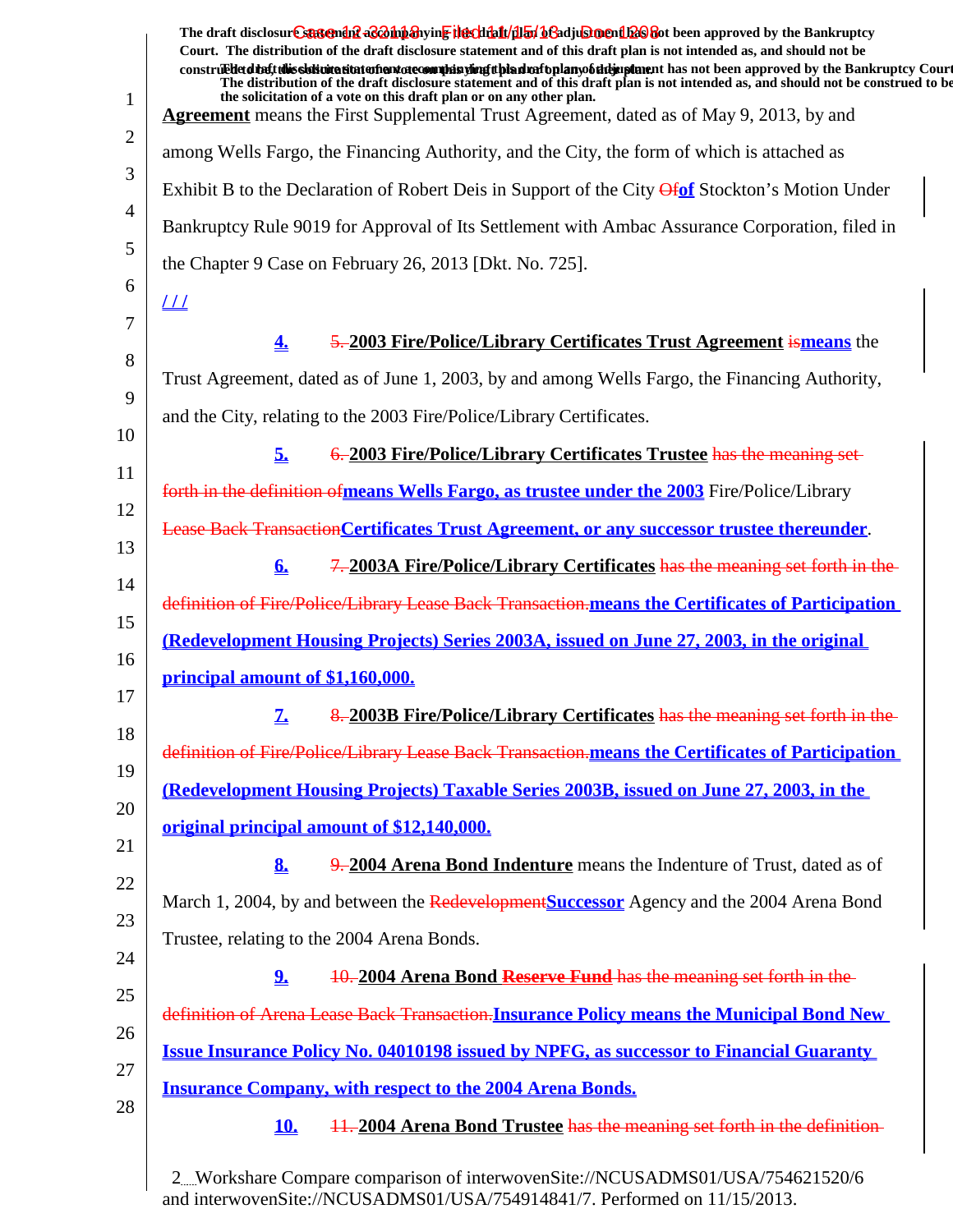The draft disclosure statement accompanying this draft plan of adjustment has not been approved by the Bankruptcy Court. The distribution of the draft disclosure statement and of this draft plan is not intended as, and should not be construed to be, the solicitation of a vote on this draft plan or on any other plan.

**Agreement** means the First Supplemental Trust Agreement, dated as of May 9, 2013, by and among Wells Fargo, the Financing Authority, and the City, the form of which is attached as Exhibit B to the Declaration of Robert Deis in Support of the City ~~Of~~**of** Stockton's Motion Under Bankruptcy Rule 9019 for Approval of Its Settlement with Ambac Assurance Corporation, filed in the Chapter 9 Case on February 26, 2013 [Dkt. No. 725].

/ / /

**4.** ~~5.~~ **2003 Fire/Police/Library Certificates Trust Agreement** ~~is~~**means** the Trust Agreement, dated as of June 1, 2003, by and among Wells Fargo, the Financing Authority, and the City, relating to the 2003 Fire/Police/Library Certificates.

**5.** ~~6.~~ **2003 Fire/Police/Library Certificates Trustee** ~~has the meaning set forth in the definition of~~**means Wells Fargo, as trustee under the 2003** Fire/Police/Library ~~Lease Back Transaction~~**Certificates Trust Agreement, or any successor trustee thereunder**.

**6.** ~~7.~~ **2003A Fire/Police/Library Certificates** ~~has the meaning set forth in the definition of Fire/Police/Library Lease Back Transaction.~~**means the Certificates of Participation (Redevelopment Housing Projects) Series 2003A, issued on June 27, 2003, in the original principal amount of $1,160,000.**

**7.** ~~8.~~ **2003B Fire/Police/Library Certificates** ~~has the meaning set forth in the definition of Fire/Police/Library Lease Back Transaction.~~**means the Certificates of Participation (Redevelopment Housing Projects) Taxable Series 2003B, issued on June 27, 2003, in the original principal amount of $12,140,000.**

**8.** ~~9.~~ **2004 Arena Bond Indenture** means the Indenture of Trust, dated as of March 1, 2004, by and between the ~~Redevelopment~~**Successor** Agency and the 2004 Arena Bond Trustee, relating to the 2004 Arena Bonds.

**9.** ~~10.~~ **2004 Arena Bond** ~~**Reserve Fund**~~ ~~has the meaning set forth in the definition of Arena Lease Back Transaction.~~**Insurance Policy means the Municipal Bond New Issue Insurance Policy No. 04010198 issued by NPFG, as successor to Financial Guaranty Insurance Company, with respect to the 2004 Arena Bonds.**

**10.** ~~11.~~ **2004 Arena Bond Trustee** ~~has the meaning set forth in the definition~~

Workshare Compare comparison of interwovenSite://NCUSADMS01/USA/754621520/6 and interwovenSite://NCUSADMS01/USA/754914841/7. Performed on 11/15/2013.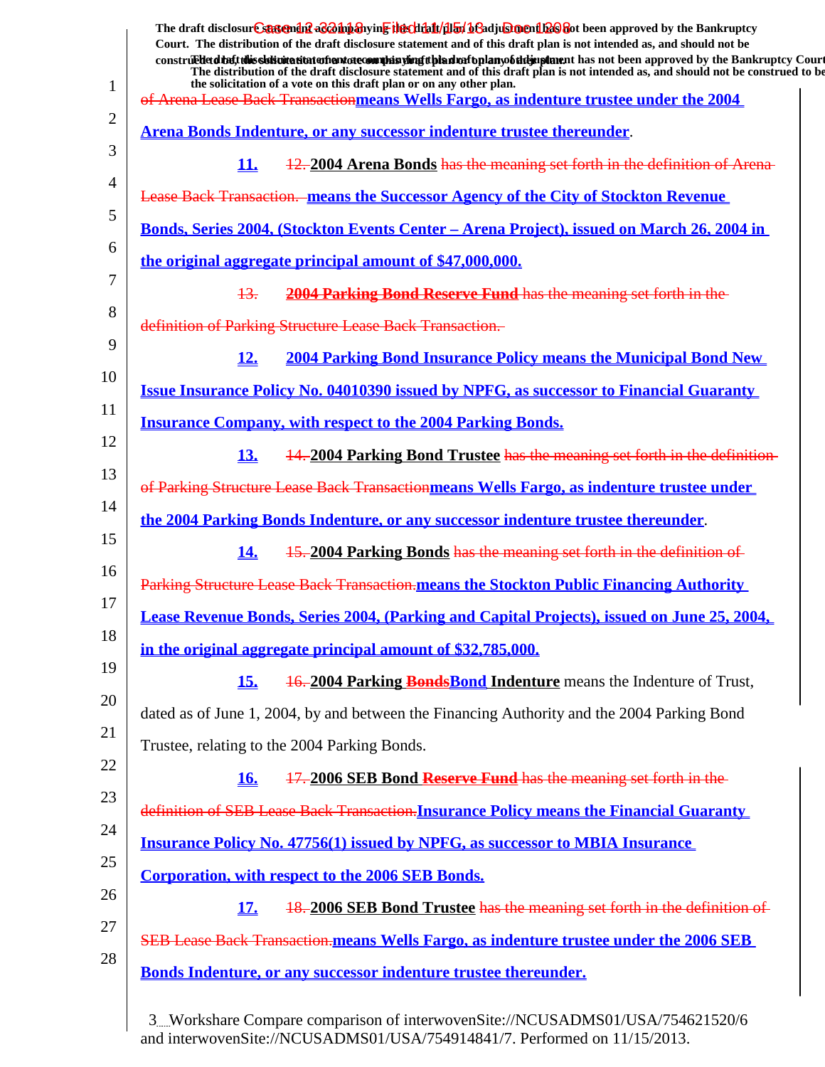The draft disclosure statement accompanying this draft plan of adjustment has not been approved by the Bankruptcy Court. The distribution of the draft disclosure statement and of this draft plan is not intended as, and should not be construed to be, the solicitation of a vote on this draft plan or on any other plan.

~~of Arena Lease Back Transaction~~**means Wells Fargo, as indenture trustee under the 2004 Arena Bonds Indenture, or any successor indenture trustee thereunder**.

**11.** ~~12.~~ **2004 Arena Bonds** ~~has the meaning set forth in the definition of Arena Lease Back Transaction.~~ **means the Successor Agency of the City of Stockton Revenue Bonds, Series 2004, (Stockton Events Center – Arena Project), issued on March 26, 2004 in the original aggregate principal amount of $47,000,000.**

~~13.~~ ~~**2004 Parking Bond Reserve Fund** has the meaning set forth in the definition of Parking Structure Lease Back Transaction.~~

**12.** **2004 Parking Bond Insurance Policy means the Municipal Bond New Issue Insurance Policy No. 04010390 issued by NPFG, as successor to Financial Guaranty Insurance Company, with respect to the 2004 Parking Bonds.**

**13.** ~~14.~~ **2004 Parking Bond Trustee** ~~has the meaning set forth in the definition of Parking Structure Lease Back Transaction~~**means Wells Fargo, as indenture trustee under the 2004 Parking Bonds Indenture, or any successor indenture trustee thereunder**.

**14.** ~~15.~~ **2004 Parking Bonds** ~~has the meaning set forth in the definition of Parking Structure Lease Back Transaction.~~**means the Stockton Public Financing Authority Lease Revenue Bonds, Series 2004, (Parking and Capital Projects), issued on June 25, 2004, in the original aggregate principal amount of $32,785,000.**

**15.** ~~16.~~ **2004 Parking ~~Bonds~~Bond Indenture** means the Indenture of Trust, dated as of June 1, 2004, by and between the Financing Authority and the 2004 Parking Bond Trustee, relating to the 2004 Parking Bonds.

**16.** ~~17.~~ **2006 SEB Bond ~~Reserve Fund~~** ~~has the meaning set forth in the definition of SEB Lease Back Transaction.~~**Insurance Policy means the Financial Guaranty Insurance Policy No. 47756(1) issued by NPFG, as successor to MBIA Insurance Corporation, with respect to the 2006 SEB Bonds.**

**17.** ~~18.~~ **2006 SEB Bond Trustee** ~~has the meaning set forth in the definition of SEB Lease Back Transaction.~~**means Wells Fargo, as indenture trustee under the 2006 SEB Bonds Indenture, or any successor indenture trustee thereunder.**

Workshare Compare comparison of interwovenSite://NCUSADMS01/USA/754621520/6 and interwovenSite://NCUSADMS01/USA/754914841/7. Performed on 11/15/2013.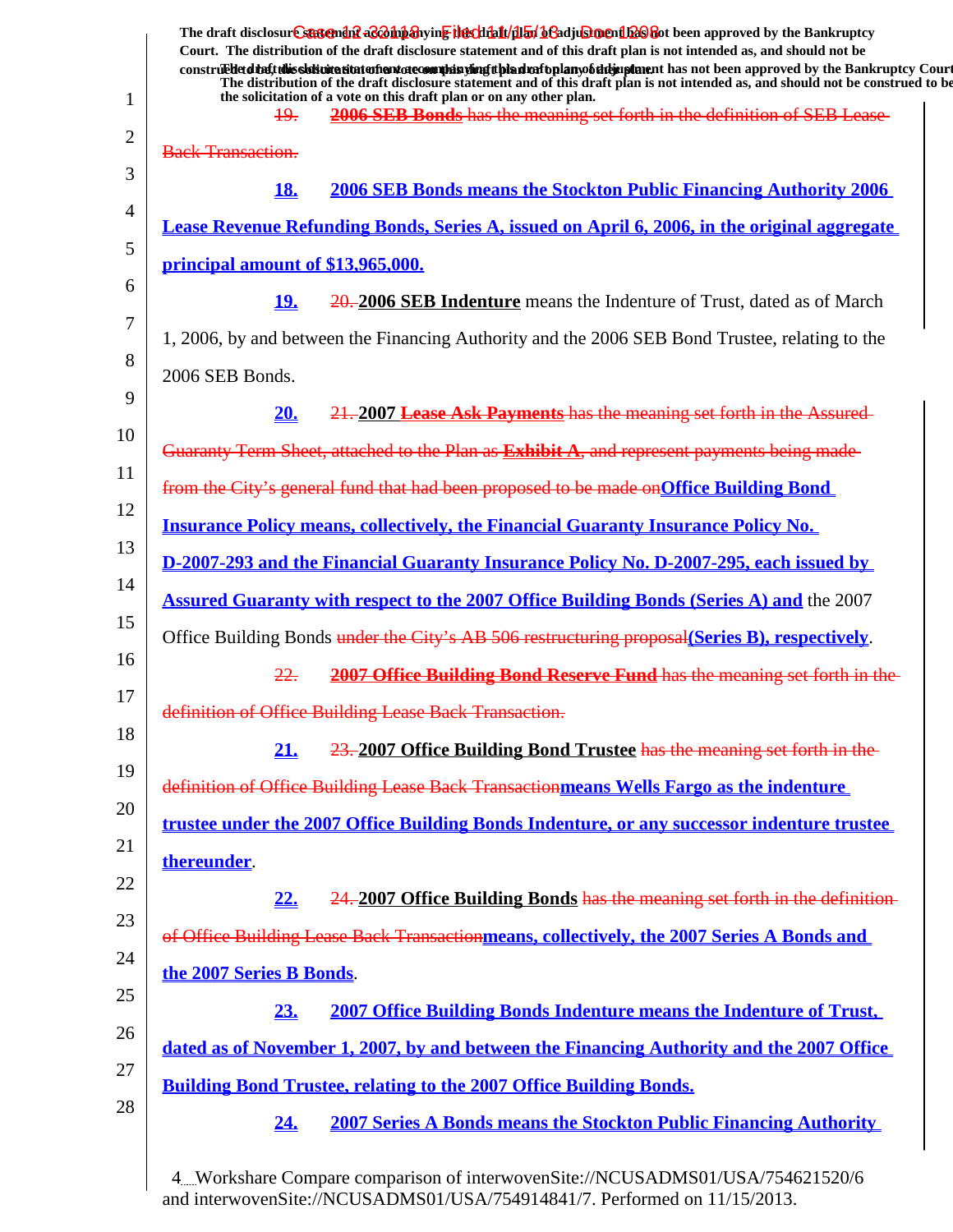The draft disclosure statement accompanying this draft plan of adjustment has not been approved by the Bankruptcy Court. The distribution of the draft disclosure statement and of this draft plan is not intended as, and should not be construed to be, the solicitation of a vote on this draft plan or on any other plan.

~~19. **2006 SEB Bonds** has the meaning set forth in the definition of SEB Lease Back Transaction.~~

**18. 2006 SEB Bonds means the Stockton Public Financing Authority 2006 Lease Revenue Refunding Bonds, Series A, issued on April 6, 2006, in the original aggregate principal amount of $13,965,000.**

**19.** ~~20.~~ **2006 SEB Indenture** means the Indenture of Trust, dated as of March 1, 2006, by and between the Financing Authority and the 2006 SEB Bond Trustee, relating to the 2006 SEB Bonds.

**20.** ~~21.~~ **2007** ~~**Lease Ask Payments** has the meaning set forth in the Assured Guaranty Term Sheet, attached to the Plan as **Exhibit A**, and represent payments being made from the City's general fund that had been proposed to be made on~~**Office Building Bond Insurance Policy means, collectively, the Financial Guaranty Insurance Policy No. D-2007-293 and the Financial Guaranty Insurance Policy No. D-2007-295, each issued by Assured Guaranty with respect to the 2007 Office Building Bonds (Series A) and** the 2007 Office Building Bonds ~~under the City's AB 506 restructuring proposal~~**(Series B), respectively**.

~~22. **2007 Office Building Bond Reserve Fund** has the meaning set forth in the definition of Office Building Lease Back Transaction.~~

**21.** ~~23.~~ **2007 Office Building Bond Trustee** ~~has the meaning set forth in the definition of Office Building Lease Back Transaction~~**means Wells Fargo as the indenture trustee under the 2007 Office Building Bonds Indenture, or any successor indenture trustee thereunder**.

**22.** ~~24.~~ **2007 Office Building Bonds** ~~has the meaning set forth in the definition of Office Building Lease Back Transaction~~**means, collectively, the 2007 Series A Bonds and the 2007 Series B Bonds**.

**23. 2007 Office Building Bonds Indenture means the Indenture of Trust, dated as of November 1, 2007, by and between the Financing Authority and the 2007 Office Building Bond Trustee, relating to the 2007 Office Building Bonds.**

**24. 2007 Series A Bonds means the Stockton Public Financing Authority**

Workshare Compare comparison of interwovenSite://NCUSADMS01/USA/754621520/6 and interwovenSite://NCUSADMS01/USA/754914841/7. Performed on 11/15/2013.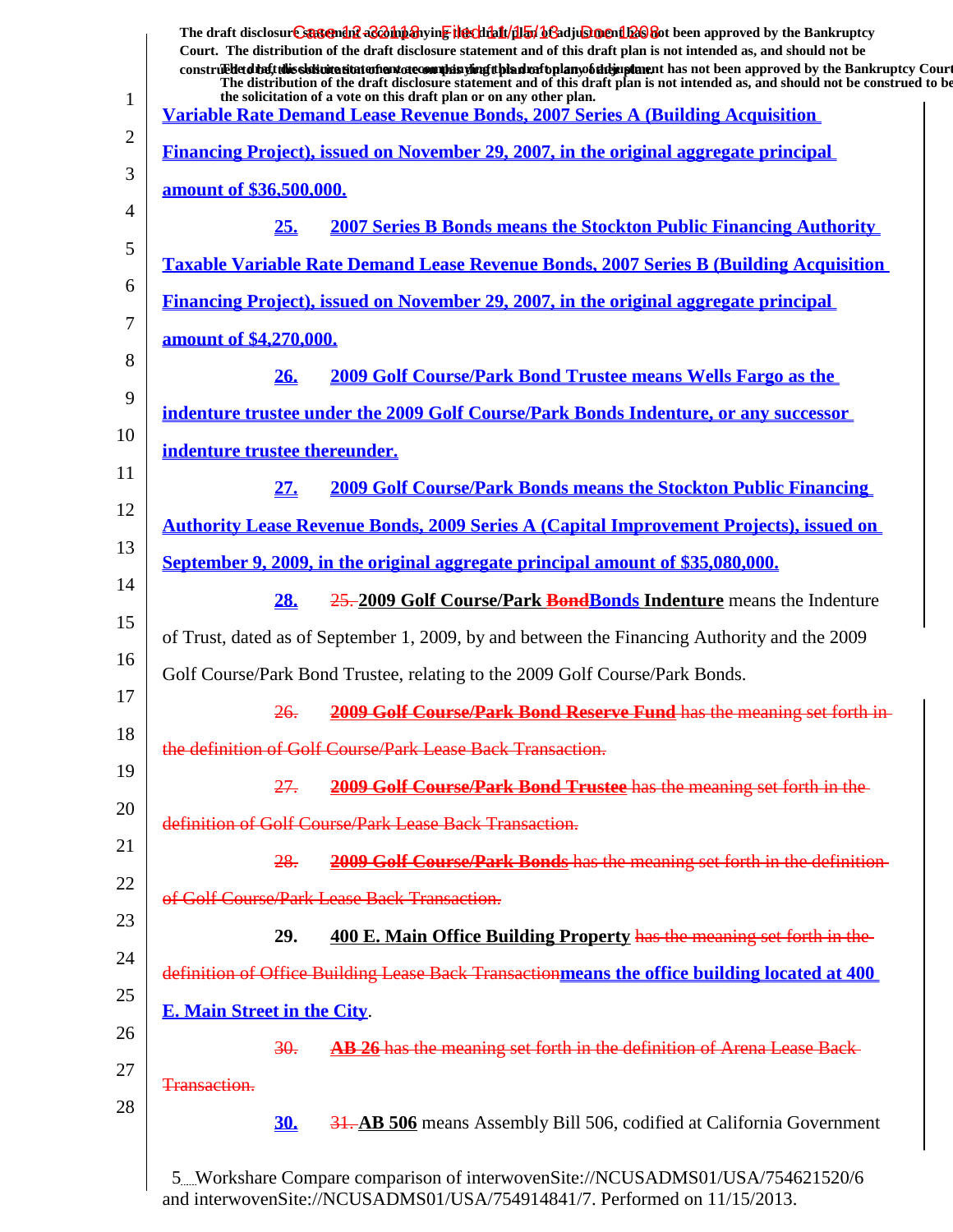The draft disclosure statement accompanying this draft plan of adjustment has not been approved by the Bankruptcy Court. The distribution of the draft disclosure statement and of this draft plan is not intended as, and should not be construed to be, the solicitation of a vote on this draft plan or on any other plan.

Variable Rate Demand Lease Revenue Bonds, 2007 Series A (Building Acquisition Financing Project), issued on November 29, 2007, in the original aggregate principal amount of $36,500,000.

25. **2007 Series B Bonds means the Stockton Public Financing Authority Taxable Variable Rate Demand Lease Revenue Bonds, 2007 Series B (Building Acquisition Financing Project), issued on November 29, 2007, in the original aggregate principal amount of $4,270,000.**

26. **2009 Golf Course/Park Bond Trustee means Wells Fargo as the indenture trustee under the 2009 Golf Course/Park Bonds Indenture, or any successor indenture trustee thereunder.**

27. **2009 Golf Course/Park Bonds means the Stockton Public Financing Authority Lease Revenue Bonds, 2009 Series A (Capital Improvement Projects), issued on September 9, 2009, in the original aggregate principal amount of $35,080,000.**

28. ~~25.~~ **2009 Golf Course/Park ~~Bond~~Bonds Indenture** means the Indenture of Trust, dated as of September 1, 2009, by and between the Financing Authority and the 2009 Golf Course/Park Bond Trustee, relating to the 2009 Golf Course/Park Bonds.

~~26. **2009 Golf Course/Park Bond Reserve Fund** has the meaning set forth in the definition of Golf Course/Park Lease Back Transaction.~~

~~27. **2009 Golf Course/Park Bond Trustee** has the meaning set forth in the definition of Golf Course/Park Lease Back Transaction.~~

~~28. **2009 Golf Course/Park Bonds** has the meaning set forth in the definition of Golf Course/Park Lease Back Transaction.~~

29. **400 E. Main Office Building Property** ~~has the meaning set forth in the definition of Office Building Lease Back Transaction~~**means the office building located at 400 E. Main Street in the City**.

~~30. **AB 26** has the meaning set forth in the definition of Arena Lease Back Transaction.~~

30. ~~31.~~ **AB 506** means Assembly Bill 506, codified at California Government

Workshare Compare comparison of interwovenSite://NCUSADMS01/USA/754621520/6 and interwovenSite://NCUSADMS01/USA/754914841/7. Performed on 11/15/2013.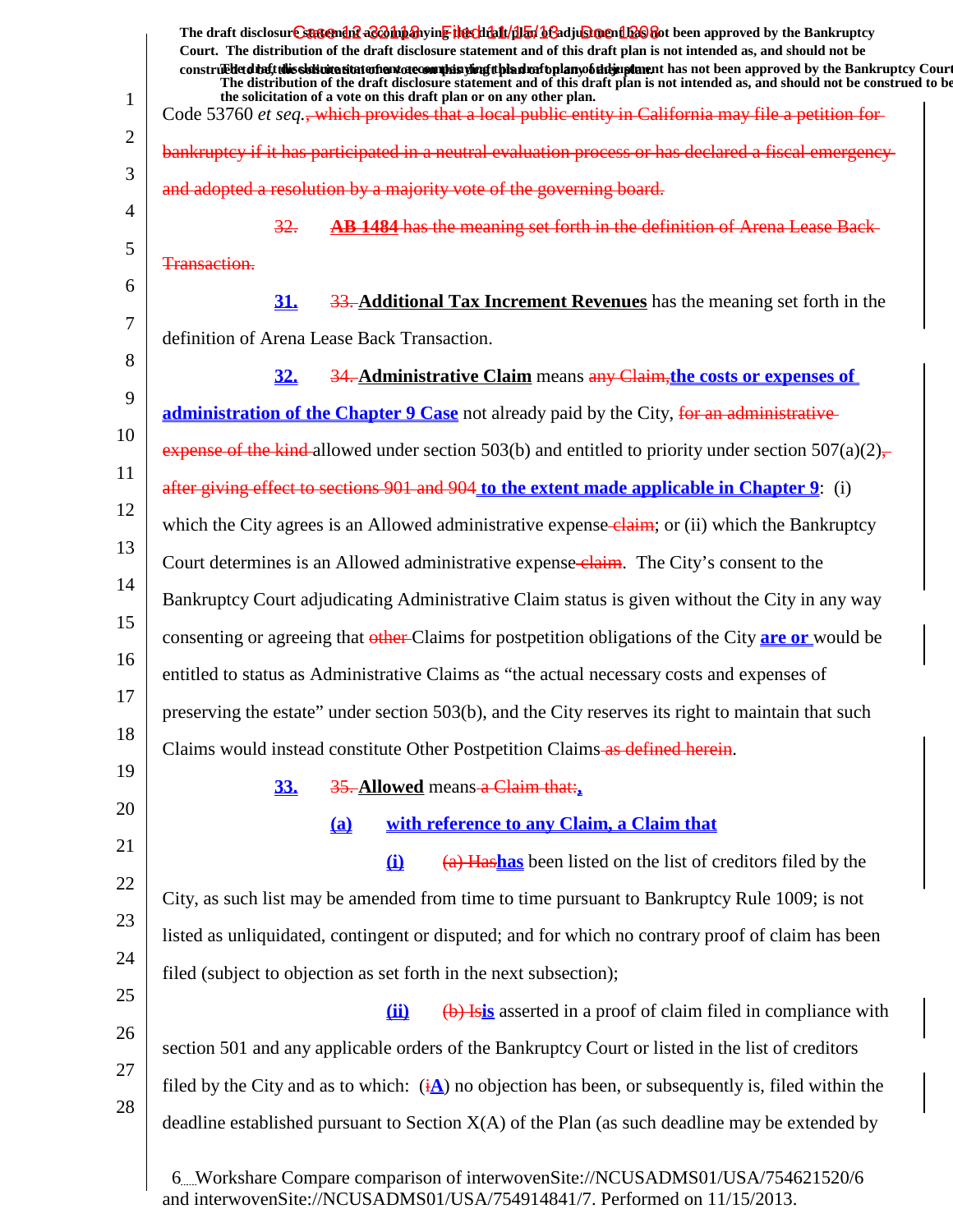Code 53760 *et seq.*~~, which provides that a local public entity in California may file a petition for bankruptcy if it has participated in a neutral evaluation process or has declared a fiscal emergency and adopted a resolution by a majority vote of the governing board.~~

~~32. **AB 1484** has the meaning set forth in the definition of Arena Lease Back Transaction.~~

**31.** ~~33.~~ **Additional Tax Increment Revenues** has the meaning set forth in the definition of Arena Lease Back Transaction.

**32.** ~~34.~~ **Administrative Claim** means ~~any Claim,~~**the costs or expenses of administration of the Chapter 9 Case** not already paid by the City, ~~for an administrative expense of the kind~~ allowed under section 503(b) and entitled to priority under section 507(a)(2)~~, after giving effect to sections 901 and 904~~ **to the extent made applicable in Chapter 9**: (i) which the City agrees is an Allowed administrative expense ~~claim~~; or (ii) which the Bankruptcy Court determines is an Allowed administrative expense ~~claim~~. The City's consent to the Bankruptcy Court adjudicating Administrative Claim status is given without the City in any way consenting or agreeing that ~~other~~ Claims for postpetition obligations of the City **are or** would be entitled to status as Administrative Claims as "the actual necessary costs and expenses of preserving the estate" under section 503(b), and the City reserves its right to maintain that such Claims would instead constitute Other Postpetition Claims ~~as defined herein~~.

**33.** ~~35.~~ **Allowed** means ~~a Claim that:~~**,**

**(a)** **with reference to any Claim, a Claim that**

**(i)** ~~(a) Has~~**has** been listed on the list of creditors filed by the City, as such list may be amended from time to time pursuant to Bankruptcy Rule 1009; is not listed as unliquidated, contingent or disputed; and for which no contrary proof of claim has been filed (subject to objection as set forth in the next subsection);

**(ii)** ~~(b) Is~~**is** asserted in a proof of claim filed in compliance with section 501 and any applicable orders of the Bankruptcy Court or listed in the list of creditors filed by the City and as to which: (~~i~~**A**) no objection has been, or subsequently is, filed within the deadline established pursuant to Section X(A) of the Plan (as such deadline may be extended by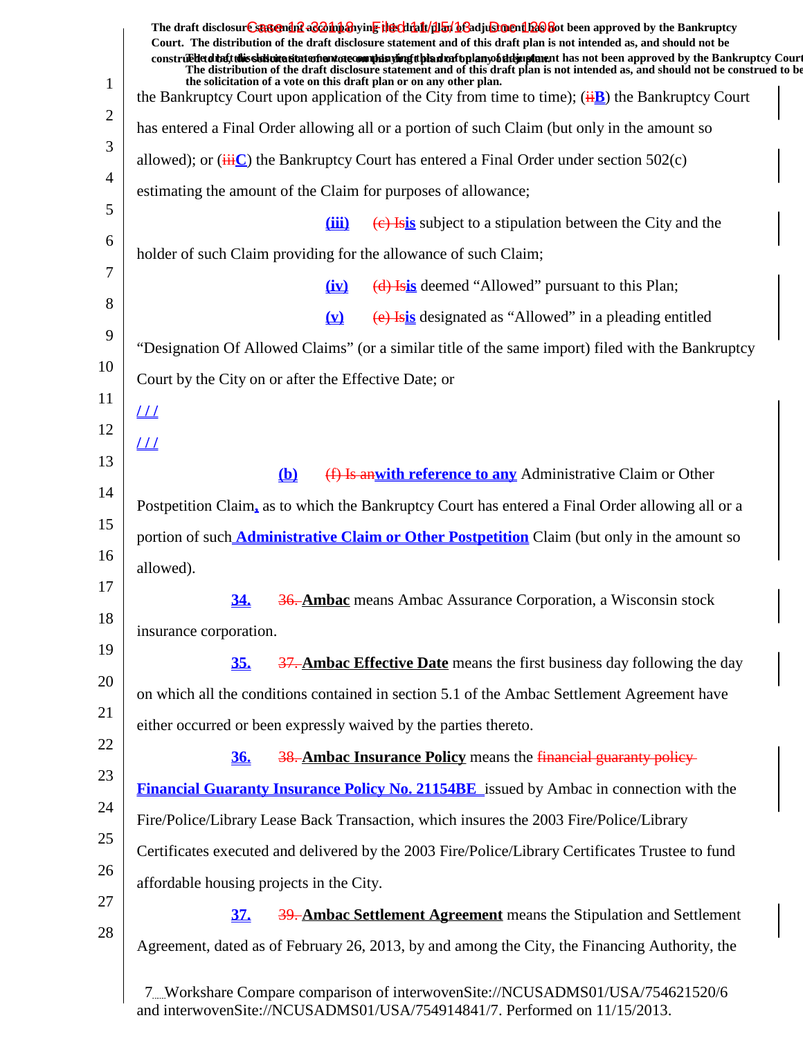the Bankruptcy Court upon application of the City from time to time); (iiB) the Bankruptcy Court has entered a Final Order allowing all or a portion of such Claim (but only in the amount so allowed); or (iiiC) the Bankruptcy Court has entered a Final Order under section 502(c) estimating the amount of the Claim for purposes of allowance;

(iii) (c) Isis subject to a stipulation between the City and the holder of such Claim providing for the allowance of such Claim;

(iv) (d) Isis deemed "Allowed" pursuant to this Plan;

(v) (e) Isis designated as "Allowed" in a pleading entitled "Designation Of Allowed Claims" (or a similar title of the same import) filed with the Bankruptcy Court by the City on or after the Effective Date; or

/ / /

/ / /

(b) (f) Is anwith reference to any Administrative Claim or Other Postpetition Claim, as to which the Bankruptcy Court has entered a Final Order allowing all or a portion of such Administrative Claim or Other Postpetition Claim (but only in the amount so allowed).

34. 36. **Ambac** means Ambac Assurance Corporation, a Wisconsin stock insurance corporation.

35. 37. **Ambac Effective Date** means the first business day following the day on which all the conditions contained in section 5.1 of the Ambac Settlement Agreement have either occurred or been expressly waived by the parties thereto.

36. 38. **Ambac Insurance Policy** means the financial guaranty policy Financial Guaranty Insurance Policy No. 21154BE issued by Ambac in connection with the Fire/Police/Library Lease Back Transaction, which insures the 2003 Fire/Police/Library Certificates executed and delivered by the 2003 Fire/Police/Library Certificates Trustee to fund affordable housing projects in the City.

37. 39. **Ambac Settlement Agreement** means the Stipulation and Settlement Agreement, dated as of February 26, 2013, by and among the City, the Financing Authority, the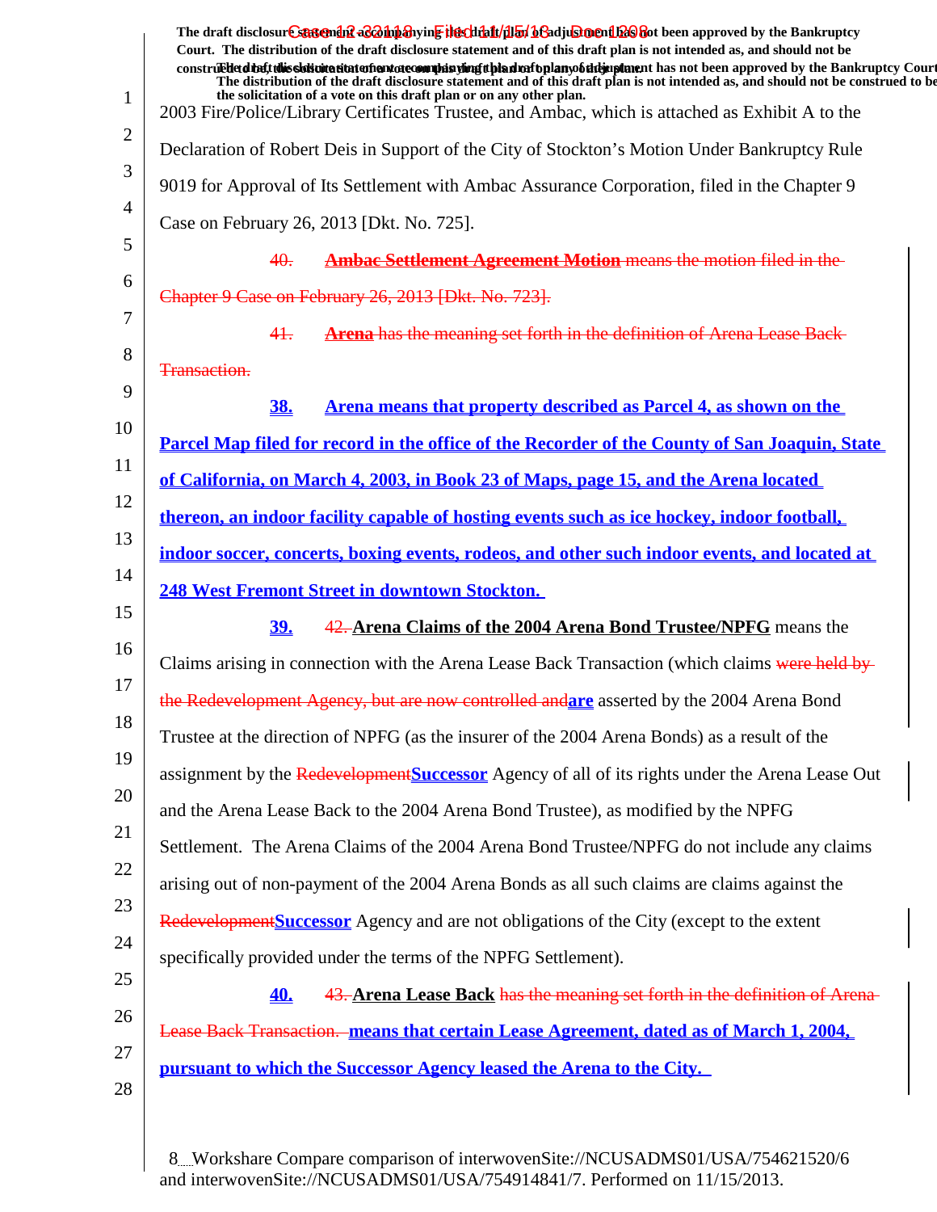2003 Fire/Police/Library Certificates Trustee, and Ambac, which is attached as Exhibit A to the Declaration of Robert Deis in Support of the City of Stockton's Motion Under Bankruptcy Rule 9019 for Approval of Its Settlement with Ambac Assurance Corporation, filed in the Chapter 9 Case on February 26, 2013 [Dkt. No. 725].

~~40. **Ambac Settlement Agreement Motion** means the motion filed in the Chapter 9 Case on February 26, 2013 [Dkt. No. 723].~~

~~41. **Arena** has the meaning set forth in the definition of Arena Lease Back Transaction.~~

**38. Arena means that property described as Parcel 4, as shown on the Parcel Map filed for record in the office of the Recorder of the County of San Joaquin, State of California, on March 4, 2003, in Book 23 of Maps, page 15, and the Arena located thereon, an indoor facility capable of hosting events such as ice hockey, indoor football, indoor soccer, concerts, boxing events, rodeos, and other such indoor events, and located at 248 West Fremont Street in downtown Stockton.**

**39.** ~~42.~~ **Arena Claims of the 2004 Arena Bond Trustee/NPFG** means the Claims arising in connection with the Arena Lease Back Transaction (which claims ~~were held by the Redevelopment Agency, but are now controlled and~~**are** asserted by the 2004 Arena Bond Trustee at the direction of NPFG (as the insurer of the 2004 Arena Bonds) as a result of the assignment by the ~~Redevelopment~~**Successor** Agency of all of its rights under the Arena Lease Out and the Arena Lease Back to the 2004 Arena Bond Trustee), as modified by the NPFG Settlement. The Arena Claims of the 2004 Arena Bond Trustee/NPFG do not include any claims arising out of non-payment of the 2004 Arena Bonds as all such claims are claims against the ~~Redevelopment~~**Successor** Agency and are not obligations of the City (except to the extent specifically provided under the terms of the NPFG Settlement).

**40.** ~~43.~~ **Arena Lease Back** ~~has the meaning set forth in the definition of Arena Lease Back Transaction.~~ **means that certain Lease Agreement, dated as of March 1, 2004, pursuant to which the Successor Agency leased the Arena to the City.**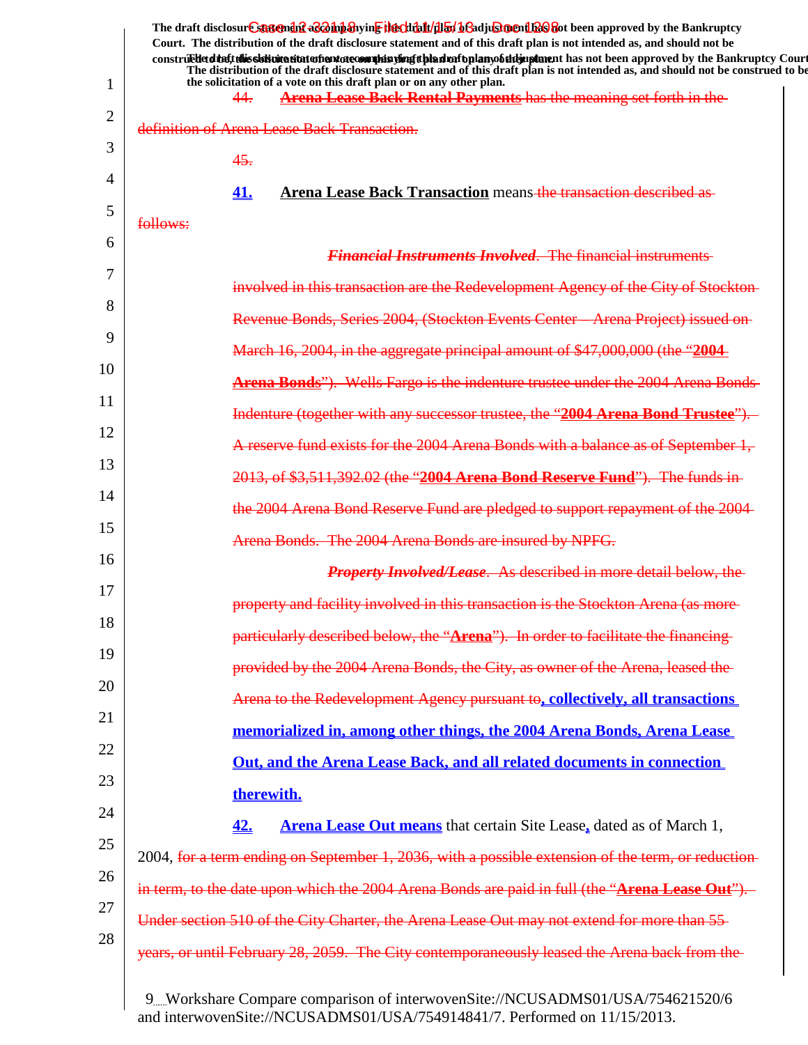44. **Arena Lease Back Rental Payments** has the meaning set forth in the definition of Arena Lease Back Transaction.

45.

41. **Arena Lease Back Transaction** means the transaction described as follows:

> ***Financial Instruments Involved***. The financial instruments involved in this transaction are the Redevelopment Agency of the City of Stockton Revenue Bonds, Series 2004, (Stockton Events Center – Arena Project) issued on March 16, 2004, in the aggregate principal amount of $47,000,000 (the "**2004 Arena Bonds**"). Wells Fargo is the indenture trustee under the 2004 Arena Bonds Indenture (together with any successor trustee, the "**2004 Arena Bond Trustee**"). A reserve fund exists for the 2004 Arena Bonds with a balance as of September 1, 2013, of $3,511,392.02 (the "**2004 Arena Bond Reserve Fund**"). The funds in the 2004 Arena Bond Reserve Fund are pledged to support repayment of the 2004 Arena Bonds. The 2004 Arena Bonds are insured by NPFG.
>
> ***Property Involved/Lease***. As described in more detail below, the property and facility involved in this transaction is the Stockton Arena (as more particularly described below, the "**Arena**"). In order to facilitate the financing provided by the 2004 Arena Bonds, the City, as owner of the Arena, leased the Arena to the Redevelopment Agency pursuant to**, collectively, all transactions memorialized in, among other things, the 2004 Arena Bonds, Arena Lease Out, and the Arena Lease Back, and all related documents in connection therewith.**

42. **Arena Lease Out means** that certain Site Lease**,** dated as of March 1, 2004, for a term ending on September 1, 2036, with a possible extension of the term, or reduction in term, to the date upon which the 2004 Arena Bonds are paid in full (the "**Arena Lease Out**"). Under section 510 of the City Charter, the Arena Lease Out may not extend for more than 55 years, or until February 28, 2059. The City contemporaneously leased the Arena back from the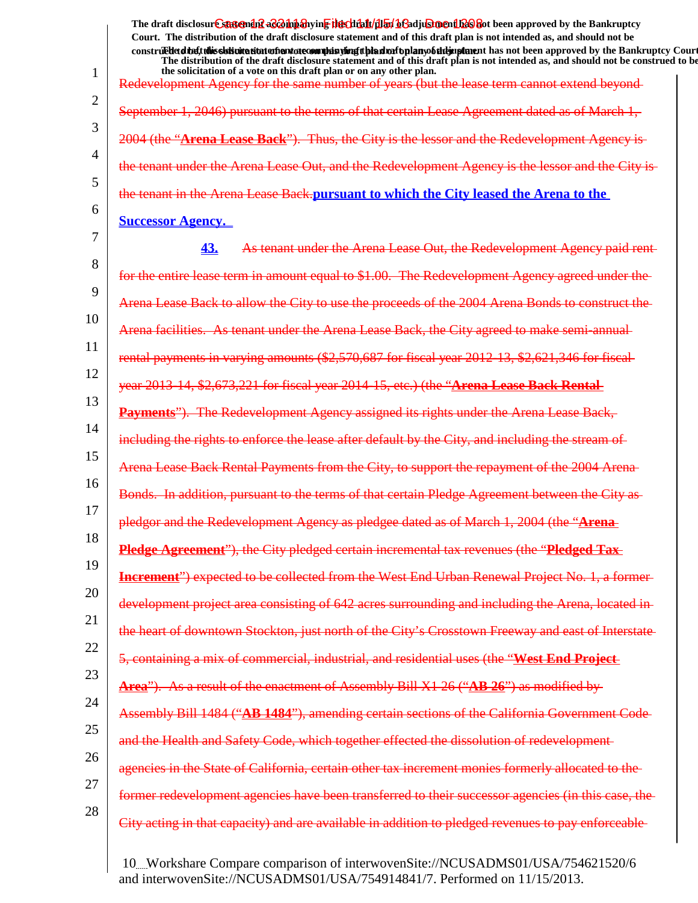Redevelopment Agency for the same number of years (but the lease term cannot extend beyond September 1, 2046) pursuant to the terms of that certain Lease Agreement dated as of March 1, 2004 (the "**Arena Lease Back**"). Thus, the City is the lessor and the Redevelopment Agency is the tenant under the Arena Lease Out, and the Redevelopment Agency is the lessor and the City is the tenant in the Arena Lease Back.**pursuant to which the City leased the Arena to the Successor Agency.**

**43.** As tenant under the Arena Lease Out, the Redevelopment Agency paid rent for the entire lease term in amount equal to $1.00. The Redevelopment Agency agreed under the Arena Lease Back to allow the City to use the proceeds of the 2004 Arena Bonds to construct the Arena facilities. As tenant under the Arena Lease Back, the City agreed to make semi-annual rental payments in varying amounts ($2,570,687 for fiscal year 2012-13, $2,621,346 for fiscal year 2013-14, $2,673,221 for fiscal year 2014-15, etc.) (the "**Arena Lease Back Rental Payments**"). The Redevelopment Agency assigned its rights under the Arena Lease Back, including the rights to enforce the lease after default by the City, and including the stream of Arena Lease Back Rental Payments from the City, to support the repayment of the 2004 Arena Bonds. In addition, pursuant to the terms of that certain Pledge Agreement between the City as pledgor and the Redevelopment Agency as pledgee dated as of March 1, 2004 (the "**Arena Pledge Agreement**"), the City pledged certain incremental tax revenues (the "**Pledged Tax Increment**") expected to be collected from the West End Urban Renewal Project No. 1, a former development project area consisting of 642 acres surrounding and including the Arena, located in the heart of downtown Stockton, just north of the City's Crosstown Freeway and east of Interstate 5, containing a mix of commercial, industrial, and residential uses (the "**West End Project Area**"). As a result of the enactment of Assembly Bill X1 26 ("**AB 26**") as modified by Assembly Bill 1484 ("**AB 1484**"), amending certain sections of the California Government Code and the Health and Safety Code, which together effected the dissolution of redevelopment agencies in the State of California, certain other tax increment monies formerly allocated to the former redevelopment agencies have been transferred to their successor agencies (in this case, the City acting in that capacity) and are available in addition to pledged revenues to pay enforceable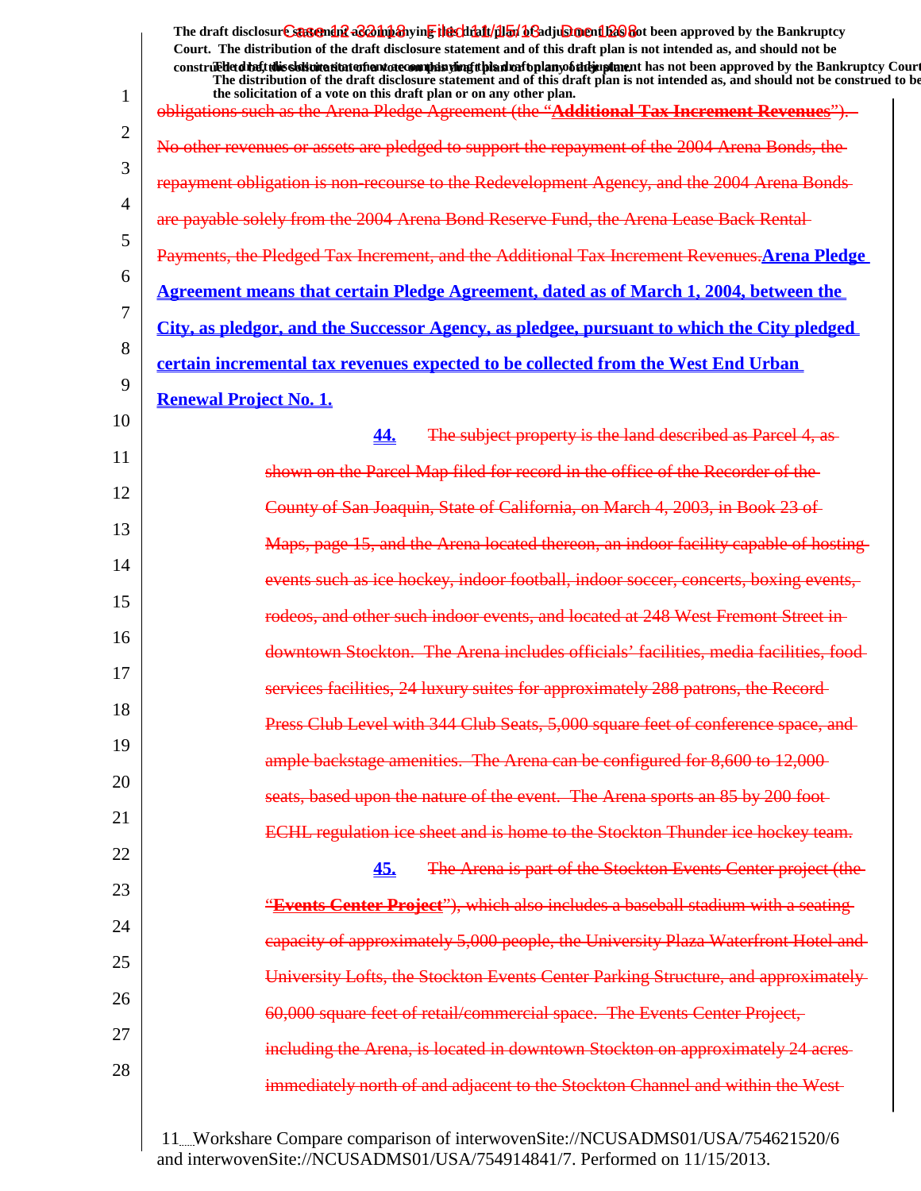obligations such as the Arena Pledge Agreement (the "**Additional Tax Increment Revenues**"). No other revenues or assets are pledged to support the repayment of the 2004 Arena Bonds, the repayment obligation is non-recourse to the Redevelopment Agency, and the 2004 Arena Bonds are payable solely from the 2004 Arena Bond Reserve Fund, the Arena Lease Back Rental Payments, the Pledged Tax Increment, and the Additional Tax Increment Revenues.**Arena Pledge Agreement means that certain Pledge Agreement, dated as of March 1, 2004, between the City, as pledgor, and the Successor Agency, as pledgee, pursuant to which the City pledged certain incremental tax revenues expected to be collected from the West End Urban Renewal Project No. 1.**

**44.** The subject property is the land described as Parcel 4, as shown on the Parcel Map filed for record in the office of the Recorder of the County of San Joaquin, State of California, on March 4, 2003, in Book 23 of Maps, page 15, and the Arena located thereon, an indoor facility capable of hosting events such as ice hockey, indoor football, indoor soccer, concerts, boxing events, rodeos, and other such indoor events, and located at 248 West Fremont Street in downtown Stockton. The Arena includes officials' facilities, media facilities, food services facilities, 24 luxury suites for approximately 288 patrons, the Record Press Club Level with 344 Club Seats, 5,000 square feet of conference space, and ample backstage amenities. The Arena can be configured for 8,600 to 12,000 seats, based upon the nature of the event. The Arena sports an 85 by 200 foot ECHL regulation ice sheet and is home to the Stockton Thunder ice hockey team.

**45.** The Arena is part of the Stockton Events Center project (the "**Events Center Project**"), which also includes a baseball stadium with a seating capacity of approximately 5,000 people, the University Plaza Waterfront Hotel and University Lofts, the Stockton Events Center Parking Structure, and approximately 60,000 square feet of retail/commercial space. The Events Center Project, including the Arena, is located in downtown Stockton on approximately 24 acres immediately north of and adjacent to the Stockton Channel and within the West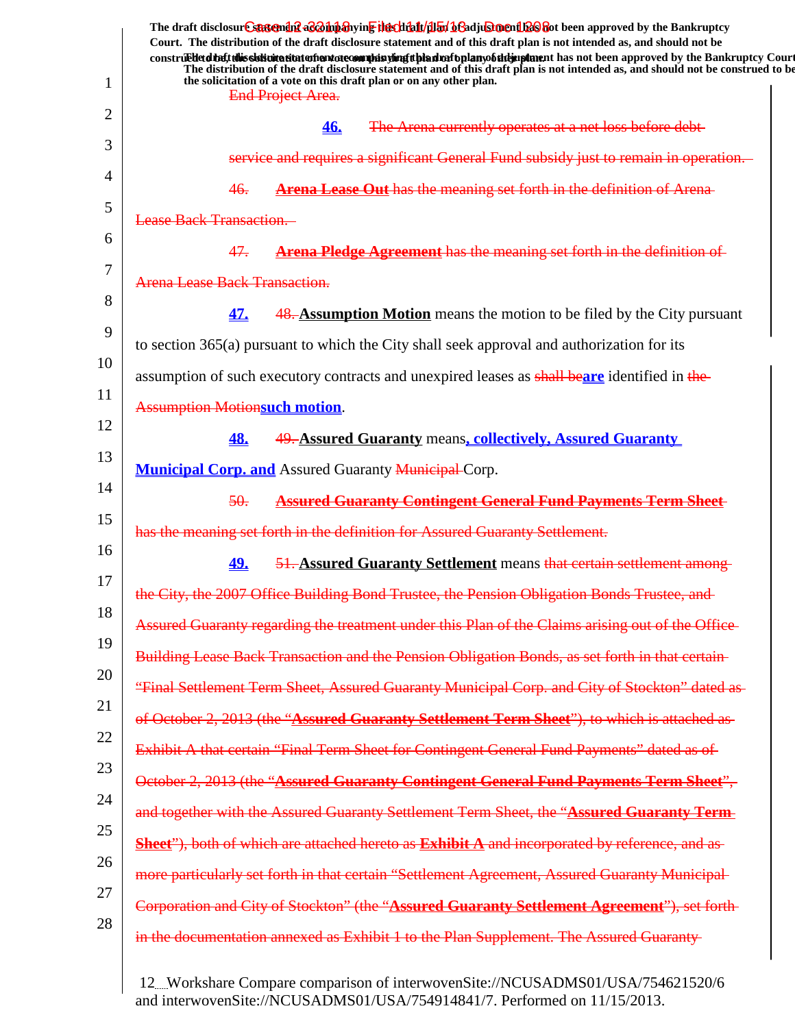End Project Area.

46. The Arena currently operates at a net loss before debt service and requires a significant General Fund subsidy just to remain in operation.

46. **Arena Lease Out** has the meaning set forth in the definition of Arena Lease Back Transaction.

47. **Arena Pledge Agreement** has the meaning set forth in the definition of Arena Lease Back Transaction.

47. 48. **Assumption Motion** means the motion to be filed by the City pursuant to section 365(a) pursuant to which the City shall seek approval and authorization for its assumption of such executory contracts and unexpired leases as shall beare identified in the Assumption Motionsuch motion.

48. 49. **Assured Guaranty** means, collectively, Assured Guaranty Municipal Corp. and Assured Guaranty Municipal Corp.

50. **Assured Guaranty Contingent General Fund Payments Term Sheet** has the meaning set forth in the definition for Assured Guaranty Settlement.

49. 51. **Assured Guaranty Settlement** means that certain settlement among the City, the 2007 Office Building Bond Trustee, the Pension Obligation Bonds Trustee, and Assured Guaranty regarding the treatment under this Plan of the Claims arising out of the Office Building Lease Back Transaction and the Pension Obligation Bonds, as set forth in that certain "Final Settlement Term Sheet, Assured Guaranty Municipal Corp. and City of Stockton" dated as of October 2, 2013 (the "**Assured Guaranty Settlement Term Sheet**"), to which is attached as Exhibit A that certain "Final Term Sheet for Contingent General Fund Payments" dated as of October 2, 2013 (the "**Assured Guaranty Contingent General Fund Payments Term Sheet**", and together with the Assured Guaranty Settlement Term Sheet, the "**Assured Guaranty Term Sheet**"), both of which are attached hereto as **Exhibit A** and incorporated by reference, and as more particularly set forth in that certain "Settlement Agreement, Assured Guaranty Municipal Corporation and City of Stockton" (the "**Assured Guaranty Settlement Agreement**"), set forth in the documentation annexed as Exhibit 1 to the Plan Supplement. The Assured Guaranty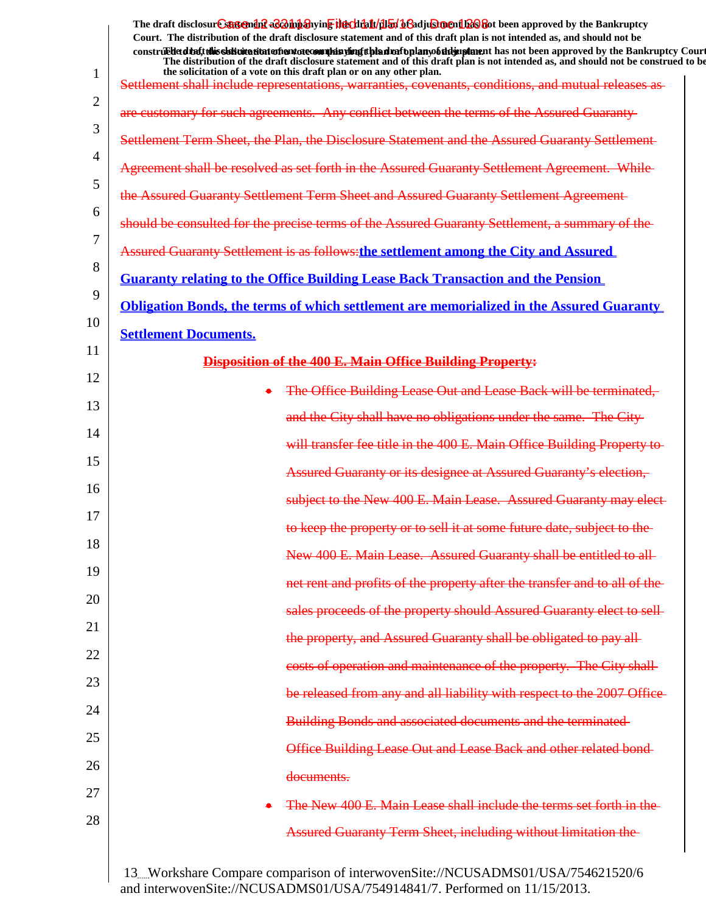Settlement shall include representations, warranties, covenants, conditions, and mutual releases as are customary for such agreements. Any conflict between the terms of the Assured Guaranty Settlement Term Sheet, the Plan, the Disclosure Statement and the Assured Guaranty Settlement Agreement shall be resolved as set forth in the Assured Guaranty Settlement Agreement. While the Assured Guaranty Settlement Term Sheet and Assured Guaranty Settlement Agreement should be consulted for the precise terms of the Assured Guaranty Settlement, a summary of the Assured Guaranty Settlement is as follows:**the settlement among the City and Assured Guaranty relating to the Office Building Lease Back Transaction and the Pension Obligation Bonds, the terms of which settlement are memorialized in the Assured Guaranty Settlement Documents.**

**Disposition of the 400 E. Main Office Building Property:**

- The Office Building Lease Out and Lease Back will be terminated, and the City shall have no obligations under the same. The City will transfer fee title in the 400 E. Main Office Building Property to Assured Guaranty or its designee at Assured Guaranty's election, subject to the New 400 E. Main Lease. Assured Guaranty may elect to keep the property or to sell it at some future date, subject to the New 400 E. Main Lease. Assured Guaranty shall be entitled to all net rent and profits of the property after the transfer and to all of the sales proceeds of the property should Assured Guaranty elect to sell the property, and Assured Guaranty shall be obligated to pay all costs of operation and maintenance of the property. The City shall be released from any and all liability with respect to the 2007 Office Building Bonds and associated documents and the terminated Office Building Lease Out and Lease Back and other related bond documents.
- The New 400 E. Main Lease shall include the terms set forth in the Assured Guaranty Term Sheet, including without limitation the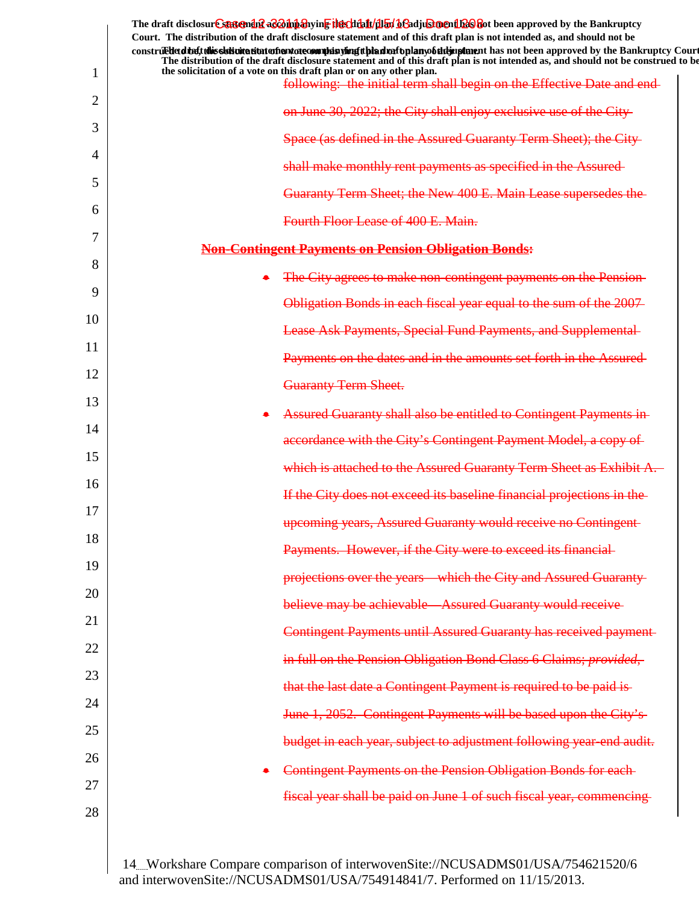The draft disclosure statement accompanying this draft plan of adjustment has not been approved by the Bankruptcy Court. The distribution of the draft disclosure statement and of this draft plan is not intended as, and should not be construed to be, the solicitation of a vote on this draft plan or on any other plan.

following: the initial term shall begin on the Effective Date and end on June 30, 2022; the City shall enjoy exclusive use of the City Space (as defined in the Assured Guaranty Term Sheet); the City shall make monthly rent payments as specified in the Assured Guaranty Term Sheet; the New 400 E. Main Lease supersedes the Fourth Floor Lease of 400 E. Main.

**Non-Contingent Payments on Pension Obligation Bonds:**

- The City agrees to make non-contingent payments on the Pension Obligation Bonds in each fiscal year equal to the sum of the 2007 Lease Ask Payments, Special Fund Payments, and Supplemental Payments on the dates and in the amounts set forth in the Assured Guaranty Term Sheet.
- Assured Guaranty shall also be entitled to Contingent Payments in accordance with the City's Contingent Payment Model, a copy of which is attached to the Assured Guaranty Term Sheet as Exhibit A. If the City does not exceed its baseline financial projections in the upcoming years, Assured Guaranty would receive no Contingent Payments. However, if the City were to exceed its financial projections over the years—which the City and Assured Guaranty believe may be achievable—Assured Guaranty would receive Contingent Payments until Assured Guaranty has received payment in full on the Pension Obligation Bond Class 6 Claims; *provided*, that the last date a Contingent Payment is required to be paid is June 1, 2052. Contingent Payments will be based upon the City's budget in each year, subject to adjustment following year-end audit.
- Contingent Payments on the Pension Obligation Bonds for each fiscal year shall be paid on June 1 of such fiscal year, commencing

Workshare Compare comparison of interwovenSite://NCUSADMS01/USA/754621520/6 and interwovenSite://NCUSADMS01/USA/754914841/7. Performed on 11/15/2013.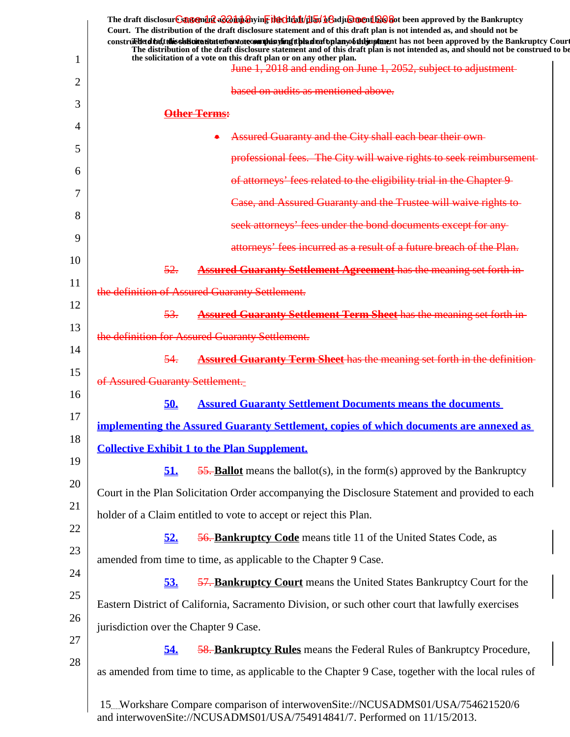June 1, 2018 and ending on June 1, 2052, subject to adjustment based on audits as mentioned above.

**Other Terms:**

- Assured Guaranty and the City shall each bear their own professional fees. The City will waive rights to seek reimbursement of attorneys' fees related to the eligibility trial in the Chapter 9 Case, and Assured Guaranty and the Trustee will waive rights to seek attorneys' fees under the bond documents except for any attorneys' fees incurred as a result of a future breach of the Plan.

52. **Assured Guaranty Settlement Agreement** has the meaning set forth in the definition of Assured Guaranty Settlement.

53. **Assured Guaranty Settlement Term Sheet** has the meaning set forth in the definition for Assured Guaranty Settlement.

54. **Assured Guaranty Term Sheet** has the meaning set forth in the definition of Assured Guaranty Settlement.

**50. Assured Guaranty Settlement Documents means the documents implementing the Assured Guaranty Settlement, copies of which documents are annexed as Collective Exhibit 1 to the Plan Supplement.**

**51.** 55. **Ballot** means the ballot(s), in the form(s) approved by the Bankruptcy Court in the Plan Solicitation Order accompanying the Disclosure Statement and provided to each holder of a Claim entitled to vote to accept or reject this Plan.

**52.** 56. **Bankruptcy Code** means title 11 of the United States Code, as amended from time to time, as applicable to the Chapter 9 Case.

**53.** 57. **Bankruptcy Court** means the United States Bankruptcy Court for the Eastern District of California, Sacramento Division, or such other court that lawfully exercises jurisdiction over the Chapter 9 Case.

**54.** 58. **Bankruptcy Rules** means the Federal Rules of Bankruptcy Procedure, as amended from time to time, as applicable to the Chapter 9 Case, together with the local rules of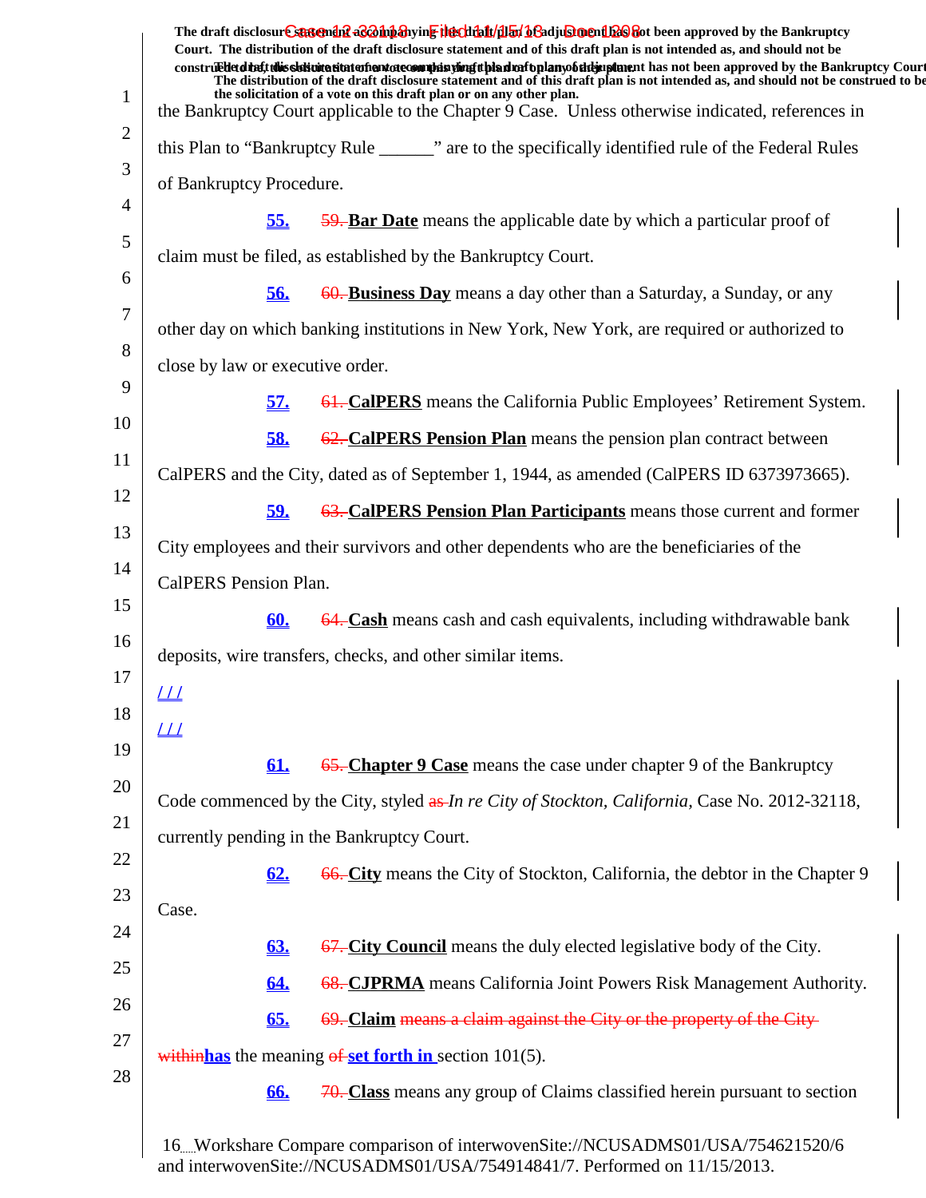the Bankruptcy Court applicable to the Chapter 9 Case. Unless otherwise indicated, references in this Plan to "Bankruptcy Rule ______" are to the specifically identified rule of the Federal Rules of Bankruptcy Procedure.

55. ~~59.~~ **Bar Date** means the applicable date by which a particular proof of claim must be filed, as established by the Bankruptcy Court.

56. ~~60.~~ **Business Day** means a day other than a Saturday, a Sunday, or any other day on which banking institutions in New York, New York, are required or authorized to close by law or executive order.

57. ~~61.~~ **CalPERS** means the California Public Employees' Retirement System.

58. ~~62.~~ **CalPERS Pension Plan** means the pension plan contract between CalPERS and the City, dated as of September 1, 1944, as amended (CalPERS ID 6373973665).

59. ~~63.~~ **CalPERS Pension Plan Participants** means those current and former City employees and their survivors and other dependents who are the beneficiaries of the CalPERS Pension Plan.

60. ~~64.~~ **Cash** means cash and cash equivalents, including withdrawable bank deposits, wire transfers, checks, and other similar items.

/ / /

/ / /

61. ~~65.~~ **Chapter 9 Case** means the case under chapter 9 of the Bankruptcy Code commenced by the City, styled ~~as~~ *In re City of Stockton, California*, Case No. 2012-32118, currently pending in the Bankruptcy Court.

62. ~~66.~~ **City** means the City of Stockton, California, the debtor in the Chapter 9 Case.

63. ~~67.~~ **City Council** means the duly elected legislative body of the City.

64. ~~68.~~ **CJPRMA** means California Joint Powers Risk Management Authority.

65. ~~69.~~ **Claim** ~~means a claim against the City or the property of the City within~~**has** the meaning ~~of~~ **set forth in** section 101(5).

66. ~~70.~~ **Class** means any group of Claims classified herein pursuant to section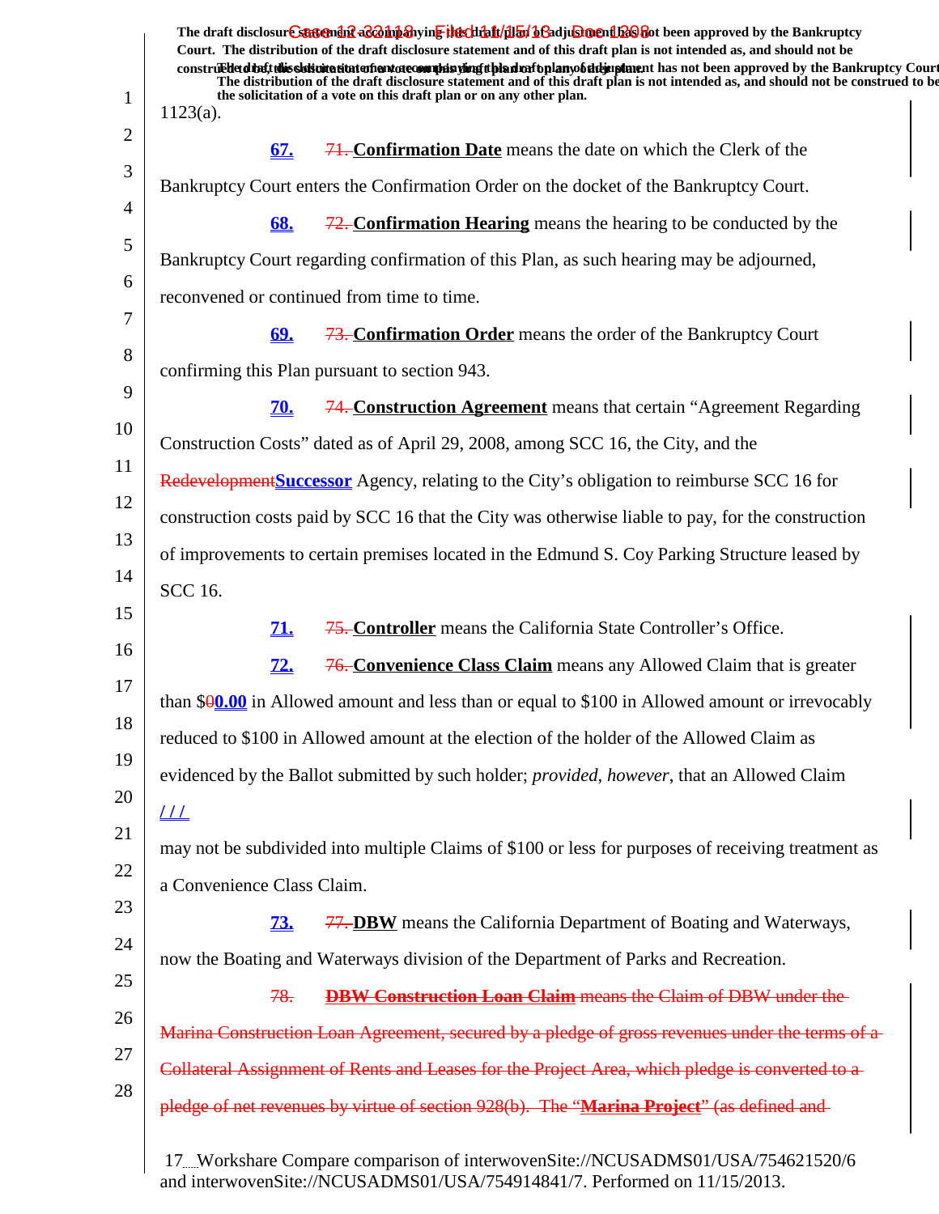1123(a).

**67.** ~~71.~~ **Confirmation Date** means the date on which the Clerk of the Bankruptcy Court enters the Confirmation Order on the docket of the Bankruptcy Court.

**68.** ~~72.~~ **Confirmation Hearing** means the hearing to be conducted by the Bankruptcy Court regarding confirmation of this Plan, as such hearing may be adjourned, reconvened or continued from time to time.

**69.** ~~73.~~ **Confirmation Order** means the order of the Bankruptcy Court confirming this Plan pursuant to section 943.

**70.** ~~74.~~ **Construction Agreement** means that certain "Agreement Regarding Construction Costs" dated as of April 29, 2008, among SCC 16, the City, and the ~~Redevelopment~~**Successor** Agency, relating to the City's obligation to reimburse SCC 16 for construction costs paid by SCC 16 that the City was otherwise liable to pay, for the construction of improvements to certain premises located in the Edmund S. Coy Parking Structure leased by SCC 16.

**71.** ~~75.~~ **Controller** means the California State Controller's Office.

**72.** ~~76.~~ **Convenience Class Claim** means any Allowed Claim that is greater than $~~0~~**0.00** in Allowed amount and less than or equal to $100 in Allowed amount or irrevocably reduced to $100 in Allowed amount at the election of the holder of the Allowed Claim as evidenced by the Ballot submitted by such holder; *provided*, *however*, that an Allowed Claim

/ / /

may not be subdivided into multiple Claims of $100 or less for purposes of receiving treatment as a Convenience Class Claim.

**73.** ~~77.~~ **DBW** means the California Department of Boating and Waterways, now the Boating and Waterways division of the Department of Parks and Recreation.

~~78. **DBW Construction Loan Claim** means the Claim of DBW under the Marina Construction Loan Agreement, secured by a pledge of gross revenues under the terms of a Collateral Assignment of Rents and Leases for the Project Area, which pledge is converted to a pledge of net revenues by virtue of section 928(b). The "**Marina Project**" (as defined and~~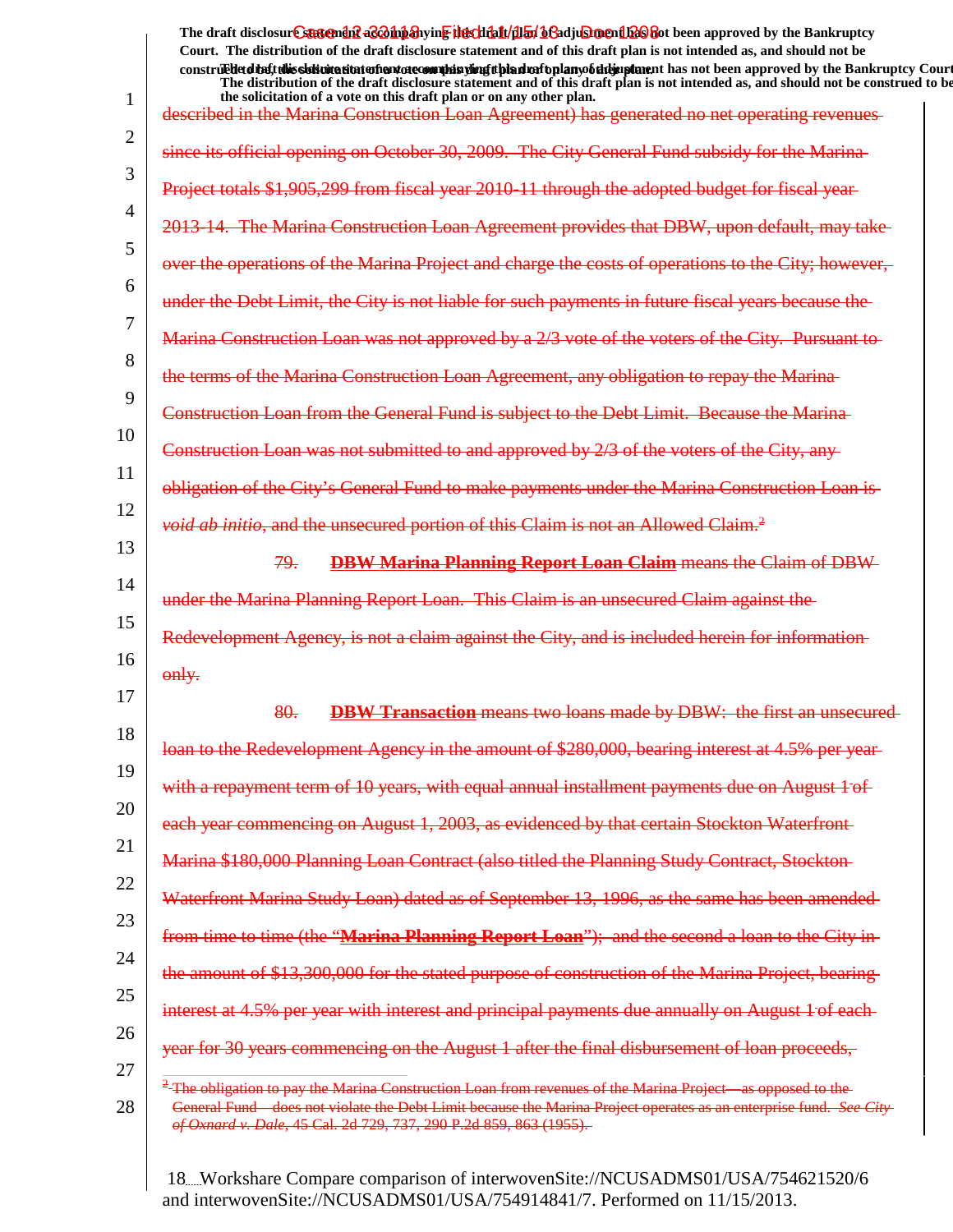described in the Marina Construction Loan Agreement) has generated no net operating revenues since its official opening on October 30, 2009. The City General Fund subsidy for the Marina Project totals $1,905,299 from fiscal year 2010-11 through the adopted budget for fiscal year 2013-14. The Marina Construction Loan Agreement provides that DBW, upon default, may take over the operations of the Marina Project and charge the costs of operations to the City; however, under the Debt Limit, the City is not liable for such payments in future fiscal years because the Marina Construction Loan was not approved by a 2/3 vote of the voters of the City. Pursuant to the terms of the Marina Construction Loan Agreement, any obligation to repay the Marina Construction Loan from the General Fund is subject to the Debt Limit. Because the Marina Construction Loan was not submitted to and approved by 2/3 of the voters of the City, any obligation of the City's General Fund to make payments under the Marina Construction Loan is *void ab initio*, and the unsecured portion of this Claim is not an Allowed Claim.[2]

79. **DBW Marina Planning Report Loan Claim** means the Claim of DBW under the Marina Planning Report Loan. This Claim is an unsecured Claim against the Redevelopment Agency, is not a claim against the City, and is included herein for information only.

80. **DBW Transaction** means two loans made by DBW: the first an unsecured loan to the Redevelopment Agency in the amount of $280,000, bearing interest at 4.5% per year with a repayment term of 10 years, with equal annual installment payments due on August 1 of each year commencing on August 1, 2003, as evidenced by that certain Stockton Waterfront Marina $180,000 Planning Loan Contract (also titled the Planning Study Contract, Stockton Waterfront Marina Study Loan) dated as of September 13, 1996, as the same has been amended from time to time (the "**Marina Planning Report Loan**"); and the second a loan to the City in the amount of $13,300,000 for the stated purpose of construction of the Marina Project, bearing interest at 4.5% per year with interest and principal payments due annually on August 1 of each year for 30 years commencing on the August 1 after the final disbursement of loan proceeds,

[2] The obligation to pay the Marina Construction Loan from revenues of the Marina Project—as opposed to the General Fund—does not violate the Debt Limit because the Marina Project operates as an enterprise fund. *See City of Oxnard v. Dale*, 45 Cal. 2d 729, 737, 290 P.2d 859, 863 (1955).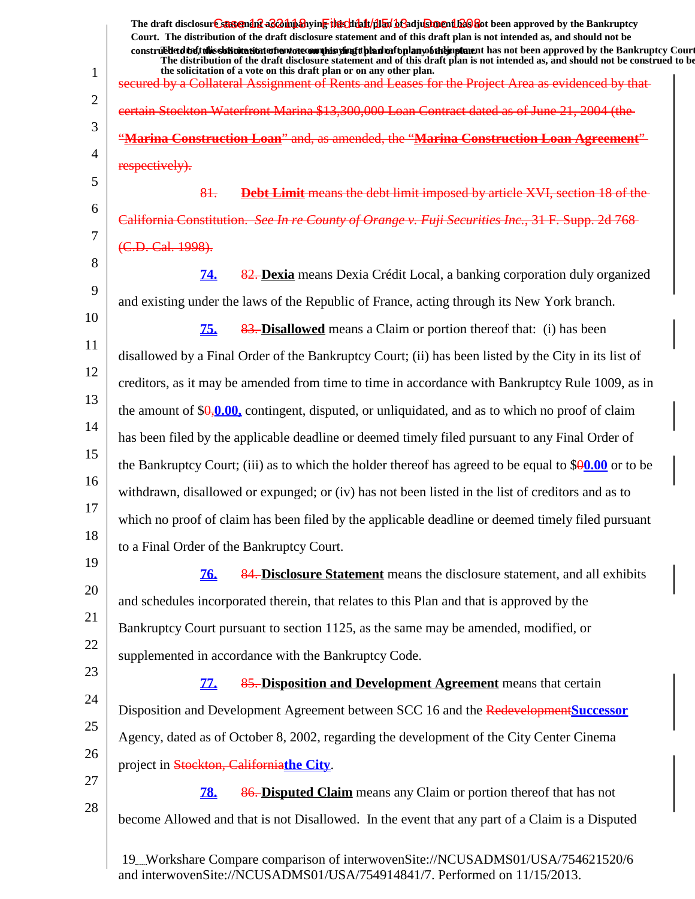secured by a Collateral Assignment of Rents and Leases for the Project Area as evidenced by that certain Stockton Waterfront Marina $13,300,000 Loan Contract dated as of June 21, 2004 (the "**Marina Construction Loan**" and, as amended, the "**Marina Construction Loan Agreement**" respectively).

81. **Debt Limit** means the debt limit imposed by article XVI, section 18 of the California Constitution. *See In re County of Orange v. Fuji Securities Inc.*, 31 F. Supp. 2d 768 (C.D. Cal. 1998).

**74.** 82. **Dexia** means Dexia Crédit Local, a banking corporation duly organized and existing under the laws of the Republic of France, acting through its New York branch.

**75.** 83. **Disallowed** means a Claim or portion thereof that: (i) has been disallowed by a Final Order of the Bankruptcy Court; (ii) has been listed by the City in its list of creditors, as it may be amended from time to time in accordance with Bankruptcy Rule 1009, as in the amount of $0,**0.00,** contingent, disputed, or unliquidated, and as to which no proof of claim has been filed by the applicable deadline or deemed timely filed pursuant to any Final Order of the Bankruptcy Court; (iii) as to which the holder thereof has agreed to be equal to $0**0.00** or to be withdrawn, disallowed or expunged; or (iv) has not been listed in the list of creditors and as to which no proof of claim has been filed by the applicable deadline or deemed timely filed pursuant to a Final Order of the Bankruptcy Court.

**76.** 84. **Disclosure Statement** means the disclosure statement, and all exhibits and schedules incorporated therein, that relates to this Plan and that is approved by the Bankruptcy Court pursuant to section 1125, as the same may be amended, modified, or supplemented in accordance with the Bankruptcy Code.

**77.** 85. **Disposition and Development Agreement** means that certain Disposition and Development Agreement between SCC 16 and the Redevelopment**Successor** Agency, dated as of October 8, 2002, regarding the development of the City Center Cinema project in Stockton, California**the City**.

**78.** 86. **Disputed Claim** means any Claim or portion thereof that has not become Allowed and that is not Disallowed. In the event that any part of a Claim is a Disputed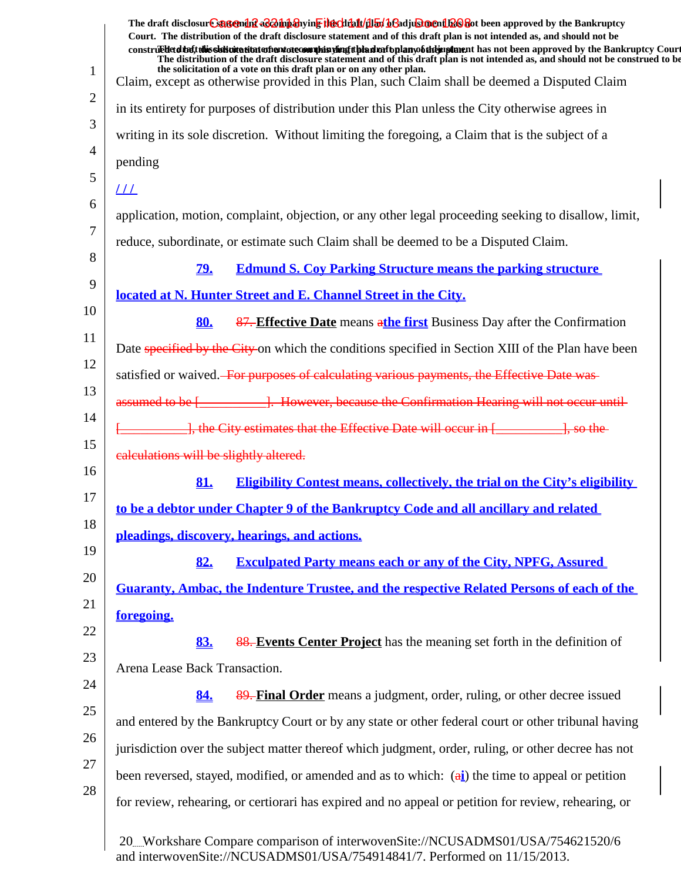Claim, except as otherwise provided in this Plan, such Claim shall be deemed a Disputed Claim in its entirety for purposes of distribution under this Plan unless the City otherwise agrees in writing in its sole discretion. Without limiting the foregoing, a Claim that is the subject of a pending

/ / /

application, motion, complaint, objection, or any other legal proceeding seeking to disallow, limit, reduce, subordinate, or estimate such Claim shall be deemed to be a Disputed Claim.

79. **Edmund S. Coy Parking Structure means the parking structure located at N. Hunter Street and E. Channel Street in the City.**

80. ~~87.~~ **Effective Date** means ~~a~~the first Business Day after the Confirmation Date ~~specified by the City~~ on which the conditions specified in Section XIII of the Plan have been satisfied or waived. ~~For purposes of calculating various payments, the Effective Date was assumed to be [__________]. However, because the Confirmation Hearing will not occur until [__________], the City estimates that the Effective Date will occur in [__________], so the calculations will be slightly altered.~~

81. **Eligibility Contest means, collectively, the trial on the City's eligibility to be a debtor under Chapter 9 of the Bankruptcy Code and all ancillary and related pleadings, discovery, hearings, and actions.**

82. **Exculpated Party means each or any of the City, NPFG, Assured Guaranty, Ambac, the Indenture Trustee, and the respective Related Persons of each of the foregoing.**

83. ~~88.~~ **Events Center Project** has the meaning set forth in the definition of Arena Lease Back Transaction.

84. ~~89.~~ **Final Order** means a judgment, order, ruling, or other decree issued and entered by the Bankruptcy Court or by any state or other federal court or other tribunal having jurisdiction over the subject matter thereof which judgment, order, ruling, or other decree has not been reversed, stayed, modified, or amended and as to which: (~~a~~i) the time to appeal or petition for review, rehearing, or certiorari has expired and no appeal or petition for review, rehearing, or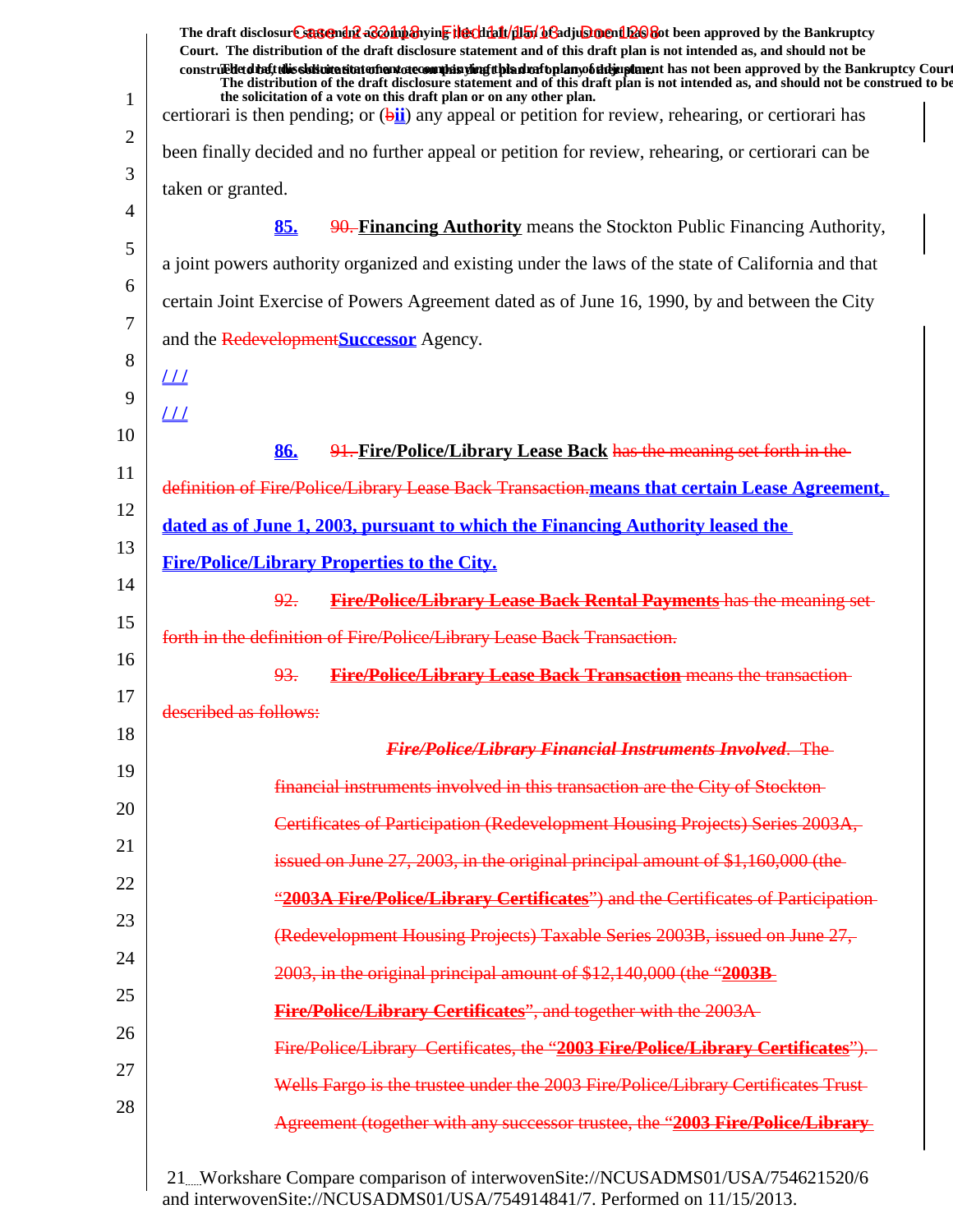certiorari is then pending; or (~~b~~**ii**) any appeal or petition for review, rehearing, or certiorari has been finally decided and no further appeal or petition for review, rehearing, or certiorari can be taken or granted.

**85.** ~~90.~~ **Financing Authority** means the Stockton Public Financing Authority, a joint powers authority organized and existing under the laws of the state of California and that certain Joint Exercise of Powers Agreement dated as of June 16, 1990, by and between the City and the ~~Redevelopment~~**Successor** Agency.

/ / /

/ / /

**86.** ~~91.~~ **Fire/Police/Library Lease Back** ~~has the meaning set forth in the definition of Fire/Police/Library Lease Back Transaction.~~**means that certain Lease Agreement, dated as of June 1, 2003, pursuant to which the Financing Authority leased the Fire/Police/Library Properties to the City.**

~~92. **Fire/Police/Library Lease Back Rental Payments** has the meaning set forth in the definition of Fire/Police/Library Lease Back Transaction.~~

~~93. **Fire/Police/Library Lease Back Transaction** means the transaction described as follows:~~

~~***Fire/Police/Library Financial Instruments Involved***. The financial instruments involved in this transaction are the City of Stockton Certificates of Participation (Redevelopment Housing Projects) Series 2003A, issued on June 27, 2003, in the original principal amount of $1,160,000 (the "**2003A Fire/Police/Library Certificates**") and the Certificates of Participation (Redevelopment Housing Projects) Taxable Series 2003B, issued on June 27, 2003, in the original principal amount of $12,140,000 (the "**2003B Fire/Police/Library Certificates**", and together with the 2003A Fire/Police/Library Certificates, the "**2003 Fire/Police/Library Certificates**"). Wells Fargo is the trustee under the 2003 Fire/Police/Library Certificates Trust Agreement (together with any successor trustee, the "**2003 Fire/Police/Library**~~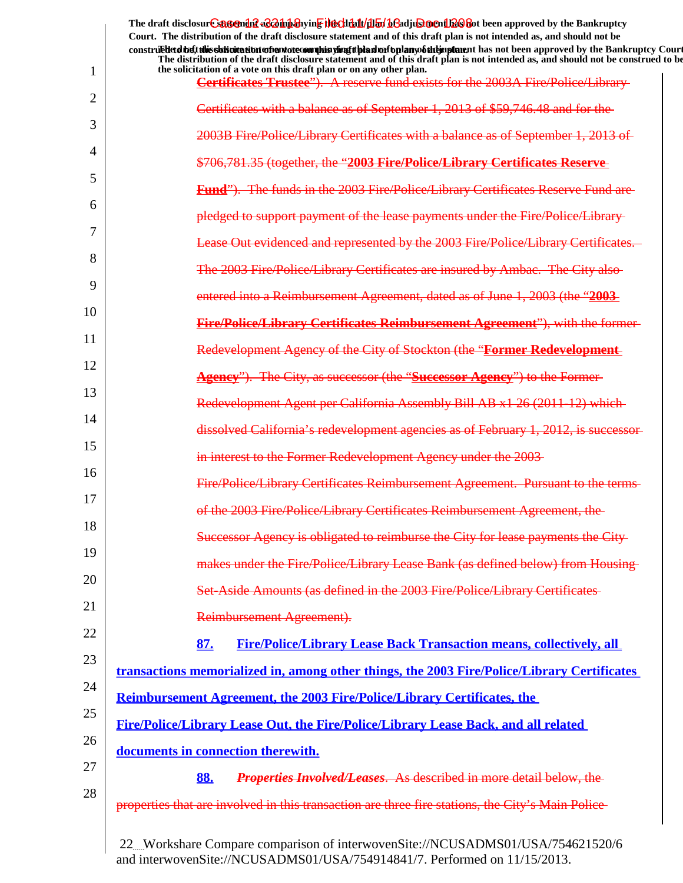The draft disclosure statement accompanying this draft plan of adjustment has not been approved by the Bankruptcy Court. The distribution of the draft disclosure statement and of this draft plan is not intended as, and should not be construed to be, the solicitation of a vote on this draft plan or on any other plan.

~~Certificates Trustee"). A reserve fund exists for the 2003A Fire/Police/Library Certificates with a balance as of September 1, 2013 of $59,746.48 and for the 2003B Fire/Police/Library Certificates with a balance as of September 1, 2013 of $706,781.35 (together, the "**2003 Fire/Police/Library Certificates Reserve Fund**"). The funds in the 2003 Fire/Police/Library Certificates Reserve Fund are pledged to support payment of the lease payments under the Fire/Police/Library Lease Out evidenced and represented by the 2003 Fire/Police/Library Certificates. The 2003 Fire/Police/Library Certificates are insured by Ambac. The City also entered into a Reimbursement Agreement, dated as of June 1, 2003 (the "**2003 Fire/Police/Library Certificates Reimbursement Agreement**"), with the former Redevelopment Agency of the City of Stockton (the "**Former Redevelopment Agency**"). The City, as successor (the "**Successor Agency**") to the Former Redevelopment Agent per California Assembly Bill AB x1 26 (2011-12) which dissolved California's redevelopment agencies as of February 1, 2012, is successor in interest to the Former Redevelopment Agency under the 2003 Fire/Police/Library Certificates Reimbursement Agreement. Pursuant to the terms of the 2003 Fire/Police/Library Certificates Reimbursement Agreement, the Successor Agency is obligated to reimburse the City for lease payments the City makes under the Fire/Police/Library Lease Bank (as defined below) from Housing Set-Aside Amounts (as defined in the 2003 Fire/Police/Library Certificates Reimbursement Agreement).~~

**87. Fire/Police/Library Lease Back Transaction means, collectively, all transactions memorialized in, among other things, the 2003 Fire/Police/Library Certificates Reimbursement Agreement, the 2003 Fire/Police/Library Certificates, the Fire/Police/Library Lease Out, the Fire/Police/Library Lease Back, and all related documents in connection therewith.**

**88.** ~~***Properties Involved/Leases***. As described in more detail below, the properties that are involved in this transaction are three fire stations, the City's Main Police~~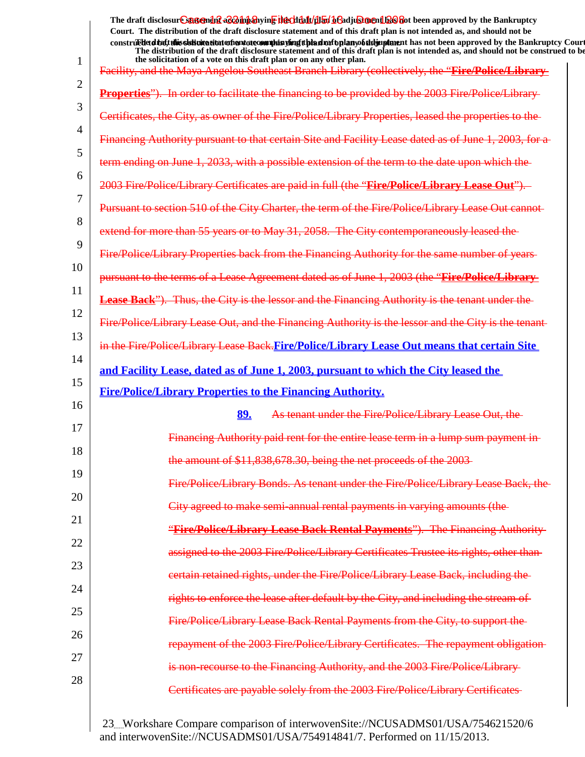The draft disclosure statement accompanying this draft plan of adjustment has not been approved by the Bankruptcy Court. The distribution of the draft disclosure statement and of this draft plan is not intended as, and should not be construed to be, the solicitation of a vote on this draft plan or on any other plan.

~~Facility, and the Maya Angelou Southeast Branch Library (collectively, the "**Fire/Police/Library Properties**"). In order to facilitate the financing to be provided by the 2003 Fire/Police/Library Certificates, the City, as owner of the Fire/Police/Library Properties, leased the properties to the Financing Authority pursuant to that certain Site and Facility Lease dated as of June 1, 2003, for a term ending on June 1, 2033, with a possible extension of the term to the date upon which the 2003 Fire/Police/Library Certificates are paid in full (the "**Fire/Police/Library Lease Out**"). Pursuant to section 510 of the City Charter, the term of the Fire/Police/Library Lease Out cannot extend for more than 55 years or to May 31, 2058. The City contemporaneously leased the Fire/Police/Library Properties back from the Financing Authority for the same number of years pursuant to the terms of a Lease Agreement dated as of June 1, 2003 (the "**Fire/Police/Library Lease Back**"). Thus, the City is the lessor and the Financing Authority is the tenant under the Fire/Police/Library Lease Out, and the Financing Authority is the lessor and the City is the tenant in the Fire/Police/Library Lease Back.~~**Fire/Police/Library Lease Out means that certain Site and Facility Lease, dated as of June 1, 2003, pursuant to which the City leased the Fire/Police/Library Properties to the Financing Authority.**

**89.** ~~As tenant under the Fire/Police/Library Lease Out, the Financing Authority paid rent for the entire lease term in a lump sum payment in the amount of $11,838,678.30, being the net proceeds of the 2003 Fire/Police/Library Bonds. As tenant under the Fire/Police/Library Lease Back, the City agreed to make semi-annual rental payments in varying amounts (the "**Fire/Police/Library Lease Back Rental Payments**"). The Financing Authority assigned to the 2003 Fire/Police/Library Certificates Trustee its rights, other than certain retained rights, under the Fire/Police/Library Lease Back, including the rights to enforce the lease after default by the City, and including the stream of Fire/Police/Library Lease Back Rental Payments from the City, to support the repayment of the 2003 Fire/Police/Library Certificates. The repayment obligation is non-recourse to the Financing Authority, and the 2003 Fire/Police/Library Certificates are payable solely from the 2003 Fire/Police/Library Certificates~~

Workshare Compare comparison of interwovenSite://NCUSADMS01/USA/754621520/6 and interwovenSite://NCUSADMS01/USA/754914841/7. Performed on 11/15/2013.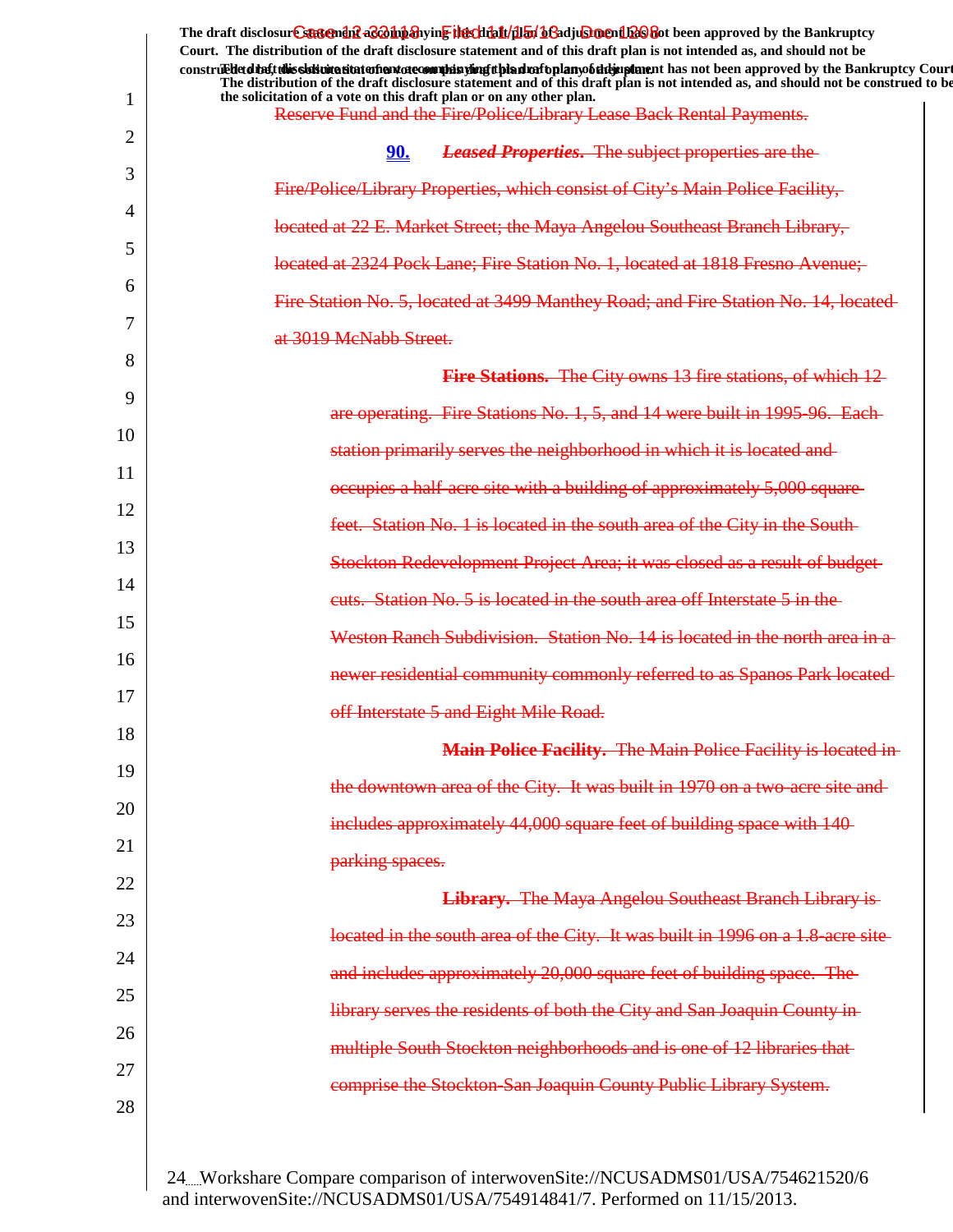Reserve Fund and the Fire/Police/Library Lease Back Rental Payments.

**90.** ***Leased Properties.*** The subject properties are the Fire/Police/Library Properties, which consist of City's Main Police Facility, located at 22 E. Market Street; the Maya Angelou Southeast Branch Library, located at 2324 Pock Lane; Fire Station No. 1, located at 1818 Fresno Avenue; Fire Station No. 5, located at 3499 Manthey Road; and Fire Station No. 14, located at 3019 McNabb Street.

**Fire Stations.** The City owns 13 fire stations, of which 12 are operating. Fire Stations No. 1, 5, and 14 were built in 1995-96. Each station primarily serves the neighborhood in which it is located and occupies a half-acre site with a building of approximately 5,000 square feet. Station No. 1 is located in the south area of the City in the South Stockton Redevelopment Project Area; it was closed as a result of budget cuts. Station No. 5 is located in the south area off Interstate 5 in the Weston Ranch Subdivision. Station No. 14 is located in the north area in a newer residential community commonly referred to as Spanos Park located off Interstate 5 and Eight Mile Road.

**Main Police Facility.** The Main Police Facility is located in the downtown area of the City. It was built in 1970 on a two-acre site and includes approximately 44,000 square feet of building space with 140 parking spaces.

**Library.** The Maya Angelou Southeast Branch Library is located in the south area of the City. It was built in 1996 on a 1.8-acre site and includes approximately 20,000 square feet of building space. The library serves the residents of both the City and San Joaquin County in multiple South Stockton neighborhoods and is one of 12 libraries that comprise the Stockton-San Joaquin County Public Library System.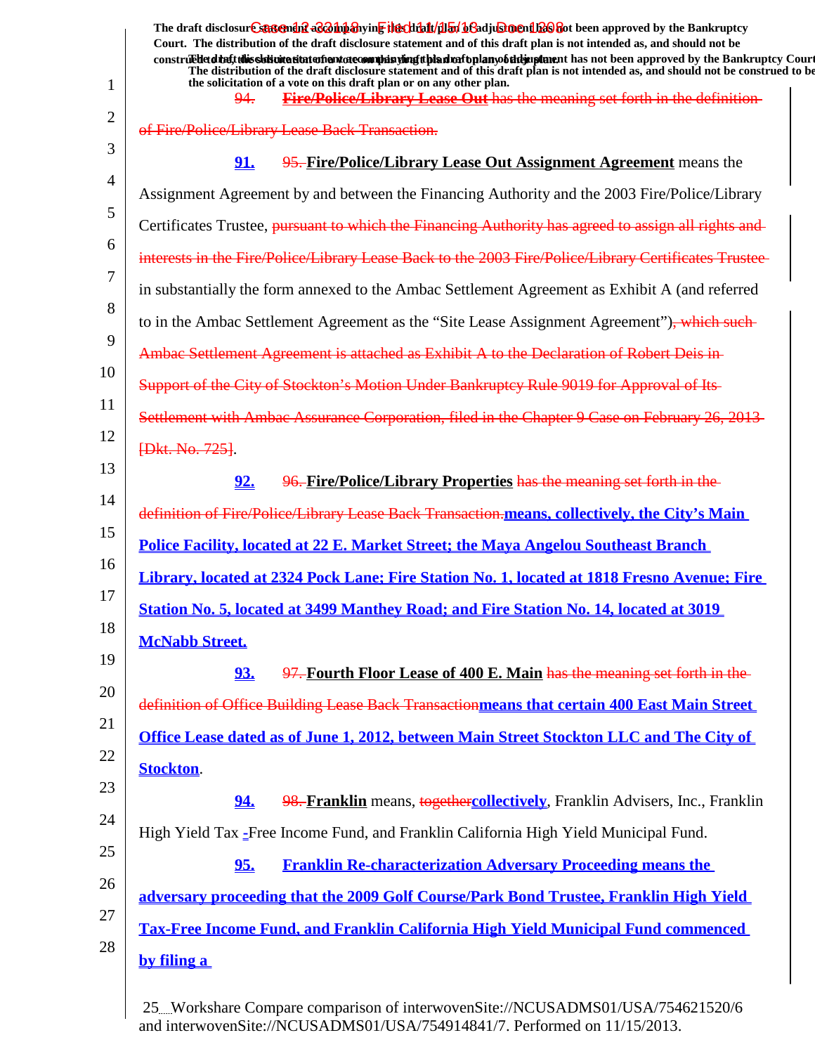The draft disclosure statement accompanying this draft plan of adjustment has not been approved by the Bankruptcy Court. The distribution of the draft disclosure statement and of this draft plan is not intended as, and should not be construed to be, the solicitation of a vote on this draft plan or on any other plan.

~~94. **Fire/Police/Library Lease Out** has the meaning set forth in the definition of Fire/Police/Library Lease Back Transaction.~~

**91.** ~~95.~~ **Fire/Police/Library Lease Out Assignment Agreement** means the Assignment Agreement by and between the Financing Authority and the 2003 Fire/Police/Library Certificates Trustee, ~~pursuant to which the Financing Authority has agreed to assign all rights and interests in the Fire/Police/Library Lease Back to the 2003 Fire/Police/Library Certificates Trustee~~ in substantially the form annexed to the Ambac Settlement Agreement as Exhibit A (and referred to in the Ambac Settlement Agreement as the "Site Lease Assignment Agreement")~~, which such Ambac Settlement Agreement is attached as Exhibit A to the Declaration of Robert Deis in Support of the City of Stockton's Motion Under Bankruptcy Rule 9019 for Approval of Its Settlement with Ambac Assurance Corporation, filed in the Chapter 9 Case on February 26, 2013 [Dkt. No. 725]~~.

**92.** ~~96.~~ **Fire/Police/Library Properties** ~~has the meaning set forth in the definition of Fire/Police/Library Lease Back Transaction.~~ **means, collectively, the City's Main Police Facility, located at 22 E. Market Street; the Maya Angelou Southeast Branch Library, located at 2324 Pock Lane; Fire Station No. 1, located at 1818 Fresno Avenue; Fire Station No. 5, located at 3499 Manthey Road; and Fire Station No. 14, located at 3019 McNabb Street.**

**93.** ~~97.~~ **Fourth Floor Lease of 400 E. Main** ~~has the meaning set forth in the definition of Office Building Lease Back Transaction~~ **means that certain 400 East Main Street Office Lease dated as of June 1, 2012, between Main Street Stockton LLC and The City of Stockton**.

**94.** ~~98.~~ **Franklin** means, ~~together~~ **collectively**, Franklin Advisers, Inc., Franklin High Yield Tax-Free Income Fund, and Franklin California High Yield Municipal Fund.

**95. Franklin Re-characterization Adversary Proceeding means the adversary proceeding that the 2009 Golf Course/Park Bond Trustee, Franklin High Yield Tax-Free Income Fund, and Franklin California High Yield Municipal Fund commenced by filing a**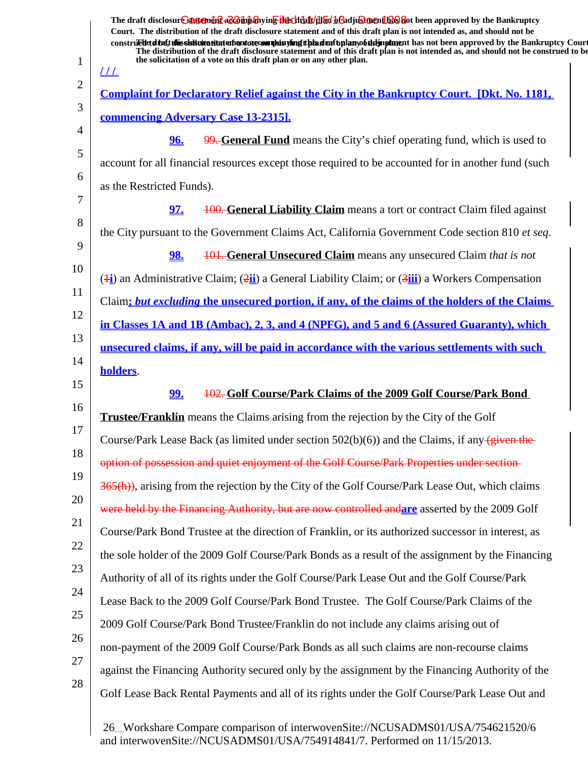/ / /

Complaint for Declaratory Relief against the City in the Bankruptcy Court. [Dkt. No. 1181, commencing Adversary Case 13-2315].

96. ~~99.~~ **General Fund** means the City's chief operating fund, which is used to account for all financial resources except those required to be accounted for in another fund (such as the Restricted Funds).

97. ~~100.~~ **General Liability Claim** means a tort or contract Claim filed against the City pursuant to the Government Claims Act, California Government Code section 810 *et seq*.

98. ~~101.~~ **General Unsecured Claim** means any unsecured Claim *that is not* (~~1~~i) an Administrative Claim; (~~2~~ii) a General Liability Claim; or (~~3~~iii) a Workers Compensation Claim; *but excluding* the unsecured portion, if any, of the claims of the holders of the Claims in Classes 1A and 1B (Ambac), 2, 3, and 4 (NPFG), and 5 and 6 (Assured Guaranty), which unsecured claims, if any, will be paid in accordance with the various settlements with such holders.

99. ~~102.~~ **Golf Course/Park Claims of the 2009 Golf Course/Park Bond Trustee/Franklin** means the Claims arising from the rejection by the City of the Golf Course/Park Lease Back (as limited under section 502(b)(6)) and the Claims, if any ~~(given the option of possession and quiet enjoyment of the Golf Course/Park Properties under section 365(h))~~, arising from the rejection by the City of the Golf Course/Park Lease Out, which claims ~~were held by the Financing Authority, but are now controlled and~~are asserted by the 2009 Golf Course/Park Bond Trustee at the direction of Franklin, or its authorized successor in interest, as the sole holder of the 2009 Golf Course/Park Bonds as a result of the assignment by the Financing Authority of all of its rights under the Golf Course/Park Lease Out and the Golf Course/Park Lease Back to the 2009 Golf Course/Park Bond Trustee. The Golf Course/Park Claims of the 2009 Golf Course/Park Bond Trustee/Franklin do not include any claims arising out of non-payment of the 2009 Golf Course/Park Bonds as all such claims are non-recourse claims against the Financing Authority secured only by the assignment by the Financing Authority of the Golf Lease Back Rental Payments and all of its rights under the Golf Course/Park Lease Out and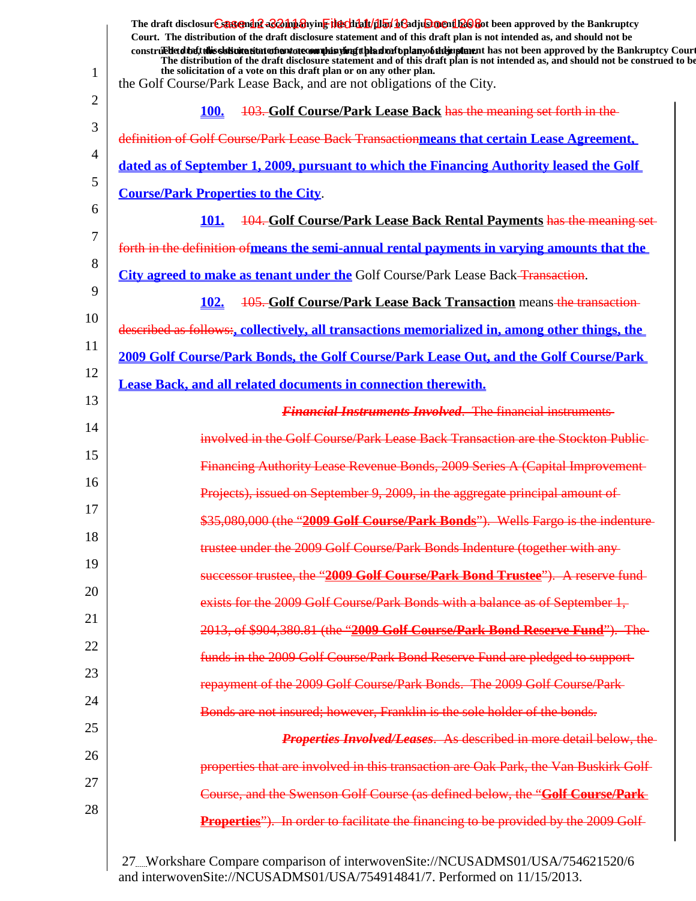the Golf Course/Park Lease Back, and are not obligations of the City.

**100.** ~~103.~~ **Golf Course/Park Lease Back** ~~has the meaning set forth in the definition of Golf Course/Park Lease Back Transaction~~**means that certain Lease Agreement, dated as of September 1, 2009, pursuant to which the Financing Authority leased the Golf Course/Park Properties to the City**.

**101.** ~~104.~~ **Golf Course/Park Lease Back Rental Payments** ~~has the meaning set forth in the definition of~~**means the semi-annual rental payments in varying amounts that the City agreed to make as tenant under the** Golf Course/Park Lease Back ~~Transaction~~.

**102.** ~~105.~~ **Golf Course/Park Lease Back Transaction** means ~~the transaction described as follows:~~**, collectively, all transactions memorialized in, among other things, the 2009 Golf Course/Park Bonds, the Golf Course/Park Lease Out, and the Golf Course/Park Lease Back, and all related documents in connection therewith.**

~~***Financial Instruments Involved***. The financial instruments involved in the Golf Course/Park Lease Back Transaction are the Stockton Public Financing Authority Lease Revenue Bonds, 2009 Series A (Capital Improvement Projects), issued on September 9, 2009, in the aggregate principal amount of $35,080,000 (the "**2009 Golf Course/Park Bonds**"). Wells Fargo is the indenture trustee under the 2009 Golf Course/Park Bonds Indenture (together with any successor trustee, the "**2009 Golf Course/Park Bond Trustee**"). A reserve fund exists for the 2009 Golf Course/Park Bonds with a balance as of September 1, 2013, of $904,380.81 (the "**2009 Golf Course/Park Bond Reserve Fund**"). The funds in the 2009 Golf Course/Park Bond Reserve Fund are pledged to support repayment of the 2009 Golf Course/Park Bonds. The 2009 Golf Course/Park Bonds are not insured; however, Franklin is the sole holder of the bonds.~~

~~***Properties Involved/Leases***. As described in more detail below, the properties that are involved in this transaction are Oak Park, the Van Buskirk Golf Course, and the Swenson Golf Course (as defined below, the "**Golf Course/Park Properties**"). In order to facilitate the financing to be provided by the 2009 Golf~~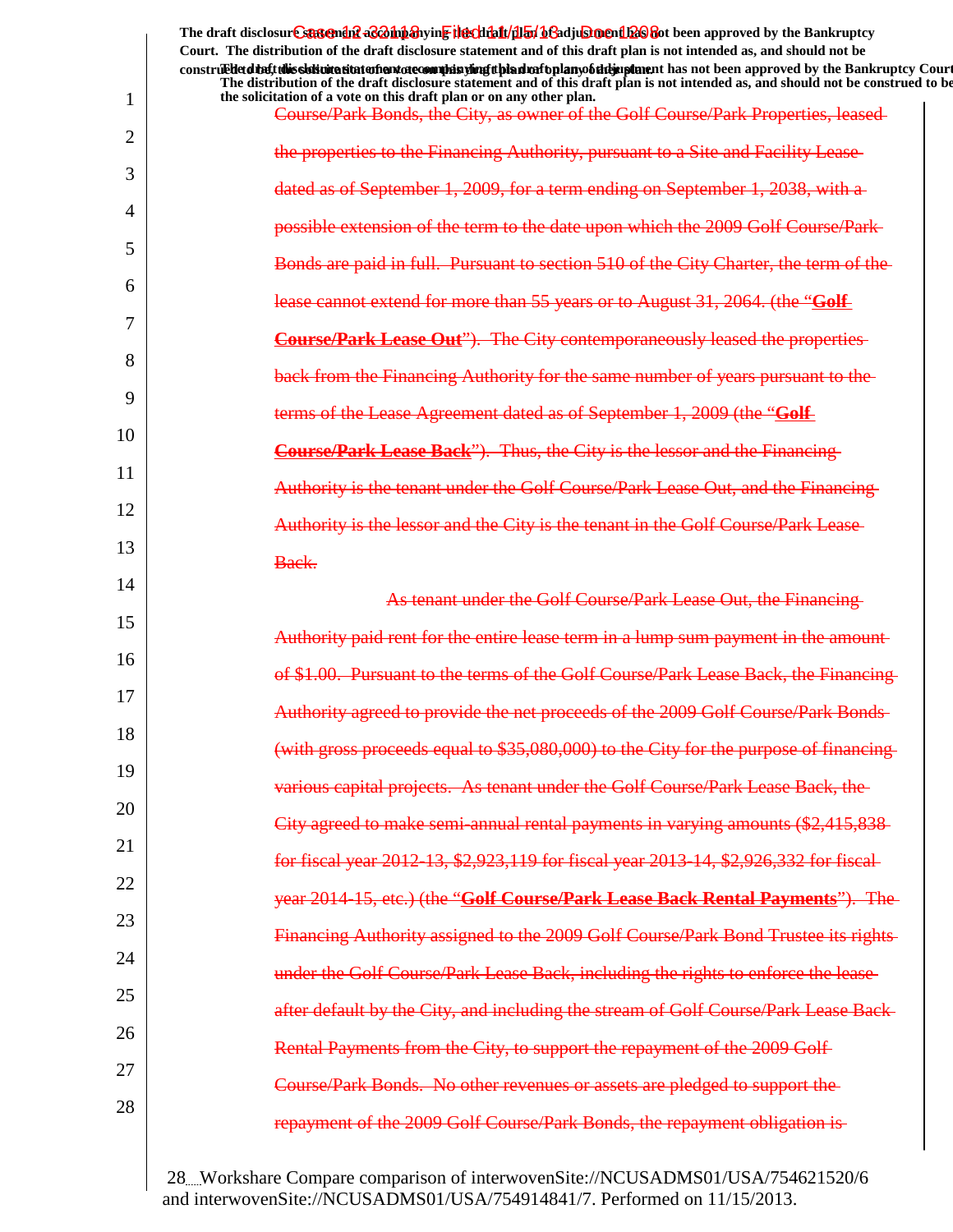The draft disclosure statement accompanying this draft plan of adjustment has not been approved by the Bankruptcy Court. The distribution of the draft disclosure statement and of this draft plan is not intended as, and should not be construed to be, the solicitation of a vote on this draft plan or on any other plan.

Course/Park Bonds, the City, as owner of the Golf Course/Park Properties, leased the properties to the Financing Authority, pursuant to a Site and Facility Lease dated as of September 1, 2009, for a term ending on September 1, 2038, with a possible extension of the term to the date upon which the 2009 Golf Course/Park Bonds are paid in full. Pursuant to section 510 of the City Charter, the term of the lease cannot extend for more than 55 years or to August 31, 2064. (the "**Golf Course/Park Lease Out**"). The City contemporaneously leased the properties back from the Financing Authority for the same number of years pursuant to the terms of the Lease Agreement dated as of September 1, 2009 (the "**Golf Course/Park Lease Back**"). Thus, the City is the lessor and the Financing Authority is the tenant under the Golf Course/Park Lease Out, and the Financing Authority is the lessor and the City is the tenant in the Golf Course/Park Lease Back.

As tenant under the Golf Course/Park Lease Out, the Financing Authority paid rent for the entire lease term in a lump sum payment in the amount of $1.00. Pursuant to the terms of the Golf Course/Park Lease Back, the Financing Authority agreed to provide the net proceeds of the 2009 Golf Course/Park Bonds (with gross proceeds equal to $35,080,000) to the City for the purpose of financing various capital projects. As tenant under the Golf Course/Park Lease Back, the City agreed to make semi-annual rental payments in varying amounts ($2,415,838 for fiscal year 2012-13, $2,923,119 for fiscal year 2013-14, $2,926,332 for fiscal year 2014-15, etc.) (the "**Golf Course/Park Lease Back Rental Payments**"). The Financing Authority assigned to the 2009 Golf Course/Park Bond Trustee its rights under the Golf Course/Park Lease Back, including the rights to enforce the lease after default by the City, and including the stream of Golf Course/Park Lease Back Rental Payments from the City, to support the repayment of the 2009 Golf Course/Park Bonds. No other revenues or assets are pledged to support the repayment of the 2009 Golf Course/Park Bonds, the repayment obligation is

Workshare Compare comparison of interwovenSite://NCUSADMS01/USA/754621520/6 and interwovenSite://NCUSADMS01/USA/754914841/7. Performed on 11/15/2013.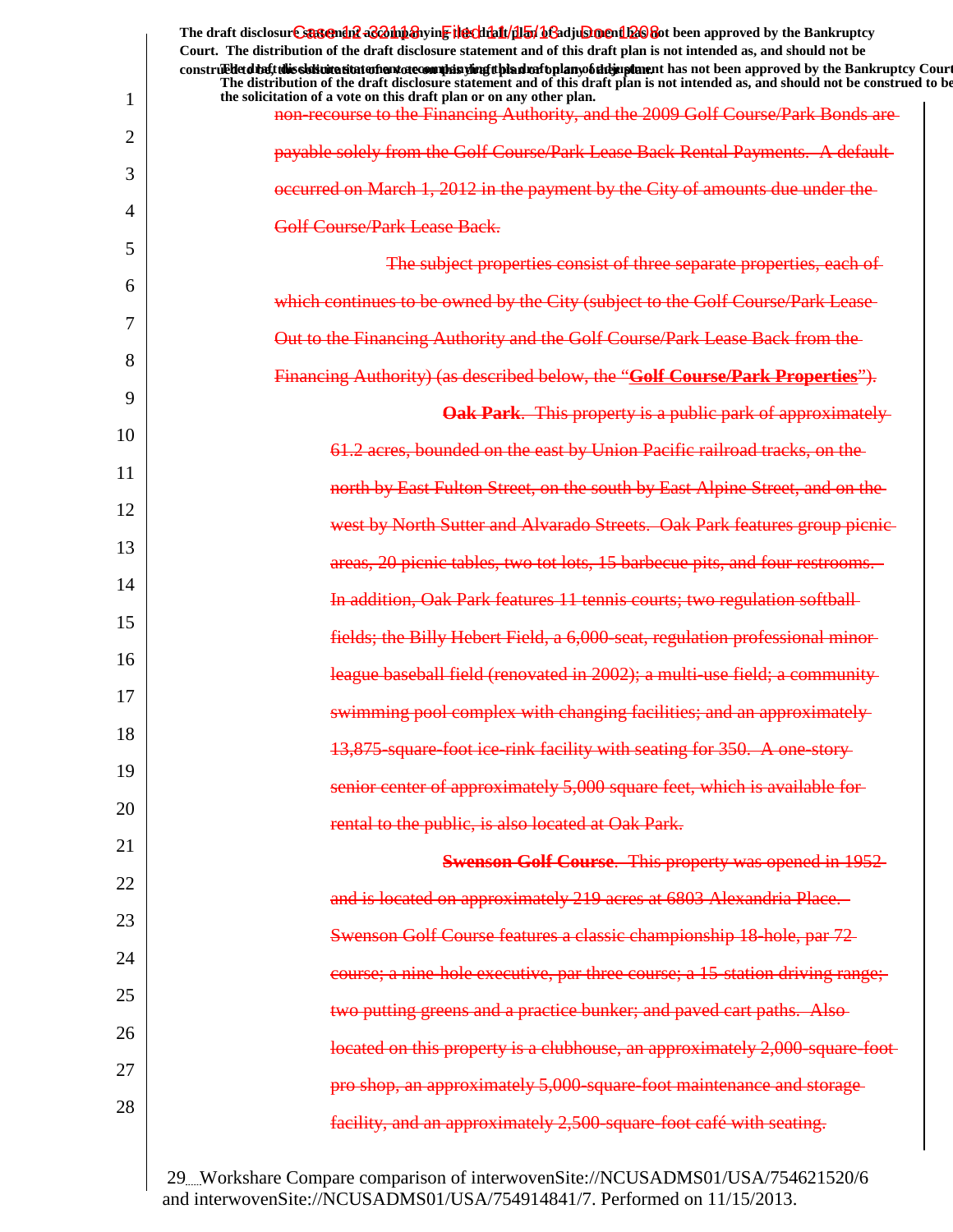The draft disclosure statement accompanying this draft plan of adjustment has not been approved by the Bankruptcy Court. The distribution of the draft disclosure statement and of this draft plan is not intended as, and should not be construed to be, the solicitation of a vote on this draft plan or on any other plan.

non-recourse to the Financing Authority, and the 2009 Golf Course/Park Bonds are payable solely from the Golf Course/Park Lease Back Rental Payments. A default occurred on March 1, 2012 in the payment by the City of amounts due under the Golf Course/Park Lease Back.

The subject properties consist of three separate properties, each of which continues to be owned by the City (subject to the Golf Course/Park Lease Out to the Financing Authority and the Golf Course/Park Lease Back from the Financing Authority) (as described below, the "**Golf Course/Park Properties**").

**Oak Park**. This property is a public park of approximately 61.2 acres, bounded on the east by Union Pacific railroad tracks, on the north by East Fulton Street, on the south by East Alpine Street, and on the west by North Sutter and Alvarado Streets. Oak Park features group picnic areas, 20 picnic tables, two tot lots, 15 barbecue pits, and four restrooms. In addition, Oak Park features 11 tennis courts; two regulation softball fields; the Billy Hebert Field, a 6,000-seat, regulation professional minor league baseball field (renovated in 2002); a multi-use field; a community swimming pool complex with changing facilities; and an approximately 13,875-square-foot ice-rink facility with seating for 350. A one-story senior center of approximately 5,000 square feet, which is available for rental to the public, is also located at Oak Park.

**Swenson Golf Course**. This property was opened in 1952 and is located on approximately 219 acres at 6803 Alexandria Place. Swenson Golf Course features a classic championship 18-hole, par 72 course; a nine-hole executive, par three course; a 15-station driving range; two putting greens and a practice bunker; and paved cart paths. Also located on this property is a clubhouse, an approximately 2,000-square-foot pro shop, an approximately 5,000-square-foot maintenance and storage facility, and an approximately 2,500-square-foot café with seating.

Workshare Compare comparison of interwovenSite://NCUSADMS01/USA/754621520/6 and interwovenSite://NCUSADMS01/USA/754914841/7. Performed on 11/15/2013.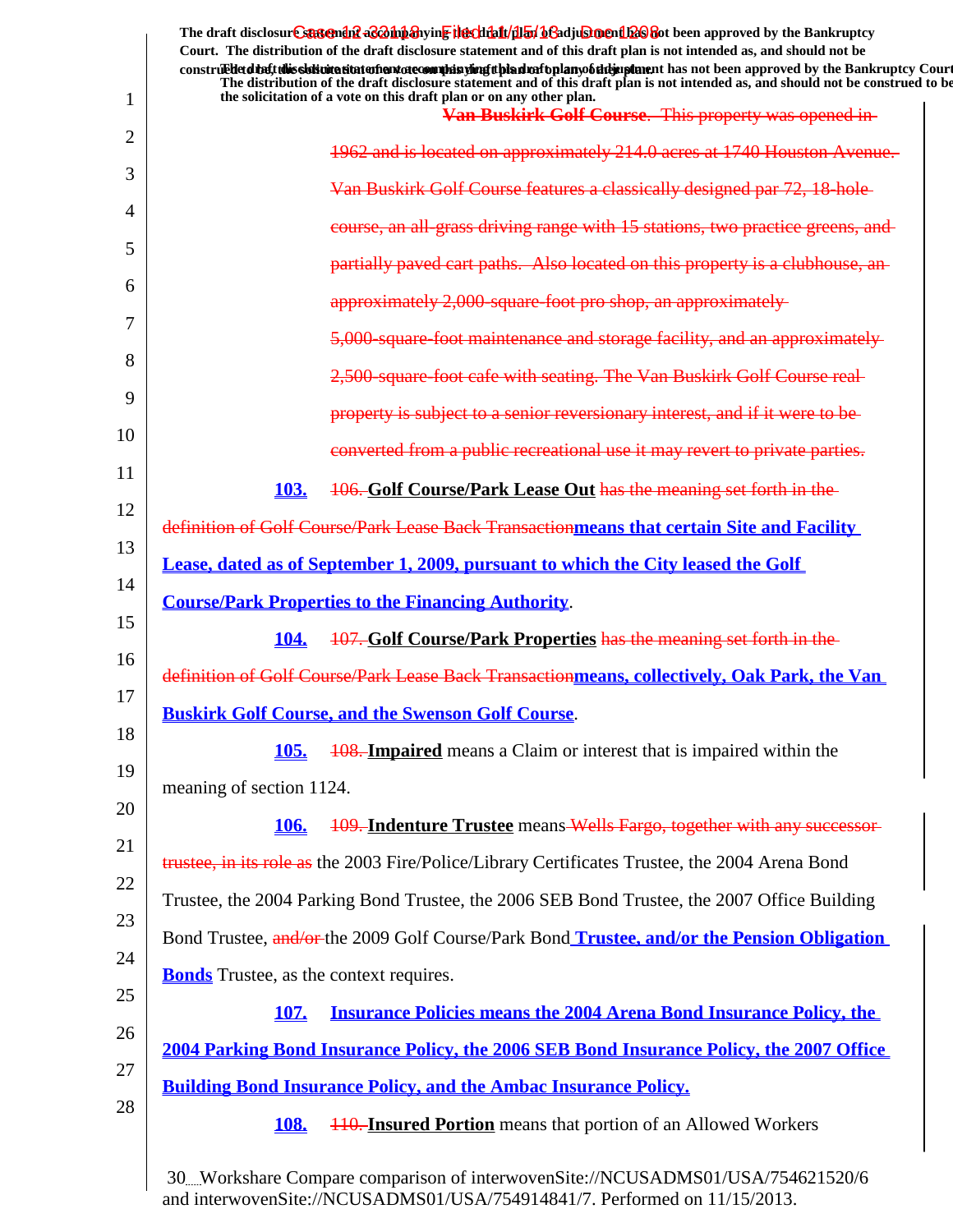The draft disclosure statement accompanying the draft plan of adjustment has not been approved by the Bankruptcy Court. The distribution of the draft disclosure statement and of this draft plan is not intended as, and should not be construed to be, the solicitation of a vote on this draft plan or on any other plan.

~~Van Buskirk Golf Course. This property was opened in 1962 and is located on approximately 214.0 acres at 1740 Houston Avenue. Van Buskirk Golf Course features a classically designed par 72, 18-hole course, an all-grass driving range with 15 stations, two practice greens, and partially paved cart paths. Also located on this property is a clubhouse, an approximately 2,000-square-foot pro shop, an approximately 5,000-square-foot maintenance and storage facility, and an approximately 2,500-square-foot cafe with seating. The Van Buskirk Golf Course real property is subject to a senior reversionary interest, and if it were to be converted from a public recreational use it may revert to private parties.~~

**103.** ~~106.~~ **Golf Course/Park Lease Out** ~~has the meaning set forth in the definition of Golf Course/Park Lease Back Transaction~~**means that certain Site and Facility Lease, dated as of September 1, 2009, pursuant to which the City leased the Golf Course/Park Properties to the Financing Authority**.

**104.** ~~107.~~ **Golf Course/Park Properties** ~~has the meaning set forth in the definition of Golf Course/Park Lease Back Transaction~~**means, collectively, Oak Park, the Van Buskirk Golf Course, and the Swenson Golf Course**.

**105.** ~~108.~~ **Impaired** means a Claim or interest that is impaired within the meaning of section 1124.

**106.** ~~109.~~ **Indenture Trustee** means ~~Wells Fargo, together with any successor trustee, in its role as~~ the 2003 Fire/Police/Library Certificates Trustee, the 2004 Arena Bond Trustee, the 2004 Parking Bond Trustee, the 2006 SEB Bond Trustee, the 2007 Office Building Bond Trustee, ~~and/or~~ the 2009 Golf Course/Park Bond **Trustee, and/or the Pension Obligation Bonds** Trustee, as the context requires.

**107. Insurance Policies means the 2004 Arena Bond Insurance Policy, the 2004 Parking Bond Insurance Policy, the 2006 SEB Bond Insurance Policy, the 2007 Office Building Bond Insurance Policy, and the Ambac Insurance Policy.**

**108.** ~~110.~~ **Insured Portion** means that portion of an Allowed Workers

30 Workshare Compare comparison of interwovenSite://NCUSADMS01/USA/754621520/6 and interwovenSite://NCUSADMS01/USA/754914841/7. Performed on 11/15/2013.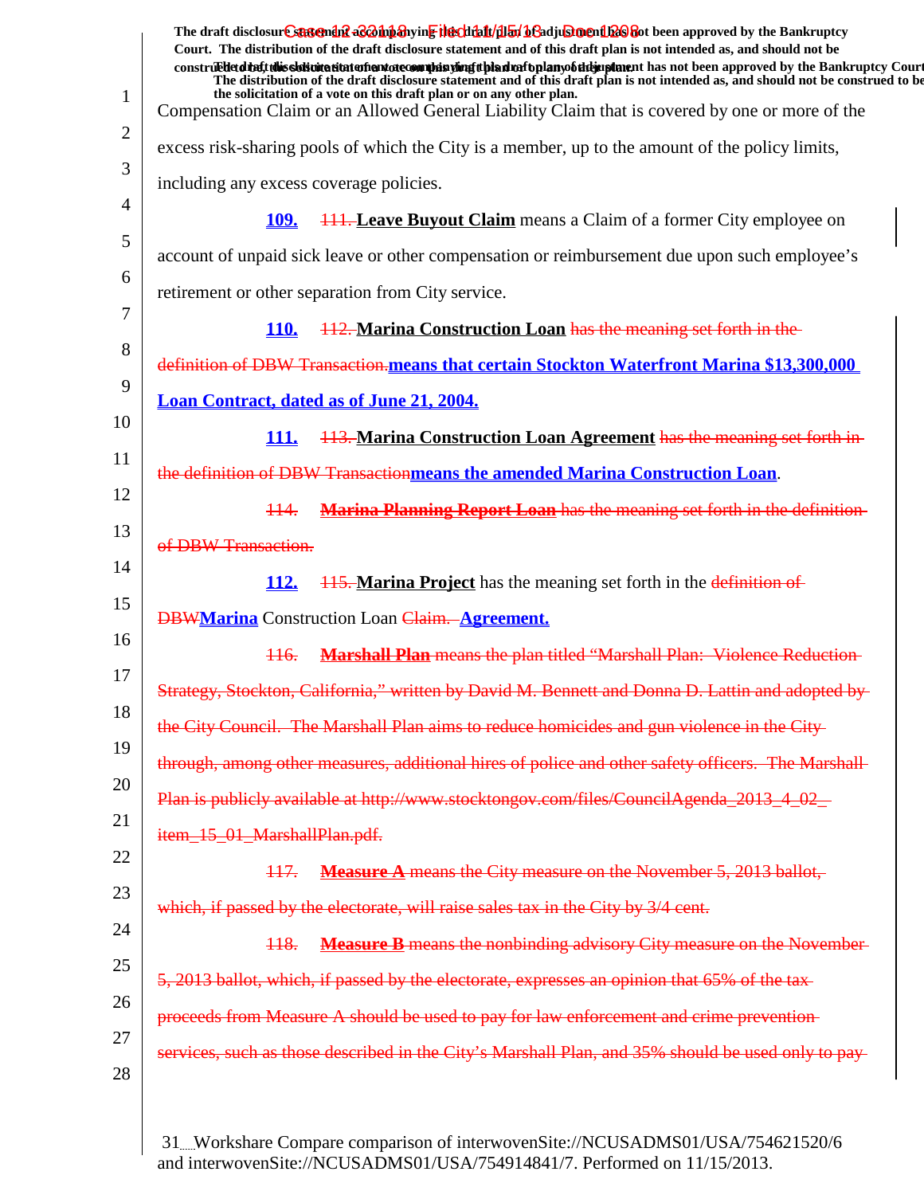Compensation Claim or an Allowed General Liability Claim that is covered by one or more of the excess risk-sharing pools of which the City is a member, up to the amount of the policy limits, including any excess coverage policies.

**109.** ~~111.~~ **Leave Buyout Claim** means a Claim of a former City employee on account of unpaid sick leave or other compensation or reimbursement due upon such employee's retirement or other separation from City service.

**110.** ~~112.~~ **Marina Construction Loan** ~~has the meaning set forth in the definition of DBW Transaction.~~**means that certain Stockton Waterfront Marina $13,300,000 Loan Contract, dated as of June 21, 2004.**

**111.** ~~113.~~ **Marina Construction Loan Agreement** ~~has the meaning set forth in the definition of DBW Transaction~~**means the amended Marina Construction Loan**.

~~114. **Marina Planning Report Loan** has the meaning set forth in the definition of DBW Transaction.~~

**112.** ~~115.~~ **Marina Project** has the meaning set forth in the ~~definition of DBW~~**Marina** Construction Loan ~~Claim.~~ **Agreement.**

~~116. **Marshall Plan** means the plan titled "Marshall Plan: Violence Reduction Strategy, Stockton, California," written by David M. Bennett and Donna D. Lattin and adopted by the City Council. The Marshall Plan aims to reduce homicides and gun violence in the City through, among other measures, additional hires of police and other safety officers. The Marshall Plan is publicly available at http://www.stocktongov.com/files/CouncilAgenda_2013_4_02_item_15_01_MarshallPlan.pdf.~~

~~117. **Measure A** means the City measure on the November 5, 2013 ballot, which, if passed by the electorate, will raise sales tax in the City by 3/4 cent.~~

~~118. **Measure B** means the nonbinding advisory City measure on the November 5, 2013 ballot, which, if passed by the electorate, expresses an opinion that 65% of the tax proceeds from Measure A should be used to pay for law enforcement and crime prevention services, such as those described in the City's Marshall Plan, and 35% should be used only to pay~~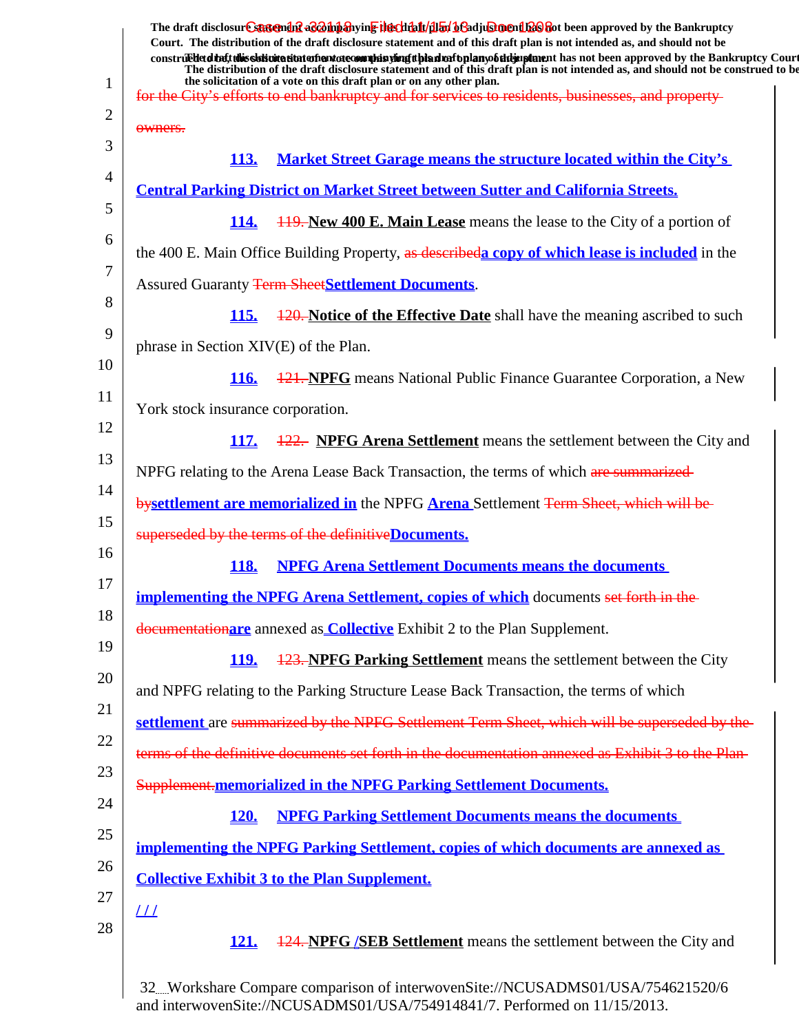for the City's efforts to end bankruptcy and for services to residents, businesses, and property owners.

**113. Market Street Garage means the structure located within the City's Central Parking District on Market Street between Sutter and California Streets.**

**114.** 119. **New 400 E. Main Lease** means the lease to the City of a portion of the 400 E. Main Office Building Property, as described**a copy of which lease is included** in the Assured Guaranty Term Sheet**Settlement Documents**.

**115.** 120. **Notice of the Effective Date** shall have the meaning ascribed to such phrase in Section XIV(E) of the Plan.

**116.** 121. **NPFG** means National Public Finance Guarantee Corporation, a New York stock insurance corporation.

**117.** 122. **NPFG Arena Settlement** means the settlement between the City and NPFG relating to the Arena Lease Back Transaction, the terms of which are summarized by**settlement are memorialized in** the NPFG **Arena** Settlement Term Sheet, which will be superseded by the terms of the definitive**Documents.**

**118. NPFG Arena Settlement Documents means the documents implementing the NPFG Arena Settlement, copies of which** documents set forth in the documentation**are** annexed as **Collective** Exhibit 2 to the Plan Supplement.

**119.** 123. **NPFG Parking Settlement** means the settlement between the City and NPFG relating to the Parking Structure Lease Back Transaction, the terms of which **settlement** are summarized by the NPFG Settlement Term Sheet, which will be superseded by the terms of the definitive documents set forth in the documentation annexed as Exhibit 3 to the Plan Supplement.**memorialized in the NPFG Parking Settlement Documents.**

**120. NPFG Parking Settlement Documents means the documents implementing the NPFG Parking Settlement, copies of which documents are annexed as Collective Exhibit 3 to the Plan Supplement.**

**/ / /**

**121.** 124. **NPFG /SEB Settlement** means the settlement between the City and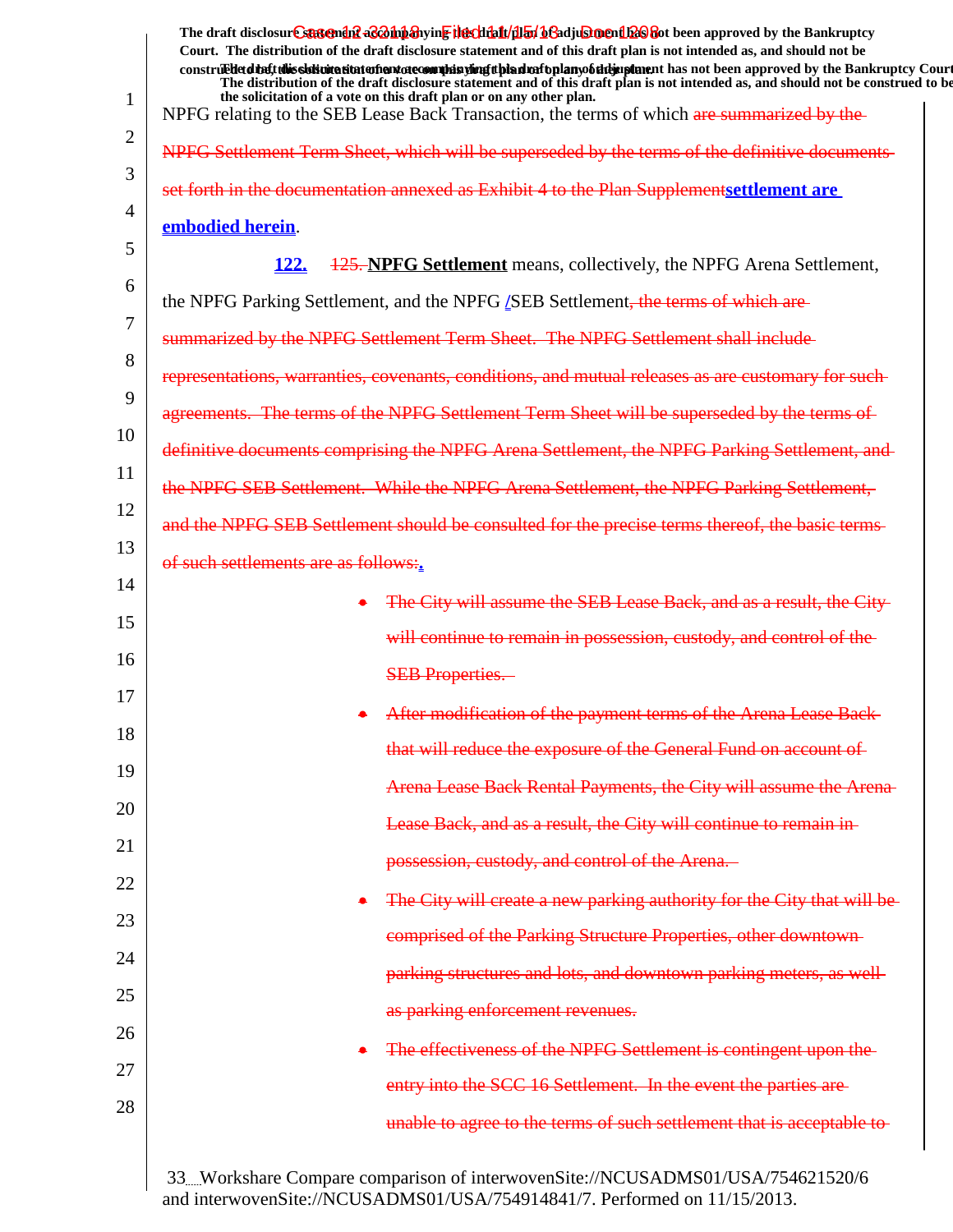NPFG relating to the SEB Lease Back Transaction, the terms of which ~~are summarized by the NPFG Settlement Term Sheet, which will be superseded by the terms of the definitive documents set forth in the documentation annexed as Exhibit 4 to the Plan Supplement~~settlement are embodied herein.

122. ~~125.~~ **NPFG Settlement** means, collectively, the NPFG Arena Settlement, the NPFG Parking Settlement, and the NPFG /SEB Settlement~~, the terms of which are summarized by the NPFG Settlement Term Sheet. The NPFG Settlement shall include representations, warranties, covenants, conditions, and mutual releases as are customary for such agreements. The terms of the NPFG Settlement Term Sheet will be superseded by the terms of definitive documents comprising the NPFG Arena Settlement, the NPFG Parking Settlement, and the NPFG SEB Settlement. While the NPFG Arena Settlement, the NPFG Parking Settlement, and the NPFG SEB Settlement should be consulted for the precise terms thereof, the basic terms of such settlements are as follows:~~.

- ~~The City will assume the SEB Lease Back, and as a result, the City will continue to remain in possession, custody, and control of the SEB Properties.~~
- ~~After modification of the payment terms of the Arena Lease Back that will reduce the exposure of the General Fund on account of Arena Lease Back Rental Payments, the City will assume the Arena Lease Back, and as a result, the City will continue to remain in possession, custody, and control of the Arena.~~
- ~~The City will create a new parking authority for the City that will be comprised of the Parking Structure Properties, other downtown parking structures and lots, and downtown parking meters, as well as parking enforcement revenues.~~
- ~~The effectiveness of the NPFG Settlement is contingent upon the entry into the SCC 16 Settlement. In the event the parties are unable to agree to the terms of such settlement that is acceptable to~~

Workshare Compare comparison of interwovenSite://NCUSADMS01/USA/754621520/6 and interwovenSite://NCUSADMS01/USA/754914841/7. Performed on 11/15/2013.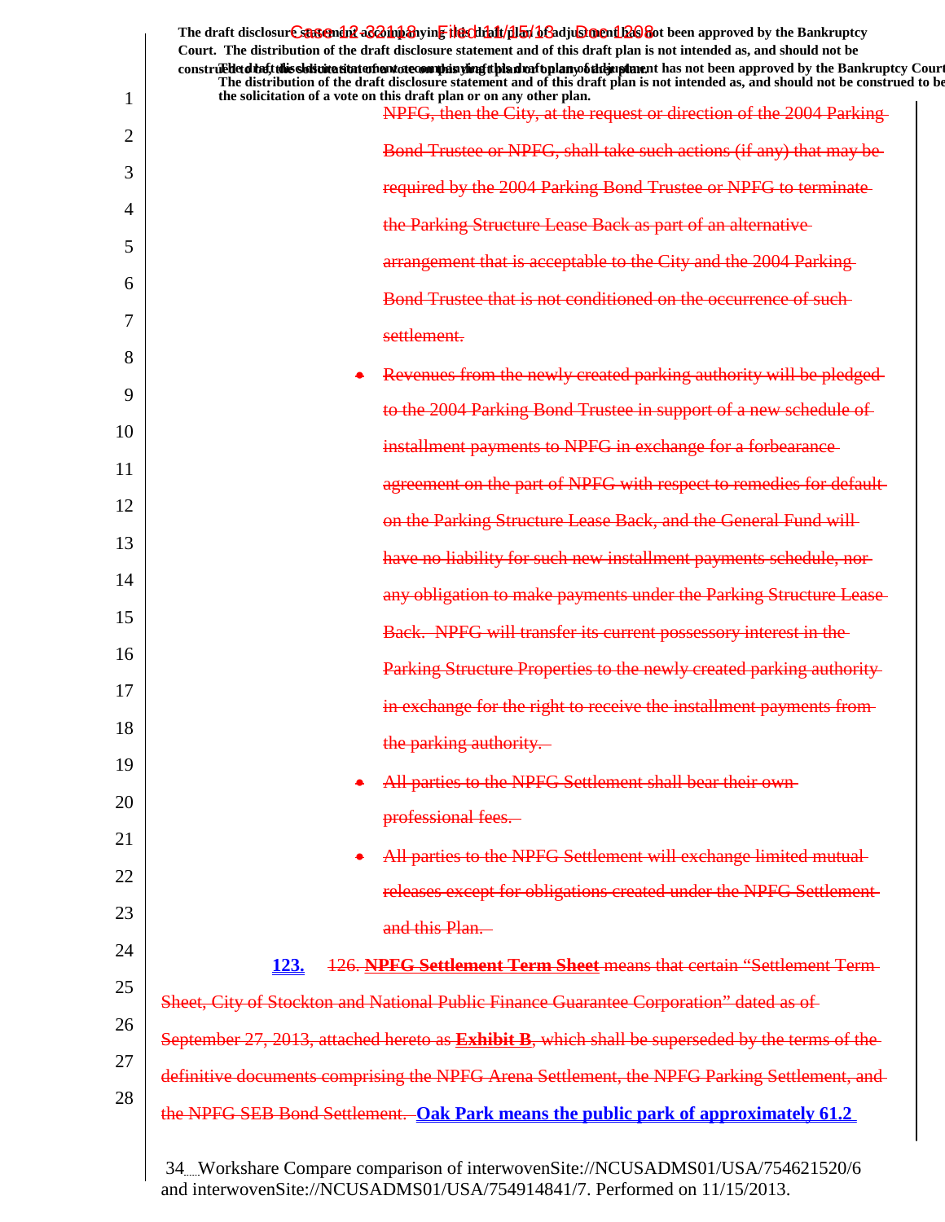NPFG, then the City, at the request or direction of the 2004 Parking Bond Trustee or NPFG, shall take such actions (if any) that may be required by the 2004 Parking Bond Trustee or NPFG to terminate the Parking Structure Lease Back as part of an alternative arrangement that is acceptable to the City and the 2004 Parking Bond Trustee that is not conditioned on the occurrence of such settlement.

- Revenues from the newly created parking authority will be pledged to the 2004 Parking Bond Trustee in support of a new schedule of installment payments to NPFG in exchange for a forbearance agreement on the part of NPFG with respect to remedies for default on the Parking Structure Lease Back, and the General Fund will have no liability for such new installment payments schedule, nor any obligation to make payments under the Parking Structure Lease Back. NPFG will transfer its current possessory interest in the Parking Structure Properties to the newly created parking authority in exchange for the right to receive the installment payments from the parking authority.
- All parties to the NPFG Settlement shall bear their own professional fees.
- All parties to the NPFG Settlement will exchange limited mutual releases except for obligations created under the NPFG Settlement and this Plan.

**123.** 126. **NPFG Settlement Term Sheet** means that certain "Settlement Term Sheet, City of Stockton and National Public Finance Guarantee Corporation" dated as of September 27, 2013, attached hereto as **Exhibit B**, which shall be superseded by the terms of the definitive documents comprising the NPFG Arena Settlement, the NPFG Parking Settlement, and the NPFG SEB Bond Settlement. **Oak Park means the public park of approximately 61.2**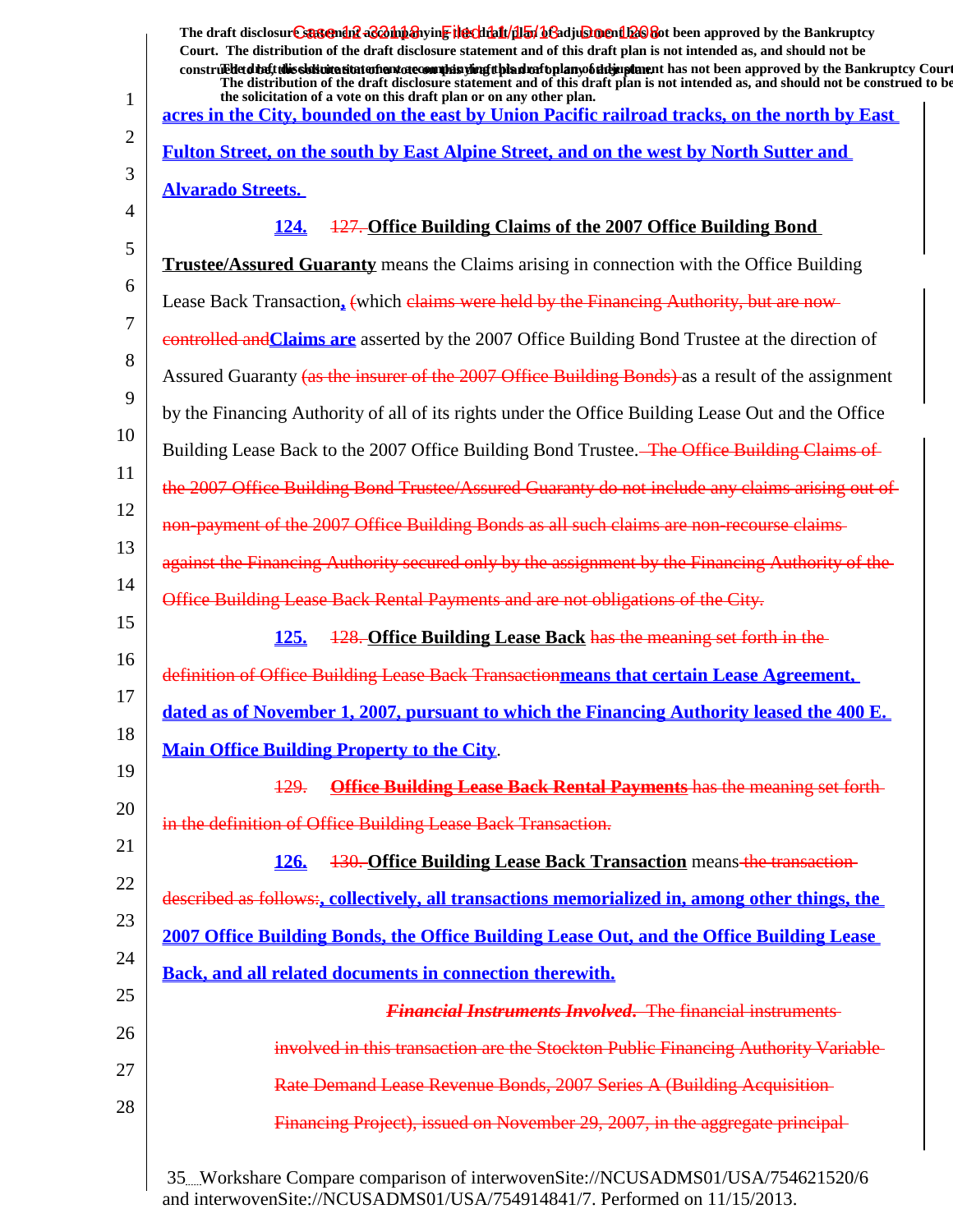acres in the City, bounded on the east by Union Pacific railroad tracks, on the north by East Fulton Street, on the south by East Alpine Street, and on the west by North Sutter and Alvarado Streets.

124. ~~127.~~ **Office Building Claims of the 2007 Office Building Bond Trustee/Assured Guaranty** means the Claims arising in connection with the Office Building Lease Back Transaction, ~~(~~which ~~claims were held by the Financing Authority, but are now controlled and~~ Claims are asserted by the 2007 Office Building Bond Trustee at the direction of Assured Guaranty ~~(as the insurer of the 2007 Office Building Bonds)~~ as a result of the assignment by the Financing Authority of all of its rights under the Office Building Lease Out and the Office Building Lease Back to the 2007 Office Building Bond Trustee. ~~The Office Building Claims of the 2007 Office Building Bond Trustee/Assured Guaranty do not include any claims arising out of non-payment of the 2007 Office Building Bonds as all such claims are non-recourse claims against the Financing Authority secured only by the assignment by the Financing Authority of the Office Building Lease Back Rental Payments and are not obligations of the City.~~

125. ~~128.~~ **Office Building Lease Back** ~~has the meaning set forth in the definition of Office Building Lease Back Transaction~~ means that certain Lease Agreement, dated as of November 1, 2007, pursuant to which the Financing Authority leased the 400 E. Main Office Building Property to the City.

~~129. **Office Building Lease Back Rental Payments** has the meaning set forth in the definition of Office Building Lease Back Transaction.~~

126. ~~130.~~ **Office Building Lease Back Transaction** means ~~the transaction described as follows:~~, collectively, all transactions memorialized in, among other things, the 2007 Office Building Bonds, the Office Building Lease Out, and the Office Building Lease Back, and all related documents in connection therewith.

~~***Financial Instruments Involved.*** The financial instruments involved in this transaction are the Stockton Public Financing Authority Variable Rate Demand Lease Revenue Bonds, 2007 Series A (Building Acquisition Financing Project), issued on November 29, 2007, in the aggregate principal~~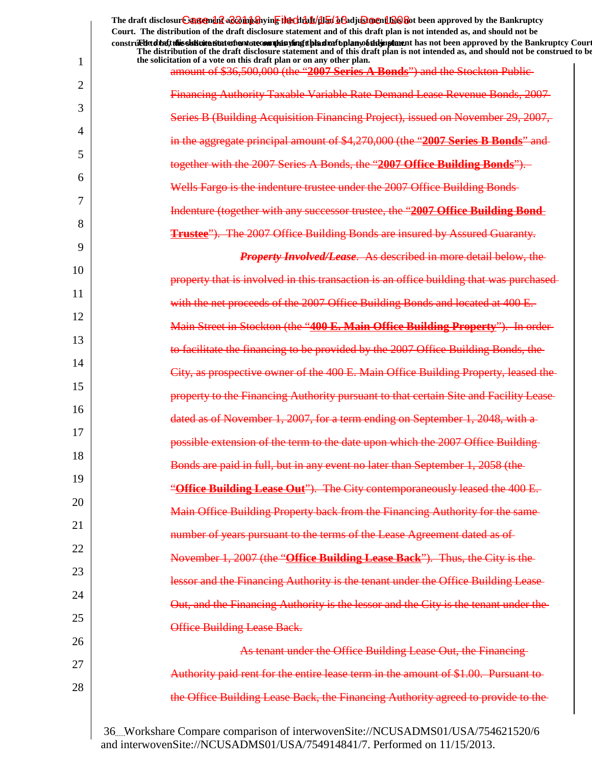amount of $36,500,000 (the "**2007 Series A Bonds**") and the Stockton Public Financing Authority Taxable Variable Rate Demand Lease Revenue Bonds, 2007 Series B (Building Acquisition Financing Project), issued on November 29, 2007, in the aggregate principal amount of $4,270,000 (the "**2007 Series B Bonds**" and together with the 2007 Series A Bonds, the "**2007 Office Building Bonds**"). Wells Fargo is the indenture trustee under the 2007 Office Building Bonds Indenture (together with any successor trustee, the "**2007 Office Building Bond Trustee**"). The 2007 Office Building Bonds are insured by Assured Guaranty.

***Property Involved/Lease***. As described in more detail below, the property that is involved in this transaction is an office building that was purchased with the net proceeds of the 2007 Office Building Bonds and located at 400 E. Main Street in Stockton (the "**400 E. Main Office Building Property**"). In order to facilitate the financing to be provided by the 2007 Office Building Bonds, the City, as prospective owner of the 400 E. Main Office Building Property, leased the property to the Financing Authority pursuant to that certain Site and Facility Lease dated as of November 1, 2007, for a term ending on September 1, 2048, with a possible extension of the term to the date upon which the 2007 Office Building Bonds are paid in full, but in any event no later than September 1, 2058 (the "**Office Building Lease Out**"). The City contemporaneously leased the 400 E. Main Office Building Property back from the Financing Authority for the same number of years pursuant to the terms of the Lease Agreement dated as of November 1, 2007 (the "**Office Building Lease Back**"). Thus, the City is the lessor and the Financing Authority is the tenant under the Office Building Lease Out, and the Financing Authority is the lessor and the City is the tenant under the Office Building Lease Back.

As tenant under the Office Building Lease Out, the Financing Authority paid rent for the entire lease term in the amount of $1.00. Pursuant to the Office Building Lease Back, the Financing Authority agreed to provide to the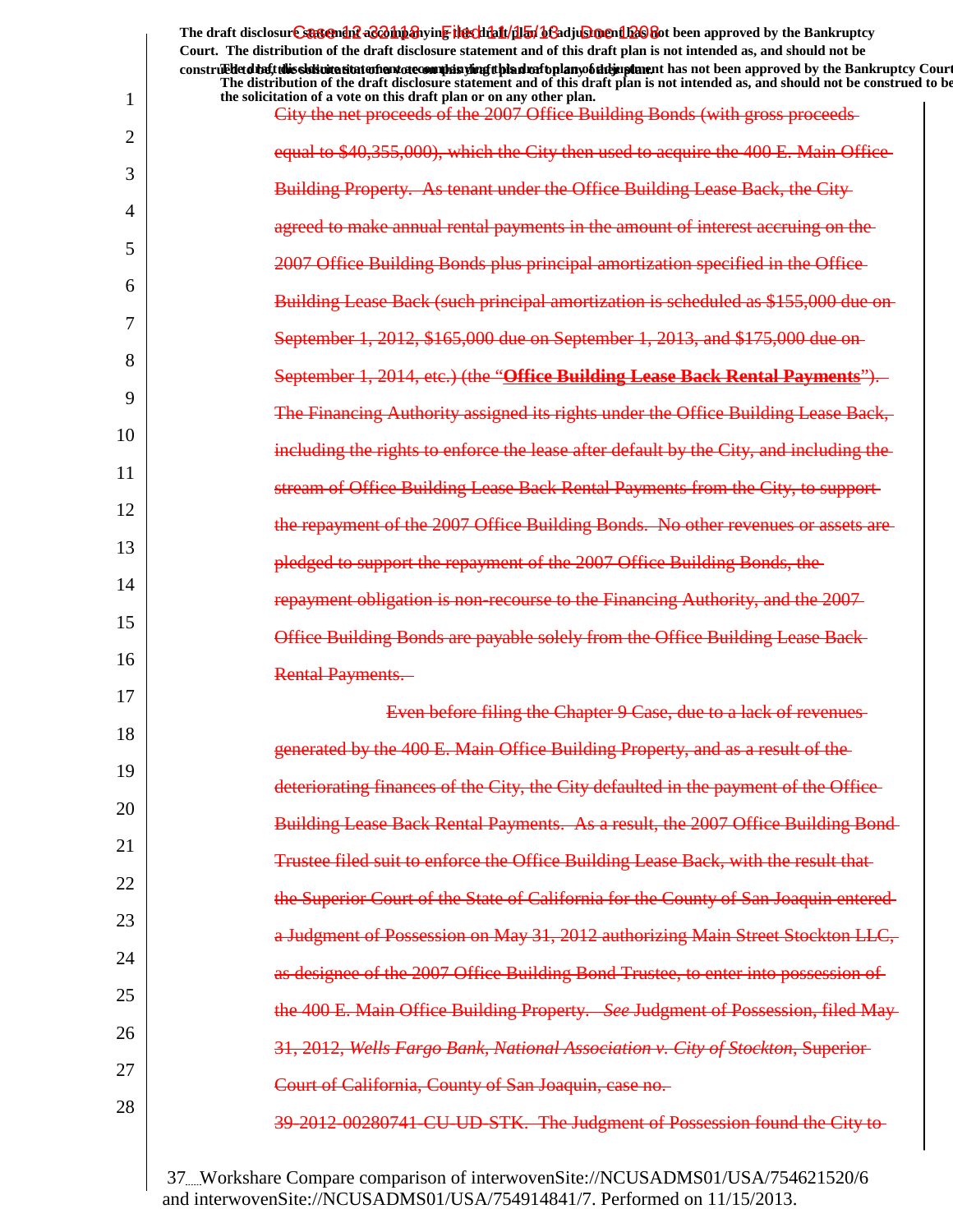The draft disclosure statement accompanying this draft plan of adjustment has not been approved by the Bankruptcy Court. The distribution of the draft disclosure statement and of this draft plan is not intended as, and should not be construed to be, the solicitation of a vote on this draft plan or on any other plan.

City the net proceeds of the 2007 Office Building Bonds (with gross proceeds equal to $40,355,000), which the City then used to acquire the 400 E. Main Office Building Property. As tenant under the Office Building Lease Back, the City agreed to make annual rental payments in the amount of interest accruing on the 2007 Office Building Bonds plus principal amortization specified in the Office Building Lease Back (such principal amortization is scheduled as $155,000 due on September 1, 2012, $165,000 due on September 1, 2013, and $175,000 due on September 1, 2014, etc.) (the "**Office Building Lease Back Rental Payments**"). The Financing Authority assigned its rights under the Office Building Lease Back, including the rights to enforce the lease after default by the City, and including the stream of Office Building Lease Back Rental Payments from the City, to support the repayment of the 2007 Office Building Bonds. No other revenues or assets are pledged to support the repayment of the 2007 Office Building Bonds, the repayment obligation is non-recourse to the Financing Authority, and the 2007 Office Building Bonds are payable solely from the Office Building Lease Back Rental Payments.

Even before filing the Chapter 9 Case, due to a lack of revenues generated by the 400 E. Main Office Building Property, and as a result of the deteriorating finances of the City, the City defaulted in the payment of the Office Building Lease Back Rental Payments. As a result, the 2007 Office Building Bond Trustee filed suit to enforce the Office Building Lease Back, with the result that the Superior Court of the State of California for the County of San Joaquin entered a Judgment of Possession on May 31, 2012 authorizing Main Street Stockton LLC, as designee of the 2007 Office Building Bond Trustee, to enter into possession of the 400 E. Main Office Building Property. *See* Judgment of Possession, filed May 31, 2012, *Wells Fargo Bank, National Association v. City of Stockton*, Superior Court of California, County of San Joaquin, case no. 39-2012-00280741-CU-UD-STK. The Judgment of Possession found the City to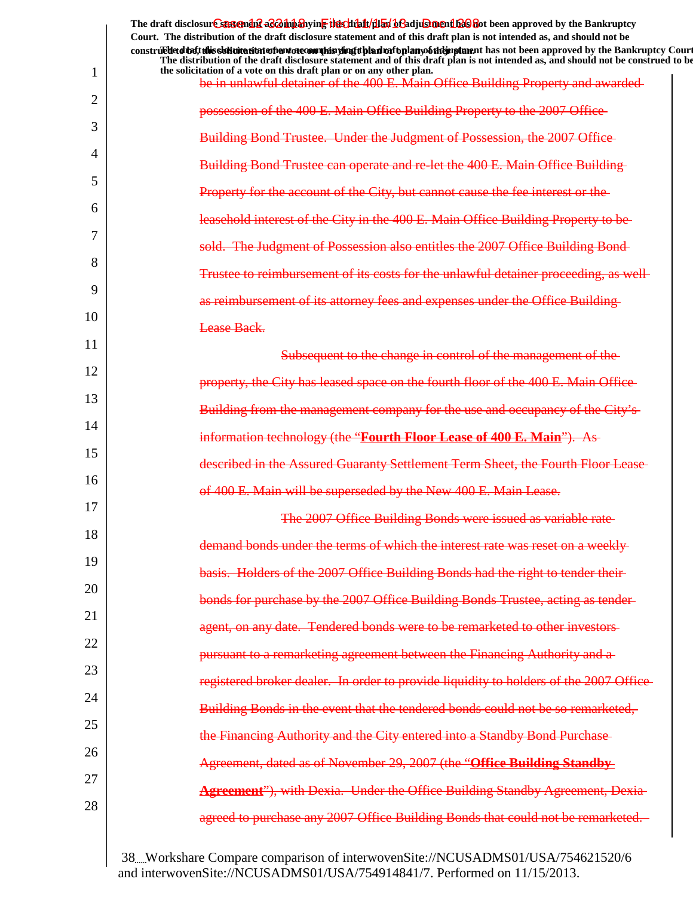be in unlawful detainer of the 400 E. Main Office Building Property and awarded possession of the 400 E. Main Office Building Property to the 2007 Office Building Bond Trustee. Under the Judgment of Possession, the 2007 Office Building Bond Trustee can operate and re-let the 400 E. Main Office Building Property for the account of the City, but cannot cause the fee interest or the leasehold interest of the City in the 400 E. Main Office Building Property to be sold. The Judgment of Possession also entitles the 2007 Office Building Bond Trustee to reimbursement of its costs for the unlawful detainer proceeding, as well as reimbursement of its attorney fees and expenses under the Office Building Lease Back.

Subsequent to the change in control of the management of the property, the City has leased space on the fourth floor of the 400 E. Main Office Building from the management company for the use and occupancy of the City's information technology (the "**Fourth Floor Lease of 400 E. Main**"). As described in the Assured Guaranty Settlement Term Sheet, the Fourth Floor Lease of 400 E. Main will be superseded by the New 400 E. Main Lease.

The 2007 Office Building Bonds were issued as variable rate demand bonds under the terms of which the interest rate was reset on a weekly basis. Holders of the 2007 Office Building Bonds had the right to tender their bonds for purchase by the 2007 Office Building Bonds Trustee, acting as tender agent, on any date. Tendered bonds were to be remarketed to other investors pursuant to a remarketing agreement between the Financing Authority and a registered broker dealer. In order to provide liquidity to holders of the 2007 Office Building Bonds in the event that the tendered bonds could not be so remarketed, the Financing Authority and the City entered into a Standby Bond Purchase Agreement, dated as of November 29, 2007 (the "**Office Building Standby Agreement**"), with Dexia. Under the Office Building Standby Agreement, Dexia agreed to purchase any 2007 Office Building Bonds that could not be remarketed.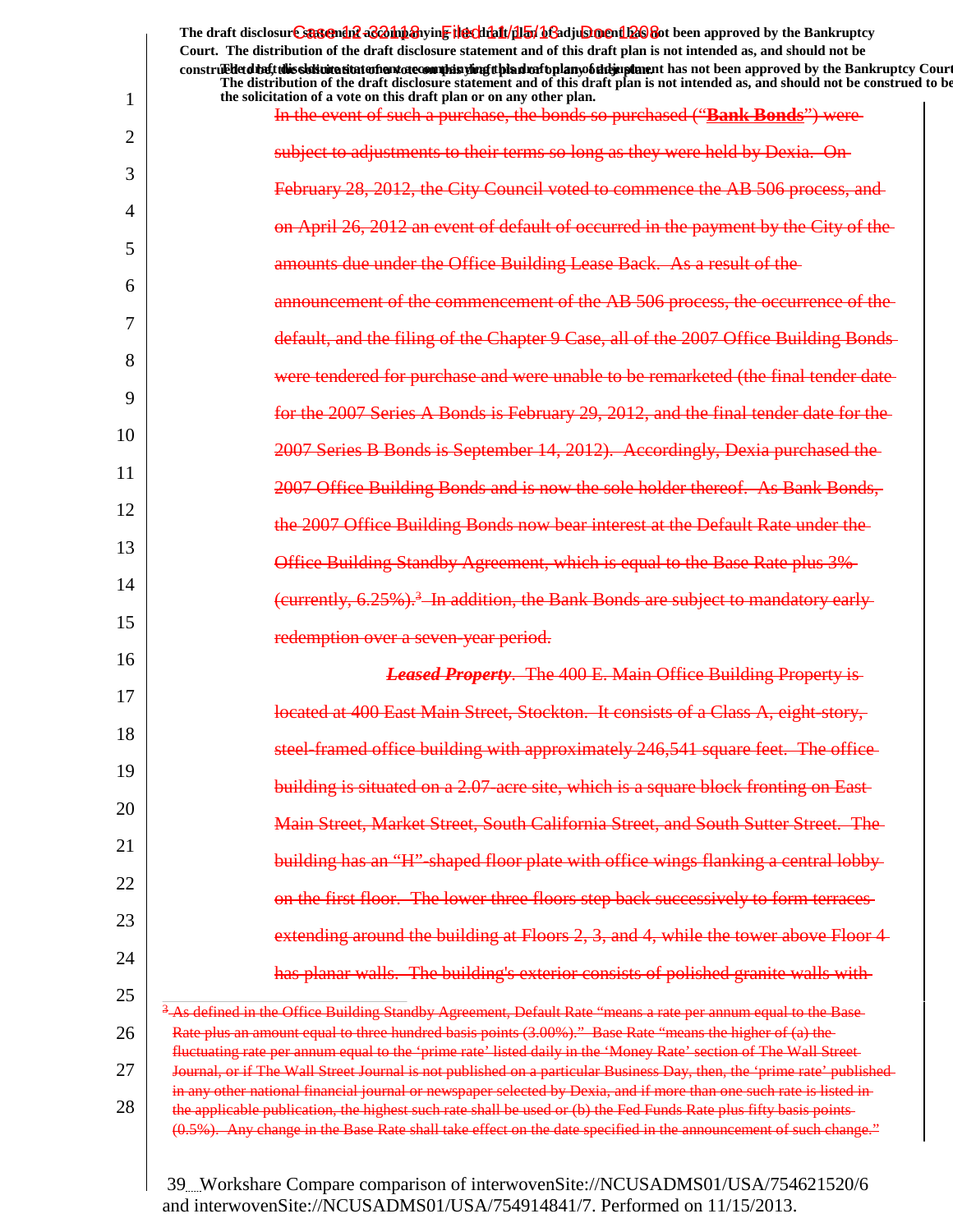In the event of such a purchase, the bonds so purchased ("**Bank Bonds**") were subject to adjustments to their terms so long as they were held by Dexia. On February 28, 2012, the City Council voted to commence the AB 506 process, and on April 26, 2012 an event of default of occurred in the payment by the City of the amounts due under the Office Building Lease Back. As a result of the announcement of the commencement of the AB 506 process, the occurrence of the default, and the filing of the Chapter 9 Case, all of the 2007 Office Building Bonds were tendered for purchase and were unable to be remarketed (the final tender date for the 2007 Series A Bonds is February 29, 2012, and the final tender date for the 2007 Series B Bonds is September 14, 2012). Accordingly, Dexia purchased the 2007 Office Building Bonds and is now the sole holder thereof. As Bank Bonds, the 2007 Office Building Bonds now bear interest at the Default Rate under the Office Building Standby Agreement, which is equal to the Base Rate plus 3% (currently, 6.25%).[3] In addition, the Bank Bonds are subject to mandatory early redemption over a seven-year period.

***Leased Property***. The 400 E. Main Office Building Property is located at 400 East Main Street, Stockton. It consists of a Class A, eight-story, steel-framed office building with approximately 246,541 square feet. The office building is situated on a 2.07-acre site, which is a square block fronting on East Main Street, Market Street, South California Street, and South Sutter Street. The building has an "H"-shaped floor plate with office wings flanking a central lobby on the first floor. The lower three floors step back successively to form terraces extending around the building at Floors 2, 3, and 4, while the tower above Floor 4 has planar walls. The building's exterior consists of polished granite walls with

[3] As defined in the Office Building Standby Agreement, Default Rate "means a rate per annum equal to the Base Rate plus an amount equal to three hundred basis points (3.00%)." Base Rate "means the higher of (a) the fluctuating rate per annum equal to the 'prime rate' listed daily in the 'Money Rate' section of The Wall Street Journal, or if The Wall Street Journal is not published on a particular Business Day, then, the 'prime rate' published in any other national financial journal or newspaper selected by Dexia, and if more than one such rate is listed in the applicable publication, the highest such rate shall be used or (b) the Fed Funds Rate plus fifty basis points (0.5%). Any change in the Base Rate shall take effect on the date specified in the announcement of such change."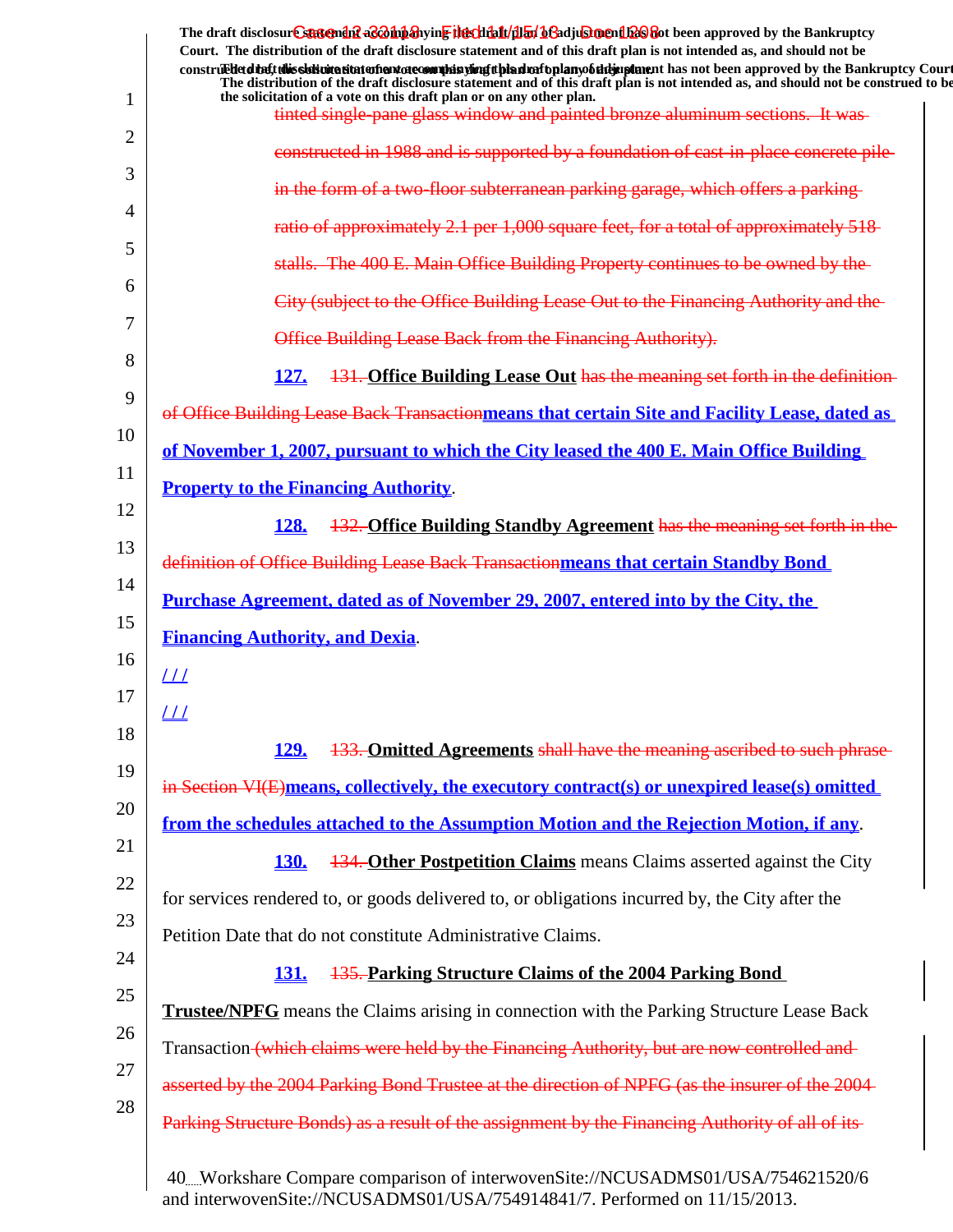The draft disclosure statement accompanying this draft plan of adjustment has not been approved by the Bankruptcy Court. The distribution of the draft disclosure statement and of this draft plan is not intended as, and should not be construed to be, the solicitation of a vote on this draft plan or on any other plan.

tinted single-pane glass window and painted bronze aluminum sections. It was constructed in 1988 and is supported by a foundation of cast-in-place concrete pile in the form of a two-floor subterranean parking garage, which offers a parking ratio of approximately 2.1 per 1,000 square feet, for a total of approximately 518 stalls. The 400 E. Main Office Building Property continues to be owned by the City (subject to the Office Building Lease Out to the Financing Authority and the Office Building Lease Back from the Financing Authority).

127. 131. **Office Building Lease Out** has the meaning set forth in the definition of Office Building Lease Back Transaction**means that certain Site and Facility Lease, dated as of November 1, 2007, pursuant to which the City leased the 400 E. Main Office Building Property to the Financing Authority**.

128. 132. **Office Building Standby Agreement** has the meaning set forth in the definition of Office Building Lease Back Transaction**means that certain Standby Bond Purchase Agreement, dated as of November 29, 2007, entered into by the City, the Financing Authority, and Dexia**.

/ / /

/ / /

129. 133. **Omitted Agreements** shall have the meaning ascribed to such phrase in Section VI(E)**means, collectively, the executory contract(s) or unexpired lease(s) omitted from the schedules attached to the Assumption Motion and the Rejection Motion, if any**.

130. 134. **Other Postpetition Claims** means Claims asserted against the City for services rendered to, or goods delivered to, or obligations incurred by, the City after the Petition Date that do not constitute Administrative Claims.

131. 135. **Parking Structure Claims of the 2004 Parking Bond Trustee/NPFG** means the Claims arising in connection with the Parking Structure Lease Back Transaction (which claims were held by the Financing Authority, but are now controlled and asserted by the 2004 Parking Bond Trustee at the direction of NPFG (as the insurer of the 2004 Parking Structure Bonds) as a result of the assignment by the Financing Authority of all of its

Workshare Compare comparison of interwovenSite://NCUSADMS01/USA/754621520/6 and interwovenSite://NCUSADMS01/USA/754914841/7. Performed on 11/15/2013.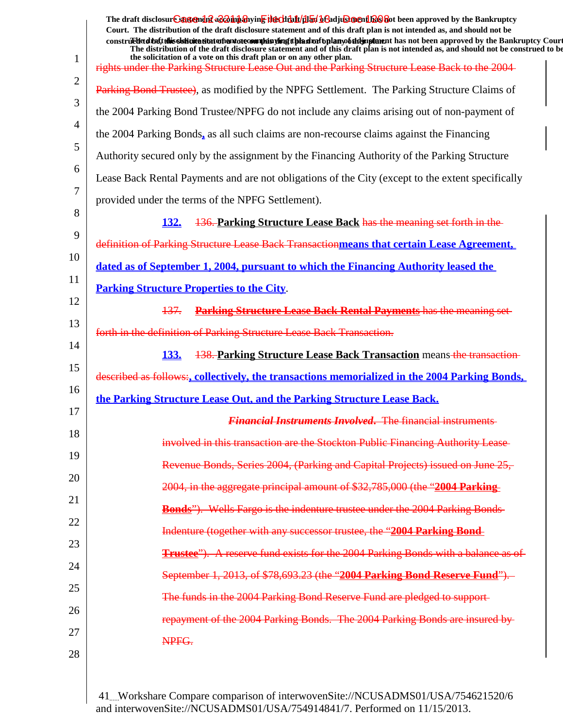rights under the Parking Structure Lease Out and the Parking Structure Lease Back to the 2004 Parking Bond Trustee), as modified by the NPFG Settlement. The Parking Structure Claims of the 2004 Parking Bond Trustee/NPFG do not include any claims arising out of non-payment of the 2004 Parking Bonds, as all such claims are non-recourse claims against the Financing Authority secured only by the assignment by the Financing Authority of the Parking Structure Lease Back Rental Payments and are not obligations of the City (except to the extent specifically provided under the terms of the NPFG Settlement).

**132.** 136. **Parking Structure Lease Back** has the meaning set forth in the definition of Parking Structure Lease Back Transaction**means that certain Lease Agreement, dated as of September 1, 2004, pursuant to which the Financing Authority leased the Parking Structure Properties to the City**.

137. **Parking Structure Lease Back Rental Payments** has the meaning set forth in the definition of Parking Structure Lease Back Transaction.

**133.** 138. **Parking Structure Lease Back Transaction** means the transaction described as follows:**, collectively, the transactions memorialized in the 2004 Parking Bonds, the Parking Structure Lease Out, and the Parking Structure Lease Back.**

***Financial Instruments Involved***. The financial instruments involved in this transaction are the Stockton Public Financing Authority Lease Revenue Bonds, Series 2004, (Parking and Capital Projects) issued on June 25, 2004, in the aggregate principal amount of $32,785,000 (the "**2004 Parking Bonds**"). Wells Fargo is the indenture trustee under the 2004 Parking Bonds Indenture (together with any successor trustee, the "**2004 Parking Bond Trustee**"). A reserve fund exists for the 2004 Parking Bonds with a balance as of September 1, 2013, of $78,693.23 (the "**2004 Parking Bond Reserve Fund**"). The funds in the 2004 Parking Bond Reserve Fund are pledged to support repayment of the 2004 Parking Bonds. The 2004 Parking Bonds are insured by NPFG.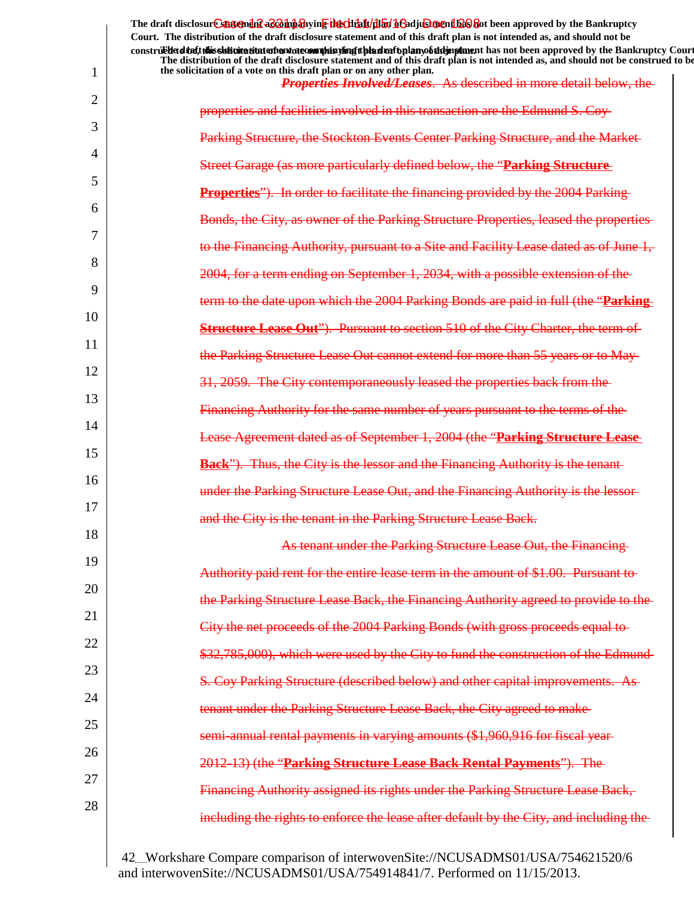The draft disclosure statement accompanying this draft plan of adjustment has not been approved by the Bankruptcy Court. The distribution of the draft disclosure statement and of this draft plan is not intended as, and should not be construed to be, the solicitation of a vote on this draft plan or on any other plan.

~~***Properties Involved/Leases***. As described in more detail below, the properties and facilities involved in this transaction are the Edmund S. Coy Parking Structure, the Stockton Events Center Parking Structure, and the Market Street Garage (as more particularly defined below, the "**Parking Structure Properties**"). In order to facilitate the financing provided by the 2004 Parking Bonds, the City, as owner of the Parking Structure Properties, leased the properties to the Financing Authority, pursuant to a Site and Facility Lease dated as of June 1, 2004, for a term ending on September 1, 2034, with a possible extension of the term to the date upon which the 2004 Parking Bonds are paid in full (the "**Parking Structure Lease Out**"). Pursuant to section 510 of the City Charter, the term of the Parking Structure Lease Out cannot extend for more than 55 years or to May 31, 2059. The City contemporaneously leased the properties back from the Financing Authority for the same number of years pursuant to the terms of the Lease Agreement dated as of September 1, 2004 (the "**Parking Structure Lease Back**"). Thus, the City is the lessor and the Financing Authority is the tenant under the Parking Structure Lease Out, and the Financing Authority is the lessor and the City is the tenant in the Parking Structure Lease Back.~~

~~As tenant under the Parking Structure Lease Out, the Financing Authority paid rent for the entire lease term in the amount of $1.00. Pursuant to the Parking Structure Lease Back, the Financing Authority agreed to provide to the City the net proceeds of the 2004 Parking Bonds (with gross proceeds equal to $32,785,000), which were used by the City to fund the construction of the Edmund S. Coy Parking Structure (described below) and other capital improvements. As tenant under the Parking Structure Lease Back, the City agreed to make semi-annual rental payments in varying amounts ($1,960,916 for fiscal year 2012-13) (the "**Parking Structure Lease Back Rental Payments**"). The Financing Authority assigned its rights under the Parking Structure Lease Back, including the rights to enforce the lease after default by the City, and including the~~

Workshare Compare comparison of interwovenSite://NCUSADMS01/USA/754621520/6 and interwovenSite://NCUSADMS01/USA/754914841/7. Performed on 11/15/2013.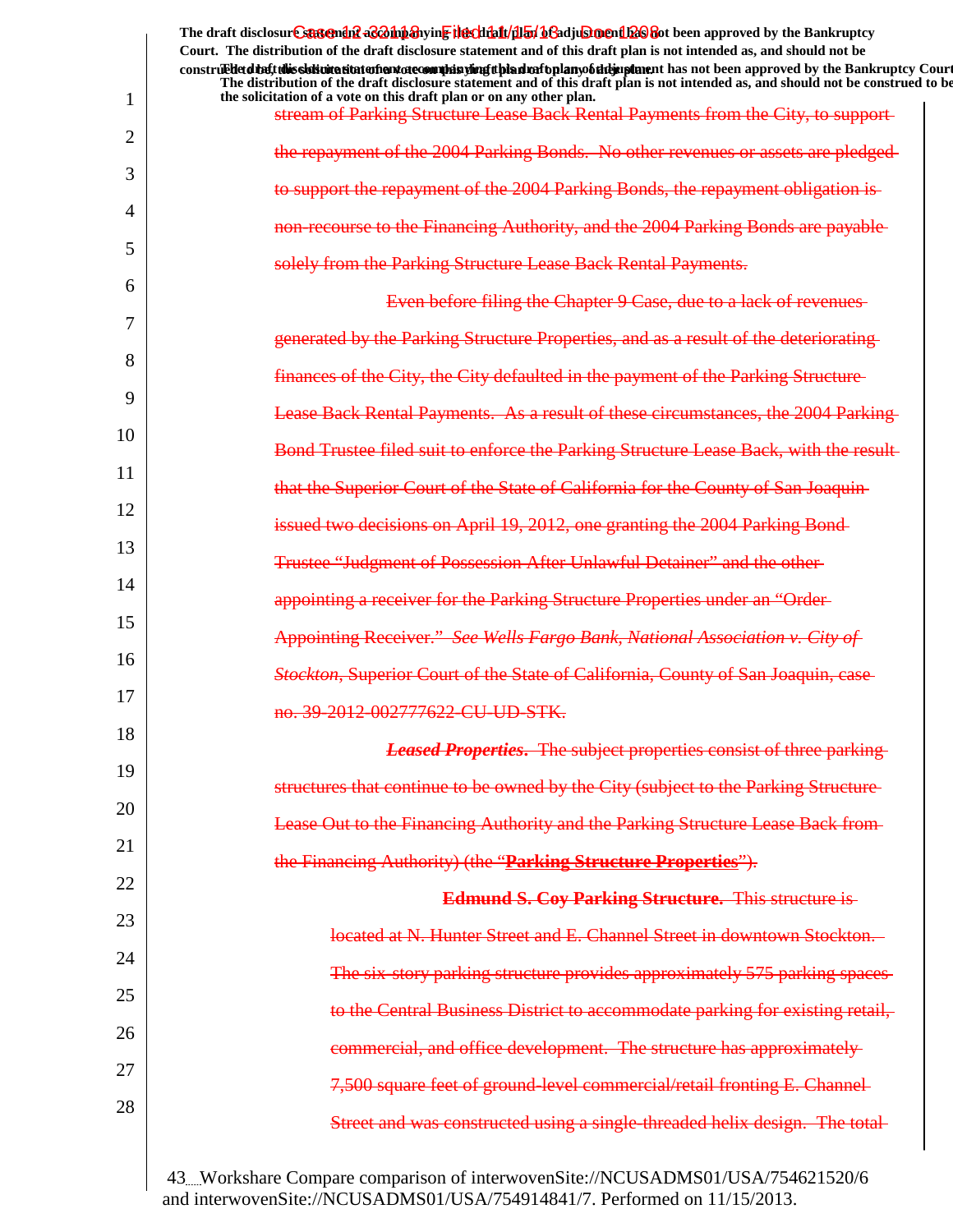The draft disclosure statement accompanying this draft plan of adjustment has not been approved by the Bankruptcy Court. The distribution of the draft disclosure statement and of this draft plan is not intended as, and should not be construed to be, the solicitation of a vote on this draft plan or on any other plan.

stream of Parking Structure Lease Back Rental Payments from the City, to support the repayment of the 2004 Parking Bonds. No other revenues or assets are pledged to support the repayment of the 2004 Parking Bonds, the repayment obligation is non-recourse to the Financing Authority, and the 2004 Parking Bonds are payable solely from the Parking Structure Lease Back Rental Payments.

Even before filing the Chapter 9 Case, due to a lack of revenues generated by the Parking Structure Properties, and as a result of the deteriorating finances of the City, the City defaulted in the payment of the Parking Structure Lease Back Rental Payments. As a result of these circumstances, the 2004 Parking Bond Trustee filed suit to enforce the Parking Structure Lease Back, with the result that the Superior Court of the State of California for the County of San Joaquin issued two decisions on April 19, 2012, one granting the 2004 Parking Bond Trustee "Judgment of Possession After Unlawful Detainer" and the other appointing a receiver for the Parking Structure Properties under an "Order Appointing Receiver." *See Wells Fargo Bank, National Association v. City of Stockton*, Superior Court of the State of California, County of San Joaquin, case no. 39-2012-002777622-CU-UD-STK.

***Leased Properties***. The subject properties consist of three parking structures that continue to be owned by the City (subject to the Parking Structure Lease Out to the Financing Authority and the Parking Structure Lease Back from the Financing Authority) (the "**Parking Structure Properties**").

**Edmund S. Coy Parking Structure.** This structure is located at N. Hunter Street and E. Channel Street in downtown Stockton. The six-story parking structure provides approximately 575 parking spaces to the Central Business District to accommodate parking for existing retail, commercial, and office development. The structure has approximately 7,500 square feet of ground-level commercial/retail fronting E. Channel Street and was constructed using a single-threaded helix design. The total

Workshare Compare comparison of interwovenSite://NCUSADMS01/USA/754621520/6 and interwovenSite://NCUSADMS01/USA/754914841/7. Performed on 11/15/2013.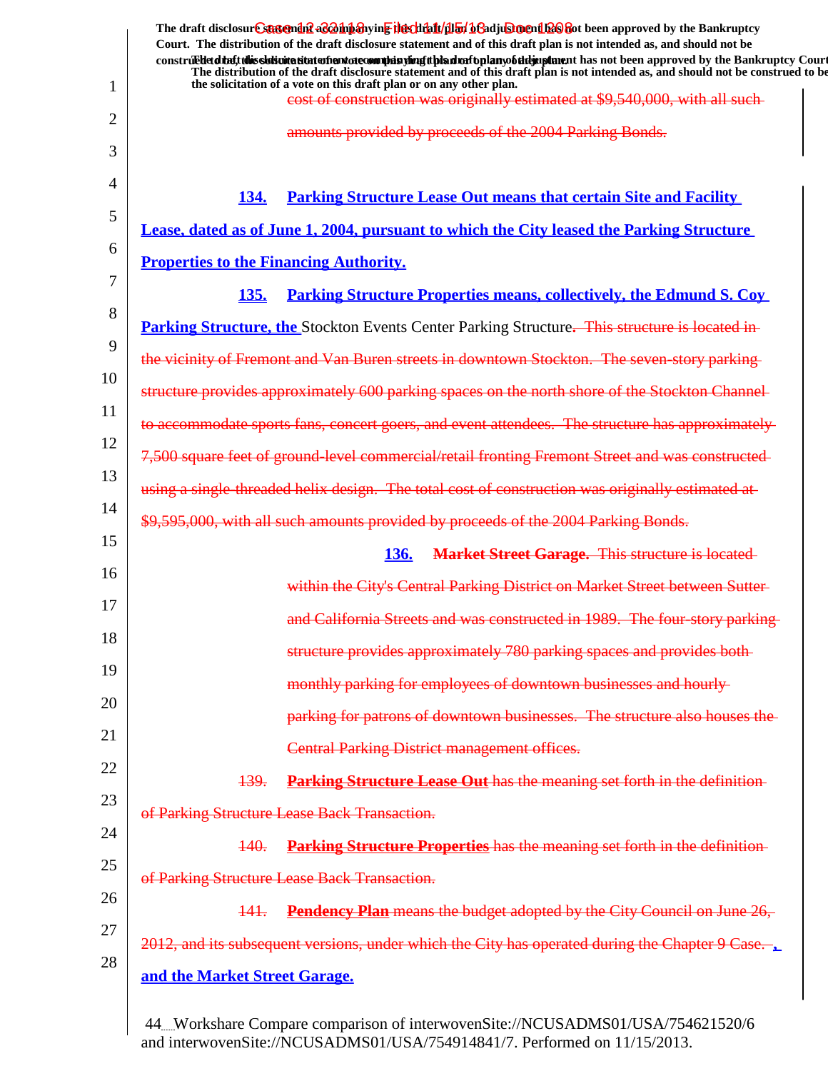The draft disclosure statement accompanying this draft plan of adjustment has not been approved by the Bankruptcy Court. The distribution of the draft disclosure statement and of this draft plan is not intended as, and should not be construed to be, the solicitation of a vote on this draft plan or on any other plan.

cost of construction was originally estimated at $9,540,000, with all such amounts provided by proceeds of the 2004 Parking Bonds.

**134. Parking Structure Lease Out means that certain Site and Facility Lease, dated as of June 1, 2004, pursuant to which the City leased the Parking Structure Properties to the Financing Authority.**

**135. Parking Structure Properties means, collectively, the Edmund S. Coy Parking Structure, the** Stockton Events Center Parking Structure. This structure is located in the vicinity of Fremont and Van Buren streets in downtown Stockton. The seven-story parking structure provides approximately 600 parking spaces on the north shore of the Stockton Channel to accommodate sports fans, concert goers, and event attendees. The structure has approximately 7,500 square feet of ground-level commercial/retail fronting Fremont Street and was constructed using a single-threaded helix design. The total cost of construction was originally estimated at $9,595,000, with all such amounts provided by proceeds of the 2004 Parking Bonds.

**136. Market Street Garage.** This structure is located within the City's Central Parking District on Market Street between Sutter and California Streets and was constructed in 1989. The four-story parking structure provides approximately 780 parking spaces and provides both monthly parking for employees of downtown businesses and hourly parking for patrons of downtown businesses. The structure also houses the Central Parking District management offices.

139. **Parking Structure Lease Out** has the meaning set forth in the definition of Parking Structure Lease Back Transaction.

140. **Parking Structure Properties** has the meaning set forth in the definition of Parking Structure Lease Back Transaction.

141. **Pendency Plan** means the budget adopted by the City Council on June 26, 2012, and its subsequent versions, under which the City has operated during the Chapter 9 Case. **, and the Market Street Garage.**

Workshare Compare comparison of interwovenSite://NCUSADMS01/USA/754621520/6 and interwovenSite://NCUSADMS01/USA/754914841/7. Performed on 11/15/2013.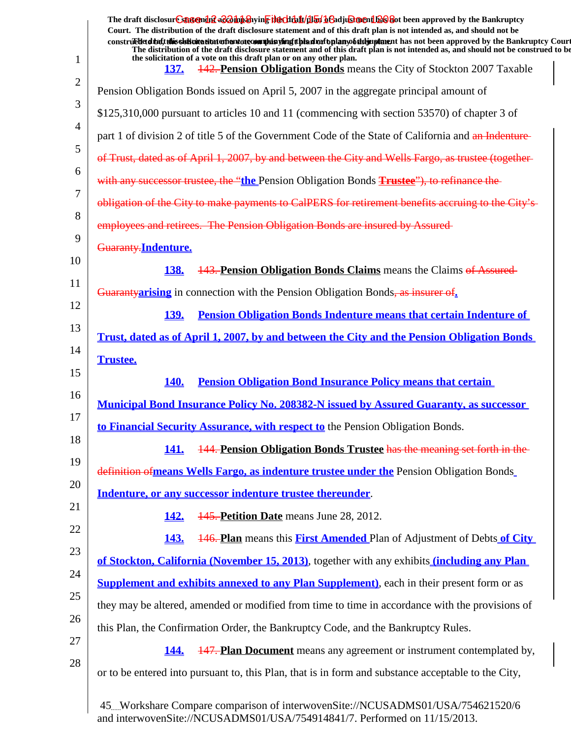The draft disclosure statement accompanying this draft plan of adjustment has not been approved by the Bankruptcy Court. The distribution of the draft disclosure statement and of this draft plan is not intended as, and should not be construed to be, the solicitation of a vote on this draft plan or on any other plan.

137. ~~142.~~ **Pension Obligation Bonds** means the City of Stockton 2007 Taxable Pension Obligation Bonds issued on April 5, 2007 in the aggregate principal amount of $125,310,000 pursuant to articles 10 and 11 (commencing with section 53570) of chapter 3 of part 1 of division 2 of title 5 of the Government Code of the State of California and ~~an Indenture of Trust, dated as of April 1, 2007, by and between the City and Wells Fargo, as trustee (together with any successor trustee, the "~~**the** Pension Obligation Bonds ~~**Trustee**"), to refinance the obligation of the City to make payments to CalPERS for retirement benefits accruing to the City's employees and retirees. The Pension Obligation Bonds are insured by Assured Guaranty.~~**Indenture.**

138. ~~143.~~ **Pension Obligation Bonds Claims** means the Claims ~~of Assured Guaranty~~**arising** in connection with the Pension Obligation Bonds~~, as insurer of~~**.**

**139. Pension Obligation Bonds Indenture means that certain Indenture of Trust, dated as of April 1, 2007, by and between the City and the Pension Obligation Bonds Trustee.**

**140. Pension Obligation Bond Insurance Policy means that certain Municipal Bond Insurance Policy No. 208382-N issued by Assured Guaranty, as successor to Financial Security Assurance, with respect to** the Pension Obligation Bonds.

141. ~~144.~~ **Pension Obligation Bonds Trustee** ~~has the meaning set forth in the definition of~~**means Wells Fargo, as indenture trustee under the** Pension Obligation Bonds **Indenture, or any successor indenture trustee thereunder**.

142. ~~145.~~ **Petition Date** means June 28, 2012.

143. ~~146.~~ **Plan** means this **First Amended** Plan of Adjustment of Debts **of City of Stockton, California (November 15, 2013)**, together with any exhibits **(including any Plan Supplement and exhibits annexed to any Plan Supplement)**, each in their present form or as they may be altered, amended or modified from time to time in accordance with the provisions of this Plan, the Confirmation Order, the Bankruptcy Code, and the Bankruptcy Rules.

144. ~~147.~~ **Plan Document** means any agreement or instrument contemplated by, or to be entered into pursuant to, this Plan, that is in form and substance acceptable to the City,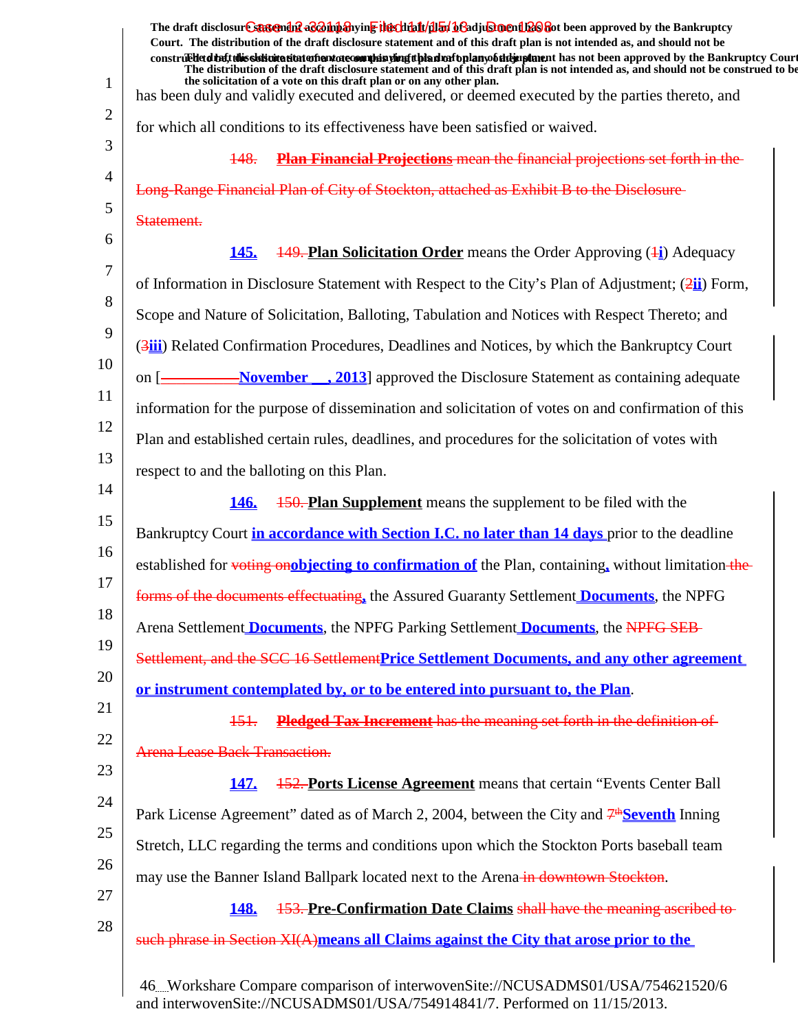has been duly and validly executed and delivered, or deemed executed by the parties thereto, and for which all conditions to its effectiveness have been satisfied or waived.

~~148. **Plan Financial Projections** mean the financial projections set forth in the Long-Range Financial Plan of City of Stockton, attached as Exhibit B to the Disclosure Statement.~~

**145.** ~~149.~~ **Plan Solicitation Order** means the Order Approving (~~1~~**i**) Adequacy of Information in Disclosure Statement with Respect to the City's Plan of Adjustment; (~~2~~**ii**) Form, Scope and Nature of Solicitation, Balloting, Tabulation and Notices with Respect Thereto; and (~~3~~**iii**) Related Confirmation Procedures, Deadlines and Notices, by which the Bankruptcy Court on [~~__________~~**November __, 2013**] approved the Disclosure Statement as containing adequate information for the purpose of dissemination and solicitation of votes on and confirmation of this Plan and established certain rules, deadlines, and procedures for the solicitation of votes with respect to and the balloting on this Plan.

**146.** ~~150.~~ **Plan Supplement** means the supplement to be filed with the Bankruptcy Court **in accordance with Section I.C. no later than 14 days** prior to the deadline established for ~~voting on~~**objecting to confirmation of** the Plan, containing**,** without limitation ~~the forms of the documents effectuating~~**,** the Assured Guaranty Settlement **Documents**, the NPFG Arena Settlement **Documents**, the NPFG Parking Settlement **Documents**, the ~~NPFG SEB Settlement, and the SCC 16 Settlement~~**Price Settlement Documents, and any other agreement or instrument contemplated by, or to be entered into pursuant to, the Plan**.

~~151. **Pledged Tax Increment** has the meaning set forth in the definition of Arena Lease Back Transaction.~~

**147.** ~~152.~~ **Ports License Agreement** means that certain "Events Center Ball Park License Agreement" dated as of March 2, 2004, between the City and ~~7th~~**Seventh** Inning Stretch, LLC regarding the terms and conditions upon which the Stockton Ports baseball team may use the Banner Island Ballpark located next to the Arena ~~in downtown Stockton~~.

**148.** ~~153.~~ **Pre-Confirmation Date Claims** ~~shall have the meaning ascribed to such phrase in Section XI(A)~~**means all Claims against the City that arose prior to the**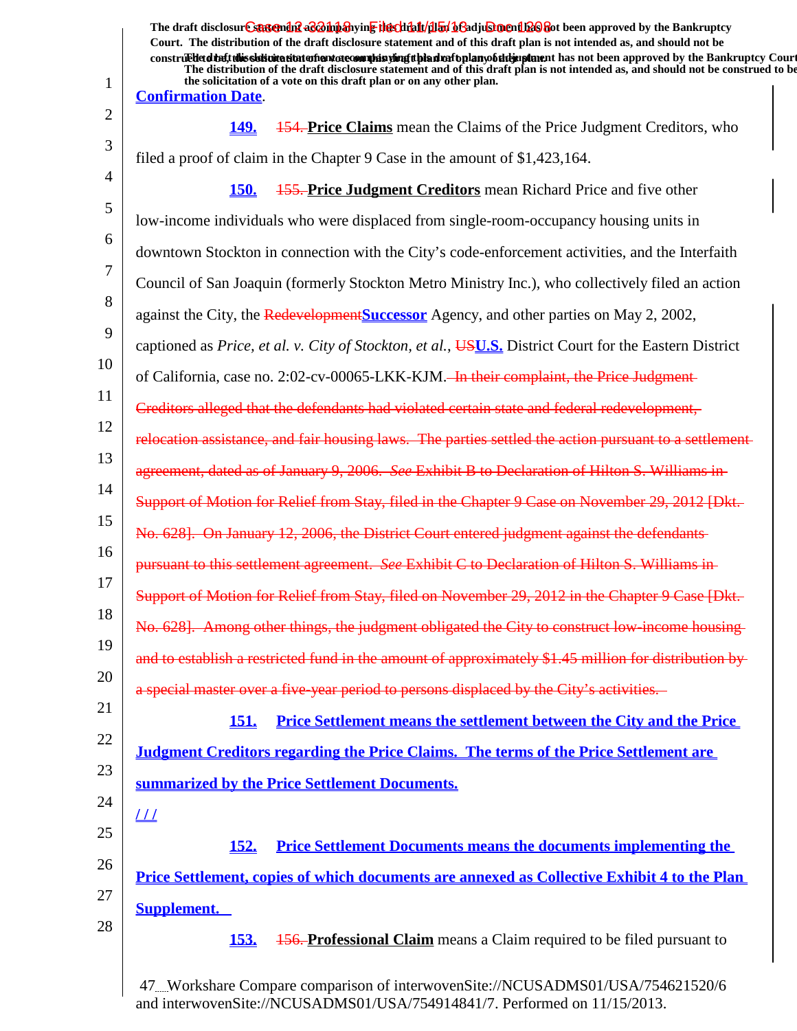The draft disclosure statement accompanying this draft plan of adjustment has not been approved by the Bankruptcy Court. The distribution of the draft disclosure statement and of this draft plan is not intended as, and should not be construed to be, the solicitation of a vote on this draft plan or on any other plan.

Confirmation Date.

149. ~~154.~~ **Price Claims** mean the Claims of the Price Judgment Creditors, who filed a proof of claim in the Chapter 9 Case in the amount of $1,423,164.

150. ~~155.~~ **Price Judgment Creditors** mean Richard Price and five other low-income individuals who were displaced from single-room-occupancy housing units in downtown Stockton in connection with the City's code-enforcement activities, and the Interfaith Council of San Joaquin (formerly Stockton Metro Ministry Inc.), who collectively filed an action against the City, the ~~Redevelopment~~Successor Agency, and other parties on May 2, 2002, captioned as *Price, et al. v. City of Stockton, et al.*, ~~US~~U.S. District Court for the Eastern District of California, case no. 2:02-cv-00065-LKK-KJM. ~~In their complaint, the Price Judgment Creditors alleged that the defendants had violated certain state and federal redevelopment, relocation assistance, and fair housing laws. The parties settled the action pursuant to a settlement agreement, dated as of January 9, 2006. *See* Exhibit B to Declaration of Hilton S. Williams in Support of Motion for Relief from Stay, filed in the Chapter 9 Case on November 29, 2012 [Dkt. No. 628]. On January 12, 2006, the District Court entered judgment against the defendants pursuant to this settlement agreement. *See* Exhibit C to Declaration of Hilton S. Williams in Support of Motion for Relief from Stay, filed on November 29, 2012 in the Chapter 9 Case [Dkt. No. 628]. Among other things, the judgment obligated the City to construct low-income housing and to establish a restricted fund in the amount of approximately $1.45 million for distribution by a special master over a five-year period to persons displaced by the City's activities.~~

151. **Price Settlement means the settlement between the City and the Price Judgment Creditors regarding the Price Claims. The terms of the Price Settlement are summarized by the Price Settlement Documents.**

/ / /

152. **Price Settlement Documents means the documents implementing the Price Settlement, copies of which documents are annexed as Collective Exhibit 4 to the Plan Supplement.**

153. ~~156.~~ **Professional Claim** means a Claim required to be filed pursuant to

Workshare Compare comparison of interwovenSite://NCUSADMS01/USA/754621520/6 and interwovenSite://NCUSADMS01/USA/754914841/7. Performed on 11/15/2013.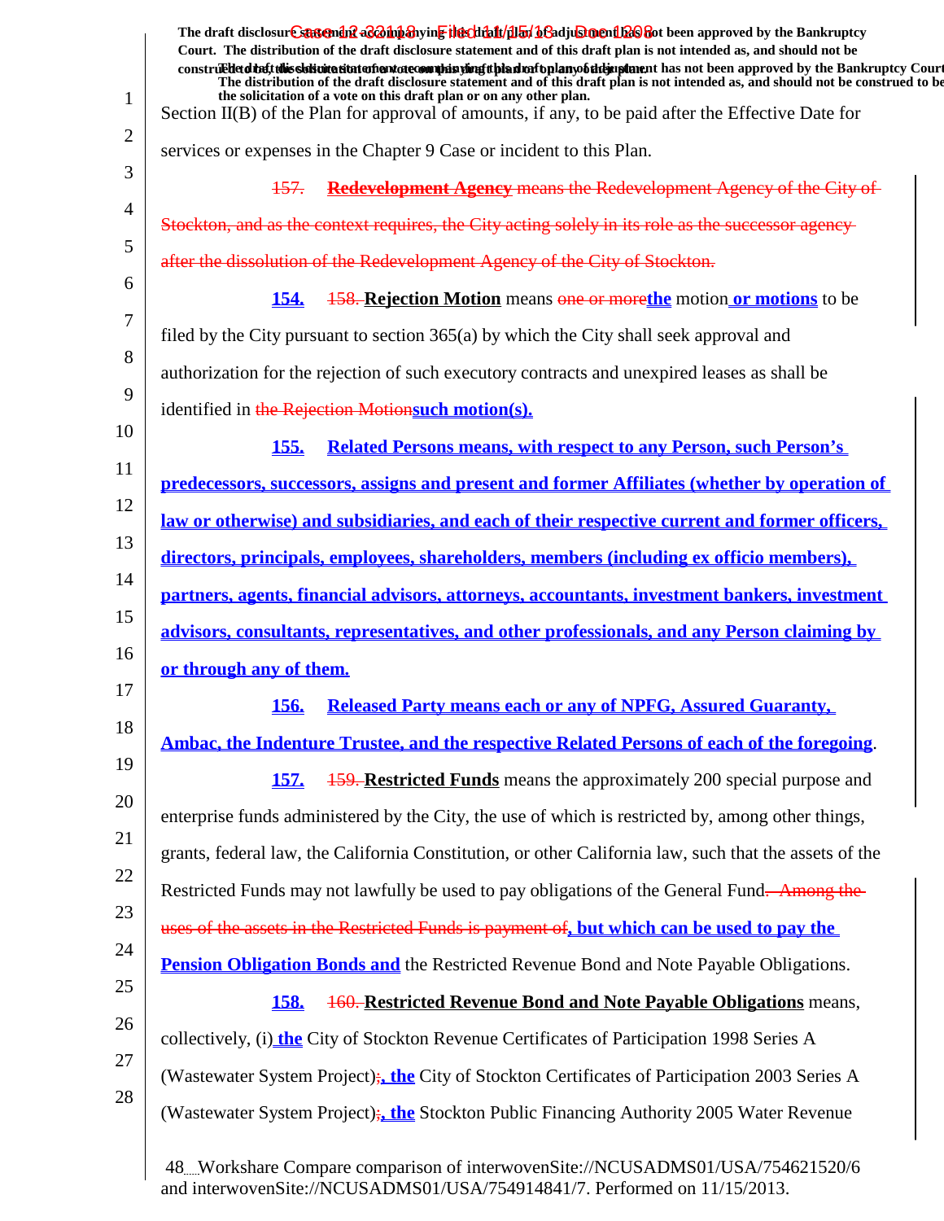Section II(B) of the Plan for approval of amounts, if any, to be paid after the Effective Date for services or expenses in the Chapter 9 Case or incident to this Plan.

~~157. **Redevelopment Agency** means the Redevelopment Agency of the City of Stockton, and as the context requires, the City acting solely in its role as the successor agency after the dissolution of the Redevelopment Agency of the City of Stockton.~~

**154.** ~~158.~~ **Rejection Motion** means ~~one or more~~**the** motion **or motions** to be filed by the City pursuant to section 365(a) by which the City shall seek approval and authorization for the rejection of such executory contracts and unexpired leases as shall be identified in ~~the Rejection Motion~~**such motion(s).**

**155. Related Persons means, with respect to any Person, such Person's predecessors, successors, assigns and present and former Affiliates (whether by operation of law or otherwise) and subsidiaries, and each of their respective current and former officers, directors, principals, employees, shareholders, members (including ex officio members), partners, agents, financial advisors, attorneys, accountants, investment bankers, investment advisors, consultants, representatives, and other professionals, and any Person claiming by or through any of them.**

**156. Released Party means each or any of NPFG, Assured Guaranty, Ambac, the Indenture Trustee, and the respective Related Persons of each of the foregoing**.

**157.** ~~159.~~ **Restricted Funds** means the approximately 200 special purpose and enterprise funds administered by the City, the use of which is restricted by, among other things, grants, federal law, the California Constitution, or other California law, such that the assets of the Restricted Funds may not lawfully be used to pay obligations of the General Fund~~. Among the uses of the assets in the Restricted Funds is payment of~~**, but which can be used to pay the Pension Obligation Bonds and** the Restricted Revenue Bond and Note Payable Obligations.

**158.** ~~160.~~ **Restricted Revenue Bond and Note Payable Obligations** means, collectively, (i) **the** City of Stockton Revenue Certificates of Participation 1998 Series A (Wastewater System Project)~~;~~**, the** City of Stockton Certificates of Participation 2003 Series A (Wastewater System Project)~~;~~**, the** Stockton Public Financing Authority 2005 Water Revenue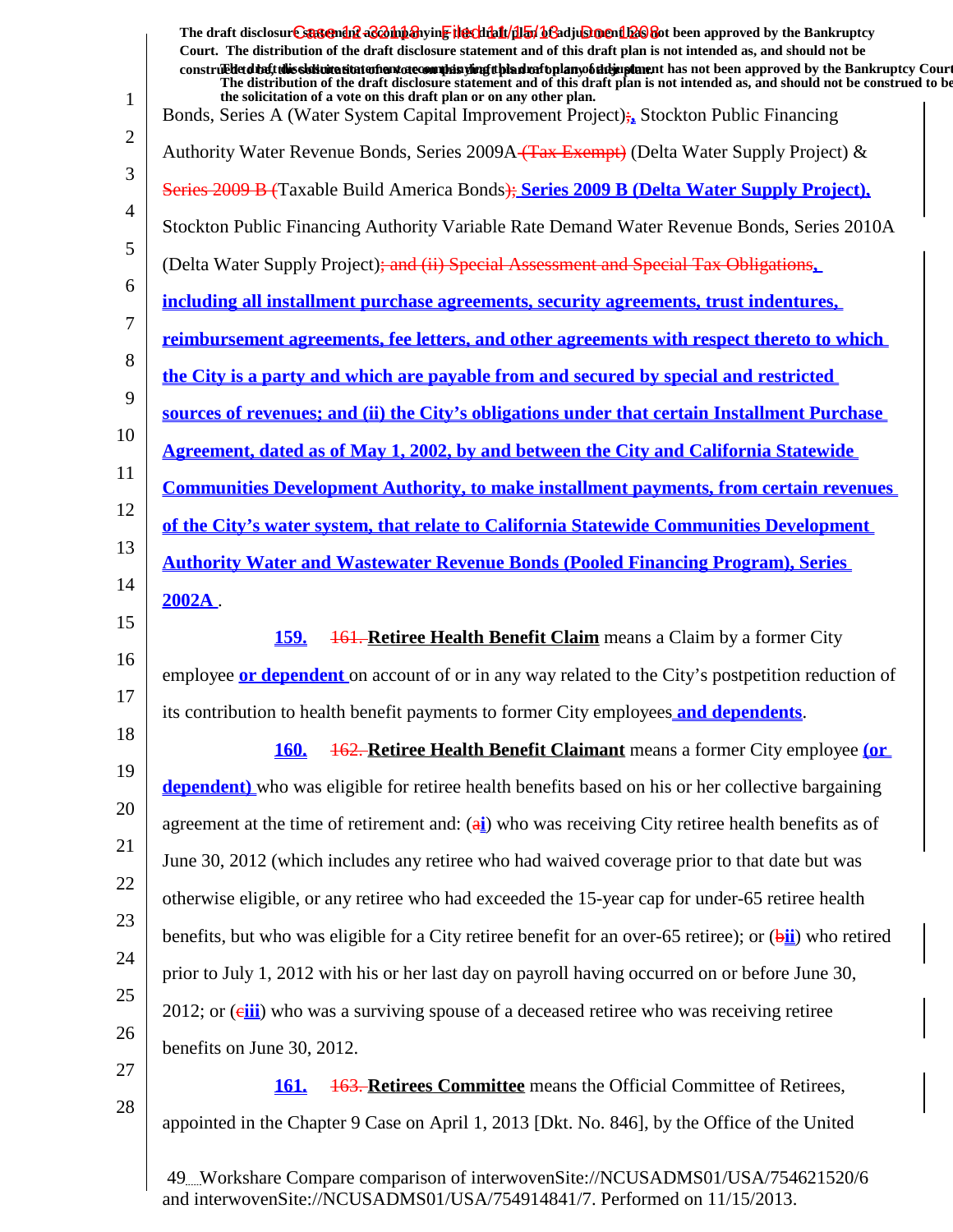Bonds, Series A (Water System Capital Improvement Project);, Stockton Public Financing Authority Water Revenue Bonds, Series 2009A (Tax Exempt) (Delta Water Supply Project) & Series 2009 B (Taxable Build America Bonds); Series 2009 B (Delta Water Supply Project), Stockton Public Financing Authority Variable Rate Demand Water Revenue Bonds, Series 2010A (Delta Water Supply Project); and (ii) Special Assessment and Special Tax Obligations, including all installment purchase agreements, security agreements, trust indentures, reimbursement agreements, fee letters, and other agreements with respect thereto to which the City is a party and which are payable from and secured by special and restricted sources of revenues; and (ii) the City's obligations under that certain Installment Purchase Agreement, dated as of May 1, 2002, by and between the City and California Statewide Communities Development Authority, to make installment payments, from certain revenues of the City's water system, that relate to California Statewide Communities Development Authority Water and Wastewater Revenue Bonds (Pooled Financing Program), Series 2002A .

159. 161. **Retiree Health Benefit Claim** means a Claim by a former City employee **or dependent** on account of or in any way related to the City's postpetition reduction of its contribution to health benefit payments to former City employees **and dependents**.

160. 162. **Retiree Health Benefit Claimant** means a former City employee **(or dependent)** who was eligible for retiree health benefits based on his or her collective bargaining agreement at the time of retirement and: (ai) who was receiving City retiree health benefits as of June 30, 2012 (which includes any retiree who had waived coverage prior to that date but was otherwise eligible, or any retiree who had exceeded the 15-year cap for under-65 retiree health benefits, but who was eligible for a City retiree benefit for an over-65 retiree); or (bii) who retired prior to July 1, 2012 with his or her last day on payroll having occurred on or before June 30, 2012; or (ciii) who was a surviving spouse of a deceased retiree who was receiving retiree benefits on June 30, 2012.

161. 163. **Retirees Committee** means the Official Committee of Retirees, appointed in the Chapter 9 Case on April 1, 2013 [Dkt. No. 846], by the Office of the United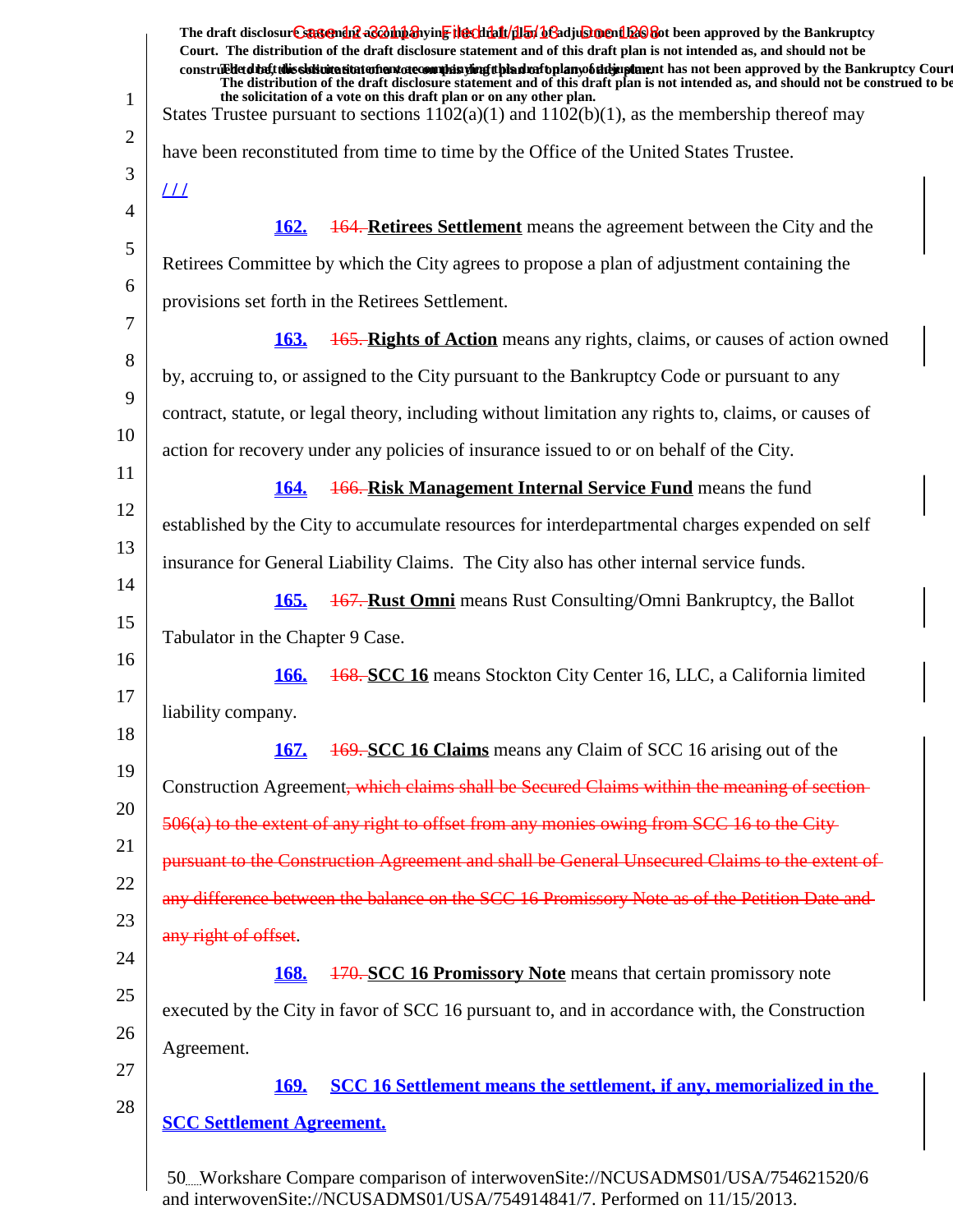States Trustee pursuant to sections 1102(a)(1) and 1102(b)(1), as the membership thereof may have been reconstituted from time to time by the Office of the United States Trustee.

/ / /

162. ~~164.~~ **Retirees Settlement** means the agreement between the City and the Retirees Committee by which the City agrees to propose a plan of adjustment containing the provisions set forth in the Retirees Settlement.

163. ~~165.~~ **Rights of Action** means any rights, claims, or causes of action owned by, accruing to, or assigned to the City pursuant to the Bankruptcy Code or pursuant to any contract, statute, or legal theory, including without limitation any rights to, claims, or causes of action for recovery under any policies of insurance issued to or on behalf of the City.

164. ~~166.~~ **Risk Management Internal Service Fund** means the fund established by the City to accumulate resources for interdepartmental charges expended on self insurance for General Liability Claims. The City also has other internal service funds.

165. ~~167.~~ **Rust Omni** means Rust Consulting/Omni Bankruptcy, the Ballot Tabulator in the Chapter 9 Case.

166. ~~168.~~ **SCC 16** means Stockton City Center 16, LLC, a California limited liability company.

167. ~~169.~~ **SCC 16 Claims** means any Claim of SCC 16 arising out of the Construction Agreement~~, which claims shall be Secured Claims within the meaning of section 506(a) to the extent of any right to offset from any monies owing from SCC 16 to the City pursuant to the Construction Agreement and shall be General Unsecured Claims to the extent of any difference between the balance on the SCC 16 Promissory Note as of the Petition Date and any right of offset~~.

168. ~~170.~~ **SCC 16 Promissory Note** means that certain promissory note executed by the City in favor of SCC 16 pursuant to, and in accordance with, the Construction Agreement.

169. **SCC 16 Settlement means the settlement, if any, memorialized in the SCC Settlement Agreement.**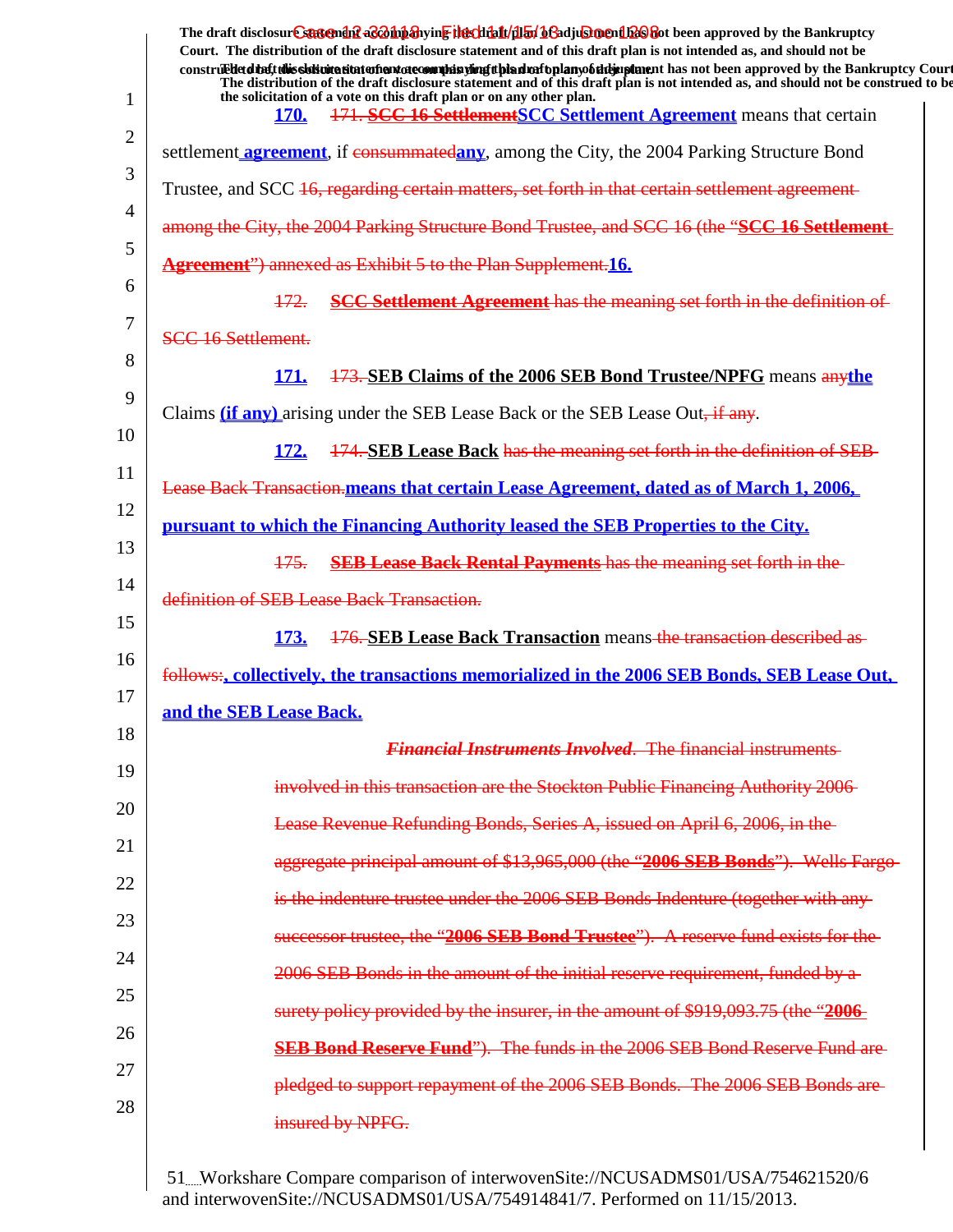170. ~~171. SCC 16 Settlement~~**SCC Settlement Agreement** means that certain settlement **agreement**, if ~~consummated~~**any**, among the City, the 2004 Parking Structure Bond Trustee, and SCC ~~16, regarding certain matters, set forth in that certain settlement agreement among the City, the 2004 Parking Structure Bond Trustee, and SCC 16 (the "**SCC 16 Settlement Agreement**") annexed as Exhibit 5 to the Plan Supplement.~~**16.**

~~172. **SCC Settlement Agreement** has the meaning set forth in the definition of SCC 16 Settlement.~~

171. ~~173.~~ **SEB Claims of the 2006 SEB Bond Trustee/NPFG** means ~~any~~**the** Claims **(if any)** arising under the SEB Lease Back or the SEB Lease Out~~, if any~~.

172. ~~174.~~ **SEB Lease Back** ~~has the meaning set forth in the definition of SEB Lease Back Transaction.~~**means that certain Lease Agreement, dated as of March 1, 2006, pursuant to which the Financing Authority leased the SEB Properties to the City.**

~~175. **SEB Lease Back Rental Payments** has the meaning set forth in the definition of SEB Lease Back Transaction.~~

173. ~~176.~~ **SEB Lease Back Transaction** means ~~the transaction described as follows:~~**, collectively, the transactions memorialized in the 2006 SEB Bonds, SEB Lease Out, and the SEB Lease Back.**

~~***Financial Instruments Involved***. The financial instruments involved in this transaction are the Stockton Public Financing Authority 2006 Lease Revenue Refunding Bonds, Series A, issued on April 6, 2006, in the aggregate principal amount of $13,965,000 (the "**2006 SEB Bonds**"). Wells Fargo is the indenture trustee under the 2006 SEB Bonds Indenture (together with any successor trustee, the "**2006 SEB Bond Trustee**"). A reserve fund exists for the 2006 SEB Bonds in the amount of the initial reserve requirement, funded by a surety policy provided by the insurer, in the amount of $919,093.75 (the "**2006 SEB Bond Reserve Fund**"). The funds in the 2006 SEB Bond Reserve Fund are pledged to support repayment of the 2006 SEB Bonds. The 2006 SEB Bonds are insured by NPFG.~~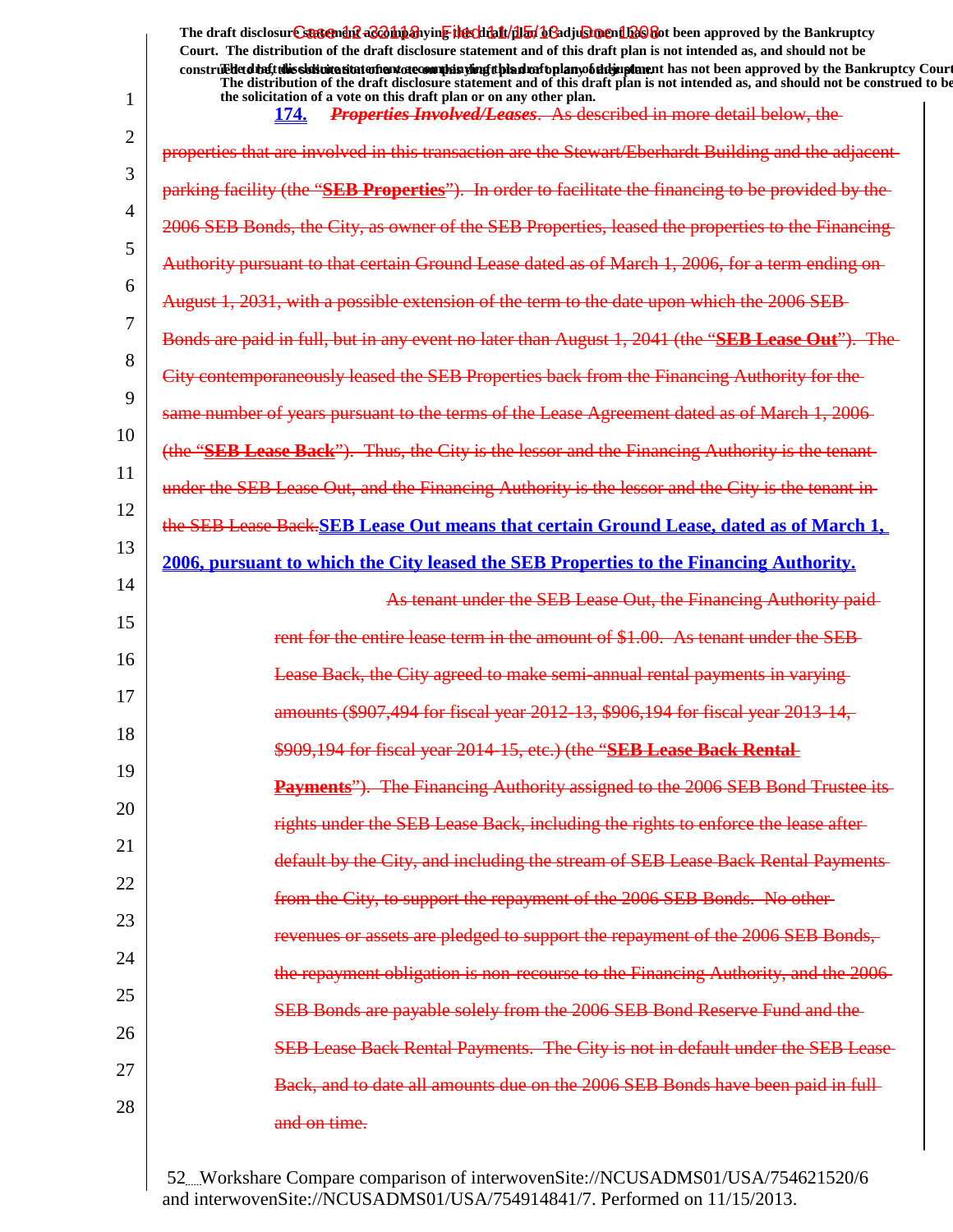**174.** ***Properties Involved/Leases***. As described in more detail below, the properties that are involved in this transaction are the Stewart/Eberhardt Building and the adjacent parking facility (the "**SEB Properties**"). In order to facilitate the financing to be provided by the 2006 SEB Bonds, the City, as owner of the SEB Properties, leased the properties to the Financing Authority pursuant to that certain Ground Lease dated as of March 1, 2006, for a term ending on August 1, 2031, with a possible extension of the term to the date upon which the 2006 SEB Bonds are paid in full, but in any event no later than August 1, 2041 (the "**SEB Lease Out**"). The City contemporaneously leased the SEB Properties back from the Financing Authority for the same number of years pursuant to the terms of the Lease Agreement dated as of March 1, 2006 (the "**SEB Lease Back**"). Thus, the City is the lessor and the Financing Authority is the tenant under the SEB Lease Out, and the Financing Authority is the lessor and the City is the tenant in the SEB Lease Back.**SEB Lease Out means that certain Ground Lease, dated as of March 1, 2006, pursuant to which the City leased the SEB Properties to the Financing Authority.**

As tenant under the SEB Lease Out, the Financing Authority paid rent for the entire lease term in the amount of $1.00. As tenant under the SEB Lease Back, the City agreed to make semi-annual rental payments in varying amounts ($907,494 for fiscal year 2012-13, $906,194 for fiscal year 2013-14, $909,194 for fiscal year 2014-15, etc.) (the "**SEB Lease Back Rental Payments**"). The Financing Authority assigned to the 2006 SEB Bond Trustee its rights under the SEB Lease Back, including the rights to enforce the lease after default by the City, and including the stream of SEB Lease Back Rental Payments from the City, to support the repayment of the 2006 SEB Bonds. No other revenues or assets are pledged to support the repayment of the 2006 SEB Bonds, the repayment obligation is non-recourse to the Financing Authority, and the 2006 SEB Bonds are payable solely from the 2006 SEB Bond Reserve Fund and the SEB Lease Back Rental Payments. The City is not in default under the SEB Lease Back, and to date all amounts due on the 2006 SEB Bonds have been paid in full and on time.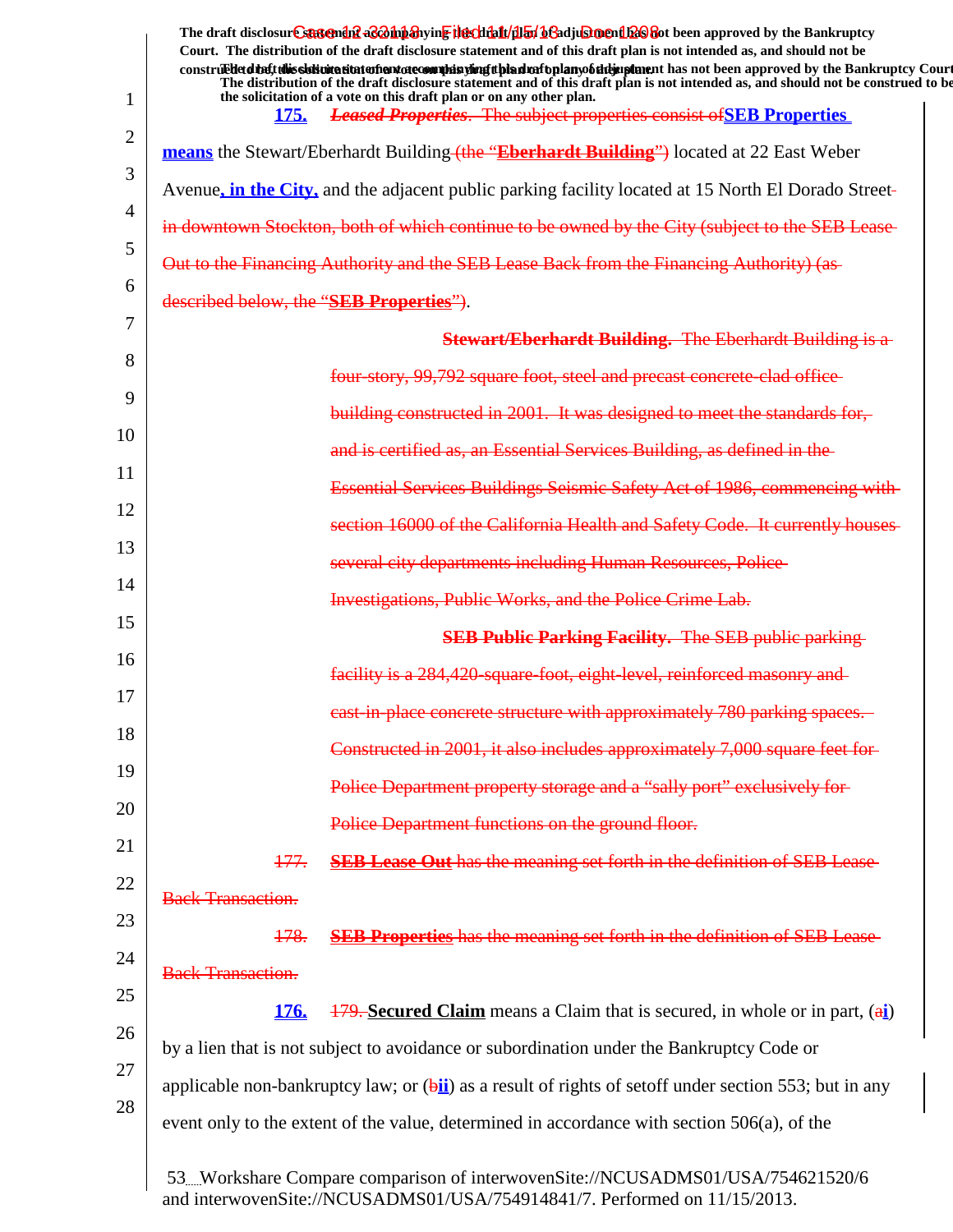The draft disclosure statement accompanying this draft plan of adjustment has not been approved by the Bankruptcy Court. The distribution of the draft disclosure statement and of this draft plan is not intended as, and should not be construed to be, the solicitation of a vote on this draft plan or on any other plan.

**175.** ~~*Leased Properties*. The subject properties consist of~~**SEB Properties means** the Stewart/Eberhardt Building ~~(the "**Eberhardt Building**")~~ located at 22 East Weber Avenue**, in the City,** and the adjacent public parking facility located at 15 North El Dorado Street~~ in downtown Stockton, both of which continue to be owned by the City (subject to the SEB Lease Out to the Financing Authority and the SEB Lease Back from the Financing Authority) (as described below, the "**SEB Properties**")~~.

~~**Stewart/Eberhardt Building.** The Eberhardt Building is a four-story, 99,792 square foot, steel and precast concrete-clad office building constructed in 2001. It was designed to meet the standards for, and is certified as, an Essential Services Building, as defined in the Essential Services Buildings Seismic Safety Act of 1986, commencing with section 16000 of the California Health and Safety Code. It currently houses several city departments including Human Resources, Police Investigations, Public Works, and the Police Crime Lab.~~

~~**SEB Public Parking Facility.** The SEB public parking facility is a 284,420-square-foot, eight-level, reinforced masonry and cast-in-place concrete structure with approximately 780 parking spaces. Constructed in 2001, it also includes approximately 7,000 square feet for Police Department property storage and a "sally port" exclusively for Police Department functions on the ground floor.~~

~~177. **SEB Lease Out** has the meaning set forth in the definition of SEB Lease Back Transaction.~~

~~178. **SEB Properties** has the meaning set forth in the definition of SEB Lease Back Transaction.~~

**176.** ~~179.~~ **Secured Claim** means a Claim that is secured, in whole or in part, (~~a~~**i**) by a lien that is not subject to avoidance or subordination under the Bankruptcy Code or applicable non-bankruptcy law; or (~~b~~**ii**) as a result of rights of setoff under section 553; but in any event only to the extent of the value, determined in accordance with section 506(a), of the

Workshare Compare comparison of interwovenSite://NCUSADMS01/USA/754621520/6 and interwovenSite://NCUSADMS01/USA/754914841/7. Performed on 11/15/2013.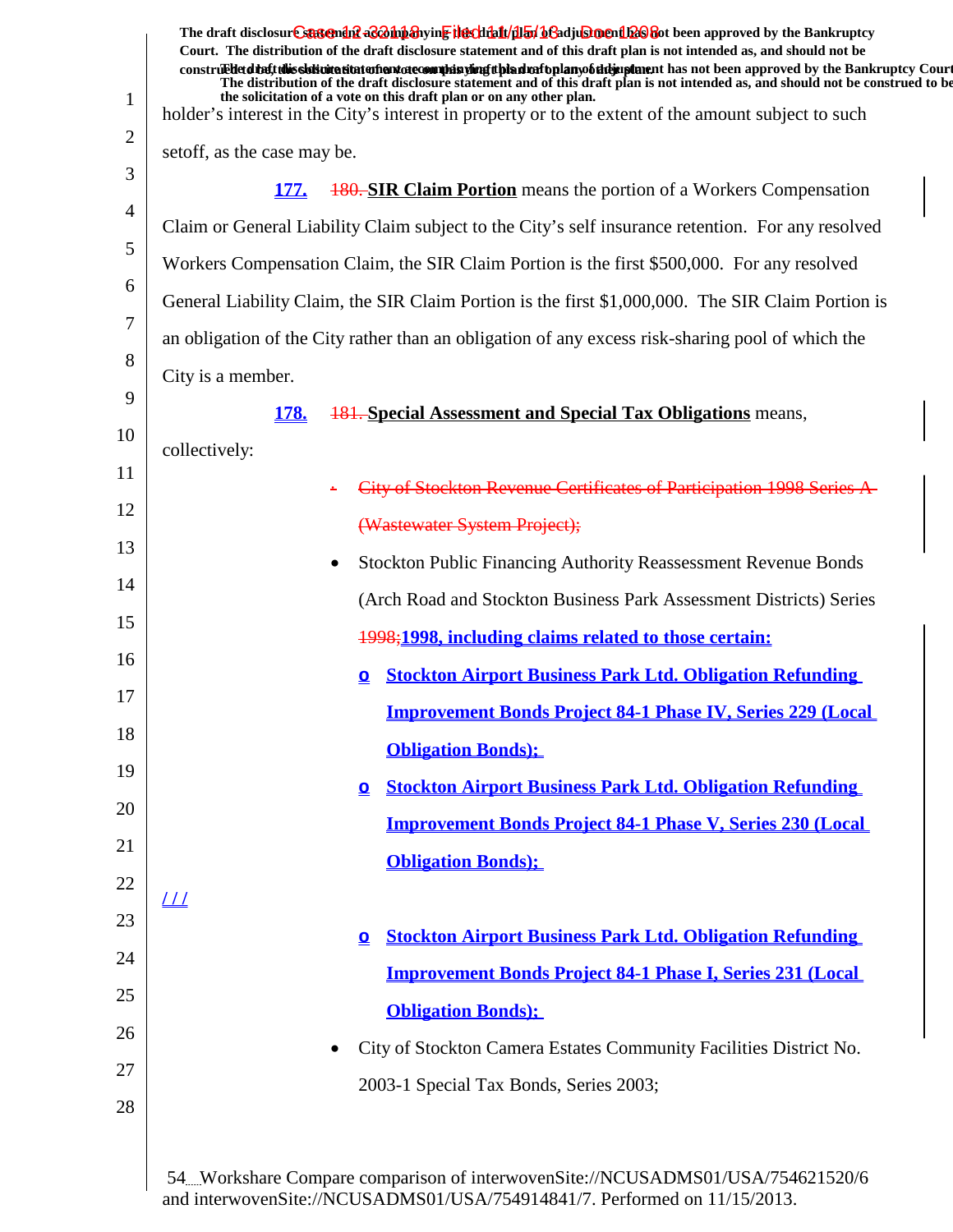holder's interest in the City's interest in property or to the extent of the amount subject to such setoff, as the case may be.

177. ~~180.~~ **SIR Claim Portion** means the portion of a Workers Compensation Claim or General Liability Claim subject to the City's self insurance retention. For any resolved Workers Compensation Claim, the SIR Claim Portion is the first $500,000. For any resolved General Liability Claim, the SIR Claim Portion is the first $1,000,000. The SIR Claim Portion is an obligation of the City rather than an obligation of any excess risk-sharing pool of which the City is a member.

178. ~~181.~~ **Special Assessment and Special Tax Obligations** means, collectively:

- ~~City of Stockton Revenue Certificates of Participation 1998 Series A (Wastewater System Project);~~
- Stockton Public Financing Authority Reassessment Revenue Bonds (Arch Road and Stockton Business Park Assessment Districts) Series ~~1998;~~**1998, including claims related to those certain:**
  - **Stockton Airport Business Park Ltd. Obligation Refunding Improvement Bonds Project 84-1 Phase IV, Series 229 (Local Obligation Bonds);**
  - **Stockton Airport Business Park Ltd. Obligation Refunding Improvement Bonds Project 84-1 Phase V, Series 230 (Local Obligation Bonds);**

/ / /

  - **Stockton Airport Business Park Ltd. Obligation Refunding Improvement Bonds Project 84-1 Phase I, Series 231 (Local Obligation Bonds);**
- City of Stockton Camera Estates Community Facilities District No. 2003-1 Special Tax Bonds, Series 2003;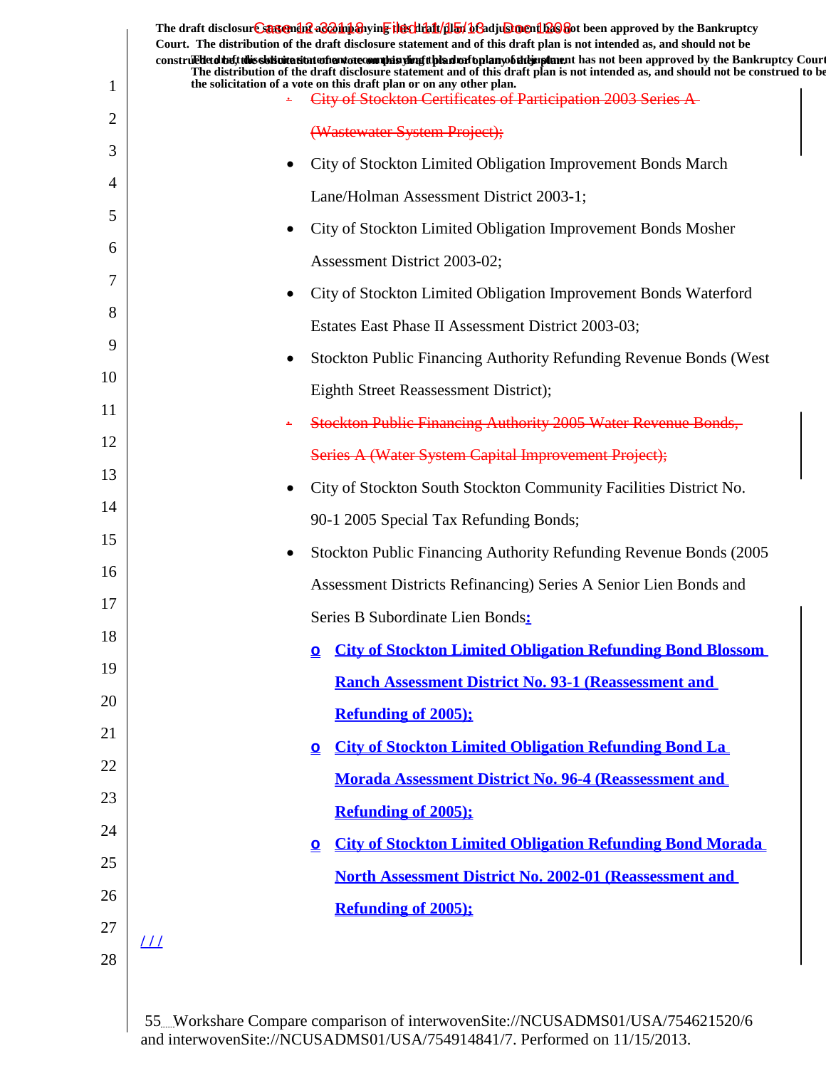The draft disclosure statement accompanying the draft plan of adjustment has not been approved by the Bankruptcy Court. The distribution of the draft disclosure statement and of this draft plan is not intended as, and should not be construed to be, the solicitation of a vote on this draft plan or on any other plan.

- ~~City of Stockton Certificates of Participation 2003 Series A (Wastewater System Project);~~
- City of Stockton Limited Obligation Improvement Bonds March Lane/Holman Assessment District 2003-1;
- City of Stockton Limited Obligation Improvement Bonds Mosher Assessment District 2003-02;
- City of Stockton Limited Obligation Improvement Bonds Waterford Estates East Phase II Assessment District 2003-03;
- Stockton Public Financing Authority Refunding Revenue Bonds (West Eighth Street Reassessment District);
- ~~Stockton Public Financing Authority 2005 Water Revenue Bonds, Series A (Water System Capital Improvement Project);~~
- City of Stockton South Stockton Community Facilities District No. 90-1 2005 Special Tax Refunding Bonds;
- Stockton Public Financing Authority Refunding Revenue Bonds (2005 Assessment Districts Refinancing) Series A Senior Lien Bonds and Series B Subordinate Lien Bonds**:**
  - **City of Stockton Limited Obligation Refunding Bond Blossom Ranch Assessment District No. 93-1 (Reassessment and Refunding of 2005);**
  - **City of Stockton Limited Obligation Refunding Bond La Morada Assessment District No. 96-4 (Reassessment and Refunding of 2005);**
  - **City of Stockton Limited Obligation Refunding Bond Morada North Assessment District No. 2002-01 (Reassessment and Refunding of 2005);**

/ / /

Workshare Compare comparison of interwovenSite://NCUSADMS01/USA/754621520/6 and interwovenSite://NCUSADMS01/USA/754914841/7. Performed on 11/15/2013.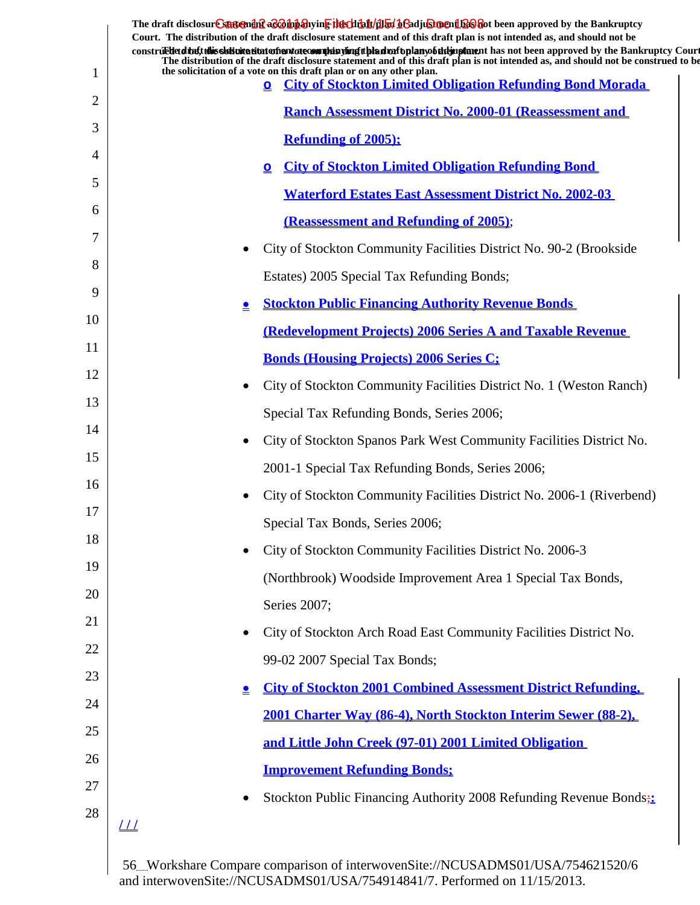- City of Stockton Limited Obligation Refunding Bond Morada Ranch Assessment District No. 2000-01 (Reassessment and Refunding of 2005);
- City of Stockton Limited Obligation Refunding Bond Waterford Estates East Assessment District No. 2002-03 (Reassessment and Refunding of 2005);

- City of Stockton Community Facilities District No. 90-2 (Brookside Estates) 2005 Special Tax Refunding Bonds;
- Stockton Public Financing Authority Revenue Bonds (Redevelopment Projects) 2006 Series A and Taxable Revenue Bonds (Housing Projects) 2006 Series C;
- City of Stockton Community Facilities District No. 1 (Weston Ranch) Special Tax Refunding Bonds, Series 2006;
- City of Stockton Spanos Park West Community Facilities District No. 2001-1 Special Tax Refunding Bonds, Series 2006;
- City of Stockton Community Facilities District No. 2006-1 (Riverbend) Special Tax Bonds, Series 2006;
- City of Stockton Community Facilities District No. 2006-3 (Northbrook) Woodside Improvement Area 1 Special Tax Bonds, Series 2007;
- City of Stockton Arch Road East Community Facilities District No. 99-02 2007 Special Tax Bonds;
- City of Stockton 2001 Combined Assessment District Refunding, 2001 Charter Way (86-4), North Stockton Interim Sewer (88-2), and Little John Creek (97-01) 2001 Limited Obligation Improvement Refunding Bonds;
- Stockton Public Financing Authority 2008 Refunding Revenue Bonds;:

/ / /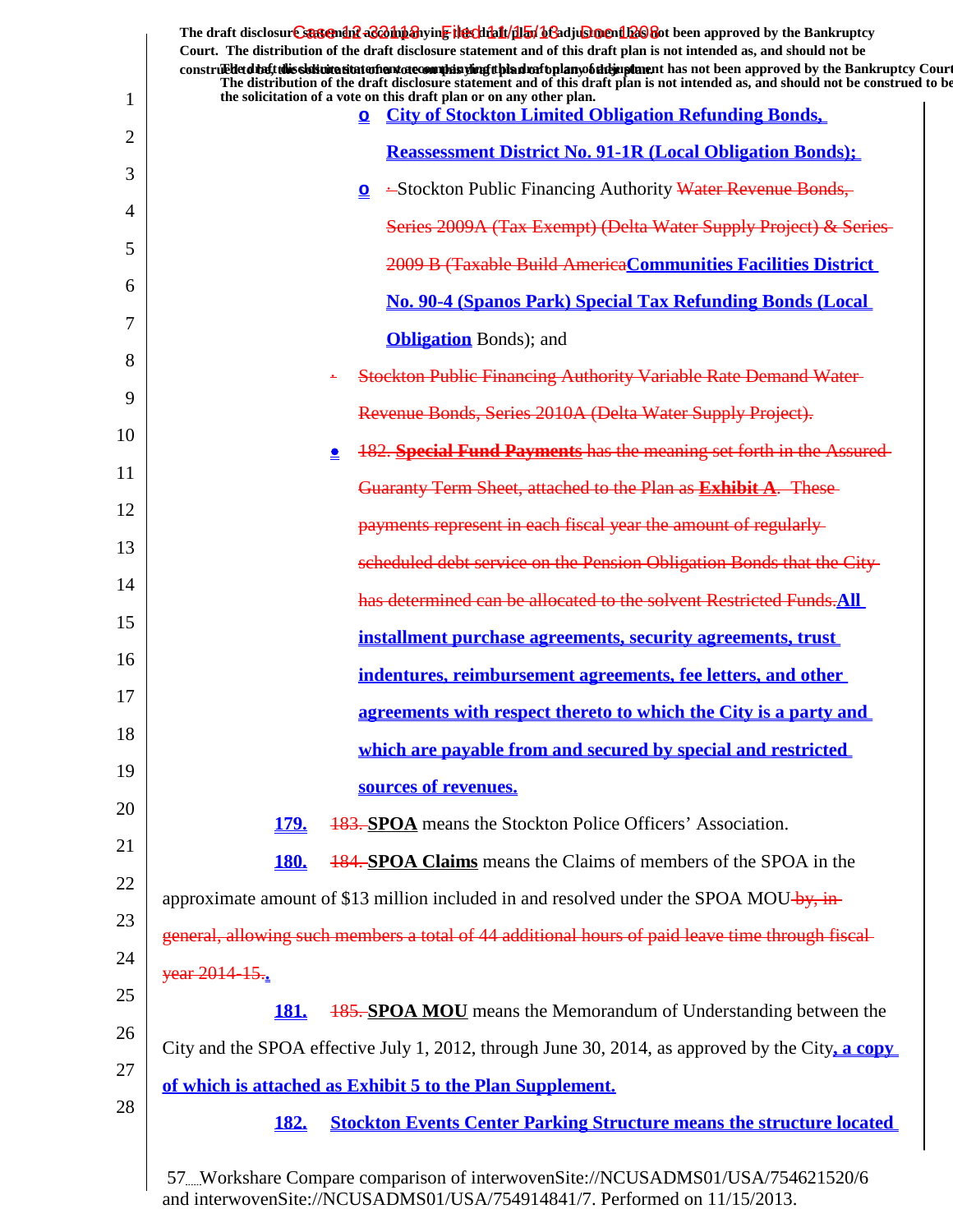- o City of Stockton Limited Obligation Refunding Bonds, Reassessment District No. 91-1R (Local Obligation Bonds);
- o Stockton Public Financing Authority ~~Water Revenue Bonds, Series 2009A (Tax Exempt) (Delta Water Supply Project) & Series 2009 B (Taxable Build America~~ **Communities Facilities District No. 90-4 (Spanos Park) Special Tax Refunding Bonds (Local Obligation** Bonds); and
- ~~Stockton Public Financing Authority Variable Rate Demand Water Revenue Bonds, Series 2010A (Delta Water Supply Project).~~
- ~~182. **Special Fund Payments** has the meaning set forth in the Assured Guaranty Term Sheet, attached to the Plan as **Exhibit A**. These payments represent in each fiscal year the amount of regularly scheduled debt service on the Pension Obligation Bonds that the City has determined can be allocated to the solvent Restricted Funds.~~ **All installment purchase agreements, security agreements, trust indentures, reimbursement agreements, fee letters, and other agreements with respect thereto to which the City is a party and which are payable from and secured by special and restricted sources of revenues.**

**179.** ~~183.~~ **SPOA** means the Stockton Police Officers' Association.

**180.** ~~184.~~ **SPOA Claims** means the Claims of members of the SPOA in the approximate amount of $13 million included in and resolved under the SPOA MOU ~~by, in general, allowing such members a total of 44 additional hours of paid leave time through fiscal year 2014-15.~~**.**

**181.** ~~185.~~ **SPOA MOU** means the Memorandum of Understanding between the City and the SPOA effective July 1, 2012, through June 30, 2014, as approved by the City**, a copy of which is attached as Exhibit 5 to the Plan Supplement.**

**182. Stockton Events Center Parking Structure means the structure located**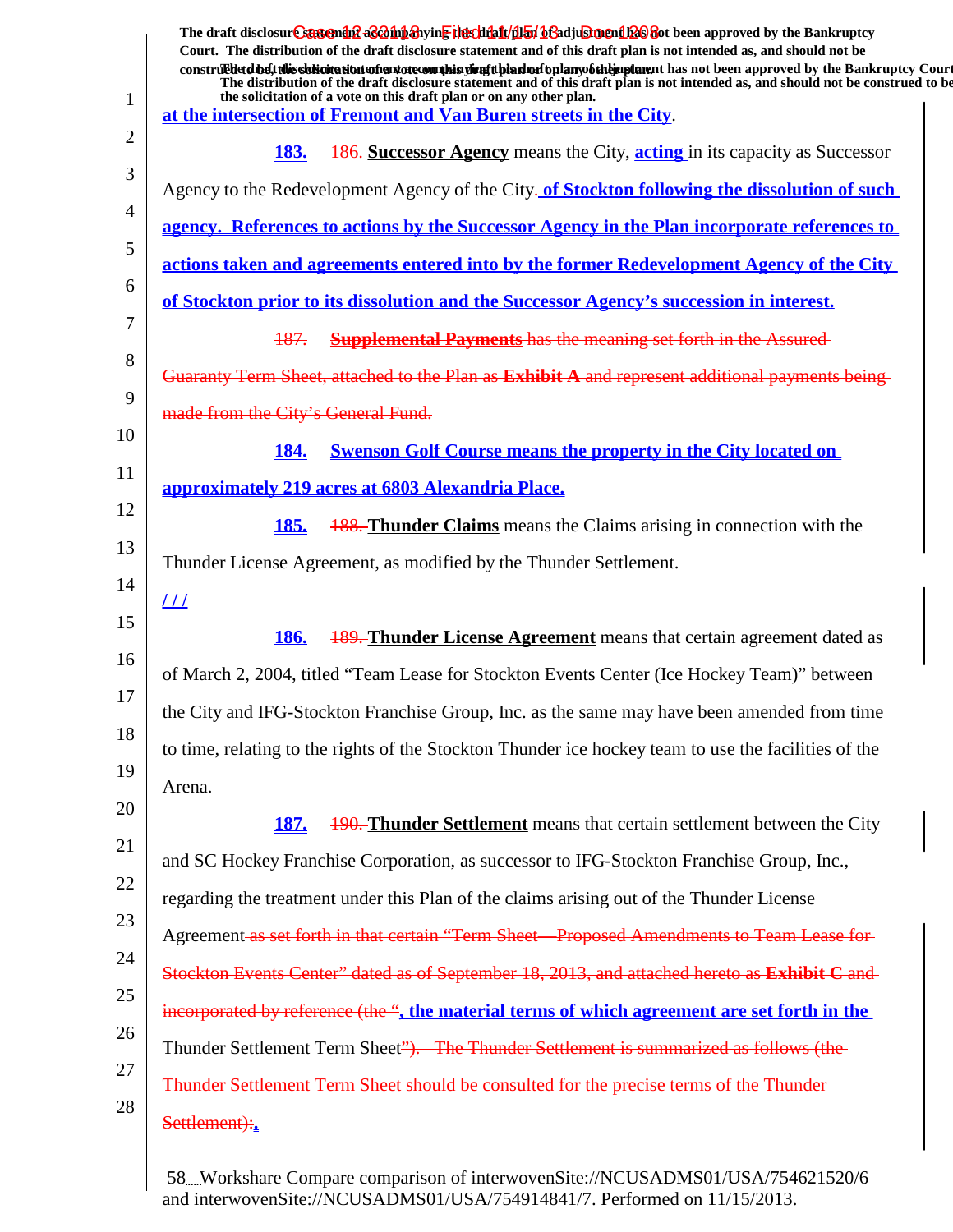The draft disclosure statement accompanying this draft plan of adjustment has not been approved by the Bankruptcy Court. The distribution of the draft disclosure statement and of this draft plan is not intended as, and should not be construed to be, the solicitation of a vote on this draft plan or on any other plan.

at the intersection of Fremont and Van Buren streets in the City.

183. ~~186.~~ **Successor Agency** means the City, acting in its capacity as Successor Agency to the Redevelopment Agency of the City~~.~~ of Stockton following the dissolution of such agency. References to actions by the Successor Agency in the Plan incorporate references to actions taken and agreements entered into by the former Redevelopment Agency of the City of Stockton prior to its dissolution and the Successor Agency's succession in interest.

~~187. **Supplemental Payments** has the meaning set forth in the Assured Guaranty Term Sheet, attached to the Plan as **Exhibit A** and represent additional payments being made from the City's General Fund.~~

184. **Swenson Golf Course** means the property in the City located on approximately 219 acres at 6803 Alexandria Place.

185. ~~188.~~ **Thunder Claims** means the Claims arising in connection with the Thunder License Agreement, as modified by the Thunder Settlement.

/ / /

186. ~~189.~~ **Thunder License Agreement** means that certain agreement dated as of March 2, 2004, titled "Team Lease for Stockton Events Center (Ice Hockey Team)" between the City and IFG-Stockton Franchise Group, Inc. as the same may have been amended from time to time, relating to the rights of the Stockton Thunder ice hockey team to use the facilities of the Arena.

187. ~~190.~~ **Thunder Settlement** means that certain settlement between the City and SC Hockey Franchise Corporation, as successor to IFG-Stockton Franchise Group, Inc., regarding the treatment under this Plan of the claims arising out of the Thunder License Agreement ~~as set forth in that certain "Term Sheet—Proposed Amendments to Team Lease for Stockton Events Center" dated as of September 18, 2013, and attached hereto as **Exhibit C** and incorporated by reference (the "~~, the material terms of which agreement are set forth in the Thunder Settlement Term Sheet~~"). The Thunder Settlement is summarized as follows (the Thunder Settlement Term Sheet should be consulted for the precise terms of the Thunder Settlement):~~.

58 Workshare Compare comparison of interwovenSite://NCUSADMS01/USA/754621520/6 and interwovenSite://NCUSADMS01/USA/754914841/7. Performed on 11/15/2013.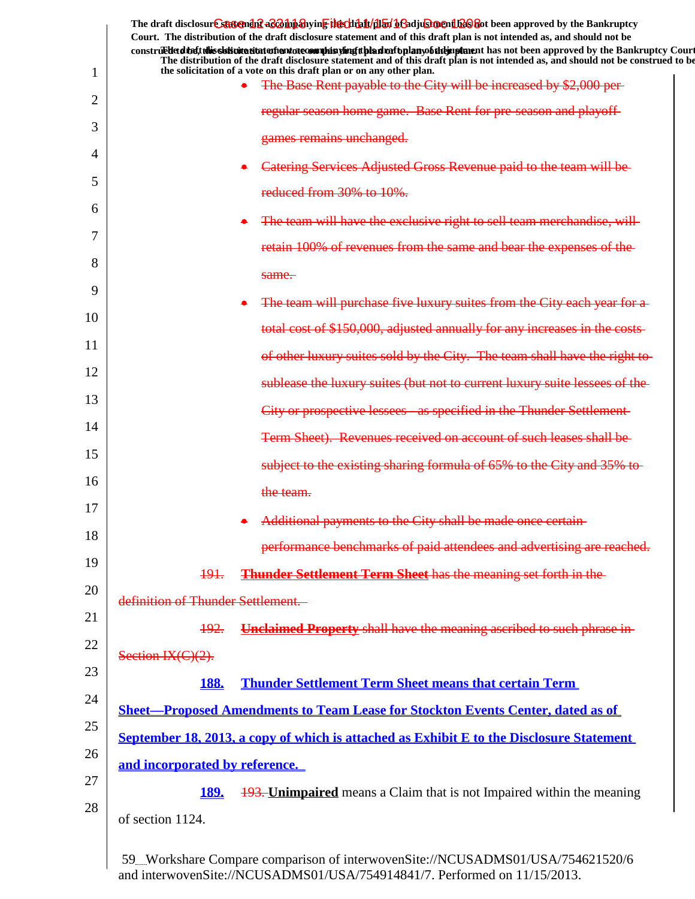The draft disclosure statement accompanying this draft plan of adjustment has not been approved by the Bankruptcy Court. The distribution of the draft disclosure statement and of this draft plan is not intended as, and should not be construed to be, the solicitation of a vote on this draft plan or on any other plan.

- ~~The Base Rent payable to the City will be increased by $2,000 per regular season home game. Base Rent for pre-season and playoff games remains unchanged.~~
- ~~Catering Services Adjusted Gross Revenue paid to the team will be reduced from 30% to 10%.~~
- ~~The team will have the exclusive right to sell team merchandise, will retain 100% of revenues from the same and bear the expenses of the same.~~
- ~~The team will purchase five luxury suites from the City each year for a total cost of $150,000, adjusted annually for any increases in the costs of other luxury suites sold by the City. The team shall have the right to sublease the luxury suites (but not to current luxury suite lessees of the City or prospective lessees – as specified in the Thunder Settlement Term Sheet). Revenues received on account of such leases shall be subject to the existing sharing formula of 65% to the City and 35% to the team.~~
- ~~Additional payments to the City shall be made once certain performance benchmarks of paid attendees and advertising are reached.~~

~~191.~~ ~~**Thunder Settlement Term Sheet** has the meaning set forth in the definition of Thunder Settlement.~~

~~192.~~ ~~**Unclaimed Property** shall have the meaning ascribed to such phrase in Section IX(C)(2).~~

**188.** **Thunder Settlement Term Sheet means that certain Term Sheet—Proposed Amendments to Team Lease for Stockton Events Center, dated as of September 18, 2013, a copy of which is attached as Exhibit E to the Disclosure Statement and incorporated by reference.**

**189.** ~~193.~~ **Unimpaired** means a Claim that is not Impaired within the meaning of section 1124.

59 Workshare Compare comparison of interwovenSite://NCUSADMS01/USA/754621520/6 and interwovenSite://NCUSADMS01/USA/754914841/7. Performed on 11/15/2013.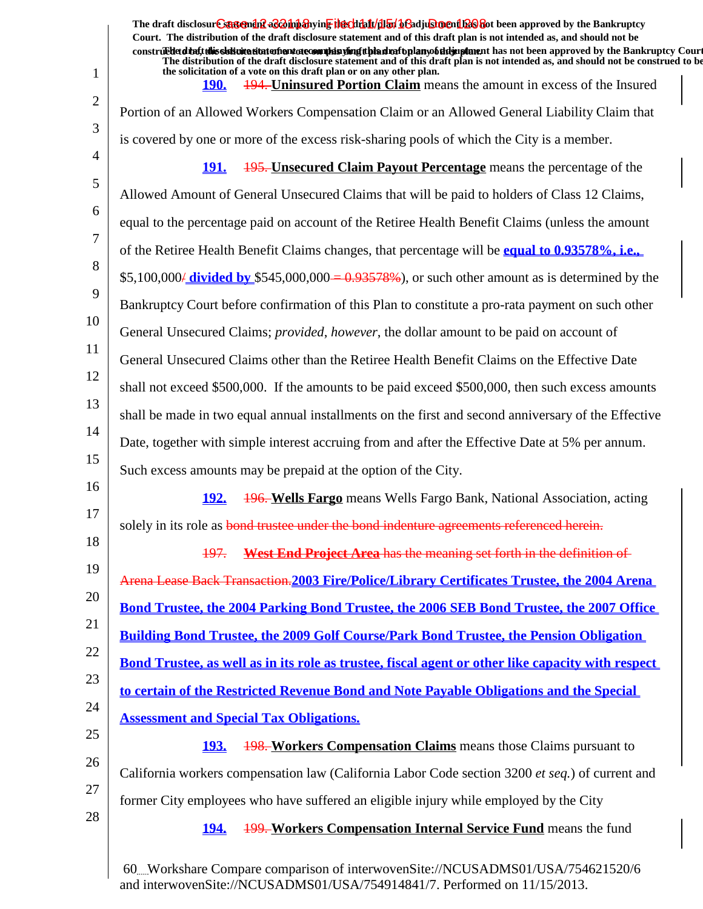The draft disclosure statement and of this draft plan is not intended as, and should not be construed to be, the solicitation of a vote on this draft plan or on any other plan.

**190.** ~~194.~~ **Uninsured Portion Claim** means the amount in excess of the Insured Portion of an Allowed Workers Compensation Claim or an Allowed General Liability Claim that is covered by one or more of the excess risk-sharing pools of which the City is a member.

**191.** ~~195.~~ **Unsecured Claim Payout Percentage** means the percentage of the Allowed Amount of General Unsecured Claims that will be paid to holders of Class 12 Claims, equal to the percentage paid on account of the Retiree Health Benefit Claims (unless the amount of the Retiree Health Benefit Claims changes, that percentage will be **equal to 0.93578%, i.e.,** $5,100,000~~/~~ **divided by** $545,000,000~~ = 0.93578%~~), or such other amount as is determined by the Bankruptcy Court before confirmation of this Plan to constitute a pro-rata payment on such other General Unsecured Claims; *provided*, *however*, the dollar amount to be paid on account of General Unsecured Claims other than the Retiree Health Benefit Claims on the Effective Date shall not exceed $500,000. If the amounts to be paid exceed $500,000, then such excess amounts shall be made in two equal annual installments on the first and second anniversary of the Effective Date, together with simple interest accruing from and after the Effective Date at 5% per annum. Such excess amounts may be prepaid at the option of the City.

**192.** ~~196.~~ **Wells Fargo** means Wells Fargo Bank, National Association, acting solely in its role as ~~bond trustee under the bond indenture agreements referenced herein.~~

~~197. **West End Project Area** has the meaning set forth in the definition of Arena Lease Back Transaction.~~**2003 Fire/Police/Library Certificates Trustee, the 2004 Arena Bond Trustee, the 2004 Parking Bond Trustee, the 2006 SEB Bond Trustee, the 2007 Office Building Bond Trustee, the 2009 Golf Course/Park Bond Trustee, the Pension Obligation Bond Trustee, as well as in its role as trustee, fiscal agent or other like capacity with respect to certain of the Restricted Revenue Bond and Note Payable Obligations and the Special Assessment and Special Tax Obligations.**

**193.** ~~198.~~ **Workers Compensation Claims** means those Claims pursuant to California workers compensation law (California Labor Code section 3200 *et seq.*) of current and former City employees who have suffered an eligible injury while employed by the City

**194.** ~~199.~~ **Workers Compensation Internal Service Fund** means the fund

Workshare Compare comparison of interwovenSite://NCUSADMS01/USA/754621520/6 and interwovenSite://NCUSADMS01/USA/754914841/7. Performed on 11/15/2013.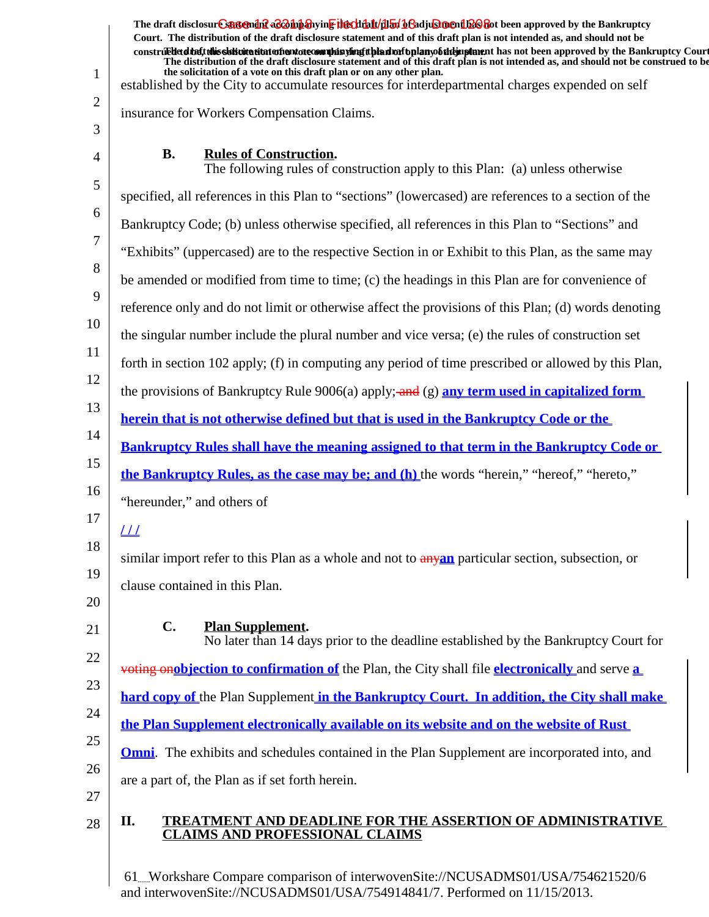The draft disclosure statement accompanying this draft plan of adjustment has not been approved by the Bankruptcy Court. The distribution of the draft disclosure statement and of this draft plan is not intended as, and should not be construed to be, the solicitation of a vote on this draft plan or on any other plan.

established by the City to accumulate resources for interdepartmental charges expended on self insurance for Workers Compensation Claims.

**B. Rules of Construction.**

The following rules of construction apply to this Plan: (a) unless otherwise specified, all references in this Plan to "sections" (lowercased) are references to a section of the Bankruptcy Code; (b) unless otherwise specified, all references in this Plan to "Sections" and "Exhibits" (uppercased) are to the respective Section in or Exhibit to this Plan, as the same may be amended or modified from time to time; (c) the headings in this Plan are for convenience of reference only and do not limit or otherwise affect the provisions of this Plan; (d) words denoting the singular number include the plural number and vice versa; (e) the rules of construction set forth in section 102 apply; (f) in computing any period of time prescribed or allowed by this Plan, the provisions of Bankruptcy Rule 9006(a) apply; ~~and~~ (g) **any term used in capitalized form herein that is not otherwise defined but that is used in the Bankruptcy Code or the Bankruptcy Rules shall have the meaning assigned to that term in the Bankruptcy Code or the Bankruptcy Rules, as the case may be; and (h)** the words "herein," "hereof," "hereto," "hereunder," and others of

**/ / /**

similar import refer to this Plan as a whole and not to ~~any~~**an** particular section, subsection, or clause contained in this Plan.

**C. Plan Supplement.**

No later than 14 days prior to the deadline established by the Bankruptcy Court for ~~voting on~~**objection to confirmation of** the Plan, the City shall file **electronically** and serve **a hard copy of** the Plan Supplement **in the Bankruptcy Court. In addition, the City shall make the Plan Supplement electronically available on its website and on the website of Rust Omni**. The exhibits and schedules contained in the Plan Supplement are incorporated into, and are a part of, the Plan as if set forth herein.

## II. TREATMENT AND DEADLINE FOR THE ASSERTION OF ADMINISTRATIVE CLAIMS AND PROFESSIONAL CLAIMS

61 Workshare Compare comparison of interwovenSite://NCUSADMS01/USA/754621520/6 and interwovenSite://NCUSADMS01/USA/754914841/7. Performed on 11/15/2013.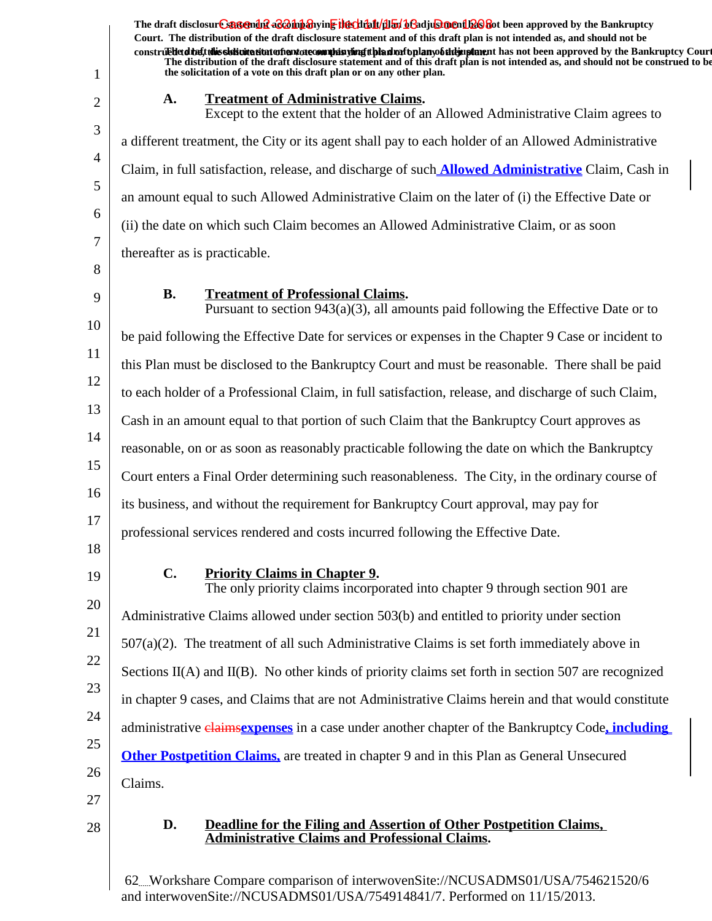The draft disclosure statement accompanying this draft plan of adjustment has not been approved by the Bankruptcy Court. The distribution of the draft disclosure statement and of this draft plan is not intended as, and should not be construed to be, the solicitation of a vote on this draft plan or on any other plan.

### A. Treatment of Administrative Claims.

Except to the extent that the holder of an Allowed Administrative Claim agrees to a different treatment, the City or its agent shall pay to each holder of an Allowed Administrative Claim, in full satisfaction, release, and discharge of such Allowed Administrative Claim, Cash in an amount equal to such Allowed Administrative Claim on the later of (i) the Effective Date or (ii) the date on which such Claim becomes an Allowed Administrative Claim, or as soon thereafter as is practicable.

### B. Treatment of Professional Claims.

Pursuant to section 943(a)(3), all amounts paid following the Effective Date or to be paid following the Effective Date for services or expenses in the Chapter 9 Case or incident to this Plan must be disclosed to the Bankruptcy Court and must be reasonable. There shall be paid to each holder of a Professional Claim, in full satisfaction, release, and discharge of such Claim, Cash in an amount equal to that portion of such Claim that the Bankruptcy Court approves as reasonable, on or as soon as reasonably practicable following the date on which the Bankruptcy Court enters a Final Order determining such reasonableness. The City, in the ordinary course of its business, and without the requirement for Bankruptcy Court approval, may pay for professional services rendered and costs incurred following the Effective Date.

### C. Priority Claims in Chapter 9.

The only priority claims incorporated into chapter 9 through section 901 are Administrative Claims allowed under section 503(b) and entitled to priority under section 507(a)(2). The treatment of all such Administrative Claims is set forth immediately above in Sections II(A) and II(B). No other kinds of priority claims set forth in section 507 are recognized in chapter 9 cases, and Claims that are not Administrative Claims herein and that would constitute administrative ~~claims~~expenses in a case under another chapter of the Bankruptcy Code, including Other Postpetition Claims, are treated in chapter 9 and in this Plan as General Unsecured Claims.

### D. Deadline for the Filing and Assertion of Other Postpetition Claims, Administrative Claims and Professional Claims.

62 Workshare Compare comparison of interwovenSite://NCUSADMS01/USA/754621520/6 and interwovenSite://NCUSADMS01/USA/754914841/7. Performed on 11/15/2013.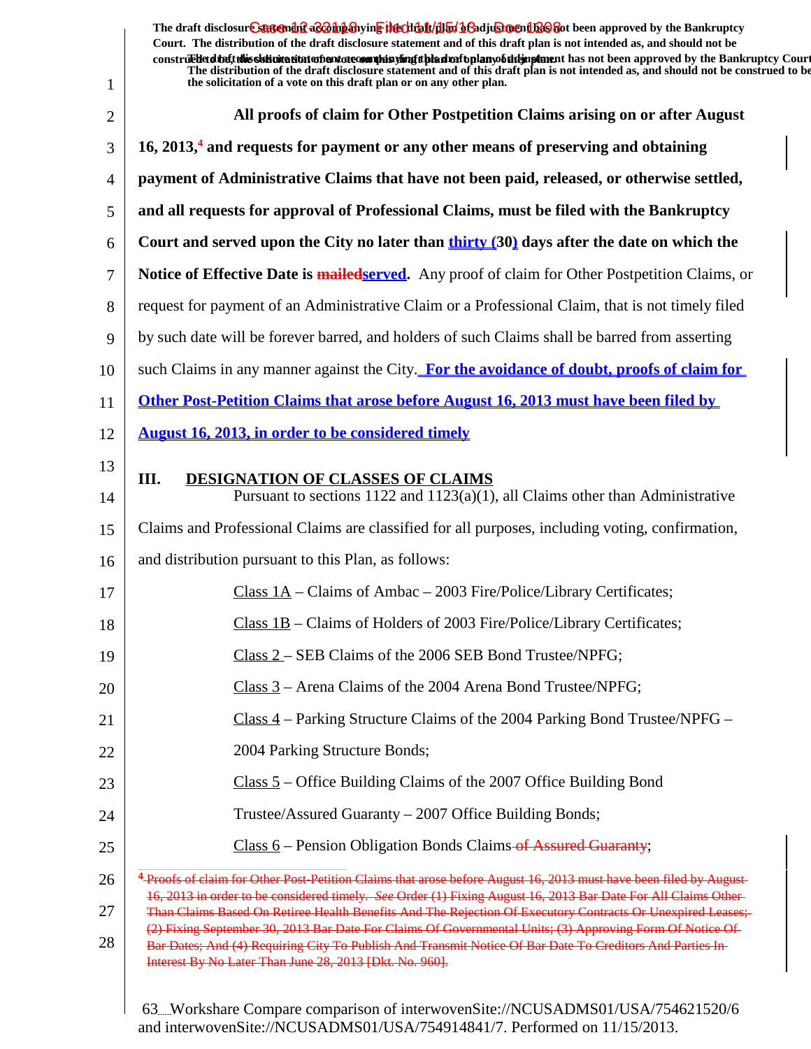**All proofs of claim for Other Postpetition Claims arising on or after August 16, 2013,[4] and requests for payment or any other means of preserving and obtaining payment of Administrative Claims that have not been paid, released, or otherwise settled, and all requests for approval of Professional Claims, must be filed with the Bankruptcy Court and served upon the City no later than thirty (30) days after the date on which the Notice of Effective Date is ~~mailed~~served.** Any proof of claim for Other Postpetition Claims, or request for payment of an Administrative Claim or a Professional Claim, that is not timely filed by such date will be forever barred, and holders of such Claims shall be barred from asserting such Claims in any manner against the City. **For the avoidance of doubt, proofs of claim for Other Post-Petition Claims that arose before August 16, 2013 must have been filed by August 16, 2013, in order to be considered timely**

## III. DESIGNATION OF CLASSES OF CLAIMS

Pursuant to sections 1122 and 1123(a)(1), all Claims other than Administrative Claims and Professional Claims are classified for all purposes, including voting, confirmation, and distribution pursuant to this Plan, as follows:

Class 1A – Claims of Ambac – 2003 Fire/Police/Library Certificates;

Class 1B – Claims of Holders of 2003 Fire/Police/Library Certificates;

Class 2 – SEB Claims of the 2006 SEB Bond Trustee/NPFG;

Class 3 – Arena Claims of the 2004 Arena Bond Trustee/NPFG;

Class 4 – Parking Structure Claims of the 2004 Parking Bond Trustee/NPFG – 2004 Parking Structure Bonds;

Class 5 – Office Building Claims of the 2007 Office Building Bond Trustee/Assured Guaranty – 2007 Office Building Bonds;

Class 6 – Pension Obligation Bonds Claims ~~of Assured Guaranty~~;

---

~~[4] Proofs of claim for Other Post-Petition Claims that arose before August 16, 2013 must have been filed by August 16, 2013 in order to be considered timely. *See* Order (1) Fixing August 16, 2013 Bar Date For All Claims Other Than Claims Based On Retiree Health Benefits And The Rejection Of Executory Contracts Or Unexpired Leases; (2) Fixing September 30, 2013 Bar Date For Claims Of Governmental Units; (3) Approving Form Of Notice Of Bar Dates; And (4) Requiring City To Publish And Transmit Notice Of Bar Date To Creditors And Parties In Interest By No Later Than June 28, 2013 [Dkt. No. 960].~~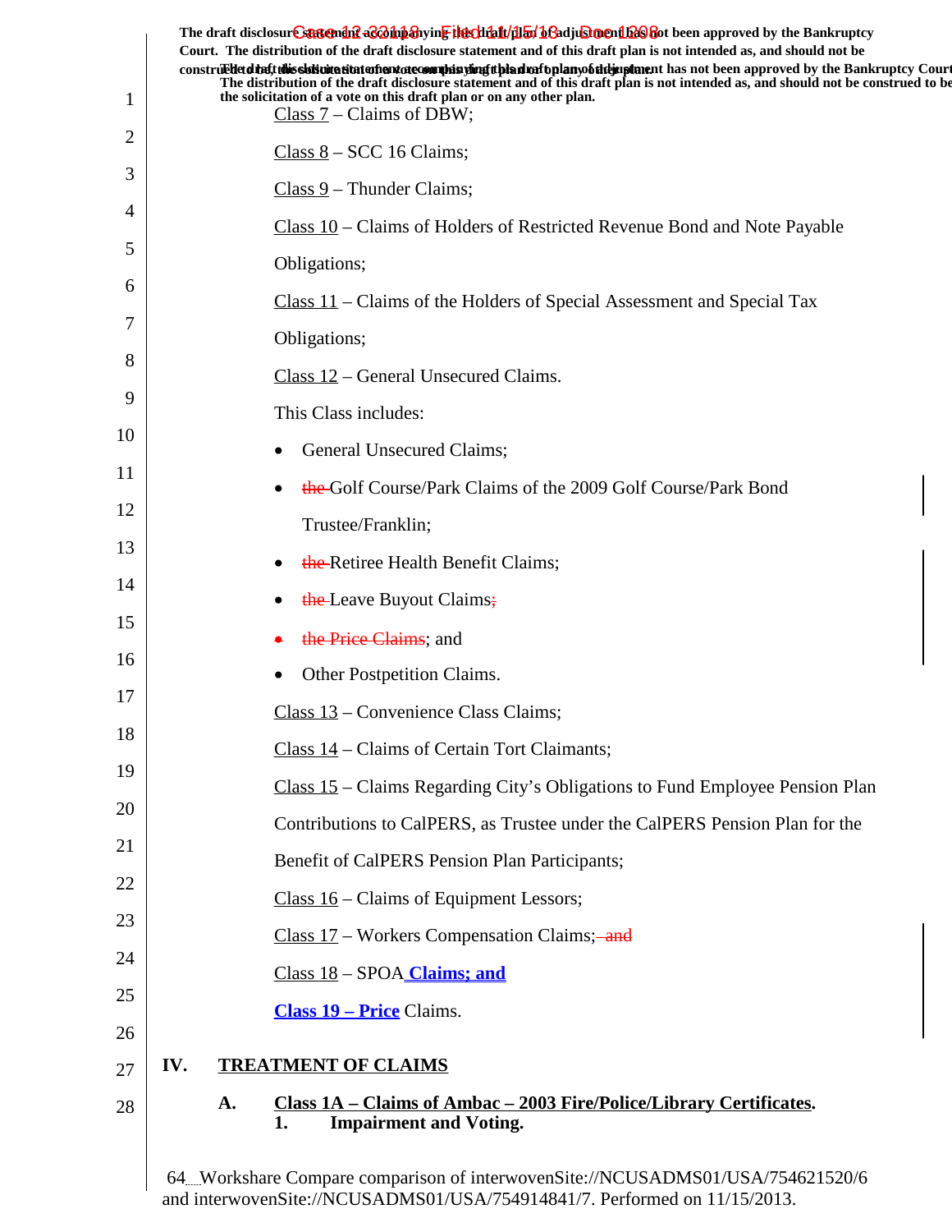The draft disclosure statement accompanying this draft plan of adjustment has not been approved by the Bankruptcy Court. The distribution of the draft disclosure statement and of this draft plan is not intended as, and should not be construed to be, the solicitation of a vote on this draft plan or on any other plan.

Class 7 – Claims of DBW;

Class 8 – SCC 16 Claims;

Class 9 – Thunder Claims;

Class 10 – Claims of Holders of Restricted Revenue Bond and Note Payable Obligations;

Class 11 – Claims of the Holders of Special Assessment and Special Tax Obligations;

Class 12 – General Unsecured Claims.

This Class includes:

- General Unsecured Claims;
- ~~the~~ Golf Course/Park Claims of the 2009 Golf Course/Park Bond Trustee/Franklin;
- ~~the~~ Retiree Health Benefit Claims;
- ~~the~~ Leave Buyout Claims~~;~~
- ~~the Price Claims~~; and
- Other Postpetition Claims.

Class 13 – Convenience Class Claims;

Class 14 – Claims of Certain Tort Claimants;

Class 15 – Claims Regarding City's Obligations to Fund Employee Pension Plan Contributions to CalPERS, as Trustee under the CalPERS Pension Plan for the Benefit of CalPERS Pension Plan Participants;

Class 16 – Claims of Equipment Lessors;

Class 17 – Workers Compensation Claims; ~~and~~

Class 18 – SPOA **Claims; and**

**Class 19 – Price** Claims.

## IV. TREATMENT OF CLAIMS

### A. Class 1A – Claims of Ambac – 2003 Fire/Police/Library Certificates.

#### 1. Impairment and Voting.

64 Workshare Compare comparison of interwovenSite://NCUSADMS01/USA/754621520/6 and interwovenSite://NCUSADMS01/USA/754914841/7. Performed on 11/15/2013.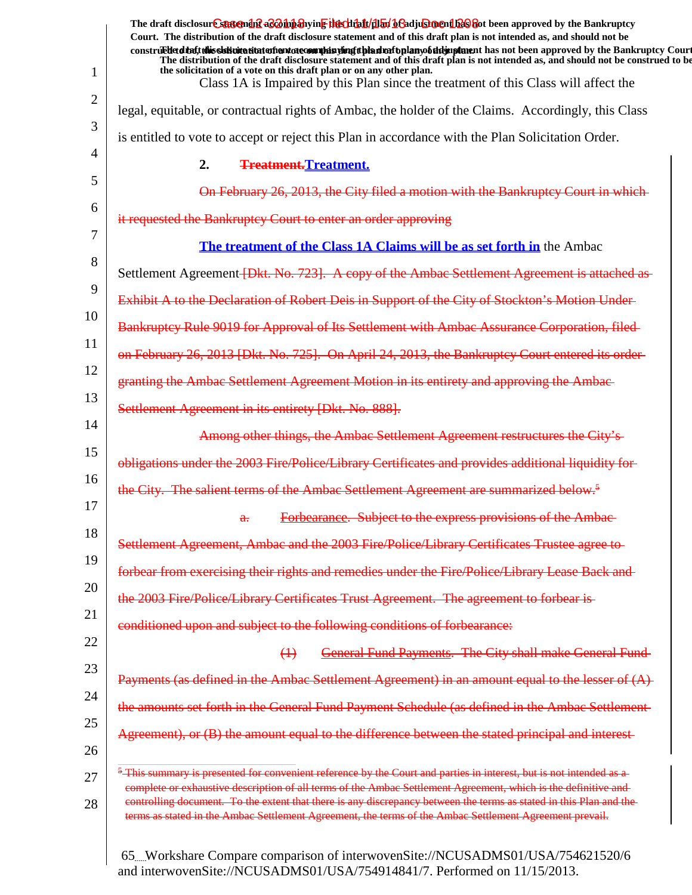The draft disclosure statement accompanying this draft plan of adjustment has not been approved by the Bankruptcy Court. The distribution of the draft disclosure statement and of this draft plan is not intended as, and should not be construed to be, the solicitation of a vote on this draft plan or on any other plan.

Class 1A is Impaired by this Plan since the treatment of this Class will affect the legal, equitable, or contractual rights of Ambac, the holder of the Claims. Accordingly, this Class is entitled to vote to accept or reject this Plan in accordance with the Plan Solicitation Order.

**2. ~~Treatment.~~Treatment.**

~~On February 26, 2013, the City filed a motion with the Bankruptcy Court in which it requested the Bankruptcy Court to enter an order approving~~

**The treatment of the Class 1A Claims will be as set forth in** the Ambac Settlement Agreement ~~[Dkt. No. 723]. A copy of the Ambac Settlement Agreement is attached as Exhibit A to the Declaration of Robert Deis in Support of the City of Stockton's Motion Under Bankruptcy Rule 9019 for Approval of Its Settlement with Ambac Assurance Corporation, filed on February 26, 2013 [Dkt. No. 725]. On April 24, 2013, the Bankruptcy Court entered its order granting the Ambac Settlement Agreement Motion in its entirety and approving the Ambac Settlement Agreement in its entirety [Dkt. No. 888].~~

~~Among other things, the Ambac Settlement Agreement restructures the City's obligations under the 2003 Fire/Police/Library Certificates and provides additional liquidity for the City. The salient terms of the Ambac Settlement Agreement are summarized below.[5]~~

~~a. Forbearance. Subject to the express provisions of the Ambac Settlement Agreement, Ambac and the 2003 Fire/Police/Library Certificates Trustee agree to forbear from exercising their rights and remedies under the Fire/Police/Library Lease Back and the 2003 Fire/Police/Library Certificates Trust Agreement. The agreement to forbear is conditioned upon and subject to the following conditions of forbearance:~~

~~(1) General Fund Payments. The City shall make General Fund Payments (as defined in the Ambac Settlement Agreement) in an amount equal to the lesser of (A) the amounts set forth in the General Fund Payment Schedule (as defined in the Ambac Settlement Agreement), or (B) the amount equal to the difference between the stated principal and interest~~

~~[5] This summary is presented for convenient reference by the Court and parties in interest, but is not intended as a complete or exhaustive description of all terms of the Ambac Settlement Agreement, which is the definitive and controlling document. To the extent that there is any discrepancy between the terms as stated in this Plan and the terms as stated in the Ambac Settlement Agreement, the terms of the Ambac Settlement Agreement prevail.~~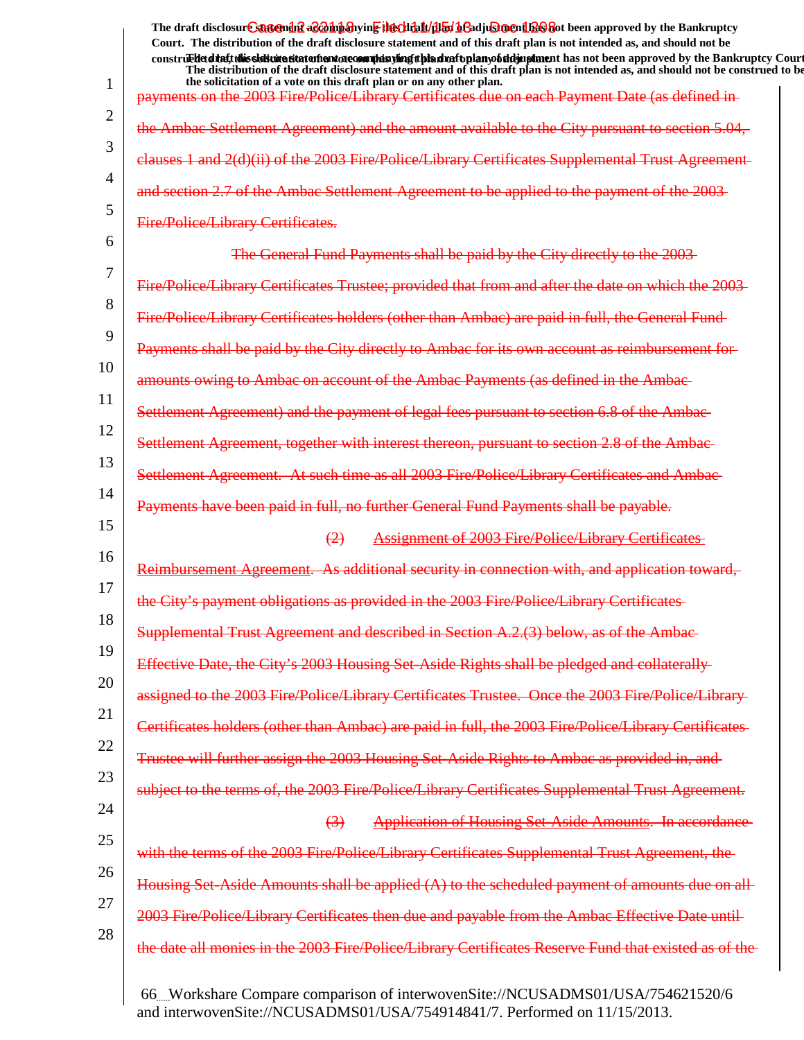The draft disclosure statement accompanying this draft plan of adjustment has not been approved by the Bankruptcy Court. The distribution of the draft disclosure statement and of this draft plan is not intended as, and should not be construed to be, the solicitation of a vote on this draft plan or on any other plan.

payments on the 2003 Fire/Police/Library Certificates due on each Payment Date (as defined in the Ambac Settlement Agreement) and the amount available to the City pursuant to section 5.04, clauses 1 and 2(d)(ii) of the 2003 Fire/Police/Library Certificates Supplemental Trust Agreement and section 2.7 of the Ambac Settlement Agreement to be applied to the payment of the 2003 Fire/Police/Library Certificates.

The General Fund Payments shall be paid by the City directly to the 2003 Fire/Police/Library Certificates Trustee; provided that from and after the date on which the 2003 Fire/Police/Library Certificates holders (other than Ambac) are paid in full, the General Fund Payments shall be paid by the City directly to Ambac for its own account as reimbursement for amounts owing to Ambac on account of the Ambac Payments (as defined in the Ambac Settlement Agreement) and the payment of legal fees pursuant to section 6.8 of the Ambac Settlement Agreement, together with interest thereon, pursuant to section 2.8 of the Ambac Settlement Agreement. At such time as all 2003 Fire/Police/Library Certificates and Ambac Payments have been paid in full, no further General Fund Payments shall be payable.

(2) Assignment of 2003 Fire/Police/Library Certificates Reimbursement Agreement. As additional security in connection with, and application toward, the City's payment obligations as provided in the 2003 Fire/Police/Library Certificates Supplemental Trust Agreement and described in Section A.2.(3) below, as of the Ambac Effective Date, the City's 2003 Housing Set-Aside Rights shall be pledged and collaterally assigned to the 2003 Fire/Police/Library Certificates Trustee. Once the 2003 Fire/Police/Library Certificates holders (other than Ambac) are paid in full, the 2003 Fire/Police/Library Certificates Trustee will further assign the 2003 Housing Set-Aside Rights to Ambac as provided in, and subject to the terms of, the 2003 Fire/Police/Library Certificates Supplemental Trust Agreement.

(3) Application of Housing Set-Aside Amounts. In accordance with the terms of the 2003 Fire/Police/Library Certificates Supplemental Trust Agreement, the Housing Set-Aside Amounts shall be applied (A) to the scheduled payment of amounts due on all 2003 Fire/Police/Library Certificates then due and payable from the Ambac Effective Date until the date all monies in the 2003 Fire/Police/Library Certificates Reserve Fund that existed as of the

66 Workshare Compare comparison of interwovenSite://NCUSADMS01/USA/754621520/6 and interwovenSite://NCUSADMS01/USA/754914841/7. Performed on 11/15/2013.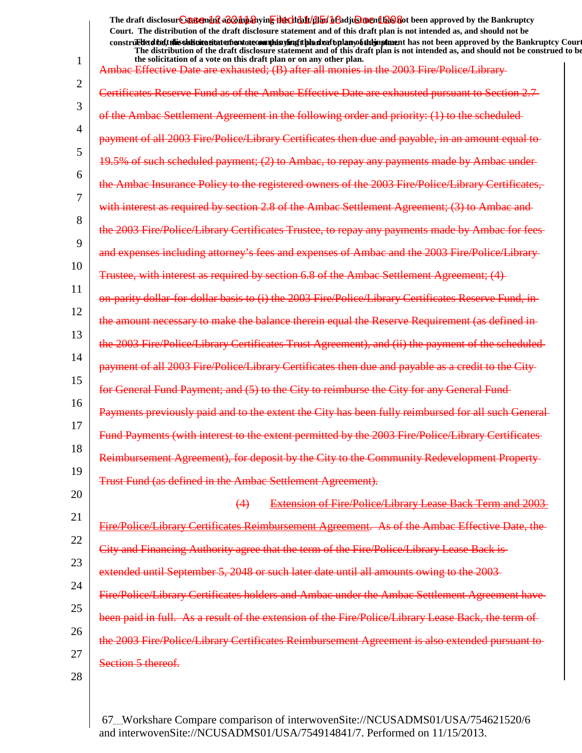Ambac Effective Date are exhausted; (B) after all monies in the 2003 Fire/Police/Library Certificates Reserve Fund as of the Ambac Effective Date are exhausted pursuant to Section 2.7 of the Ambac Settlement Agreement in the following order and priority: (1) to the scheduled payment of all 2003 Fire/Police/Library Certificates then due and payable, in an amount equal to 19.5% of such scheduled payment; (2) to Ambac, to repay any payments made by Ambac under the Ambac Insurance Policy to the registered owners of the 2003 Fire/Police/Library Certificates, with interest as required by section 2.8 of the Ambac Settlement Agreement; (3) to Ambac and the 2003 Fire/Police/Library Certificates Trustee, to repay any payments made by Ambac for fees and expenses including attorney's fees and expenses of Ambac and the 2003 Fire/Police/Library Trustee, with interest as required by section 6.8 of the Ambac Settlement Agreement; (4) on parity dollar-for-dollar basis to (i) the 2003 Fire/Police/Library Certificates Reserve Fund, in the amount necessary to make the balance therein equal the Reserve Requirement (as defined in the 2003 Fire/Police/Library Certificates Trust Agreement), and (ii) the payment of the scheduled payment of all 2003 Fire/Police/Library Certificates then due and payable as a credit to the City for General Fund Payment; and (5) to the City to reimburse the City for any General Fund Payments previously paid and to the extent the City has been fully reimbursed for all such General Fund Payments (with interest to the extent permitted by the 2003 Fire/Police/Library Certificates Reimbursement Agreement), for deposit by the City to the Community Redevelopment Property Trust Fund (as defined in the Ambac Settlement Agreement).

(4) Extension of Fire/Police/Library Lease Back Term and 2003 Fire/Police/Library Certificates Reimbursement Agreement. As of the Ambac Effective Date, the City and Financing Authority agree that the term of the Fire/Police/Library Lease Back is extended until September 5, 2048 or such later date until all amounts owing to the 2003 Fire/Police/Library Certificates holders and Ambac under the Ambac Settlement Agreement have been paid in full. As a result of the extension of the Fire/Police/Library Lease Back, the term of the 2003 Fire/Police/Library Certificates Reimbursement Agreement is also extended pursuant to Section 5 thereof.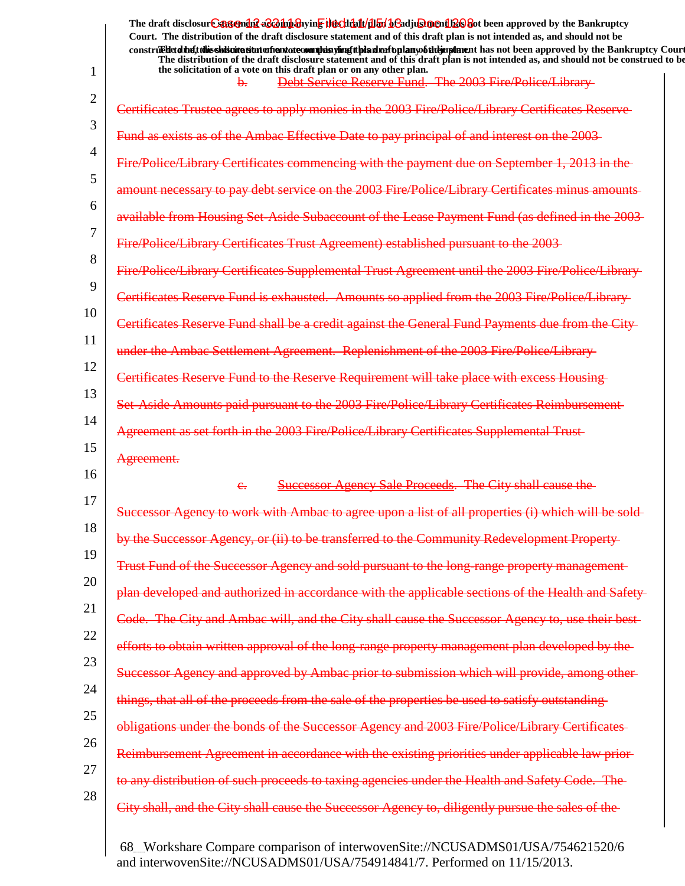The draft disclosure statement accompanying this draft plan of adjustment has not been approved by the Bankruptcy Court. The distribution of the draft disclosure statement and of this draft plan is not intended as, and should not be construed to be, the solicitation of a vote on this draft plan or on any other plan.

b. ~~Debt Service Reserve Fund. The 2003 Fire/Police/Library Certificates Trustee agrees to apply monies in the 2003 Fire/Police/Library Certificates Reserve Fund as exists as of the Ambac Effective Date to pay principal of and interest on the 2003 Fire/Police/Library Certificates commencing with the payment due on September 1, 2013 in the amount necessary to pay debt service on the 2003 Fire/Police/Library Certificates minus amounts available from Housing Set-Aside Subaccount of the Lease Payment Fund (as defined in the 2003 Fire/Police/Library Certificates Trust Agreement) established pursuant to the 2003 Fire/Police/Library Certificates Supplemental Trust Agreement until the 2003 Fire/Police/Library Certificates Reserve Fund is exhausted. Amounts so applied from the 2003 Fire/Police/Library Certificates Reserve Fund shall be a credit against the General Fund Payments due from the City under the Ambac Settlement Agreement. Replenishment of the 2003 Fire/Police/Library Certificates Reserve Fund to the Reserve Requirement will take place with excess Housing Set-Aside Amounts paid pursuant to the 2003 Fire/Police/Library Certificates Reimbursement Agreement as set forth in the 2003 Fire/Police/Library Certificates Supplemental Trust Agreement.~~

c. ~~Successor Agency Sale Proceeds. The City shall cause the Successor Agency to work with Ambac to agree upon a list of all properties (i) which will be sold by the Successor Agency, or (ii) to be transferred to the Community Redevelopment Property Trust Fund of the Successor Agency and sold pursuant to the long-range property management plan developed and authorized in accordance with the applicable sections of the Health and Safety Code. The City and Ambac will, and the City shall cause the Successor Agency to, use their best efforts to obtain written approval of the long-range property management plan developed by the Successor Agency and approved by Ambac prior to submission which will provide, among other things, that all of the proceeds from the sale of the properties be used to satisfy outstanding obligations under the bonds of the Successor Agency and 2003 Fire/Police/Library Certificates Reimbursement Agreement in accordance with the existing priorities under applicable law prior to any distribution of such proceeds to taxing agencies under the Health and Safety Code. The City shall, and the City shall cause the Successor Agency to, diligently pursue the sales of the~~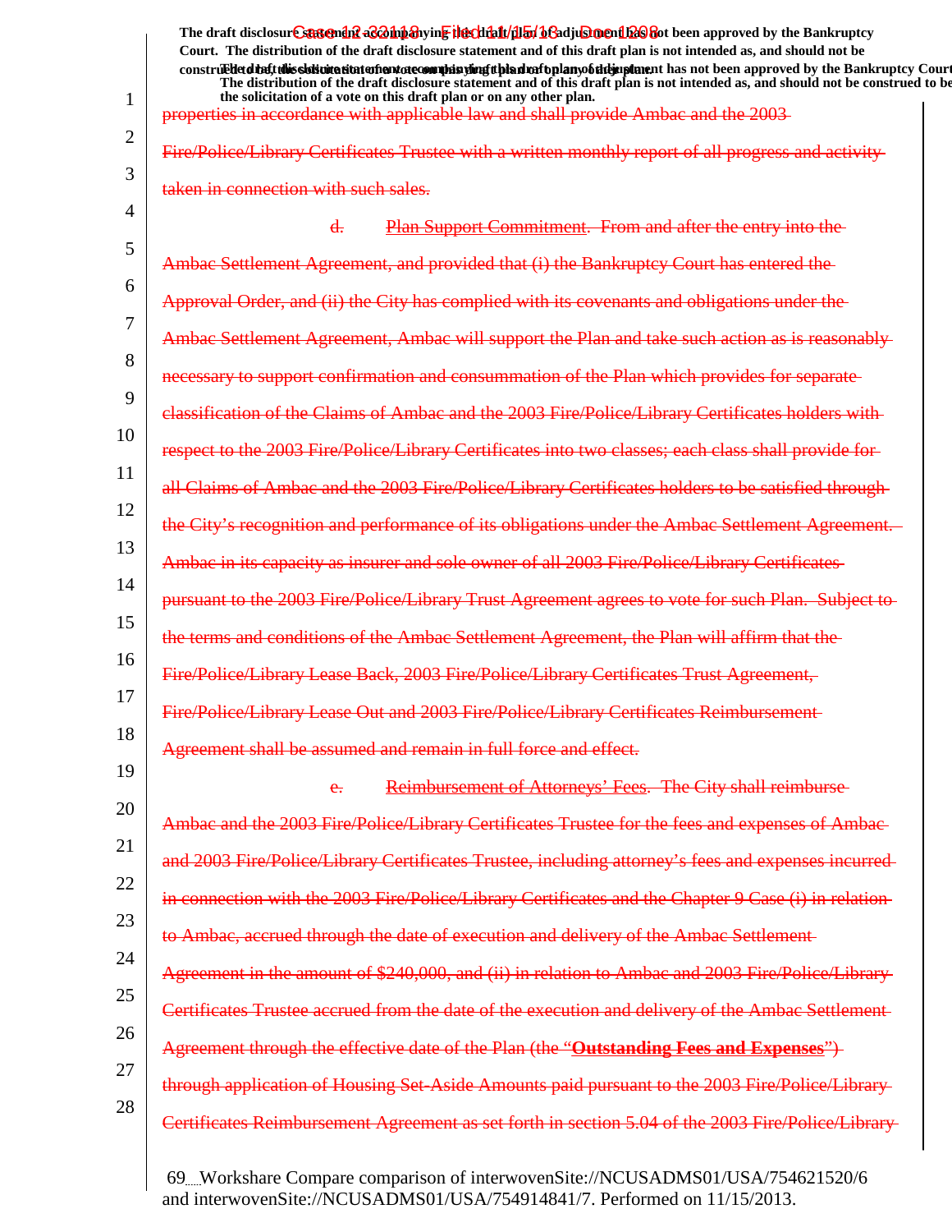properties in accordance with applicable law and shall provide Ambac and the 2003 Fire/Police/Library Certificates Trustee with a written monthly report of all progress and activity taken in connection with such sales.

d. Plan Support Commitment. From and after the entry into the Ambac Settlement Agreement, and provided that (i) the Bankruptcy Court has entered the Approval Order, and (ii) the City has complied with its covenants and obligations under the Ambac Settlement Agreement, Ambac will support the Plan and take such action as is reasonably necessary to support confirmation and consummation of the Plan which provides for separate classification of the Claims of Ambac and the 2003 Fire/Police/Library Certificates holders with respect to the 2003 Fire/Police/Library Certificates into two classes; each class shall provide for all Claims of Ambac and the 2003 Fire/Police/Library Certificates holders to be satisfied through the City's recognition and performance of its obligations under the Ambac Settlement Agreement. Ambac in its capacity as insurer and sole owner of all 2003 Fire/Police/Library Certificates pursuant to the 2003 Fire/Police/Library Trust Agreement agrees to vote for such Plan. Subject to the terms and conditions of the Ambac Settlement Agreement, the Plan will affirm that the Fire/Police/Library Lease Back, 2003 Fire/Police/Library Certificates Trust Agreement, Fire/Police/Library Lease Out and 2003 Fire/Police/Library Certificates Reimbursement Agreement shall be assumed and remain in full force and effect.

e. Reimbursement of Attorneys' Fees. The City shall reimburse Ambac and the 2003 Fire/Police/Library Certificates Trustee for the fees and expenses of Ambac and 2003 Fire/Police/Library Certificates Trustee, including attorney's fees and expenses incurred in connection with the 2003 Fire/Police/Library Certificates and the Chapter 9 Case (i) in relation to Ambac, accrued through the date of execution and delivery of the Ambac Settlement Agreement in the amount of $240,000, and (ii) in relation to Ambac and 2003 Fire/Police/Library Certificates Trustee accrued from the date of the execution and delivery of the Ambac Settlement Agreement through the effective date of the Plan (the "**Outstanding Fees and Expenses**") through application of Housing Set-Aside Amounts paid pursuant to the 2003 Fire/Police/Library Certificates Reimbursement Agreement as set forth in section 5.04 of the 2003 Fire/Police/Library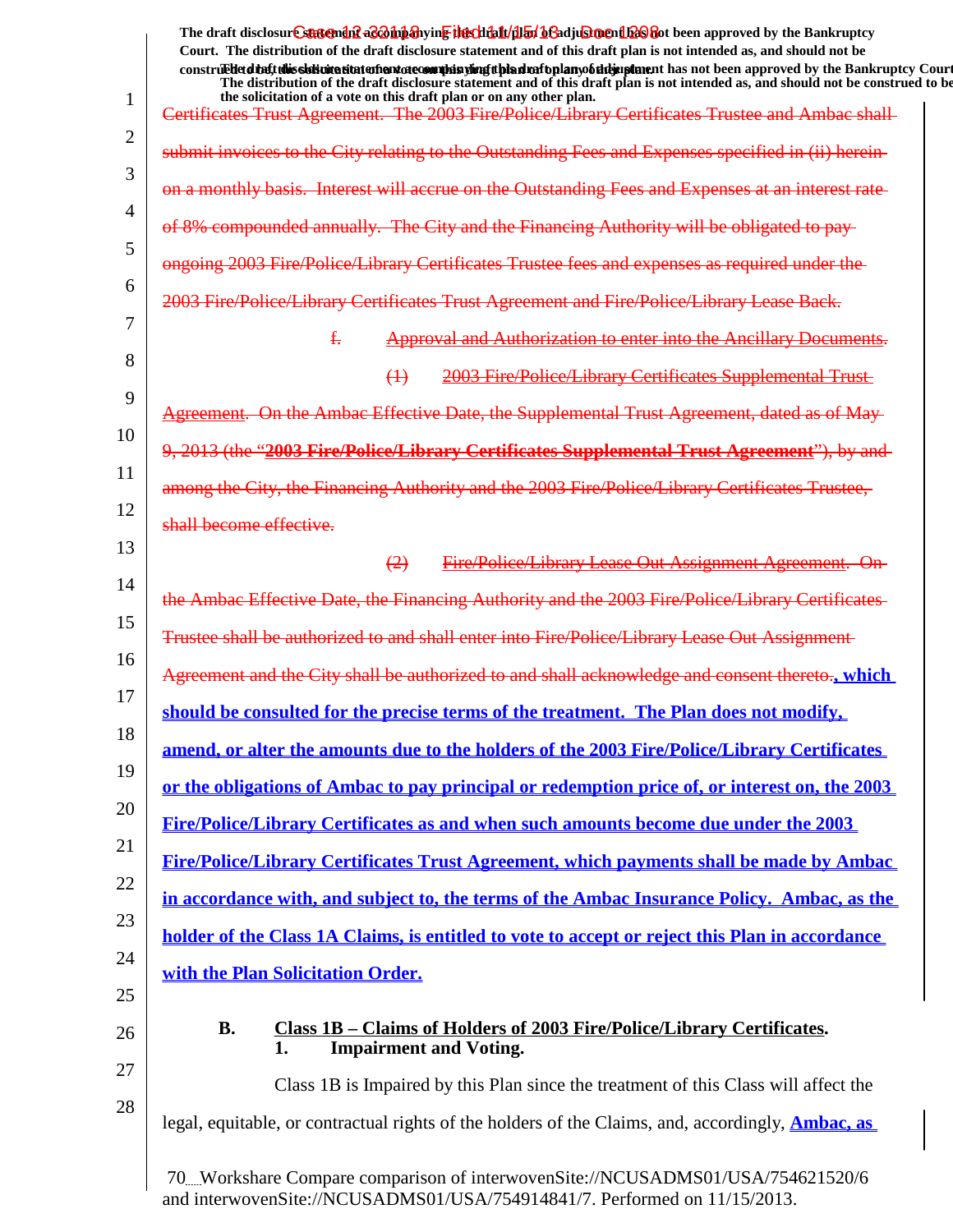The draft disclosure statement accompanying this draft plan of adjustment has not been approved by the Bankruptcy Court. The distribution of the draft disclosure statement and of this draft plan is not intended as, and should not be construed to be, the solicitation of a vote on this draft plan or on any other plan.

~~Certificates Trust Agreement. The 2003 Fire/Police/Library Certificates Trustee and Ambac shall submit invoices to the City relating to the Outstanding Fees and Expenses specified in (ii) herein on a monthly basis. Interest will accrue on the Outstanding Fees and Expenses at an interest rate of 8% compounded annually. The City and the Financing Authority will be obligated to pay ongoing 2003 Fire/Police/Library Certificates Trustee fees and expenses as required under the 2003 Fire/Police/Library Certificates Trust Agreement and Fire/Police/Library Lease Back.~~

~~f. Approval and Authorization to enter into the Ancillary Documents.~~

~~(1) 2003 Fire/Police/Library Certificates Supplemental Trust Agreement. On the Ambac Effective Date, the Supplemental Trust Agreement, dated as of May 9, 2013 (the "**2003 Fire/Police/Library Certificates Supplemental Trust Agreement**"), by and among the City, the Financing Authority and the 2003 Fire/Police/Library Certificates Trustee, shall become effective.~~

~~(2) Fire/Police/Library Lease Out Assignment Agreement. On the Ambac Effective Date, the Financing Authority and the 2003 Fire/Police/Library Certificates Trustee shall be authorized to and shall enter into Fire/Police/Library Lease Out Assignment Agreement and the City shall be authorized to and shall acknowledge and consent thereto.~~**, which should be consulted for the precise terms of the treatment. The Plan does not modify, amend, or alter the amounts due to the holders of the 2003 Fire/Police/Library Certificates or the obligations of Ambac to pay principal or redemption price of, or interest on, the 2003 Fire/Police/Library Certificates as and when such amounts become due under the 2003 Fire/Police/Library Certificates Trust Agreement, which payments shall be made by Ambac in accordance with, and subject to, the terms of the Ambac Insurance Policy. Ambac, as the holder of the Class 1A Claims, is entitled to vote to accept or reject this Plan in accordance with the Plan Solicitation Order.**

## B. Class 1B – Claims of Holders of 2003 Fire/Police/Library Certificates.

### 1. Impairment and Voting.

Class 1B is Impaired by this Plan since the treatment of this Class will affect the legal, equitable, or contractual rights of the holders of the Claims, and, accordingly, **Ambac, as**

70 Workshare Compare comparison of interwovenSite://NCUSADMS01/USA/754621520/6 and interwovenSite://NCUSADMS01/USA/754914841/7. Performed on 11/15/2013.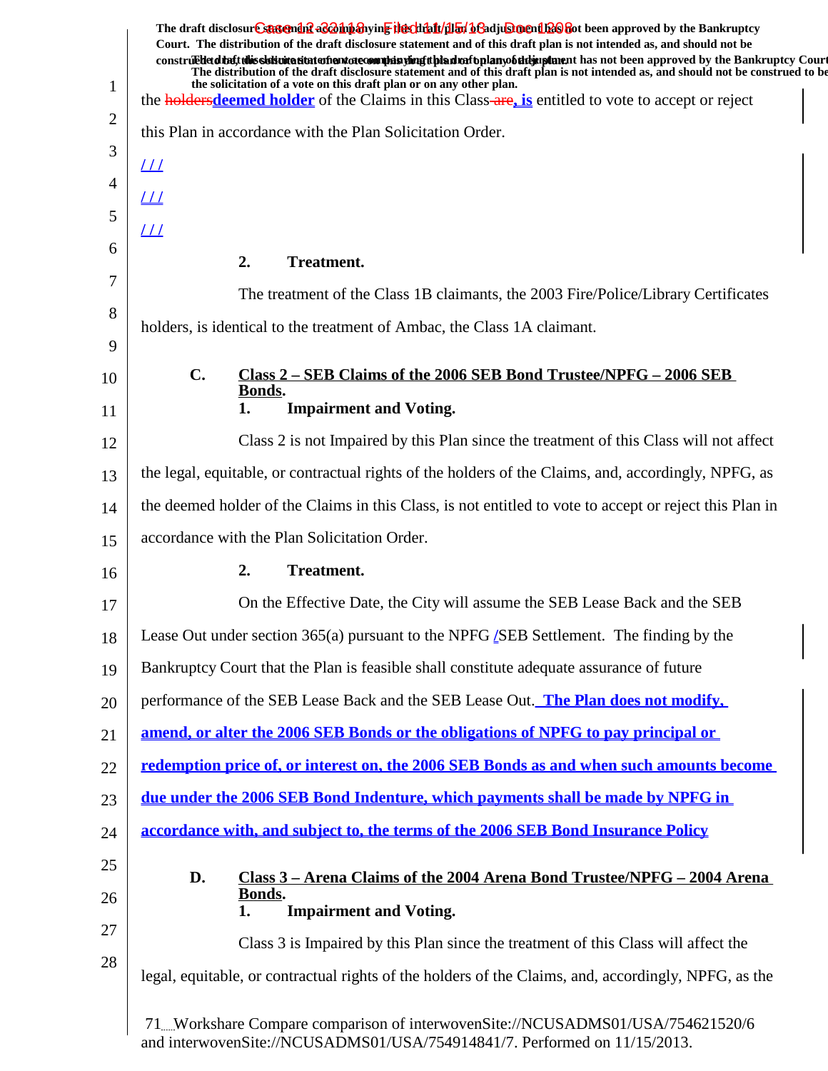the ~~holders~~**deemed holder** of the Claims in this Class~~ are~~**, is** entitled to vote to accept or reject this Plan in accordance with the Plan Solicitation Order.

/ / /

/ / /

/ / /

**2. Treatment.**

The treatment of the Class 1B claimants, the 2003 Fire/Police/Library Certificates holders, is identical to the treatment of Ambac, the Class 1A claimant.

### C. Class 2 – SEB Claims of the 2006 SEB Bond Trustee/NPFG – 2006 SEB Bonds.

**1. Impairment and Voting.**

Class 2 is not Impaired by this Plan since the treatment of this Class will not affect the legal, equitable, or contractual rights of the holders of the Claims, and, accordingly, NPFG, as the deemed holder of the Claims in this Class, is not entitled to vote to accept or reject this Plan in accordance with the Plan Solicitation Order.

**2. Treatment.**

On the Effective Date, the City will assume the SEB Lease Back and the SEB Lease Out under section 365(a) pursuant to the NPFG /SEB Settlement. The finding by the Bankruptcy Court that the Plan is feasible shall constitute adequate assurance of future performance of the SEB Lease Back and the SEB Lease Out. **The Plan does not modify, amend, or alter the 2006 SEB Bonds or the obligations of NPFG to pay principal or redemption price of, or interest on, the 2006 SEB Bonds as and when such amounts become due under the 2006 SEB Bond Indenture, which payments shall be made by NPFG in accordance with, and subject to, the terms of the 2006 SEB Bond Insurance Policy**

### D. Class 3 – Arena Claims of the 2004 Arena Bond Trustee/NPFG – 2004 Arena Bonds.

**1. Impairment and Voting.**

Class 3 is Impaired by this Plan since the treatment of this Class will affect the legal, equitable, or contractual rights of the holders of the Claims, and, accordingly, NPFG, as the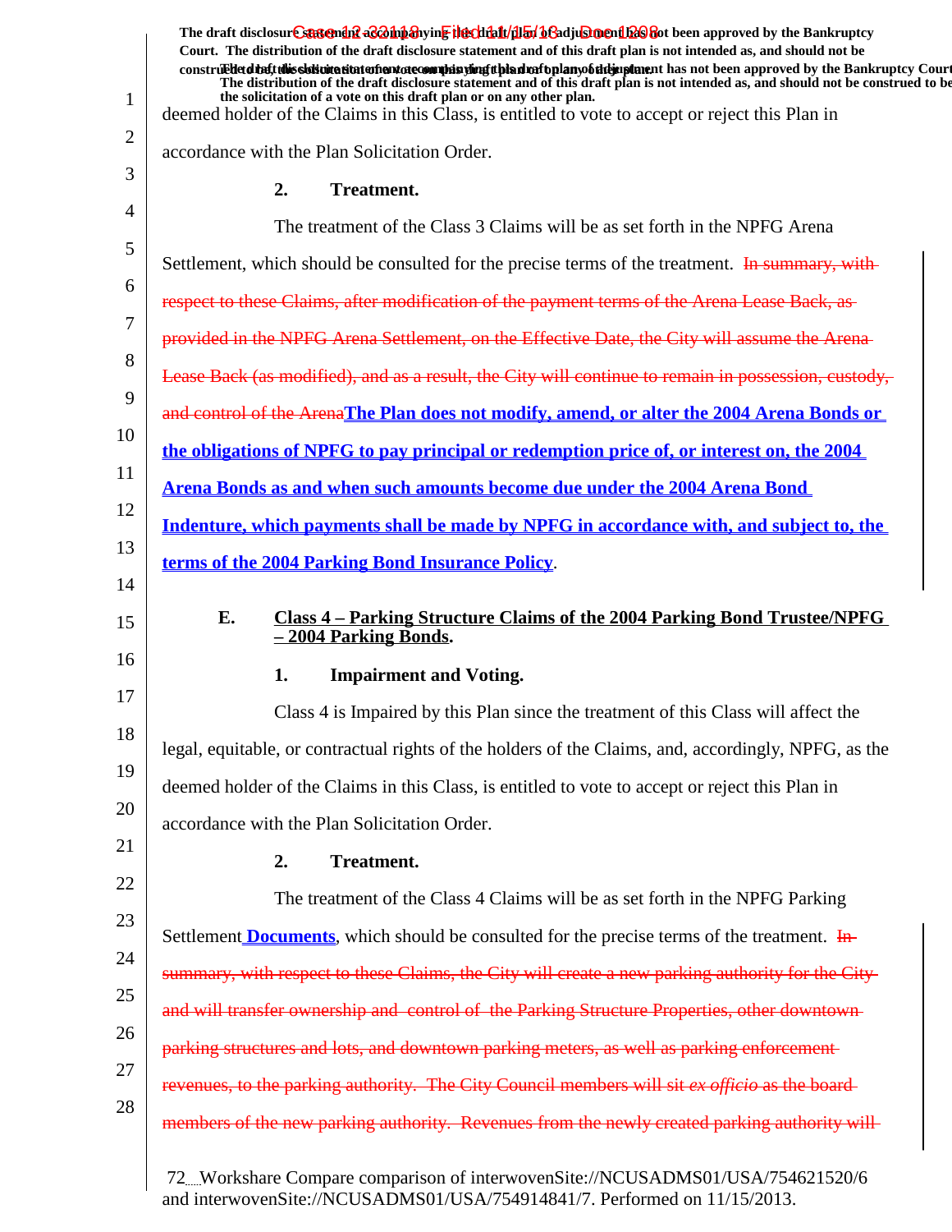deemed holder of the Claims in this Class, is entitled to vote to accept or reject this Plan in accordance with the Plan Solicitation Order.

**2. Treatment.**

The treatment of the Class 3 Claims will be as set forth in the NPFG Arena Settlement, which should be consulted for the precise terms of the treatment. ~~In summary, with respect to these Claims, after modification of the payment terms of the Arena Lease Back, as provided in the NPFG Arena Settlement, on the Effective Date, the City will assume the Arena Lease Back (as modified), and as a result, the City will continue to remain in possession, custody, and control of the Arena~~**The Plan does not modify, amend, or alter the 2004 Arena Bonds or the obligations of NPFG to pay principal or redemption price of, or interest on, the 2004 Arena Bonds as and when such amounts become due under the 2004 Arena Bond Indenture, which payments shall be made by NPFG in accordance with, and subject to, the terms of the 2004 Parking Bond Insurance Policy**.

### E. Class 4 – Parking Structure Claims of the 2004 Parking Bond Trustee/NPFG – 2004 Parking Bonds.

**1. Impairment and Voting.**

Class 4 is Impaired by this Plan since the treatment of this Class will affect the legal, equitable, or contractual rights of the holders of the Claims, and, accordingly, NPFG, as the deemed holder of the Claims in this Class, is entitled to vote to accept or reject this Plan in accordance with the Plan Solicitation Order.

**2. Treatment.**

The treatment of the Class 4 Claims will be as set forth in the NPFG Parking Settlement **Documents**, which should be consulted for the precise terms of the treatment. ~~In summary, with respect to these Claims, the City will create a new parking authority for the City and will transfer ownership and control of the Parking Structure Properties, other downtown parking structures and lots, and downtown parking meters, as well as parking enforcement revenues, to the parking authority. The City Council members will sit *ex officio* as the board members of the new parking authority. Revenues from the newly created parking authority will~~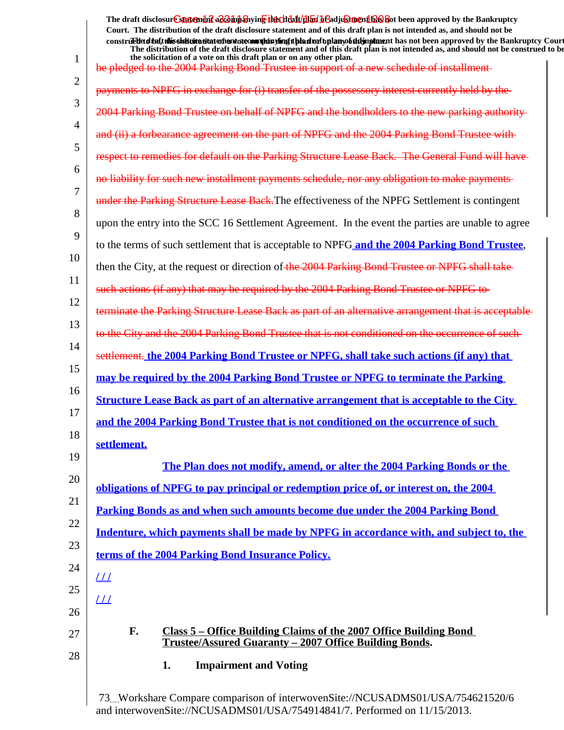~~be pledged to the 2004 Parking Bond Trustee in support of a new schedule of installment payments to NPFG in exchange for (i) transfer of the possessory interest currently held by the 2004 Parking Bond Trustee on behalf of NPFG and the bondholders to the new parking authority and (ii) a forbearance agreement on the part of NPFG and the 2004 Parking Bond Trustee with respect to remedies for default on the Parking Structure Lease Back. The General Fund will have no liability for such new installment payments schedule, nor any obligation to make payments under the Parking Structure Lease Back.~~The effectiveness of the NPFG Settlement is contingent upon the entry into the SCC 16 Settlement Agreement. In the event the parties are unable to agree to the terms of such settlement that is acceptable to NPFG **and the 2004 Parking Bond Trustee**, then the City, at the request or direction of ~~the 2004 Parking Bond Trustee or NPFG shall take such actions (if any) that may be required by the 2004 Parking Bond Trustee or NPFG to terminate the Parking Structure Lease Back as part of an alternative arrangement that is acceptable to the City and the 2004 Parking Bond Trustee that is not conditioned on the occurrence of such settlement.~~ **the 2004 Parking Bond Trustee or NPFG, shall take such actions (if any) that may be required by the 2004 Parking Bond Trustee or NPFG to terminate the Parking Structure Lease Back as part of an alternative arrangement that is acceptable to the City and the 2004 Parking Bond Trustee that is not conditioned on the occurrence of such settlement.**

**The Plan does not modify, amend, or alter the 2004 Parking Bonds or the obligations of NPFG to pay principal or redemption price of, or interest on, the 2004 Parking Bonds as and when such amounts become due under the 2004 Parking Bond Indenture, which payments shall be made by NPFG in accordance with, and subject to, the terms of the 2004 Parking Bond Insurance Policy.**

/ / /

/ / /

### F. Class 5 – Office Building Claims of the 2007 Office Building Bond Trustee/Assured Guaranty – 2007 Office Building Bonds.

#### 1. Impairment and Voting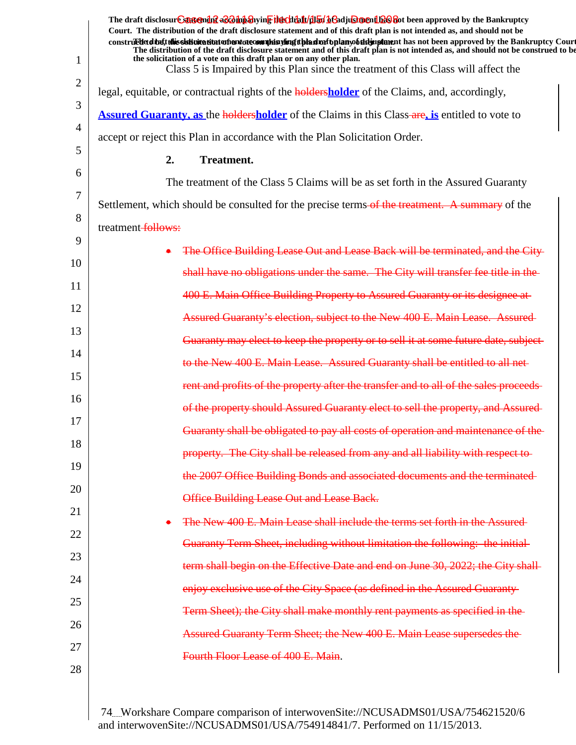Class 5 is Impaired by this Plan since the treatment of this Class will affect the legal, equitable, or contractual rights of the ~~holders~~**holder** of the Claims, and, accordingly, **Assured Guaranty, as** the ~~holders~~**holder** of the Claims in this Class ~~are~~**, is** entitled to vote to accept or reject this Plan in accordance with the Plan Solicitation Order.

**2. Treatment.**

The treatment of the Class 5 Claims will be as set forth in the Assured Guaranty Settlement, which should be consulted for the precise terms ~~of the treatment. A summary~~ of the treatment ~~follows:~~

- ~~The Office Building Lease Out and Lease Back will be terminated, and the City shall have no obligations under the same. The City will transfer fee title in the 400 E. Main Office Building Property to Assured Guaranty or its designee at Assured Guaranty's election, subject to the New 400 E. Main Lease. Assured Guaranty may elect to keep the property or to sell it at some future date, subject to the New 400 E. Main Lease. Assured Guaranty shall be entitled to all net rent and profits of the property after the transfer and to all of the sales proceeds of the property should Assured Guaranty elect to sell the property, and Assured Guaranty shall be obligated to pay all costs of operation and maintenance of the property. The City shall be released from any and all liability with respect to the 2007 Office Building Bonds and associated documents and the terminated Office Building Lease Out and Lease Back.~~
- ~~The New 400 E. Main Lease shall include the terms set forth in the Assured Guaranty Term Sheet, including without limitation the following: the initial term shall begin on the Effective Date and end on June 30, 2022; the City shall enjoy exclusive use of the City Space (as defined in the Assured Guaranty Term Sheet); the City shall make monthly rent payments as specified in the Assured Guaranty Term Sheet; the New 400 E. Main Lease supersedes the Fourth Floor Lease of 400 E. Main~~.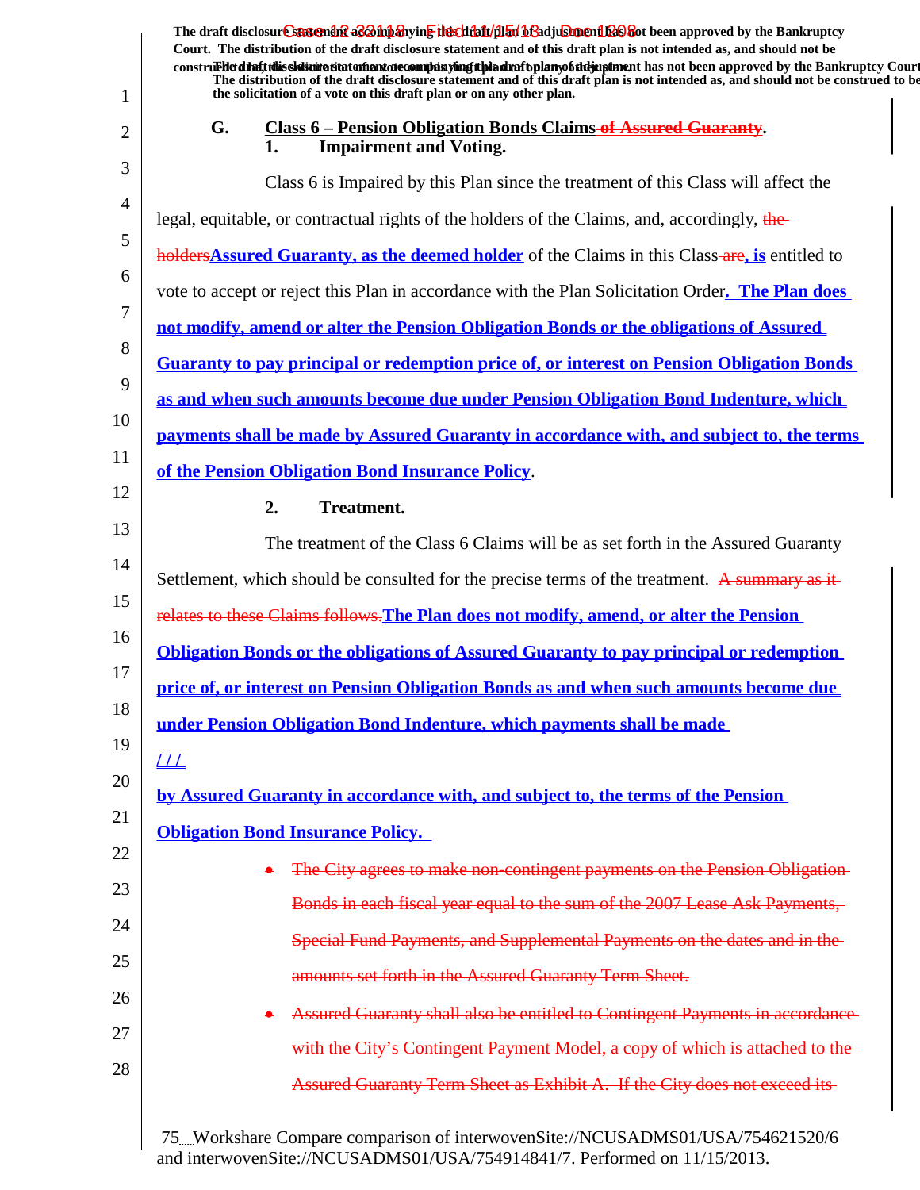The draft disclosure statement accompanying this draft plan of adjustment has not been approved by the Bankruptcy Court. The distribution of the draft disclosure statement and of this draft plan is not intended as, and should not be construed to be, the solicitation of a vote on this draft plan or on any other plan.

### G. Class 6 – Pension Obligation Bonds Claims ~~of Assured Guaranty~~.

#### 1. Impairment and Voting.

Class 6 is Impaired by this Plan since the treatment of this Class will affect the legal, equitable, or contractual rights of the holders of the Claims, and, accordingly, ~~the holders~~**Assured Guaranty, as the deemed holder** of the Claims in this Class ~~are~~**, is** entitled to vote to accept or reject this Plan in accordance with the Plan Solicitation Order**. The Plan does not modify, amend or alter the Pension Obligation Bonds or the obligations of Assured Guaranty to pay principal or redemption price of, or interest on Pension Obligation Bonds as and when such amounts become due under Pension Obligation Bond Indenture, which payments shall be made by Assured Guaranty in accordance with, and subject to, the terms of the Pension Obligation Bond Insurance Policy**.

#### 2. Treatment.

The treatment of the Class 6 Claims will be as set forth in the Assured Guaranty Settlement, which should be consulted for the precise terms of the treatment. ~~A summary as it relates to these Claims follows.~~**The Plan does not modify, amend, or alter the Pension Obligation Bonds or the obligations of Assured Guaranty to pay principal or redemption price of, or interest on Pension Obligation Bonds as and when such amounts become due under Pension Obligation Bond Indenture, which payments shall be made**

**/ / /**

**by Assured Guaranty in accordance with, and subject to, the terms of the Pension Obligation Bond Insurance Policy.**

- ~~The City agrees to make non-contingent payments on the Pension Obligation Bonds in each fiscal year equal to the sum of the 2007 Lease Ask Payments, Special Fund Payments, and Supplemental Payments on the dates and in the amounts set forth in the Assured Guaranty Term Sheet.~~
- ~~Assured Guaranty shall also be entitled to Contingent Payments in accordance with the City's Contingent Payment Model, a copy of which is attached to the Assured Guaranty Term Sheet as Exhibit A. If the City does not exceed its~~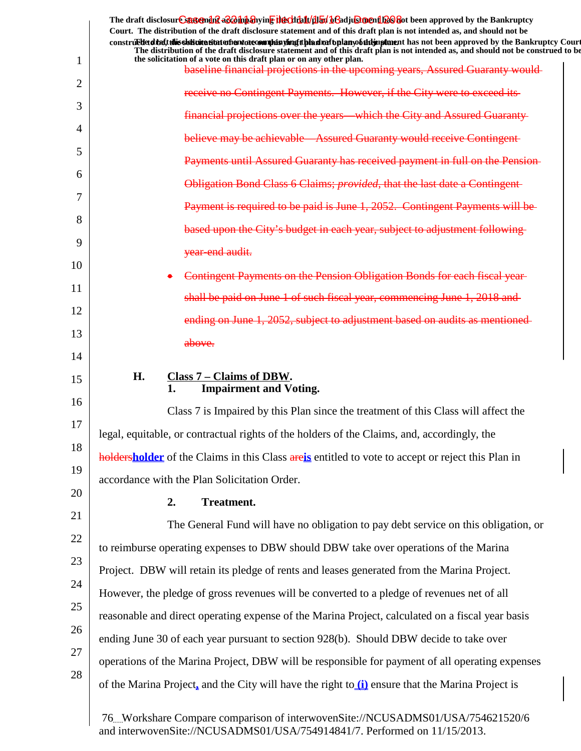baseline financial projections in the upcoming years, Assured Guaranty would receive no Contingent Payments. However, if the City were to exceed its financial projections over the years—which the City and Assured Guaranty believe may be achievable—Assured Guaranty would receive Contingent Payments until Assured Guaranty has received payment in full on the Pension Obligation Bond Class 6 Claims; *provided*, that the last date a Contingent Payment is required to be paid is June 1, 2052. Contingent Payments will be based upon the City's budget in each year, subject to adjustment following year-end audit.

- Contingent Payments on the Pension Obligation Bonds for each fiscal year shall be paid on June 1 of such fiscal year, commencing June 1, 2018 and ending on June 1, 2052, subject to adjustment based on audits as mentioned above.

### H. Class 7 – Claims of DBW.

#### 1. Impairment and Voting.

Class 7 is Impaired by this Plan since the treatment of this Class will affect the legal, equitable, or contractual rights of the holders of the Claims, and, accordingly, the ~~holders~~**holder** of the Claims in this Class ~~are~~**is** entitled to vote to accept or reject this Plan in accordance with the Plan Solicitation Order.

#### 2. Treatment.

The General Fund will have no obligation to pay debt service on this obligation, or to reimburse operating expenses to DBW should DBW take over operations of the Marina Project. DBW will retain its pledge of rents and leases generated from the Marina Project. However, the pledge of gross revenues will be converted to a pledge of revenues net of all reasonable and direct operating expense of the Marina Project, calculated on a fiscal year basis ending June 30 of each year pursuant to section 928(b). Should DBW decide to take over operations of the Marina Project, DBW will be responsible for payment of all operating expenses of the Marina Project**,** and the City will have the right to **(i)** ensure that the Marina Project is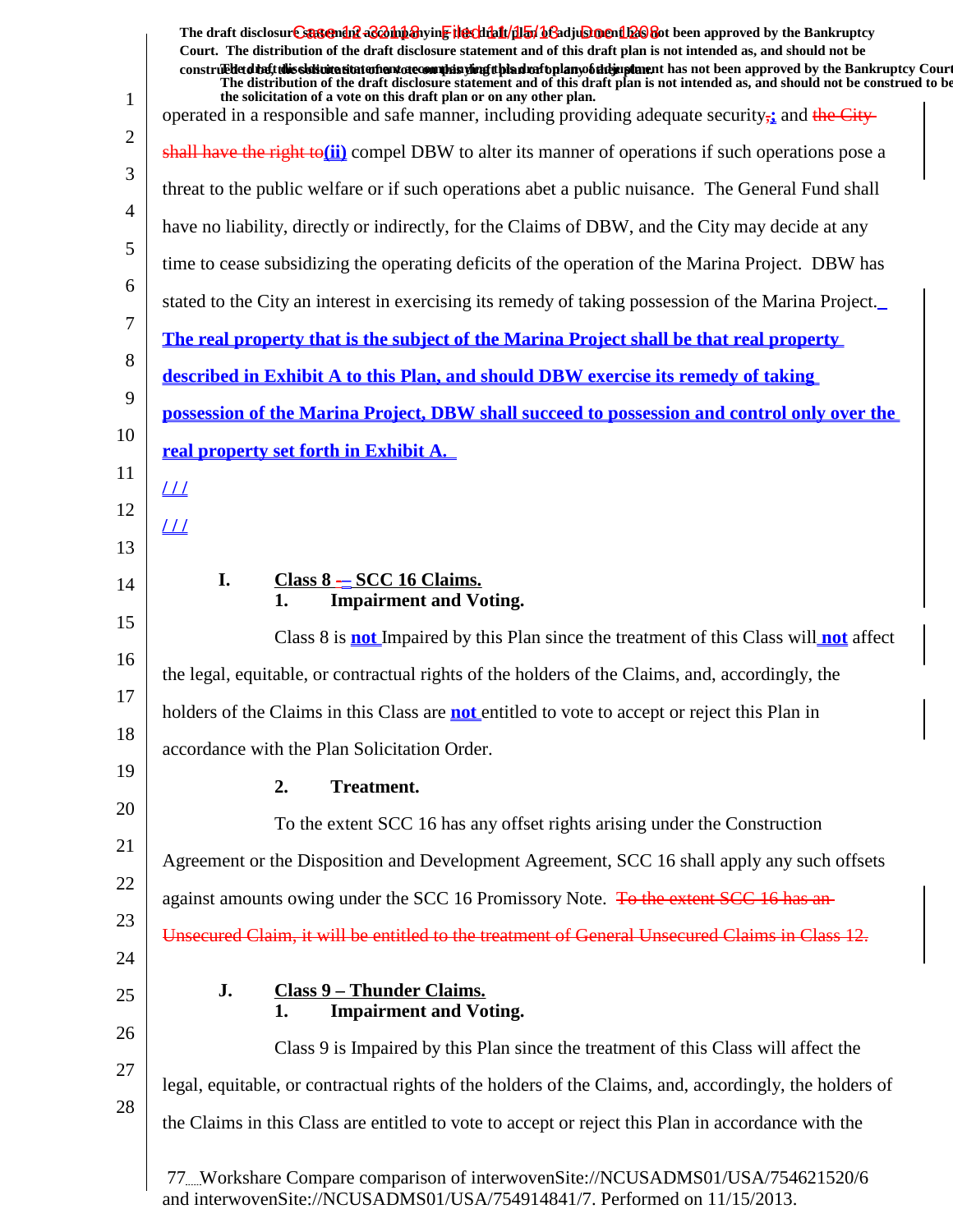operated in a responsible and safe manner, including providing adequate security,; and ~~the City shall have the right to~~(ii) compel DBW to alter its manner of operations if such operations pose a threat to the public welfare or if such operations abet a public nuisance. The General Fund shall have no liability, directly or indirectly, for the Claims of DBW, and the City may decide at any time to cease subsidizing the operating deficits of the operation of the Marina Project. DBW has stated to the City an interest in exercising its remedy of taking possession of the Marina Project. **The real property that is the subject of the Marina Project shall be that real property described in Exhibit A to this Plan, and should DBW exercise its remedy of taking possession of the Marina Project, DBW shall succeed to possession and control only over the real property set forth in Exhibit A.**

/ / /

/ / /

### I. Class 8 – SCC 16 Claims.

#### 1. Impairment and Voting.

Class 8 is **not** Impaired by this Plan since the treatment of this Class will **not** affect the legal, equitable, or contractual rights of the holders of the Claims, and, accordingly, the holders of the Claims in this Class are **not** entitled to vote to accept or reject this Plan in accordance with the Plan Solicitation Order.

#### 2. Treatment.

To the extent SCC 16 has any offset rights arising under the Construction Agreement or the Disposition and Development Agreement, SCC 16 shall apply any such offsets against amounts owing under the SCC 16 Promissory Note. ~~To the extent SCC 16 has an Unsecured Claim, it will be entitled to the treatment of General Unsecured Claims in Class 12.~~

### J. Class 9 – Thunder Claims.

#### 1. Impairment and Voting.

Class 9 is Impaired by this Plan since the treatment of this Class will affect the legal, equitable, or contractual rights of the holders of the Claims, and, accordingly, the holders of the Claims in this Class are entitled to vote to accept or reject this Plan in accordance with the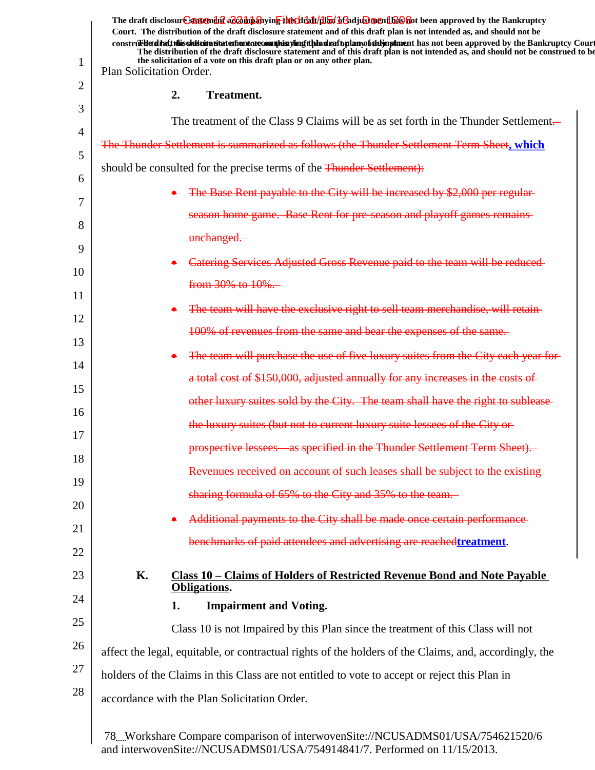Plan Solicitation Order.

2. **Treatment.**

The treatment of the Class 9 Claims will be as set forth in the Thunder Settlement. ~~The Thunder Settlement is summarized as follows (the Thunder Settlement Term Sheet~~, which should be consulted for the precise terms of the ~~Thunder Settlement):~~

- ~~The Base Rent payable to the City will be increased by $2,000 per regular season home game. Base Rent for pre-season and playoff games remains unchanged.~~
- ~~Catering Services Adjusted Gross Revenue paid to the team will be reduced from 30% to 10%.~~
- ~~The team will have the exclusive right to sell team merchandise, will retain 100% of revenues from the same and bear the expenses of the same.~~
- ~~The team will purchase the use of five luxury suites from the City each year for a total cost of $150,000, adjusted annually for any increases in the costs of other luxury suites sold by the City. The team shall have the right to sublease the luxury suites (but not to current luxury suite lessees of the City or prospective lessees—as specified in the Thunder Settlement Term Sheet). Revenues received on account of such leases shall be subject to the existing sharing formula of 65% to the City and 35% to the team.~~
- ~~Additional payments to the City shall be made once certain performance benchmarks of paid attendees and advertising are reached~~treatment.

## K. Class 10 – Claims of Holders of Restricted Revenue Bond and Note Payable Obligations.

1. **Impairment and Voting.**

Class 10 is not Impaired by this Plan since the treatment of this Class will not affect the legal, equitable, or contractual rights of the holders of the Claims, and, accordingly, the holders of the Claims in this Class are not entitled to vote to accept or reject this Plan in accordance with the Plan Solicitation Order.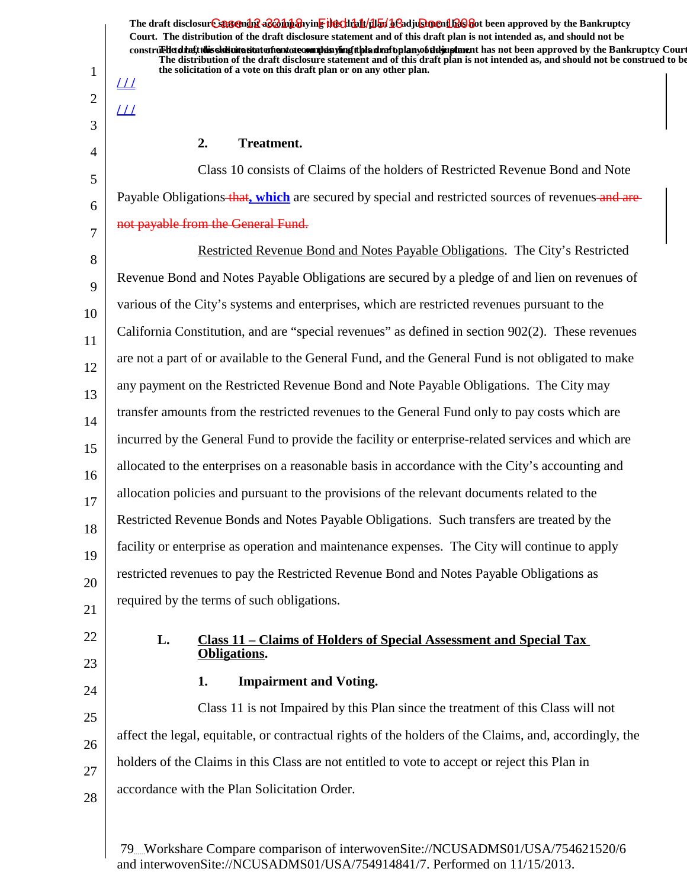/ / /

/ / /

**2. Treatment.**

Class 10 consists of Claims of the holders of Restricted Revenue Bond and Note Payable Obligations that, which are secured by special and restricted sources of revenues and are not payable from the General Fund.

Restricted Revenue Bond and Notes Payable Obligations. The City's Restricted Revenue Bond and Notes Payable Obligations are secured by a pledge of and lien on revenues of various of the City's systems and enterprises, which are restricted revenues pursuant to the California Constitution, and are "special revenues" as defined in section 902(2). These revenues are not a part of or available to the General Fund, and the General Fund is not obligated to make any payment on the Restricted Revenue Bond and Note Payable Obligations. The City may transfer amounts from the restricted revenues to the General Fund only to pay costs which are incurred by the General Fund to provide the facility or enterprise-related services and which are allocated to the enterprises on a reasonable basis in accordance with the City's accounting and allocation policies and pursuant to the provisions of the relevant documents related to the Restricted Revenue Bonds and Notes Payable Obligations. Such transfers are treated by the facility or enterprise as operation and maintenance expenses. The City will continue to apply restricted revenues to pay the Restricted Revenue Bond and Notes Payable Obligations as required by the terms of such obligations.

## L. Class 11 – Claims of Holders of Special Assessment and Special Tax Obligations.

**1. Impairment and Voting.**

Class 11 is not Impaired by this Plan since the treatment of this Class will not affect the legal, equitable, or contractual rights of the holders of the Claims, and, accordingly, the holders of the Claims in this Class are not entitled to vote to accept or reject this Plan in accordance with the Plan Solicitation Order.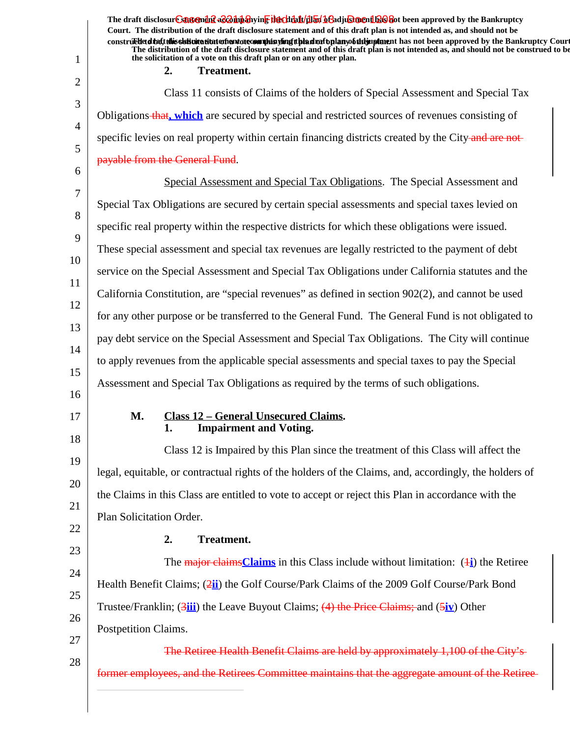The draft disclosure statement accompanying this draft plan of adjustment has not been approved by the Bankruptcy Court. The distribution of the draft disclosure statement and of this draft plan is not intended as, and should not be construed to be, the solicitation of a vote on this draft plan or on any other plan.

**2. Treatment.**

Class 11 consists of Claims of the holders of Special Assessment and Special Tax Obligations ~~that~~**, which** are secured by special and restricted sources of revenues consisting of specific levies on real property within certain financing districts created by the City ~~and are not payable from the General Fund~~.

Special Assessment and Special Tax Obligations. The Special Assessment and Special Tax Obligations are secured by certain special assessments and special taxes levied on specific real property within the respective districts for which these obligations were issued. These special assessment and special tax revenues are legally restricted to the payment of debt service on the Special Assessment and Special Tax Obligations under California statutes and the California Constitution, are "special revenues" as defined in section 902(2), and cannot be used for any other purpose or be transferred to the General Fund. The General Fund is not obligated to pay debt service on the Special Assessment and Special Tax Obligations. The City will continue to apply revenues from the applicable special assessments and special taxes to pay the Special Assessment and Special Tax Obligations as required by the terms of such obligations.

**M. Class 12 – General Unsecured Claims.**

**1. Impairment and Voting.**

Class 12 is Impaired by this Plan since the treatment of this Class will affect the legal, equitable, or contractual rights of the holders of the Claims, and, accordingly, the holders of the Claims in this Class are entitled to vote to accept or reject this Plan in accordance with the Plan Solicitation Order.

**2. Treatment.**

The ~~major claims~~**Claims** in this Class include without limitation: (~~1~~**i**) the Retiree Health Benefit Claims; (~~2~~**ii**) the Golf Course/Park Claims of the 2009 Golf Course/Park Bond Trustee/Franklin; (~~3~~**iii**) the Leave Buyout Claims; ~~(4) the Price Claims;~~ and (~~5~~**iv**) Other Postpetition Claims.

~~The Retiree Health Benefit Claims are held by approximately 1,100 of the City's former employees, and the Retirees Committee maintains that the aggregate amount of the Retiree~~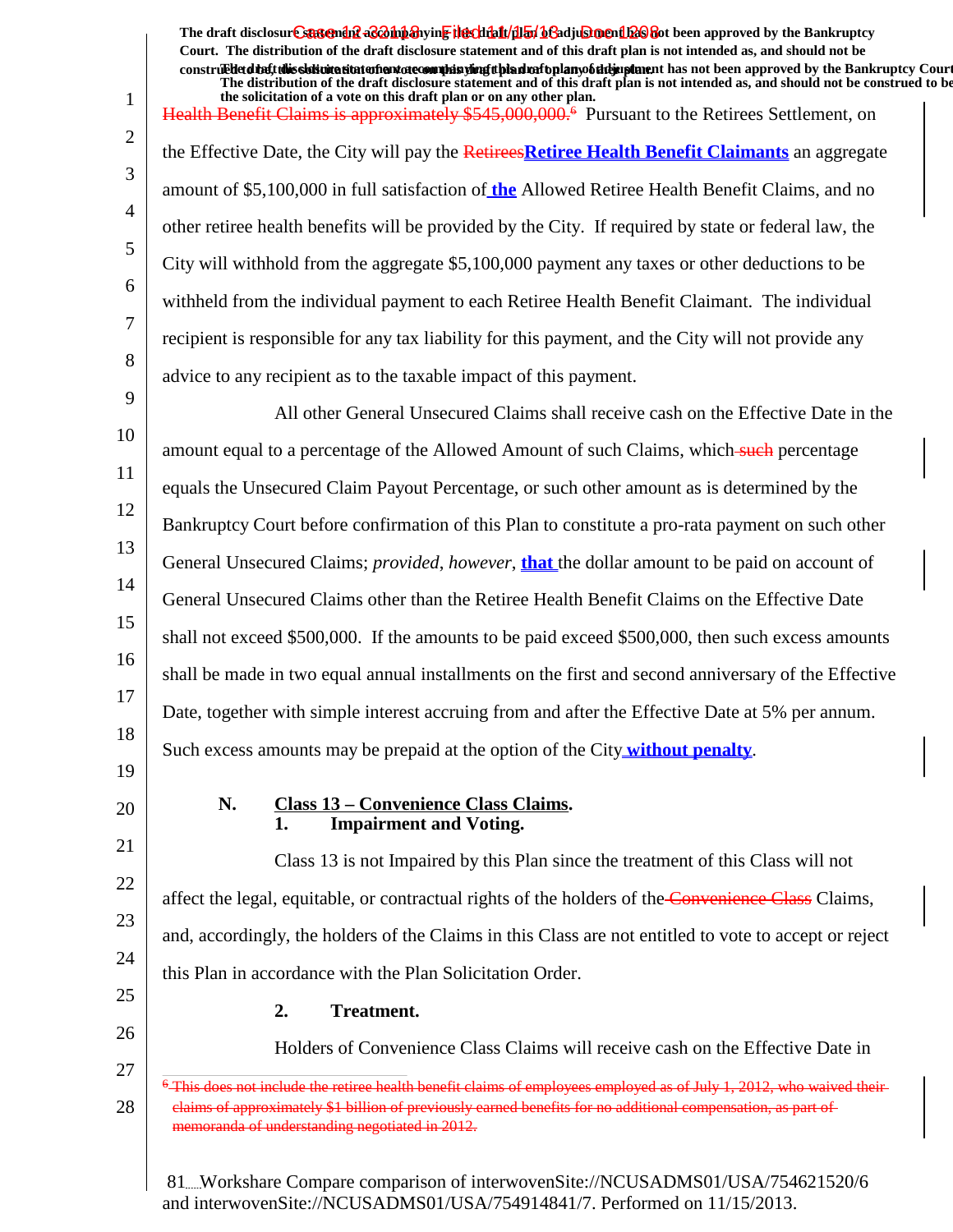Health Benefit Claims is approximately $545,000,000.[6] Pursuant to the Retirees Settlement, on the Effective Date, the City will pay the RetireesRetiree Health Benefit Claimants an aggregate amount of $5,100,000 in full satisfaction of the Allowed Retiree Health Benefit Claims, and no other retiree health benefits will be provided by the City. If required by state or federal law, the City will withhold from the aggregate $5,100,000 payment any taxes or other deductions to be withheld from the individual payment to each Retiree Health Benefit Claimant. The individual recipient is responsible for any tax liability for this payment, and the City will not provide any advice to any recipient as to the taxable impact of this payment.

All other General Unsecured Claims shall receive cash on the Effective Date in the amount equal to a percentage of the Allowed Amount of such Claims, which such percentage equals the Unsecured Claim Payout Percentage, or such other amount as is determined by the Bankruptcy Court before confirmation of this Plan to constitute a pro-rata payment on such other General Unsecured Claims; *provided*, *however*, **that** the dollar amount to be paid on account of General Unsecured Claims other than the Retiree Health Benefit Claims on the Effective Date shall not exceed $500,000. If the amounts to be paid exceed $500,000, then such excess amounts shall be made in two equal annual installments on the first and second anniversary of the Effective Date, together with simple interest accruing from and after the Effective Date at 5% per annum. Such excess amounts may be prepaid at the option of the City **without penalty**.

**N. Class 13 – Convenience Class Claims.**

**1. Impairment and Voting.**

Class 13 is not Impaired by this Plan since the treatment of this Class will not affect the legal, equitable, or contractual rights of the holders of the Convenience Class Claims, and, accordingly, the holders of the Claims in this Class are not entitled to vote to accept or reject this Plan in accordance with the Plan Solicitation Order.

**2. Treatment.**

Holders of Convenience Class Claims will receive cash on the Effective Date in

[6] This does not include the retiree health benefit claims of employees employed as of July 1, 2012, who waived their claims of approximately $1 billion of previously earned benefits for no additional compensation, as part of memoranda of understanding negotiated in 2012.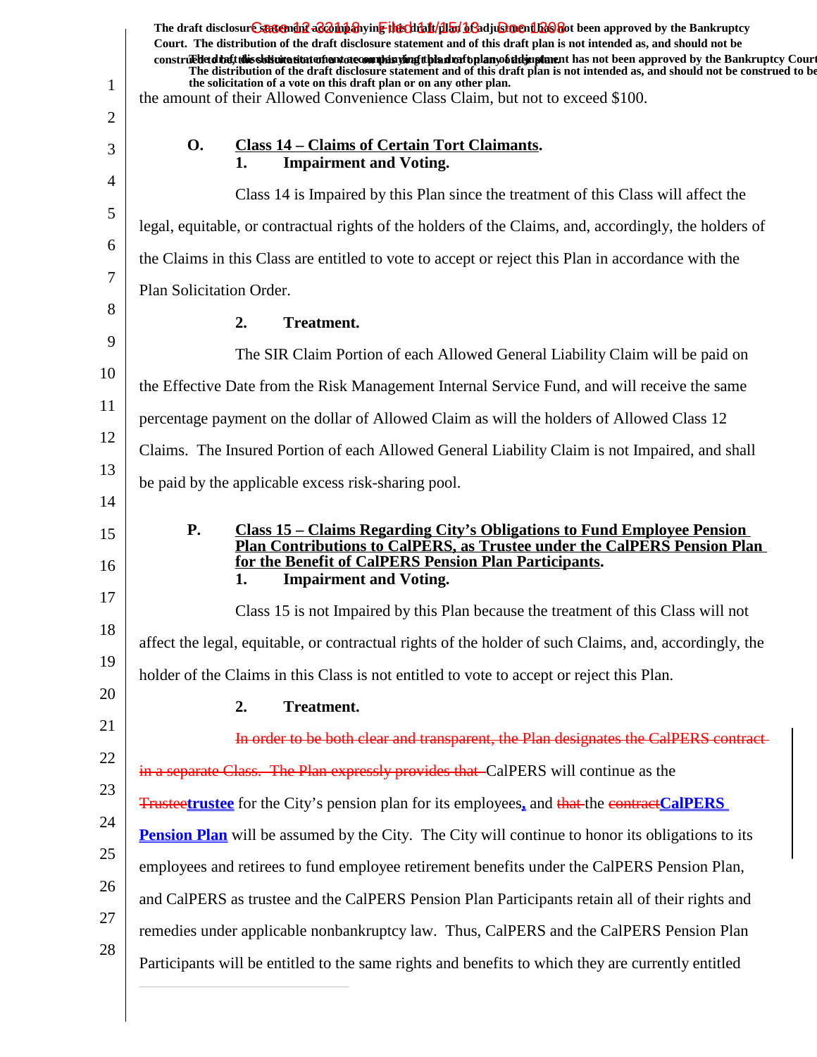the amount of their Allowed Convenience Class Claim, but not to exceed $100.

### O. Class 14 – Claims of Certain Tort Claimants.

#### 1. Impairment and Voting.

Class 14 is Impaired by this Plan since the treatment of this Class will affect the legal, equitable, or contractual rights of the holders of the Claims, and, accordingly, the holders of the Claims in this Class are entitled to vote to accept or reject this Plan in accordance with the Plan Solicitation Order.

#### 2. Treatment.

The SIR Claim Portion of each Allowed General Liability Claim will be paid on the Effective Date from the Risk Management Internal Service Fund, and will receive the same percentage payment on the dollar of Allowed Claim as will the holders of Allowed Class 12 Claims. The Insured Portion of each Allowed General Liability Claim is not Impaired, and shall be paid by the applicable excess risk-sharing pool.

### P. Class 15 – Claims Regarding City's Obligations to Fund Employee Pension Plan Contributions to CalPERS, as Trustee under the CalPERS Pension Plan for the Benefit of CalPERS Pension Plan Participants.

#### 1. Impairment and Voting.

Class 15 is not Impaired by this Plan because the treatment of this Class will not affect the legal, equitable, or contractual rights of the holder of such Claims, and, accordingly, the holder of the Claims in this Class is not entitled to vote to accept or reject this Plan.

#### 2. Treatment.

~~In order to be both clear and transparent, the Plan designates the CalPERS contract in a separate Class. The Plan expressly provides that~~ CalPERS will continue as the ~~Trustee~~**trustee** for the City's pension plan for its employees**,** and ~~that~~ the ~~contract~~**CalPERS Pension Plan** will be assumed by the City. The City will continue to honor its obligations to its employees and retirees to fund employee retirement benefits under the CalPERS Pension Plan, and CalPERS as trustee and the CalPERS Pension Plan Participants retain all of their rights and remedies under applicable nonbankruptcy law. Thus, CalPERS and the CalPERS Pension Plan Participants will be entitled to the same rights and benefits to which they are currently entitled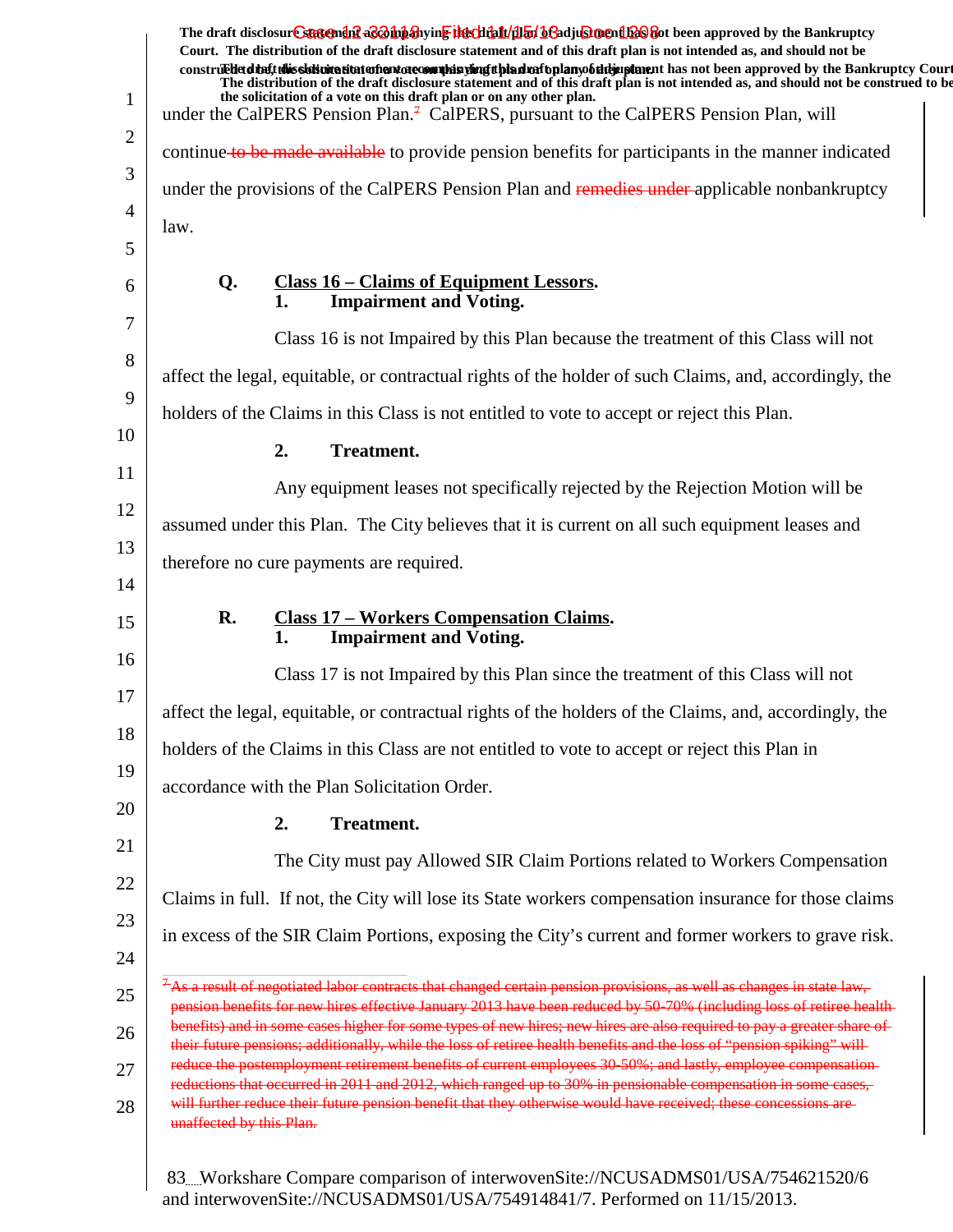under the CalPERS Pension Plan.[7] CalPERS, pursuant to the CalPERS Pension Plan, will continue ~~to be made available~~ to provide pension benefits for participants in the manner indicated under the provisions of the CalPERS Pension Plan and ~~remedies under~~ applicable nonbankruptcy law.

**Q. Class 16 – Claims of Equipment Lessors.**

**1. Impairment and Voting.**

Class 16 is not Impaired by this Plan because the treatment of this Class will not affect the legal, equitable, or contractual rights of the holder of such Claims, and, accordingly, the holders of the Claims in this Class is not entitled to vote to accept or reject this Plan.

**2. Treatment.**

Any equipment leases not specifically rejected by the Rejection Motion will be assumed under this Plan. The City believes that it is current on all such equipment leases and therefore no cure payments are required.

**R. Class 17 – Workers Compensation Claims.**

**1. Impairment and Voting.**

Class 17 is not Impaired by this Plan since the treatment of this Class will not affect the legal, equitable, or contractual rights of the holders of the Claims, and, accordingly, the holders of the Claims in this Class are not entitled to vote to accept or reject this Plan in accordance with the Plan Solicitation Order.

**2. Treatment.**

The City must pay Allowed SIR Claim Portions related to Workers Compensation Claims in full. If not, the City will lose its State workers compensation insurance for those claims in excess of the SIR Claim Portions, exposing the City's current and former workers to grave risk.

~~[7] As a result of negotiated labor contracts that changed certain pension provisions, as well as changes in state law, pension benefits for new hires effective January 2013 have been reduced by 50-70% (including loss of retiree health benefits) and in some cases higher for some types of new hires; new hires are also required to pay a greater share of their future pensions; additionally, while the loss of retiree health benefits and the loss of "pension spiking" will reduce the postemployment retirement benefits of current employees 30-50%; and lastly, employee compensation reductions that occurred in 2011 and 2012, which ranged up to 30% in pensionable compensation in some cases, will further reduce their future pension benefit that they otherwise would have received; these concessions are unaffected by this Plan.~~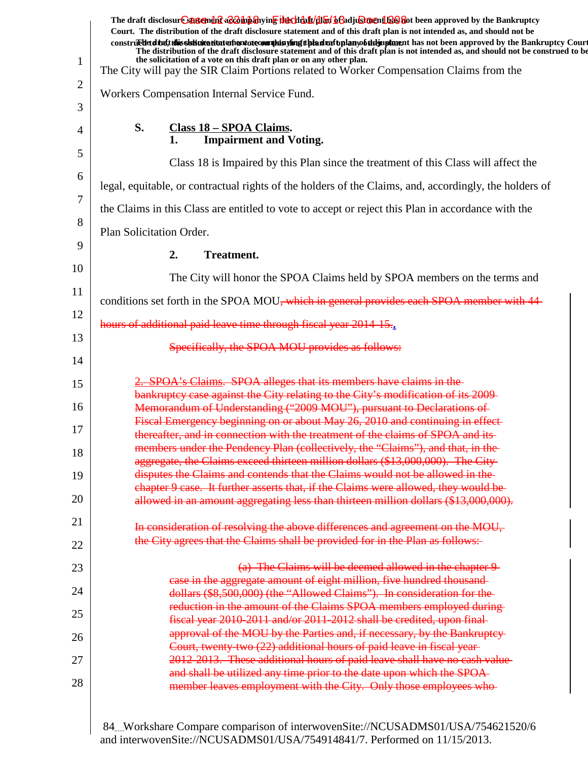The City will pay the SIR Claim Portions related to Worker Compensation Claims from the Workers Compensation Internal Service Fund.

### S. Class 18 – SPOA Claims.

#### 1. Impairment and Voting.

Class 18 is Impaired by this Plan since the treatment of this Class will affect the legal, equitable, or contractual rights of the holders of the Claims, and, accordingly, the holders of the Claims in this Class are entitled to vote to accept or reject this Plan in accordance with the Plan Solicitation Order.

#### 2. Treatment.

The City will honor the SPOA Claims held by SPOA members on the terms and conditions set forth in the SPOA MOU~~, which in general provides each SPOA member with 44 hours of additional paid leave time through fiscal year 2014-15.~~.

~~Specifically, the SPOA MOU provides as follows:~~

> ~~2. SPOA's Claims. SPOA alleges that its members have claims in the bankruptcy case against the City relating to the City's modification of its 2009 Memorandum of Understanding ("2009 MOU"), pursuant to Declarations of Fiscal Emergency beginning on or about May 26, 2010 and continuing in effect thereafter, and in connection with the treatment of the claims of SPOA and its members under the Pendency Plan (collectively, the "Claims"), and that, in the aggregate, the Claims exceed thirteen million dollars ($13,000,000). The City disputes the Claims and contends that the Claims would not be allowed in the chapter 9 case. It further asserts that, if the Claims were allowed, they would be allowed in an amount aggregating less than thirteen million dollars ($13,000,000).~~
>
> ~~In consideration of resolving the above differences and agreement on the MOU, the City agrees that the Claims shall be provided for in the Plan as follows:~~
>
> > ~~(a) The Claims will be deemed allowed in the chapter 9 case in the aggregate amount of eight million, five hundred thousand dollars ($8,500,000) (the "Allowed Claims"). In consideration for the reduction in the amount of the Claims SPOA members employed during fiscal year 2010-2011 and/or 2011-2012 shall be credited, upon final approval of the MOU by the Parties and, if necessary, by the Bankruptcy Court, twenty-two (22) additional hours of paid leave in fiscal year 2012-2013. These additional hours of paid leave shall have no cash value and shall be utilized any time prior to the date upon which the SPOA member leaves employment with the City. Only those employees who~~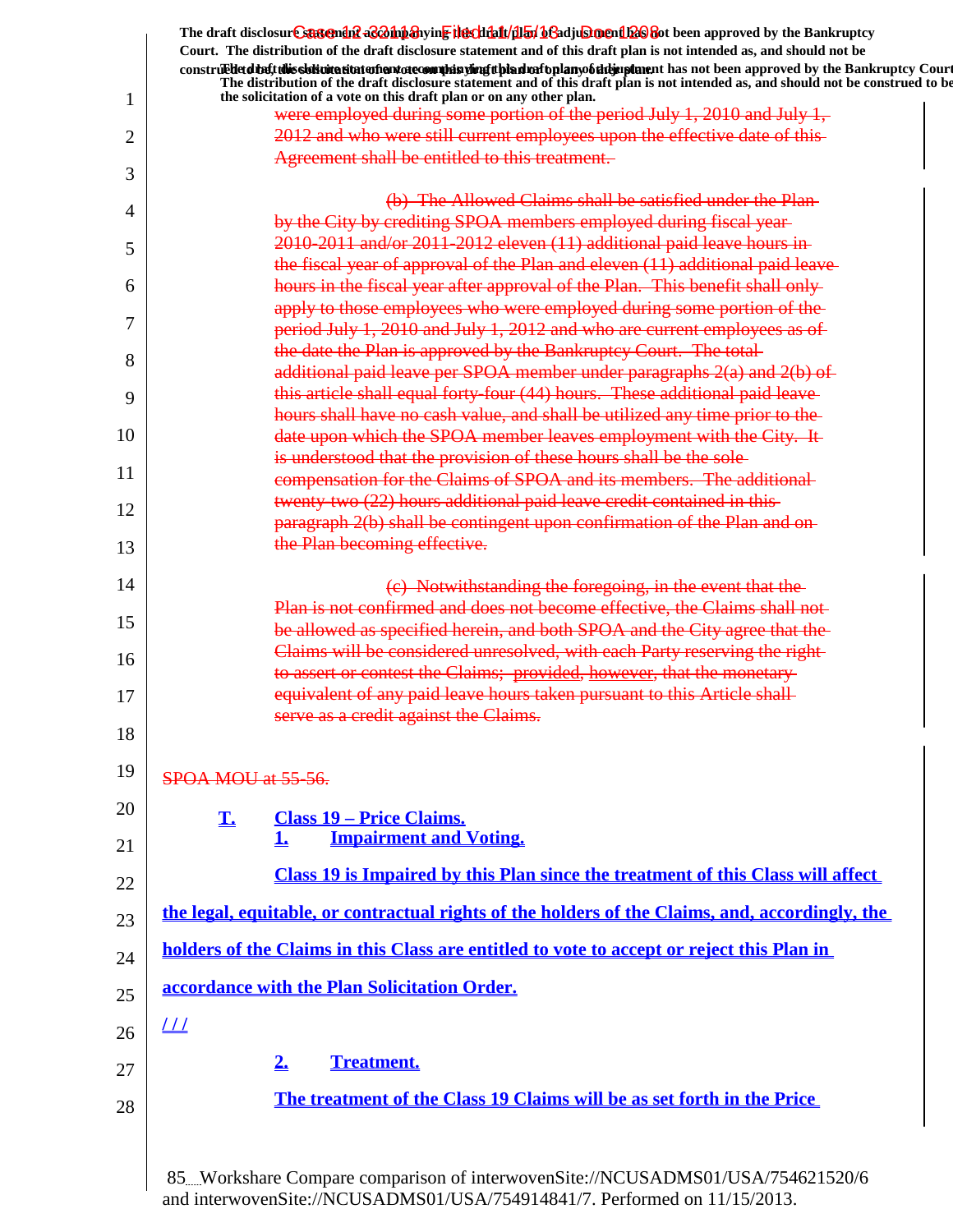The draft disclosure statement accompanying this draft plan of adjustment has not been approved by the Bankruptcy Court. The distribution of the draft disclosure statement and of this draft plan is not intended as, and should not be construed to be, the solicitation of a vote on this draft plan or on any other plan.

~~were employed during some portion of the period July 1, 2010 and July 1, 2012 and who were still current employees upon the effective date of this Agreement shall be entitled to this treatment.~~

~~(b) The Allowed Claims shall be satisfied under the Plan by the City by crediting SPOA members employed during fiscal year 2010-2011 and/or 2011-2012 eleven (11) additional paid leave hours in the fiscal year of approval of the Plan and eleven (11) additional paid leave hours in the fiscal year after approval of the Plan. This benefit shall only apply to those employees who were employed during some portion of the period July 1, 2010 and July 1, 2012 and who are current employees as of the date the Plan is approved by the Bankruptcy Court. The total additional paid leave per SPOA member under paragraphs 2(a) and 2(b) of this article shall equal forty-four (44) hours. These additional paid leave hours shall have no cash value, and shall be utilized any time prior to the date upon which the SPOA member leaves employment with the City. It is understood that the provision of these hours shall be the sole compensation for the Claims of SPOA and its members. The additional twenty-two (22) hours additional paid leave credit contained in this paragraph 2(b) shall be contingent upon confirmation of the Plan and on the Plan becoming effective.~~

~~(c) Notwithstanding the foregoing, in the event that the Plan is not confirmed and does not become effective, the Claims shall not be allowed as specified herein, and both SPOA and the City agree that the Claims will be considered unresolved, with each Party reserving the right to assert or contest the Claims; provided, however, that the monetary equivalent of any paid leave hours taken pursuant to this Article shall serve as a credit against the Claims.~~

~~SPOA MOU at 55-56.~~

**T. Class 19 – Price Claims.**

**1. Impairment and Voting.**

**Class 19 is Impaired by this Plan since the treatment of this Class will affect the legal, equitable, or contractual rights of the holders of the Claims, and, accordingly, the holders of the Claims in this Class are entitled to vote to accept or reject this Plan in accordance with the Plan Solicitation Order.**

/ / /

**2. Treatment.**

**The treatment of the Class 19 Claims will be as set forth in the Price**

85 Workshare Compare comparison of interwovenSite://NCUSADMS01/USA/754621520/6 and interwovenSite://NCUSADMS01/USA/754914841/7. Performed on 11/15/2013.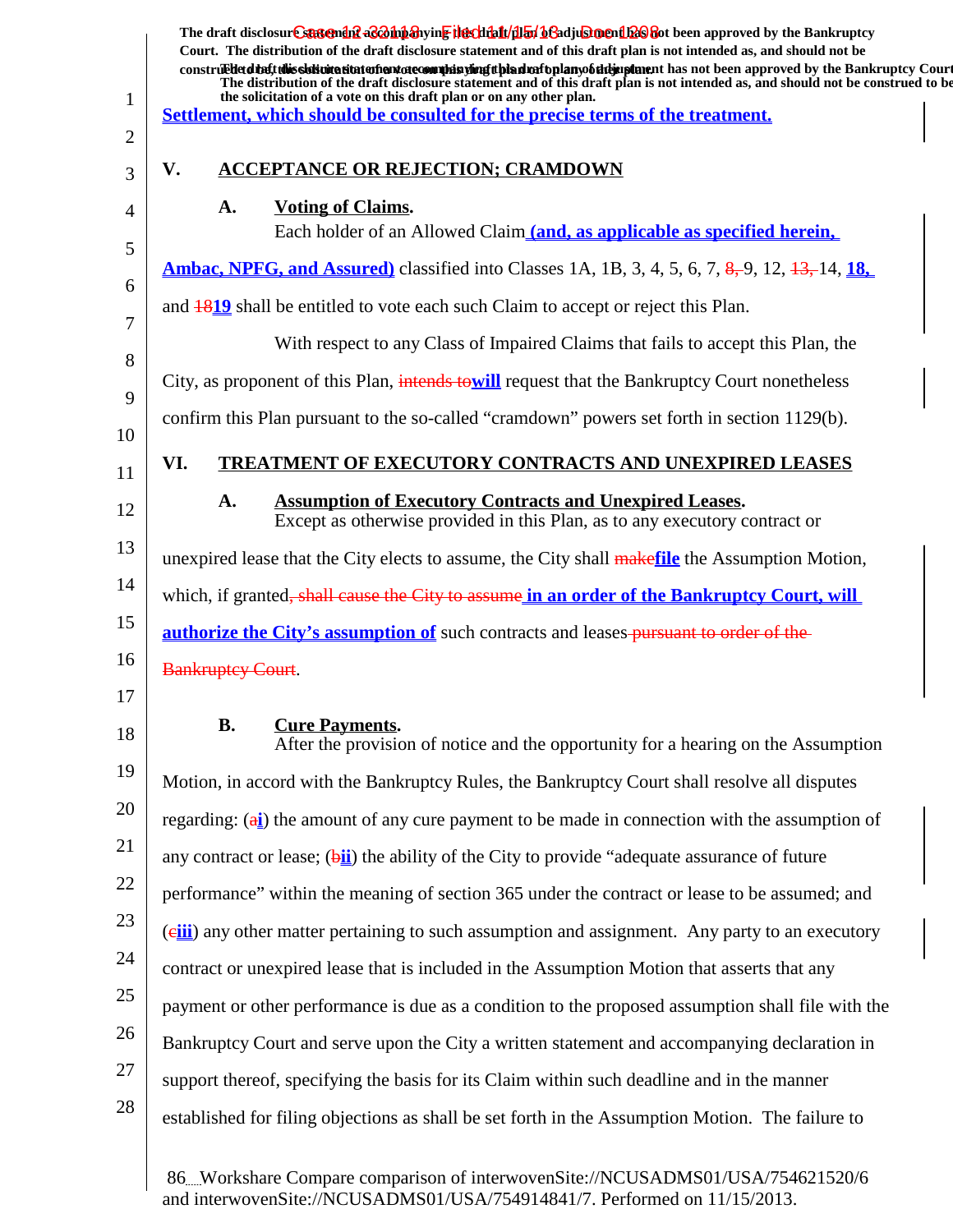Settlement, which should be consulted for the precise terms of the treatment.

## V. ACCEPTANCE OR REJECTION; CRAMDOWN

### A. Voting of Claims.

Each holder of an Allowed Claim (and, as applicable as specified herein, Ambac, NPFG, and Assured) classified into Classes 1A, 1B, 3, 4, 5, 6, 7, 8, 9, 12, 13, 14, 18, and 1819 shall be entitled to vote each such Claim to accept or reject this Plan.

With respect to any Class of Impaired Claims that fails to accept this Plan, the City, as proponent of this Plan, intends to will request that the Bankruptcy Court nonetheless confirm this Plan pursuant to the so-called "cramdown" powers set forth in section 1129(b).

## VI. TREATMENT OF EXECUTORY CONTRACTS AND UNEXPIRED LEASES

### A. Assumption of Executory Contracts and Unexpired Leases.

Except as otherwise provided in this Plan, as to any executory contract or unexpired lease that the City elects to assume, the City shall makefile the Assumption Motion, which, if granted, shall cause the City to assume in an order of the Bankruptcy Court, will authorize the City's assumption of such contracts and leases pursuant to order of the Bankruptcy Court.

### B. Cure Payments.

After the provision of notice and the opportunity for a hearing on the Assumption Motion, in accord with the Bankruptcy Rules, the Bankruptcy Court shall resolve all disputes regarding: (ai) the amount of any cure payment to be made in connection with the assumption of any contract or lease; (bii) the ability of the City to provide "adequate assurance of future performance" within the meaning of section 365 under the contract or lease to be assumed; and (ciii) any other matter pertaining to such assumption and assignment. Any party to an executory contract or unexpired lease that is included in the Assumption Motion that asserts that any payment or other performance is due as a condition to the proposed assumption shall file with the Bankruptcy Court and serve upon the City a written statement and accompanying declaration in support thereof, specifying the basis for its Claim within such deadline and in the manner established for filing objections as shall be set forth in the Assumption Motion. The failure to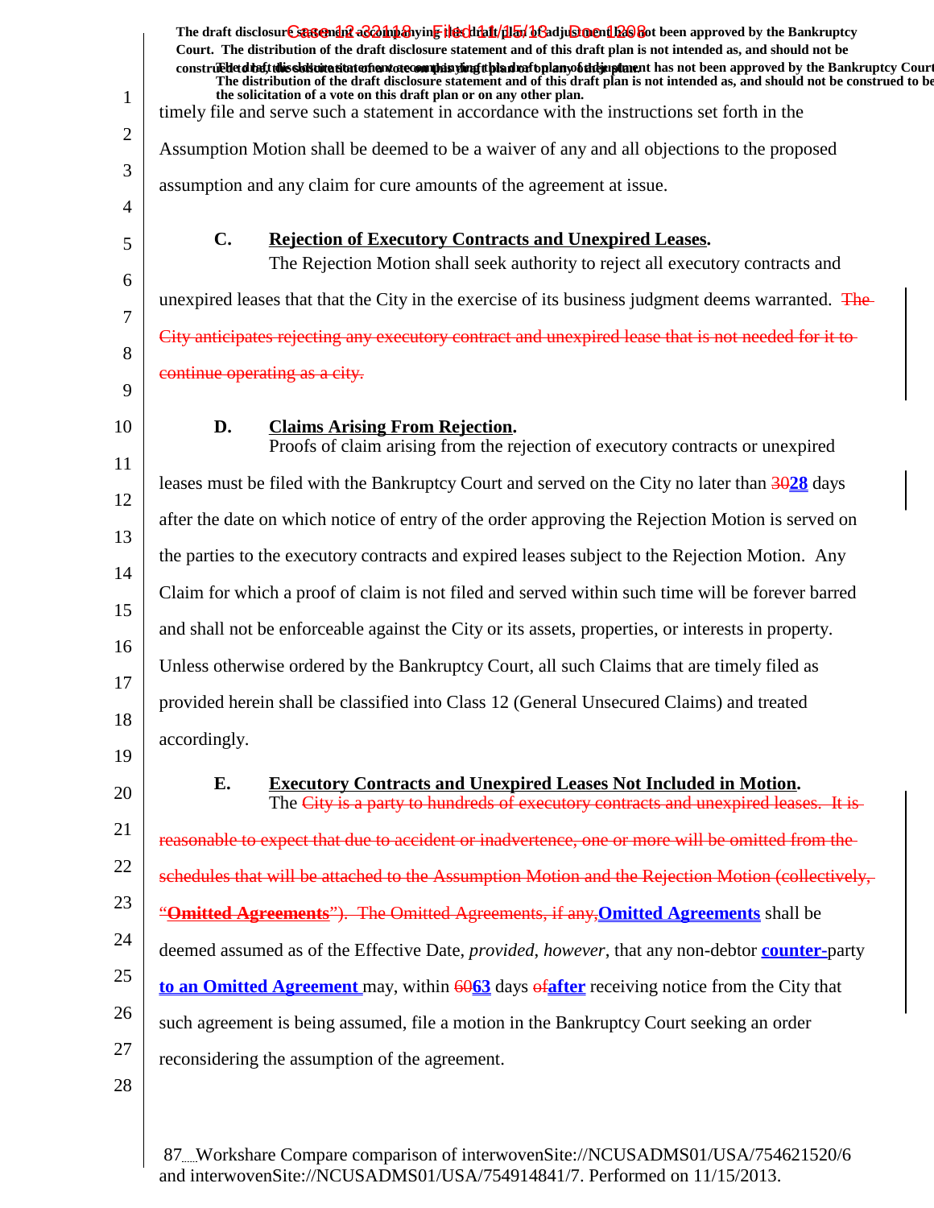timely file and serve such a statement in accordance with the instructions set forth in the Assumption Motion shall be deemed to be a waiver of any and all objections to the proposed assumption and any claim for cure amounts of the agreement at issue.

**C. Rejection of Executory Contracts and Unexpired Leases.**

The Rejection Motion shall seek authority to reject all executory contracts and unexpired leases that that the City in the exercise of its business judgment deems warranted. ~~The City anticipates rejecting any executory contract and unexpired lease that is not needed for it to continue operating as a city.~~

**D. Claims Arising From Rejection.**

Proofs of claim arising from the rejection of executory contracts or unexpired leases must be filed with the Bankruptcy Court and served on the City no later than ~~30~~**28** days after the date on which notice of entry of the order approving the Rejection Motion is served on the parties to the executory contracts and expired leases subject to the Rejection Motion. Any Claim for which a proof of claim is not filed and served within such time will be forever barred and shall not be enforceable against the City or its assets, properties, or interests in property. Unless otherwise ordered by the Bankruptcy Court, all such Claims that are timely filed as provided herein shall be classified into Class 12 (General Unsecured Claims) and treated accordingly.

**E. Executory Contracts and Unexpired Leases Not Included in Motion.**

The ~~City is a party to hundreds of executory contracts and unexpired leases. It is reasonable to expect that due to accident or inadvertence, one or more will be omitted from the schedules that will be attached to the Assumption Motion and the Rejection Motion (collectively, "**Omitted Agreements**"). The Omitted Agreements, if any,~~**Omitted Agreements** shall be deemed assumed as of the Effective Date, *provided*, *however*, that any non-debtor **counter-**party **to an Omitted Agreement** may, within ~~60~~**63** days ~~of~~**after** receiving notice from the City that such agreement is being assumed, file a motion in the Bankruptcy Court seeking an order reconsidering the assumption of the agreement.

87 Workshare Compare comparison of interwovenSite://NCUSADMS01/USA/754621520/6 and interwovenSite://NCUSADMS01/USA/754914841/7. Performed on 11/15/2013.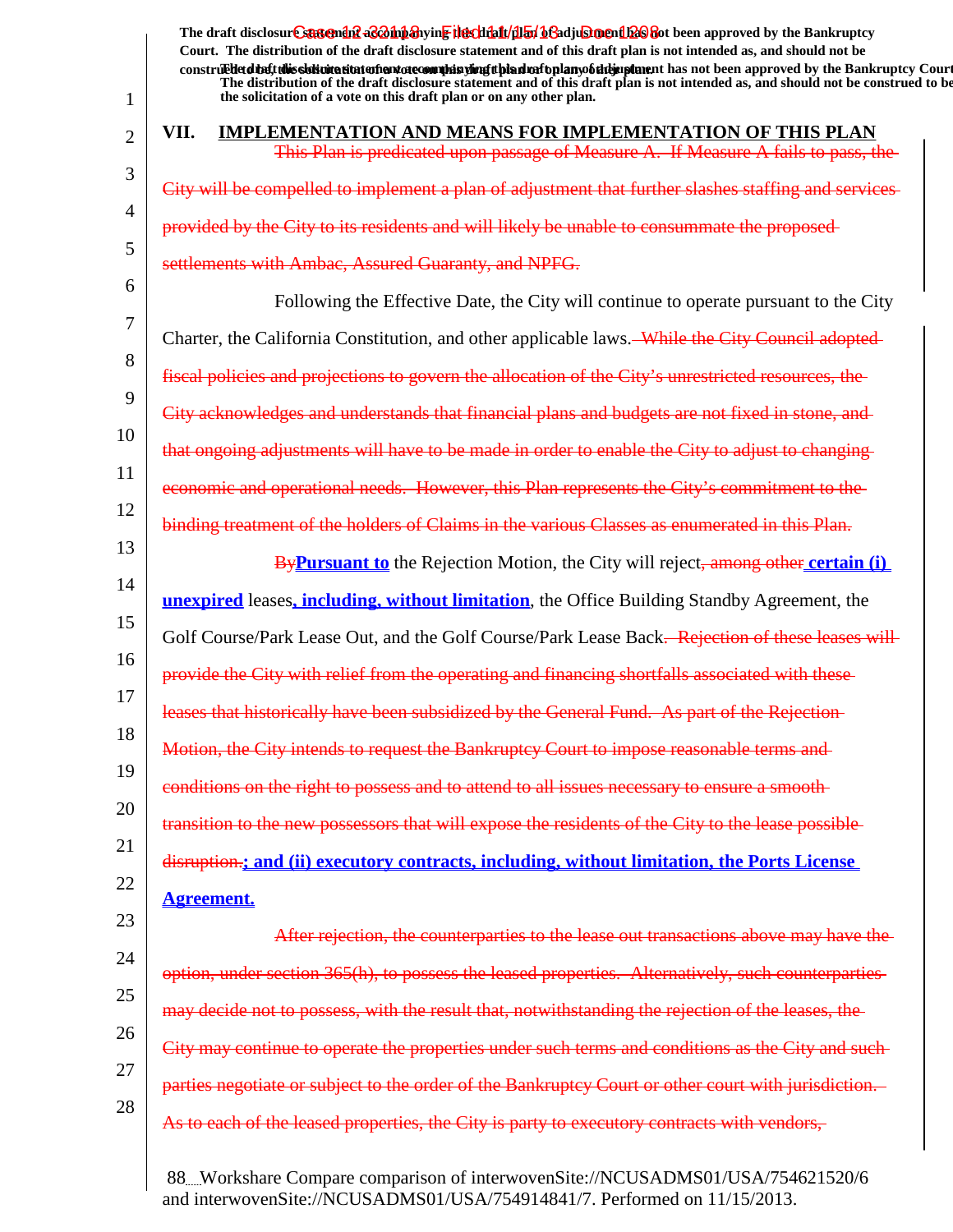The draft disclosure statement accompanying this draft plan of adjustment has not been approved by the Bankruptcy Court. The distribution of the draft disclosure statement and of this draft plan is not intended as, and should not be construed to be, the solicitation of a vote on this draft plan or on any other plan.

## VII. IMPLEMENTATION AND MEANS FOR IMPLEMENTATION OF THIS PLAN

~~This Plan is predicated upon passage of Measure A. If Measure A fails to pass, the City will be compelled to implement a plan of adjustment that further slashes staffing and services provided by the City to its residents and will likely be unable to consummate the proposed settlements with Ambac, Assured Guaranty, and NPFG.~~

Following the Effective Date, the City will continue to operate pursuant to the City Charter, the California Constitution, and other applicable laws. ~~While the City Council adopted fiscal policies and projections to govern the allocation of the City's unrestricted resources, the City acknowledges and understands that financial plans and budgets are not fixed in stone, and that ongoing adjustments will have to be made in order to enable the City to adjust to changing economic and operational needs. However, this Plan represents the City's commitment to the binding treatment of the holders of Claims in the various Classes as enumerated in this Plan.~~

~~By~~**Pursuant to** the Rejection Motion, the City will reject~~, among other~~ **certain (i) unexpired** leases**, including, without limitation**, the Office Building Standby Agreement, the Golf Course/Park Lease Out, and the Golf Course/Park Lease Back. ~~Rejection of these leases will provide the City with relief from the operating and financing shortfalls associated with these leases that historically have been subsidized by the General Fund. As part of the Rejection Motion, the City intends to request the Bankruptcy Court to impose reasonable terms and conditions on the right to possess and to attend to all issues necessary to ensure a smooth transition to the new possessors that will expose the residents of the City to the lease possible disruption.~~**; and (ii) executory contracts, including, without limitation, the Ports License Agreement.**

~~After rejection, the counterparties to the lease out transactions above may have the option, under section 365(h), to possess the leased properties. Alternatively, such counterparties may decide not to possess, with the result that, notwithstanding the rejection of the leases, the City may continue to operate the properties under such terms and conditions as the City and such parties negotiate or subject to the order of the Bankruptcy Court or other court with jurisdiction. As to each of the leased properties, the City is party to executory contracts with vendors,~~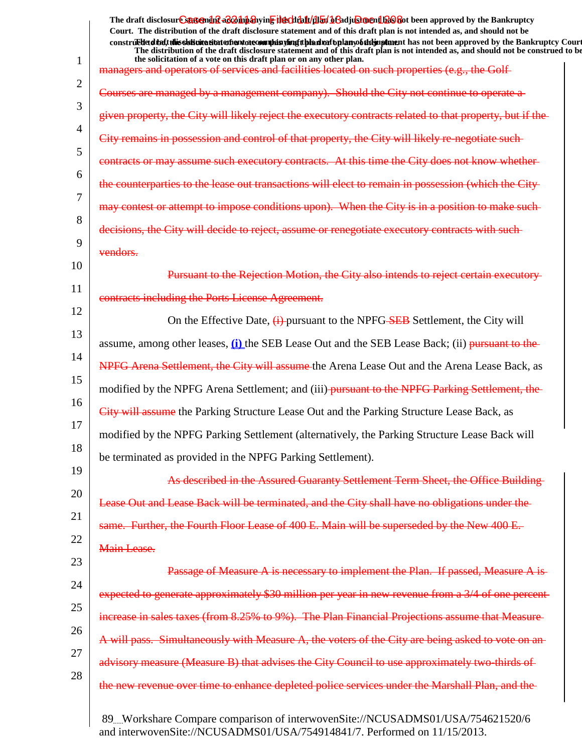The draft disclosure statement accompanying this draft plan of adjustment has not been approved by the Bankruptcy Court. The distribution of the draft disclosure statement and of this draft plan is not intended as, and should not be construed to be, the solicitation of a vote on this draft plan or on any other plan.

managers and operators of services and facilities located on such properties (e.g., the Golf Courses are managed by a management company). Should the City not continue to operate a given property, the City will likely reject the executory contracts related to that property, but if the City remains in possession and control of that property, the City will likely re-negotiate such contracts or may assume such executory contracts. At this time the City does not know whether the counterparties to the lease out transactions will elect to remain in possession (which the City may contest or attempt to impose conditions upon). When the City is in a position to make such decisions, the City will decide to reject, assume or renegotiate executory contracts with such vendors.

Pursuant to the Rejection Motion, the City also intends to reject certain executory contracts including the Ports License Agreement.

On the Effective Date, (i) pursuant to the NPFG SEB Settlement, the City will assume, among other leases, (i) the SEB Lease Out and the SEB Lease Back; (ii) pursuant to the NPFG Arena Settlement, the City will assume the Arena Lease Out and the Arena Lease Back, as modified by the NPFG Arena Settlement; and (iii) pursuant to the NPFG Parking Settlement, the City will assume the Parking Structure Lease Out and the Parking Structure Lease Back, as modified by the NPFG Parking Settlement (alternatively, the Parking Structure Lease Back will be terminated as provided in the NPFG Parking Settlement).

As described in the Assured Guaranty Settlement Term Sheet, the Office Building Lease Out and Lease Back will be terminated, and the City shall have no obligations under the same. Further, the Fourth Floor Lease of 400 E. Main will be superseded by the New 400 E. Main Lease.

Passage of Measure A is necessary to implement the Plan. If passed, Measure A is expected to generate approximately $30 million per year in new revenue from a 3/4 of one percent increase in sales taxes (from 8.25% to 9%). The Plan Financial Projections assume that Measure A will pass. Simultaneously with Measure A, the voters of the City are being asked to vote on an advisory measure (Measure B) that advises the City Council to use approximately two-thirds of the new revenue over time to enhance depleted police services under the Marshall Plan, and the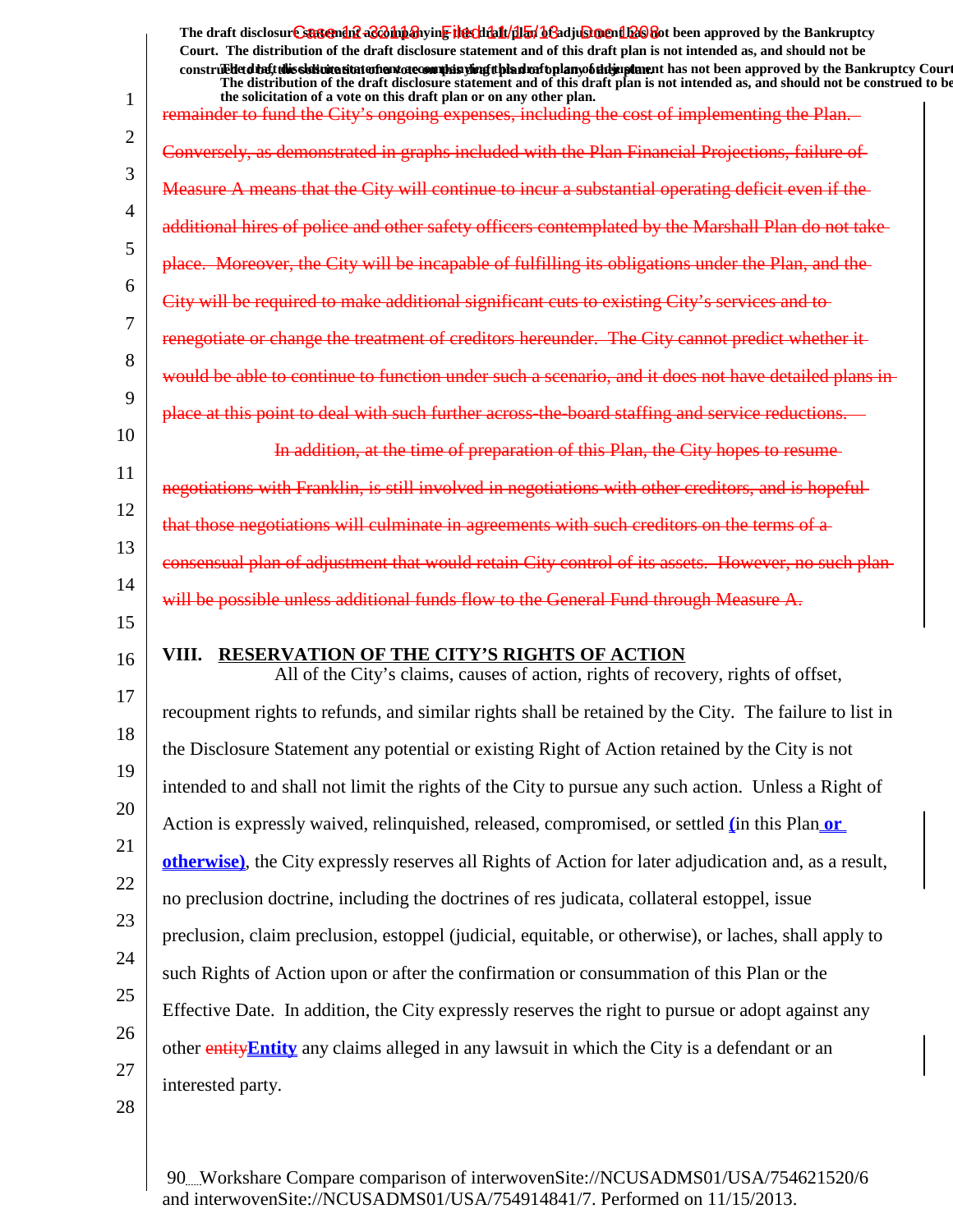~~remainder to fund the City's ongoing expenses, including the cost of implementing the Plan. Conversely, as demonstrated in graphs included with the Plan Financial Projections, failure of Measure A means that the City will continue to incur a substantial operating deficit even if the additional hires of police and other safety officers contemplated by the Marshall Plan do not take place. Moreover, the City will be incapable of fulfilling its obligations under the Plan, and the City will be required to make additional significant cuts to existing City's services and to renegotiate or change the treatment of creditors hereunder. The City cannot predict whether it would be able to continue to function under such a scenario, and it does not have detailed plans in place at this point to deal with such further across-the-board staffing and service reductions.~~

~~In addition, at the time of preparation of this Plan, the City hopes to resume negotiations with Franklin, is still involved in negotiations with other creditors, and is hopeful that those negotiations will culminate in agreements with such creditors on the terms of a consensual plan of adjustment that would retain City control of its assets. However, no such plan will be possible unless additional funds flow to the General Fund through Measure A.~~

## VIII. RESERVATION OF THE CITY'S RIGHTS OF ACTION

All of the City's claims, causes of action, rights of recovery, rights of offset, recoupment rights to refunds, and similar rights shall be retained by the City. The failure to list in the Disclosure Statement any potential or existing Right of Action retained by the City is not intended to and shall not limit the rights of the City to pursue any such action. Unless a Right of Action is expressly waived, relinquished, released, compromised, or settled **(**in this Plan **or otherwise)**, the City expressly reserves all Rights of Action for later adjudication and, as a result, no preclusion doctrine, including the doctrines of res judicata, collateral estoppel, issue preclusion, claim preclusion, estoppel (judicial, equitable, or otherwise), or laches, shall apply to such Rights of Action upon or after the confirmation or consummation of this Plan or the Effective Date. In addition, the City expressly reserves the right to pursue or adopt against any other ~~entity~~**Entity** any claims alleged in any lawsuit in which the City is a defendant or an interested party.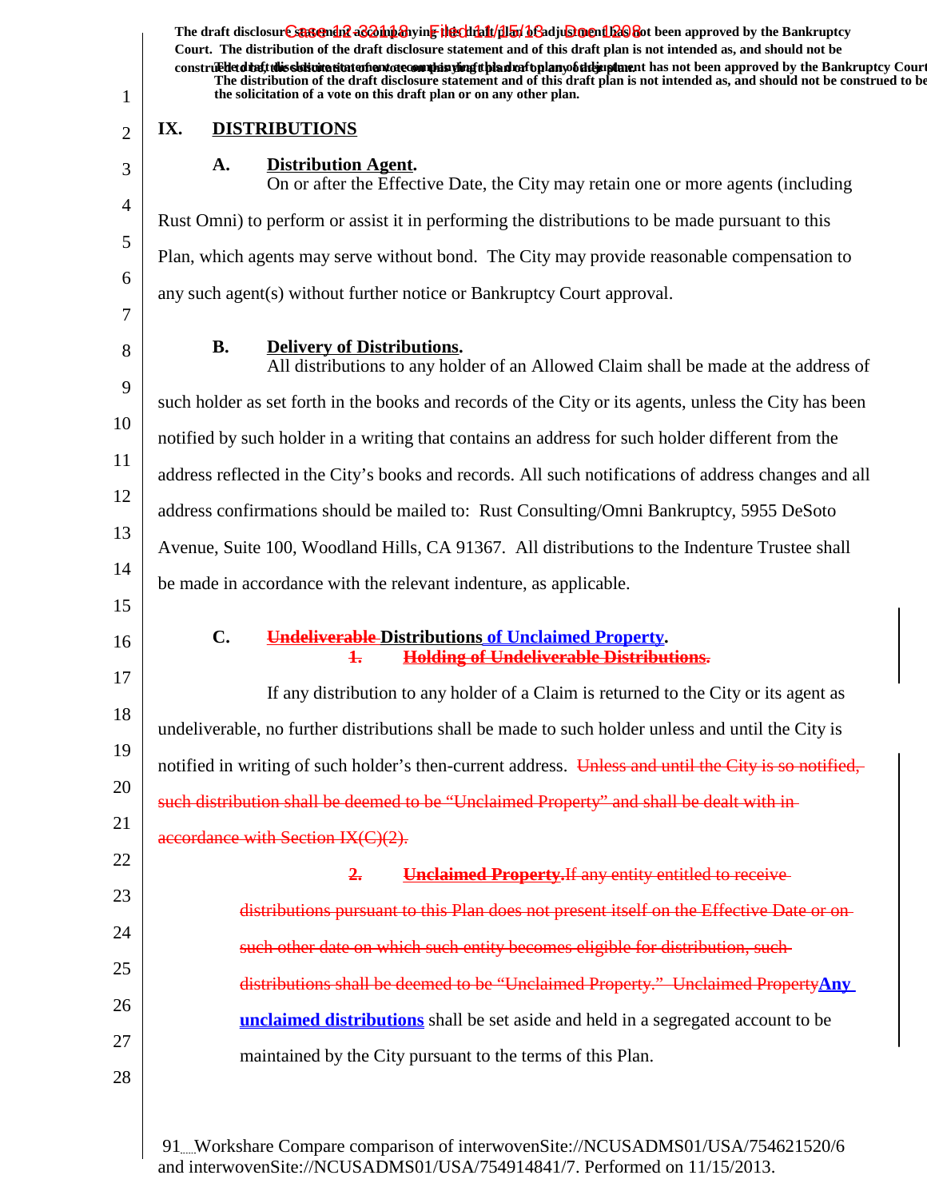The draft disclosure statement accompanying this draft plan of adjustment has not been approved by the Bankruptcy Court. The distribution of the draft disclosure statement and of this draft plan is not intended as, and should not be construed to be, the solicitation of a vote on this draft plan or on any other plan.

## IX. DISTRIBUTIONS

### A. Distribution Agent.

On or after the Effective Date, the City may retain one or more agents (including Rust Omni) to perform or assist it in performing the distributions to be made pursuant to this Plan, which agents may serve without bond. The City may provide reasonable compensation to any such agent(s) without further notice or Bankruptcy Court approval.

### B. Delivery of Distributions.

All distributions to any holder of an Allowed Claim shall be made at the address of such holder as set forth in the books and records of the City or its agents, unless the City has been notified by such holder in a writing that contains an address for such holder different from the address reflected in the City's books and records. All such notifications of address changes and all address confirmations should be mailed to: Rust Consulting/Omni Bankruptcy, 5955 DeSoto Avenue, Suite 100, Woodland Hills, CA 91367. All distributions to the Indenture Trustee shall be made in accordance with the relevant indenture, as applicable.

### C. ~~Undeliverable~~ Distributions of Unclaimed Property.

~~1. Holding of Undeliverable Distributions.~~

If any distribution to any holder of a Claim is returned to the City or its agent as undeliverable, no further distributions shall be made to such holder unless and until the City is notified in writing of such holder's then-current address. ~~Unless and until the City is so notified, such distribution shall be deemed to be "Unclaimed Property" and shall be dealt with in accordance with Section IX(C)(2).~~

~~2. Unclaimed Property. If any entity entitled to receive distributions pursuant to this Plan does not present itself on the Effective Date or on such other date on which such entity becomes eligible for distribution, such distributions shall be deemed to be "Unclaimed Property." Unclaimed Property~~**Any unclaimed distributions** shall be set aside and held in a segregated account to be maintained by the City pursuant to the terms of this Plan.

91 Workshare Compare comparison of interwovenSite://NCUSADMS01/USA/754621520/6 and interwovenSite://NCUSADMS01/USA/754914841/7. Performed on 11/15/2013.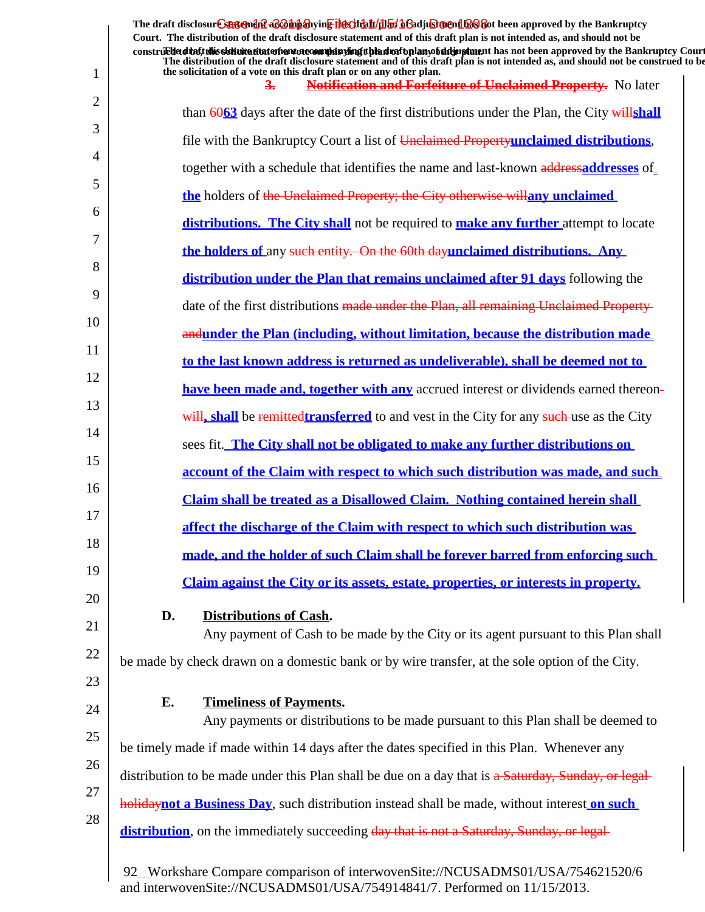The draft disclosure statement accompanying this draft plan of adjustment has not been approved by the Bankruptcy Court. The distribution of the draft disclosure statement and of this draft plan is not intended as, and should not be construed to be, the solicitation of a vote on this draft plan or on any other plan.

~~3.~~ ~~**Notification and Forfeiture of Unclaimed Property.**~~ No later than ~~60~~**63** days after the date of the first distributions under the Plan, the City ~~will~~**shall** file with the Bankruptcy Court a list of ~~Unclaimed Property~~**unclaimed distributions**, together with a schedule that identifies the name and last-known ~~address~~**addresses** of **the** holders of ~~the Unclaimed Property; the City otherwise will~~**any unclaimed distributions. The City shall** not be required to **make any further** attempt to locate **the holders of** any ~~such entity. On the 60th day~~**unclaimed distributions. Any distribution under the Plan that remains unclaimed after 91 days** following the date of the first distributions ~~made under the Plan, all remaining Unclaimed Property and~~**under the Plan (including, without limitation, because the distribution made to the last known address is returned as undeliverable), shall be deemed not to have been made and, together with any** accrued interest or dividends earned thereon ~~will~~**, shall** be ~~remitted~~**transferred** to and vest in the City for any ~~such~~ use as the City sees fit. **The City shall not be obligated to make any further distributions on account of the Claim with respect to which such distribution was made, and such Claim shall be treated as a Disallowed Claim. Nothing contained herein shall affect the discharge of the Claim with respect to which such distribution was made, and the holder of such Claim shall be forever barred from enforcing such Claim against the City or its assets, estate, properties, or interests in property.**

**D. Distributions of Cash.**

Any payment of Cash to be made by the City or its agent pursuant to this Plan shall be made by check drawn on a domestic bank or by wire transfer, at the sole option of the City.

**E. Timeliness of Payments.**

Any payments or distributions to be made pursuant to this Plan shall be deemed to be timely made if made within 14 days after the dates specified in this Plan. Whenever any distribution to be made under this Plan shall be due on a day that is ~~a Saturday, Sunday, or legal holiday~~**not a Business Day**, such distribution instead shall be made, without interest **on such distribution**, on the immediately succeeding ~~day that is not a Saturday, Sunday, or legal~~

Workshare Compare comparison of interwovenSite://NCUSADMS01/USA/754621520/6 and interwovenSite://NCUSADMS01/USA/754914841/7. Performed on 11/15/2013.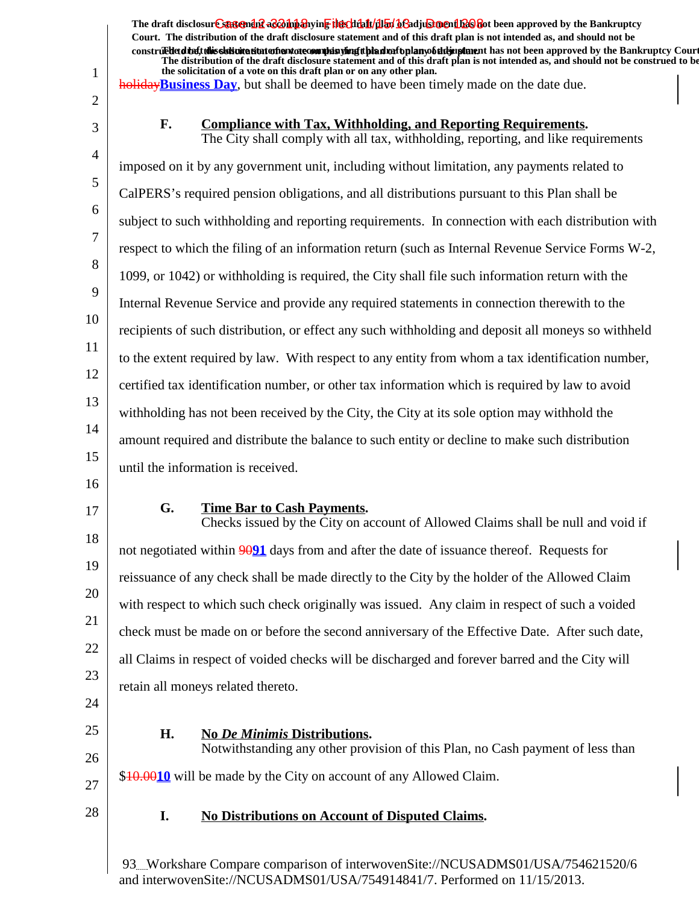holidayBusiness Day, but shall be deemed to have been timely made on the date due.

**F. Compliance with Tax, Withholding, and Reporting Requirements.**

The City shall comply with all tax, withholding, reporting, and like requirements imposed on it by any government unit, including without limitation, any payments related to CalPERS's required pension obligations, and all distributions pursuant to this Plan shall be subject to such withholding and reporting requirements. In connection with each distribution with respect to which the filing of an information return (such as Internal Revenue Service Forms W-2, 1099, or 1042) or withholding is required, the City shall file such information return with the Internal Revenue Service and provide any required statements in connection therewith to the recipients of such distribution, or effect any such withholding and deposit all moneys so withheld to the extent required by law. With respect to any entity from whom a tax identification number, certified tax identification number, or other tax information which is required by law to avoid withholding has not been received by the City, the City at its sole option may withhold the amount required and distribute the balance to such entity or decline to make such distribution until the information is received.

**G. Time Bar to Cash Payments.**

Checks issued by the City on account of Allowed Claims shall be null and void if not negotiated within 9091 days from and after the date of issuance thereof. Requests for reissuance of any check shall be made directly to the City by the holder of the Allowed Claim with respect to which such check originally was issued. Any claim in respect of such a voided check must be made on or before the second anniversary of the Effective Date. After such date, all Claims in respect of voided checks will be discharged and forever barred and the City will retain all moneys related thereto.

**H. No *De Minimis* Distributions.**

Notwithstanding any other provision of this Plan, no Cash payment of less than $10.0010 will be made by the City on account of any Allowed Claim.

**I. No Distributions on Account of Disputed Claims.**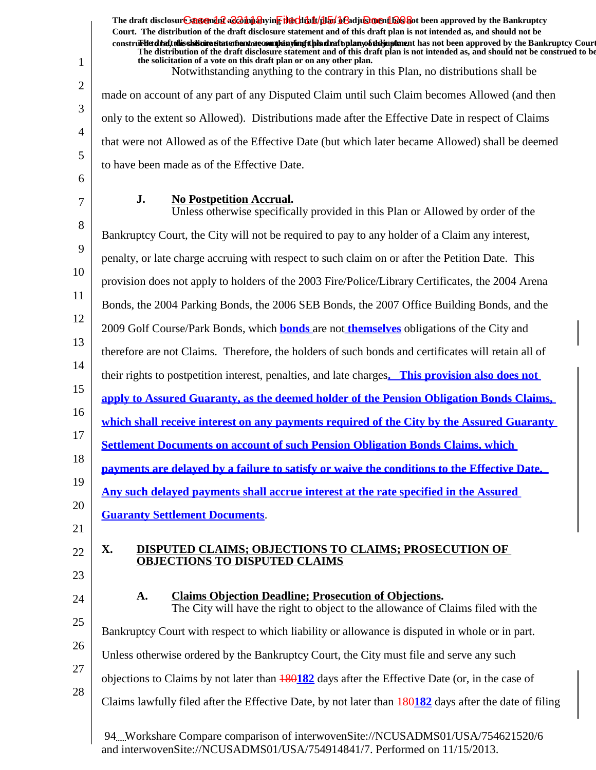Notwithstanding anything to the contrary in this Plan, no distributions shall be made on account of any part of any Disputed Claim until such Claim becomes Allowed (and then only to the extent so Allowed). Distributions made after the Effective Date in respect of Claims that were not Allowed as of the Effective Date (but which later became Allowed) shall be deemed to have been made as of the Effective Date.

### J. No Postpetition Accrual.

Unless otherwise specifically provided in this Plan or Allowed by order of the Bankruptcy Court, the City will not be required to pay to any holder of a Claim any interest, penalty, or late charge accruing with respect to such claim on or after the Petition Date. This provision does not apply to holders of the 2003 Fire/Police/Library Certificates, the 2004 Arena Bonds, the 2004 Parking Bonds, the 2006 SEB Bonds, the 2007 Office Building Bonds, and the 2009 Golf Course/Park Bonds, which **bonds** are not **themselves** obligations of the City and therefore are not Claims. Therefore, the holders of such bonds and certificates will retain all of their rights to postpetition interest, penalties, and late charges**. This provision also does not apply to Assured Guaranty, as the deemed holder of the Pension Obligation Bonds Claims, which shall receive interest on any payments required of the City by the Assured Guaranty Settlement Documents on account of such Pension Obligation Bonds Claims, which payments are delayed by a failure to satisfy or waive the conditions to the Effective Date. Any such delayed payments shall accrue interest at the rate specified in the Assured Guaranty Settlement Documents**.

## X. DISPUTED CLAIMS; OBJECTIONS TO CLAIMS; PROSECUTION OF OBJECTIONS TO DISPUTED CLAIMS

### A. Claims Objection Deadline; Prosecution of Objections.

The City will have the right to object to the allowance of Claims filed with the Bankruptcy Court with respect to which liability or allowance is disputed in whole or in part. Unless otherwise ordered by the Bankruptcy Court, the City must file and serve any such objections to Claims by not later than ~~180~~**182** days after the Effective Date (or, in the case of Claims lawfully filed after the Effective Date, by not later than ~~180~~**182** days after the date of filing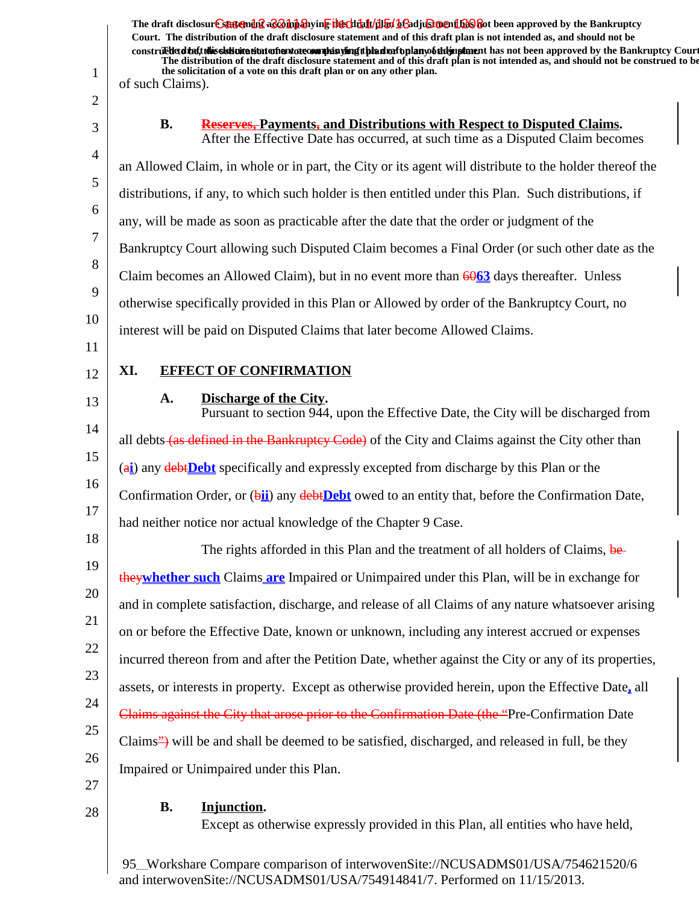of such Claims).

**B. ~~Reserves,~~ Payments~~,~~ and Distributions with Respect to Disputed Claims.**

After the Effective Date has occurred, at such time as a Disputed Claim becomes an Allowed Claim, in whole or in part, the City or its agent will distribute to the holder thereof the distributions, if any, to which such holder is then entitled under this Plan. Such distributions, if any, will be made as soon as practicable after the date that the order or judgment of the Bankruptcy Court allowing such Disputed Claim becomes a Final Order (or such other date as the Claim becomes an Allowed Claim), but in no event more than ~~60~~**63** days thereafter. Unless otherwise specifically provided in this Plan or Allowed by order of the Bankruptcy Court, no interest will be paid on Disputed Claims that later become Allowed Claims.

## XI. EFFECT OF CONFIRMATION

**A. Discharge of the City.**

Pursuant to section 944, upon the Effective Date, the City will be discharged from all debts ~~(as defined in the Bankruptcy Code)~~ of the City and Claims against the City other than (~~a~~**i**) any ~~debt~~**Debt** specifically and expressly excepted from discharge by this Plan or the Confirmation Order, or (~~b~~**ii**) any ~~debt~~**Debt** owed to an entity that, before the Confirmation Date, had neither notice nor actual knowledge of the Chapter 9 Case.

The rights afforded in this Plan and the treatment of all holders of Claims, ~~be they~~**whether such** Claims **are** Impaired or Unimpaired under this Plan, will be in exchange for and in complete satisfaction, discharge, and release of all Claims of any nature whatsoever arising on or before the Effective Date, known or unknown, including any interest accrued or expenses incurred thereon from and after the Petition Date, whether against the City or any of its properties, assets, or interests in property. Except as otherwise provided herein, upon the Effective Date**,** all ~~Claims against the City that arose prior to the Confirmation Date (the "~~Pre-Confirmation Date Claims~~")~~ will be and shall be deemed to be satisfied, discharged, and released in full, be they Impaired or Unimpaired under this Plan.

**B. Injunction.**

Except as otherwise expressly provided in this Plan, all entities who have held,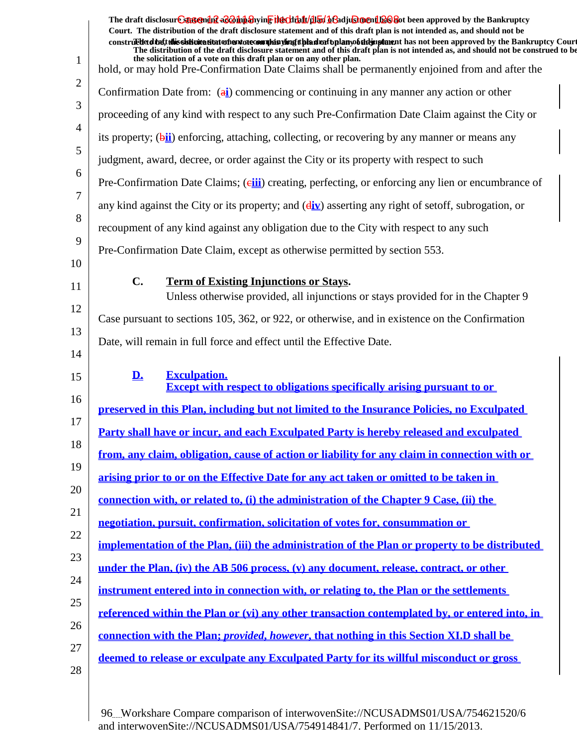hold, or may hold Pre-Confirmation Date Claims shall be permanently enjoined from and after the Confirmation Date from: (a i) commencing or continuing in any manner any action or other proceeding of any kind with respect to any such Pre-Confirmation Date Claim against the City or its property; (b ii) enforcing, attaching, collecting, or recovering by any manner or means any judgment, award, decree, or order against the City or its property with respect to such Pre-Confirmation Date Claims; (c iii) creating, perfecting, or enforcing any lien or encumbrance of any kind against the City or its property; and (d iv) asserting any right of setoff, subrogation, or recoupment of any kind against any obligation due to the City with respect to any such Pre-Confirmation Date Claim, except as otherwise permitted by section 553.

### C. Term of Existing Injunctions or Stays.

Unless otherwise provided, all injunctions or stays provided for in the Chapter 9 Case pursuant to sections 105, 362, or 922, or otherwise, and in existence on the Confirmation Date, will remain in full force and effect until the Effective Date.

### D. Exculpation.

**Except with respect to obligations specifically arising pursuant to or preserved in this Plan, including but not limited to the Insurance Policies, no Exculpated Party shall have or incur, and each Exculpated Party is hereby released and exculpated from, any claim, obligation, cause of action or liability for any claim in connection with or arising prior to or on the Effective Date for any act taken or omitted to be taken in connection with, or related to, (i) the administration of the Chapter 9 Case, (ii) the negotiation, pursuit, confirmation, solicitation of votes for, consummation or implementation of the Plan, (iii) the administration of the Plan or property to be distributed under the Plan, (iv) the AB 506 process, (v) any document, release, contract, or other instrument entered into in connection with, or relating to, the Plan or the settlements referenced within the Plan or (vi) any other transaction contemplated by, or entered into, in connection with the Plan; *provided, however*, that nothing in this Section XI.D shall be deemed to release or exculpate any Exculpated Party for its willful misconduct or gross**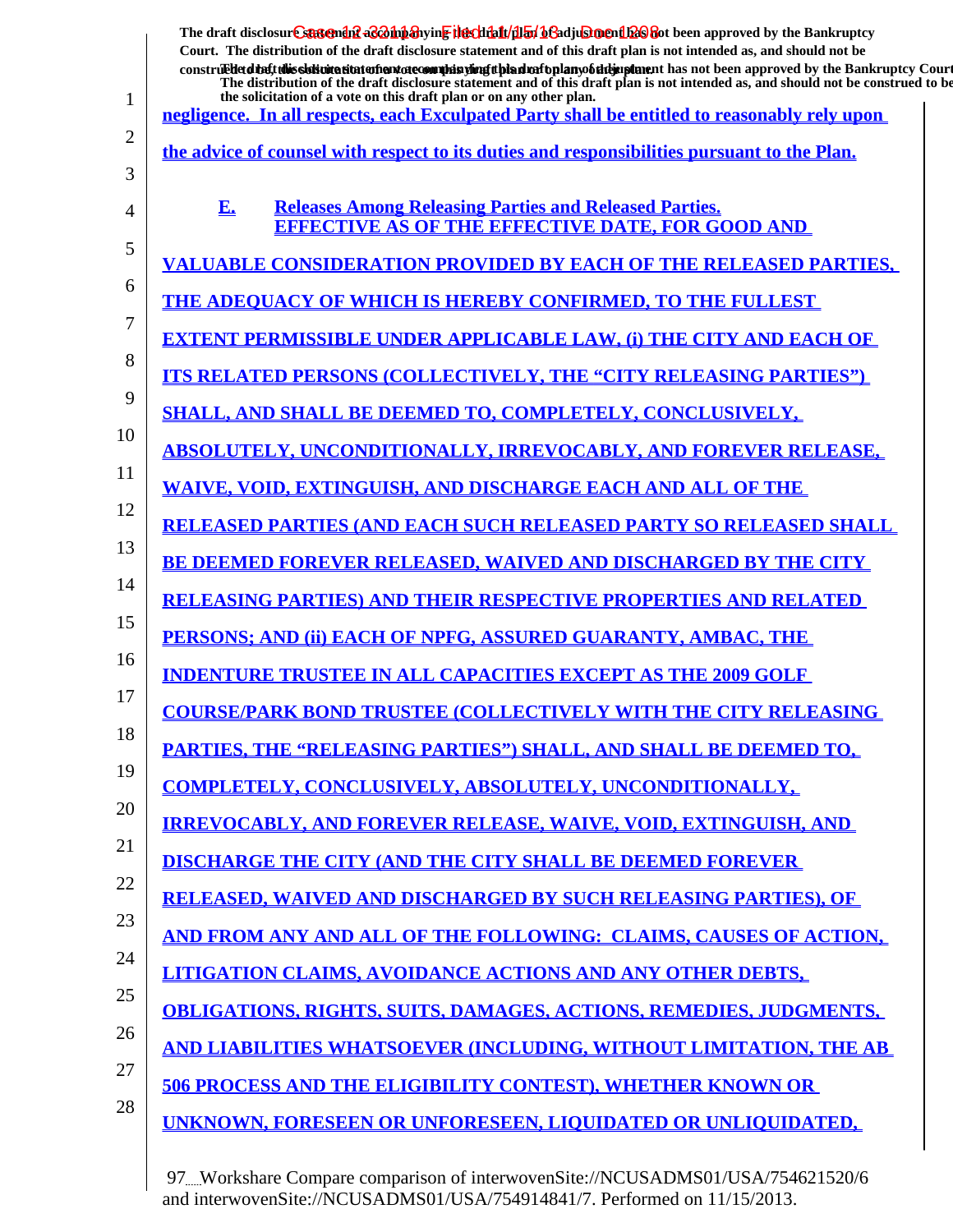negligence. In all respects, each Exculpated Party shall be entitled to reasonably rely upon the advice of counsel with respect to its duties and responsibilities pursuant to the Plan.

**E. Releases Among Releasing Parties and Released Parties.**

EFFECTIVE AS OF THE EFFECTIVE DATE, FOR GOOD AND VALUABLE CONSIDERATION PROVIDED BY EACH OF THE RELEASED PARTIES, THE ADEQUACY OF WHICH IS HEREBY CONFIRMED, TO THE FULLEST EXTENT PERMISSIBLE UNDER APPLICABLE LAW, (i) THE CITY AND EACH OF ITS RELATED PERSONS (COLLECTIVELY, THE "CITY RELEASING PARTIES") SHALL, AND SHALL BE DEEMED TO, COMPLETELY, CONCLUSIVELY, ABSOLUTELY, UNCONDITIONALLY, IRREVOCABLY, AND FOREVER RELEASE, WAIVE, VOID, EXTINGUISH, AND DISCHARGE EACH AND ALL OF THE RELEASED PARTIES (AND EACH SUCH RELEASED PARTY SO RELEASED SHALL BE DEEMED FOREVER RELEASED, WAIVED AND DISCHARGED BY THE CITY RELEASING PARTIES) AND THEIR RESPECTIVE PROPERTIES AND RELATED PERSONS; AND (ii) EACH OF NPFG, ASSURED GUARANTY, AMBAC, THE INDENTURE TRUSTEE IN ALL CAPACITIES EXCEPT AS THE 2009 GOLF COURSE/PARK BOND TRUSTEE (COLLECTIVELY WITH THE CITY RELEASING PARTIES, THE "RELEASING PARTIES") SHALL, AND SHALL BE DEEMED TO, COMPLETELY, CONCLUSIVELY, ABSOLUTELY, UNCONDITIONALLY, IRREVOCABLY, AND FOREVER RELEASE, WAIVE, VOID, EXTINGUISH, AND DISCHARGE THE CITY (AND THE CITY SHALL BE DEEMED FOREVER RELEASED, WAIVED AND DISCHARGED BY SUCH RELEASING PARTIES), OF AND FROM ANY AND ALL OF THE FOLLOWING: CLAIMS, CAUSES OF ACTION, LITIGATION CLAIMS, AVOIDANCE ACTIONS AND ANY OTHER DEBTS, OBLIGATIONS, RIGHTS, SUITS, DAMAGES, ACTIONS, REMEDIES, JUDGMENTS, AND LIABILITIES WHATSOEVER (INCLUDING, WITHOUT LIMITATION, THE AB 506 PROCESS AND THE ELIGIBILITY CONTEST), WHETHER KNOWN OR UNKNOWN, FORESEEN OR UNFORESEEN, LIQUIDATED OR UNLIQUIDATED,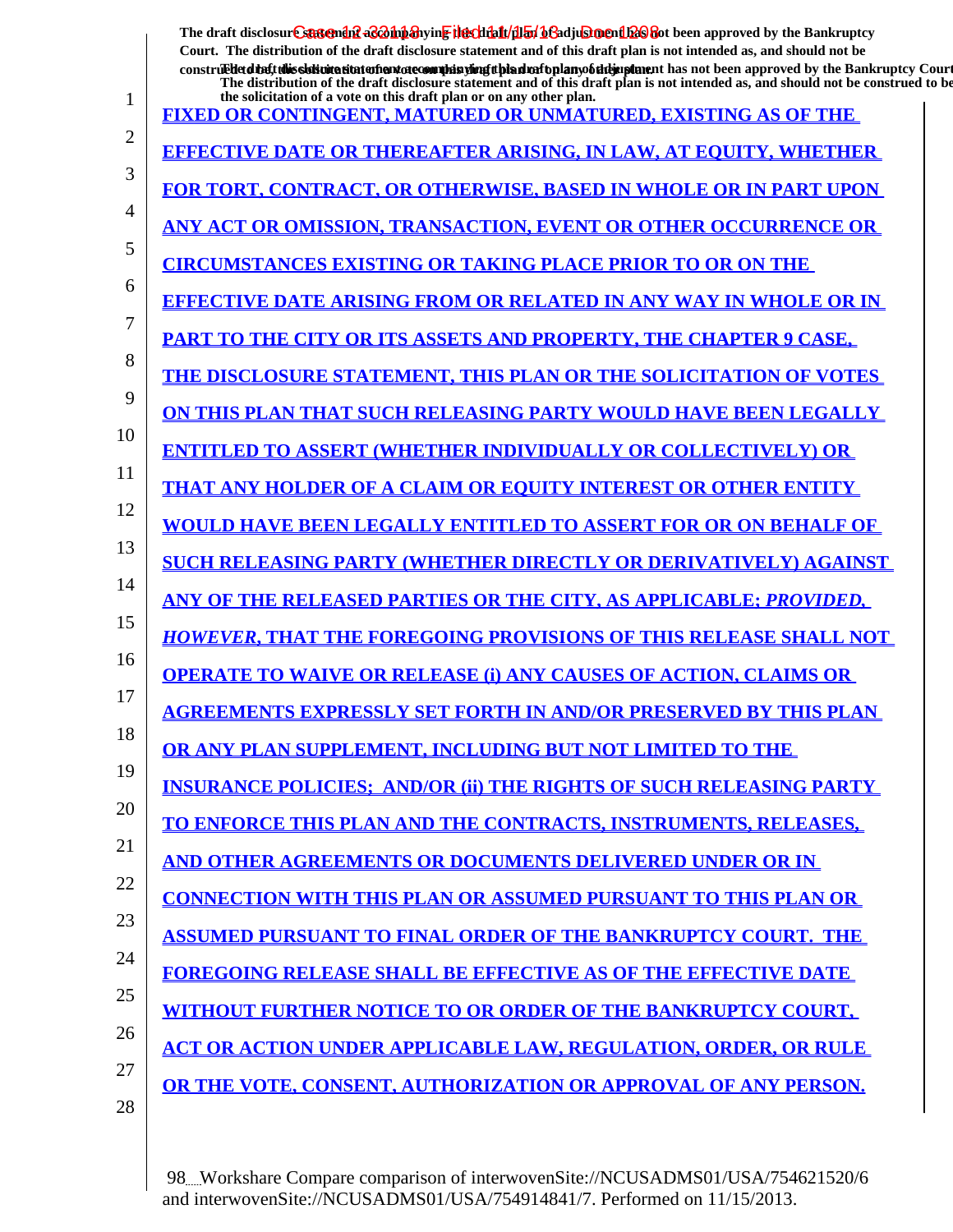**FIXED OR CONTINGENT, MATURED OR UNMATURED, EXISTING AS OF THE EFFECTIVE DATE OR THEREAFTER ARISING, IN LAW, AT EQUITY, WHETHER FOR TORT, CONTRACT, OR OTHERWISE, BASED IN WHOLE OR IN PART UPON ANY ACT OR OMISSION, TRANSACTION, EVENT OR OTHER OCCURRENCE OR CIRCUMSTANCES EXISTING OR TAKING PLACE PRIOR TO OR ON THE EFFECTIVE DATE ARISING FROM OR RELATED IN ANY WAY IN WHOLE OR IN PART TO THE CITY OR ITS ASSETS AND PROPERTY, THE CHAPTER 9 CASE, THE DISCLOSURE STATEMENT, THIS PLAN OR THE SOLICITATION OF VOTES ON THIS PLAN THAT SUCH RELEASING PARTY WOULD HAVE BEEN LEGALLY ENTITLED TO ASSERT (WHETHER INDIVIDUALLY OR COLLECTIVELY) OR THAT ANY HOLDER OF A CLAIM OR EQUITY INTEREST OR OTHER ENTITY WOULD HAVE BEEN LEGALLY ENTITLED TO ASSERT FOR OR ON BEHALF OF SUCH RELEASING PARTY (WHETHER DIRECTLY OR DERIVATIVELY) AGAINST ANY OF THE RELEASED PARTIES OR THE CITY, AS APPLICABLE; *PROVIDED, HOWEVER*, THAT THE FOREGOING PROVISIONS OF THIS RELEASE SHALL NOT OPERATE TO WAIVE OR RELEASE (i) ANY CAUSES OF ACTION, CLAIMS OR AGREEMENTS EXPRESSLY SET FORTH IN AND/OR PRESERVED BY THIS PLAN OR ANY PLAN SUPPLEMENT, INCLUDING BUT NOT LIMITED TO THE INSURANCE POLICIES; AND/OR (ii) THE RIGHTS OF SUCH RELEASING PARTY TO ENFORCE THIS PLAN AND THE CONTRACTS, INSTRUMENTS, RELEASES, AND OTHER AGREEMENTS OR DOCUMENTS DELIVERED UNDER OR IN CONNECTION WITH THIS PLAN OR ASSUMED PURSUANT TO THIS PLAN OR ASSUMED PURSUANT TO FINAL ORDER OF THE BANKRUPTCY COURT. THE FOREGOING RELEASE SHALL BE EFFECTIVE AS OF THE EFFECTIVE DATE WITHOUT FURTHER NOTICE TO OR ORDER OF THE BANKRUPTCY COURT, ACT OR ACTION UNDER APPLICABLE LAW, REGULATION, ORDER, OR RULE OR THE VOTE, CONSENT, AUTHORIZATION OR APPROVAL OF ANY PERSON.**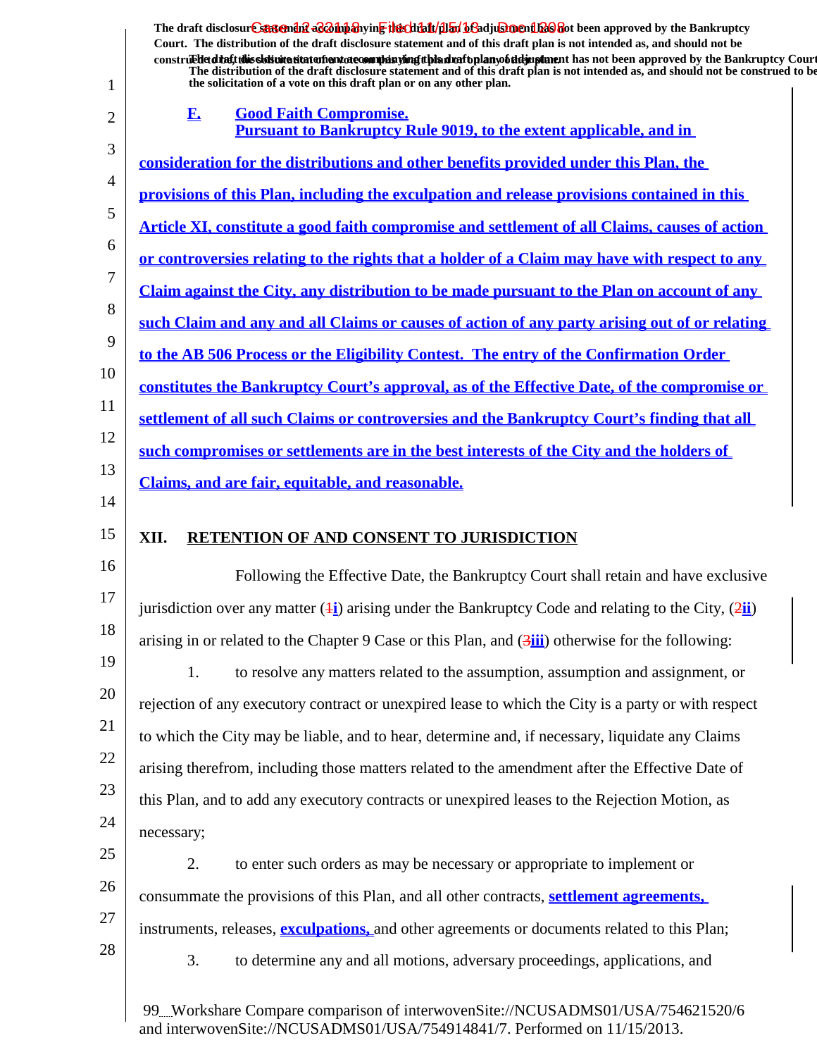The draft disclosure statement accompanying this draft plan of adjustment has not been approved by the Bankruptcy Court. The distribution of the draft disclosure statement and of this draft plan is not intended as, and should not be construed to be, the solicitation of a vote on this draft plan or on any other plan.

**F. Good Faith Compromise.**

**Pursuant to Bankruptcy Rule 9019, to the extent applicable, and in consideration for the distributions and other benefits provided under this Plan, the provisions of this Plan, including the exculpation and release provisions contained in this Article XI, constitute a good faith compromise and settlement of all Claims, causes of action or controversies relating to the rights that a holder of a Claim may have with respect to any Claim against the City, any distribution to be made pursuant to the Plan on account of any such Claim and any and all Claims or causes of action of any party arising out of or relating to the AB 506 Process or the Eligibility Contest. The entry of the Confirmation Order constitutes the Bankruptcy Court's approval, as of the Effective Date, of the compromise or settlement of all such Claims or controversies and the Bankruptcy Court's finding that all such compromises or settlements are in the best interests of the City and the holders of Claims, and are fair, equitable, and reasonable.**

## XII. RETENTION OF AND CONSENT TO JURISDICTION

Following the Effective Date, the Bankruptcy Court shall retain and have exclusive jurisdiction over any matter (1i) arising under the Bankruptcy Code and relating to the City, (2ii) arising in or related to the Chapter 9 Case or this Plan, and (3iii) otherwise for the following:

1. to resolve any matters related to the assumption, assumption and assignment, or rejection of any executory contract or unexpired lease to which the City is a party or with respect to which the City may be liable, and to hear, determine and, if necessary, liquidate any Claims arising therefrom, including those matters related to the amendment after the Effective Date of this Plan, and to add any executory contracts or unexpired leases to the Rejection Motion, as necessary;

2. to enter such orders as may be necessary or appropriate to implement or consummate the provisions of this Plan, and all other contracts, **settlement agreements,** instruments, releases, **exculpations,** and other agreements or documents related to this Plan;

3. to determine any and all motions, adversary proceedings, applications, and

99 Workshare Compare comparison of interwovenSite://NCUSADMS01/USA/754621520/6 and interwovenSite://NCUSADMS01/USA/754914841/7. Performed on 11/15/2013.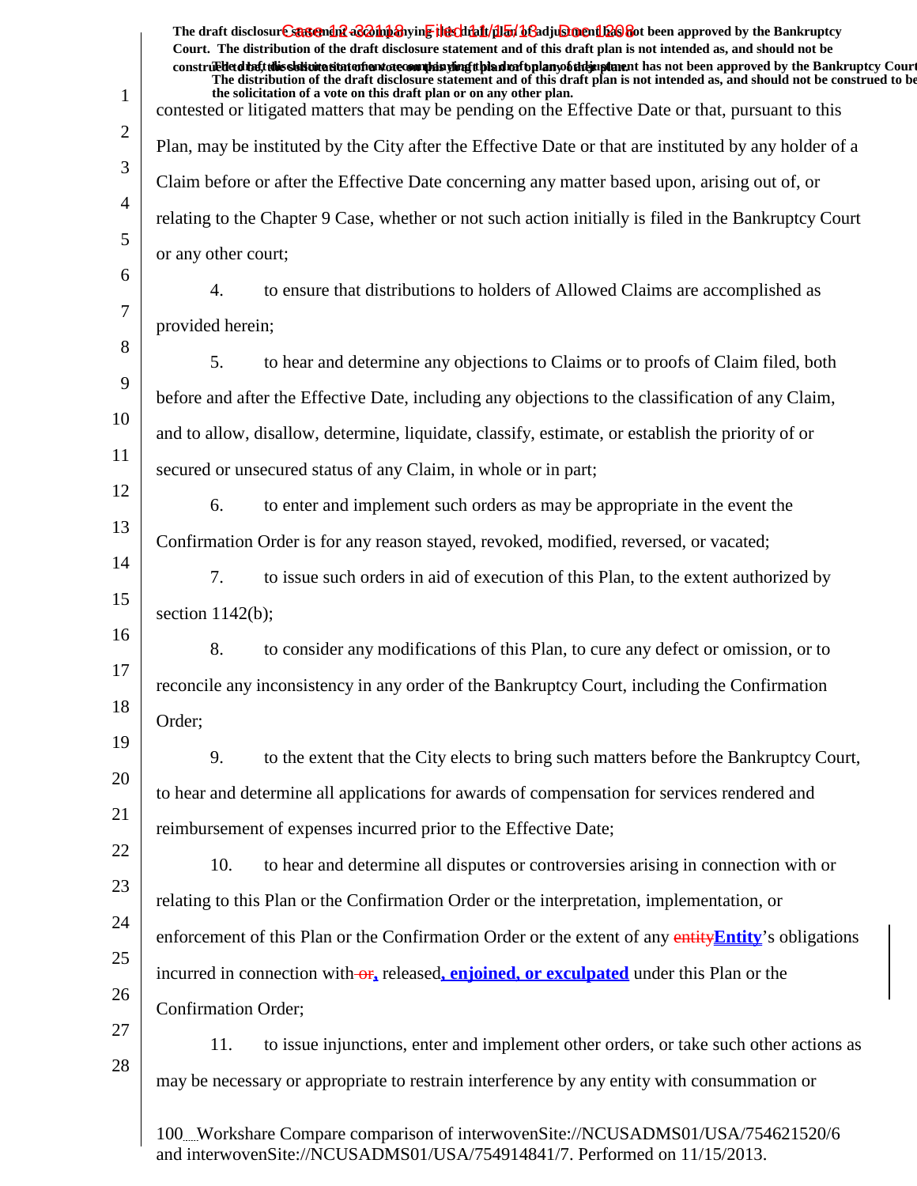contested or litigated matters that may be pending on the Effective Date or that, pursuant to this Plan, may be instituted by the City after the Effective Date or that are instituted by any holder of a Claim before or after the Effective Date concerning any matter based upon, arising out of, or relating to the Chapter 9 Case, whether or not such action initially is filed in the Bankruptcy Court or any other court;

4. to ensure that distributions to holders of Allowed Claims are accomplished as provided herein;

5. to hear and determine any objections to Claims or to proofs of Claim filed, both before and after the Effective Date, including any objections to the classification of any Claim, and to allow, disallow, determine, liquidate, classify, estimate, or establish the priority of or secured or unsecured status of any Claim, in whole or in part;

6. to enter and implement such orders as may be appropriate in the event the Confirmation Order is for any reason stayed, revoked, modified, reversed, or vacated;

7. to issue such orders in aid of execution of this Plan, to the extent authorized by section 1142(b);

8. to consider any modifications of this Plan, to cure any defect or omission, or to reconcile any inconsistency in any order of the Bankruptcy Court, including the Confirmation Order;

9. to the extent that the City elects to bring such matters before the Bankruptcy Court, to hear and determine all applications for awards of compensation for services rendered and reimbursement of expenses incurred prior to the Effective Date;

10. to hear and determine all disputes or controversies arising in connection with or relating to this Plan or the Confirmation Order or the interpretation, implementation, or enforcement of this Plan or the Confirmation Order or the extent of any ~~entity~~Entity's obligations incurred in connection with ~~or~~, released, enjoined, or exculpated under this Plan or the Confirmation Order;

11. to issue injunctions, enter and implement other orders, or take such other actions as may be necessary or appropriate to restrain interference by any entity with consummation or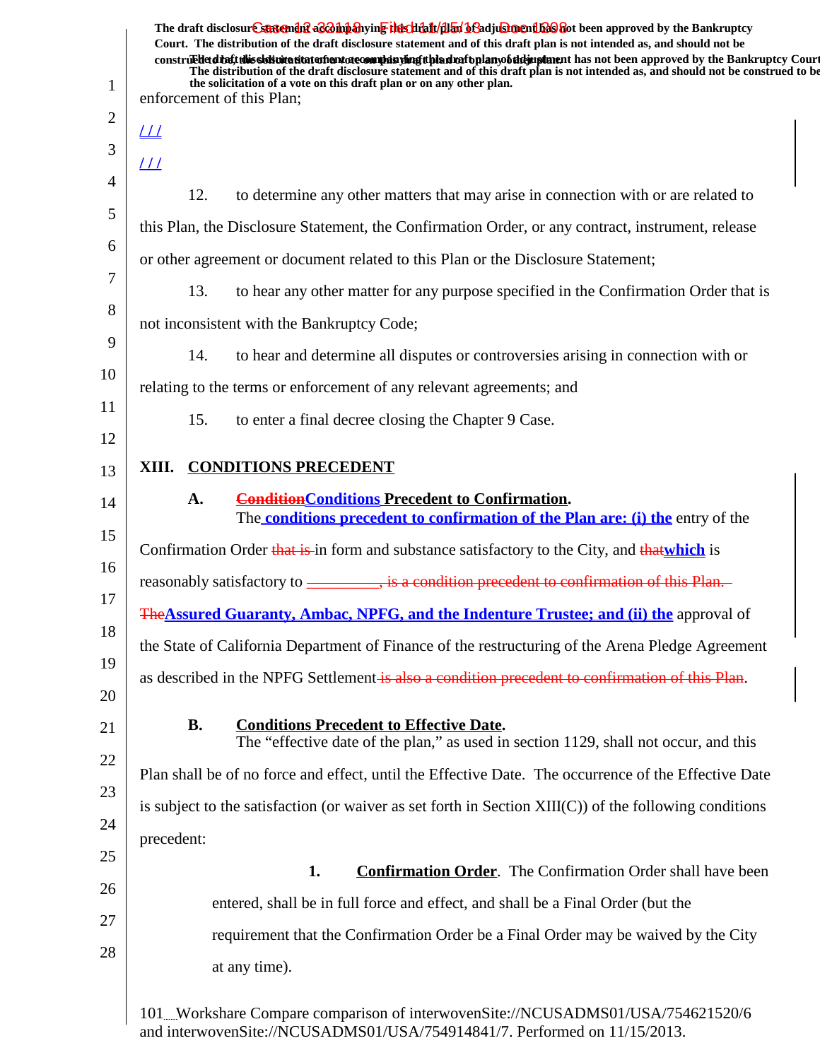enforcement of this Plan;

/ / /

/ / /

12. to determine any other matters that may arise in connection with or are related to this Plan, the Disclosure Statement, the Confirmation Order, or any contract, instrument, release or other agreement or document related to this Plan or the Disclosure Statement;

13. to hear any other matter for any purpose specified in the Confirmation Order that is not inconsistent with the Bankruptcy Code;

14. to hear and determine all disputes or controversies arising in connection with or relating to the terms or enforcement of any relevant agreements; and

15. to enter a final decree closing the Chapter 9 Case.

## XIII. CONDITIONS PRECEDENT

### A. ~~Condition~~Conditions Precedent to Confirmation.

The conditions precedent to confirmation of the Plan are: (i) the entry of the Confirmation Order ~~that is~~ in form and substance satisfactory to the City, and ~~that~~which is reasonably satisfactory to ~~\_\_\_\_\_\_\_\_\_, is a condition precedent to confirmation of this Plan. The~~Assured Guaranty, Ambac, NPFG, and the Indenture Trustee; and (ii) the approval of the State of California Department of Finance of the restructuring of the Arena Pledge Agreement as described in the NPFG Settlement ~~is also a condition precedent to confirmation of this Plan~~.

### B. Conditions Precedent to Effective Date.

The "effective date of the plan," as used in section 1129, shall not occur, and this Plan shall be of no force and effect, until the Effective Date. The occurrence of the Effective Date is subject to the satisfaction (or waiver as set forth in Section XIII(C)) of the following conditions precedent:

1. **Confirmation Order**. The Confirmation Order shall have been entered, shall be in full force and effect, and shall be a Final Order (but the requirement that the Confirmation Order be a Final Order may be waived by the City at any time).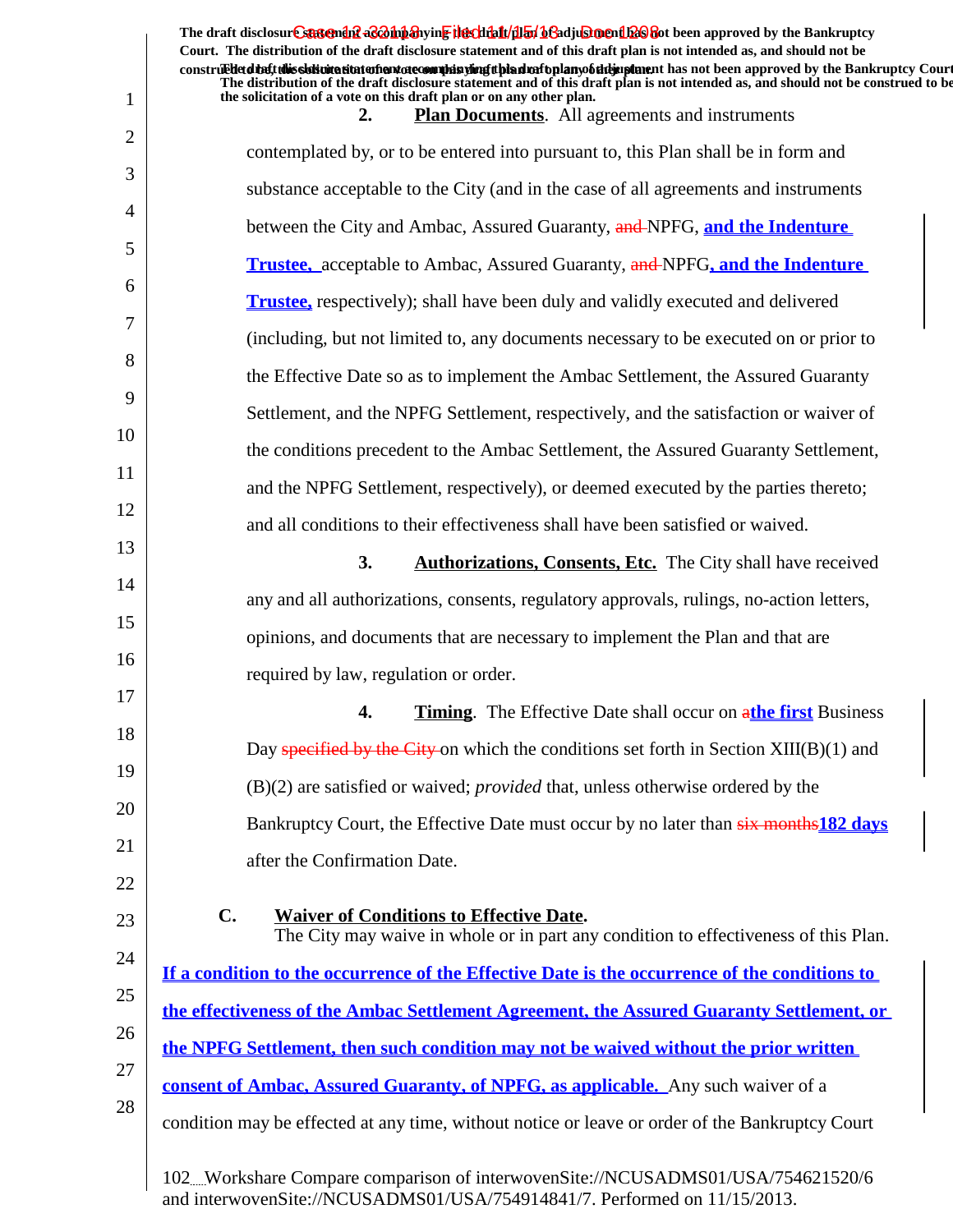2. **Plan Documents**. All agreements and instruments contemplated by, or to be entered into pursuant to, this Plan shall be in form and substance acceptable to the City (and in the case of all agreements and instruments between the City and Ambac, Assured Guaranty, ~~and~~ NPFG, **and the Indenture Trustee,** acceptable to Ambac, Assured Guaranty, ~~and~~ NPFG**, and the Indenture Trustee,** respectively); shall have been duly and validly executed and delivered (including, but not limited to, any documents necessary to be executed on or prior to the Effective Date so as to implement the Ambac Settlement, the Assured Guaranty Settlement, and the NPFG Settlement, respectively, and the satisfaction or waiver of the conditions precedent to the Ambac Settlement, the Assured Guaranty Settlement, and the NPFG Settlement, respectively), or deemed executed by the parties thereto; and all conditions to their effectiveness shall have been satisfied or waived.

3. **Authorizations, Consents, Etc.** The City shall have received any and all authorizations, consents, regulatory approvals, rulings, no-action letters, opinions, and documents that are necessary to implement the Plan and that are required by law, regulation or order.

4. **Timing**. The Effective Date shall occur on ~~a~~**the first** Business Day ~~specified by the City~~ on which the conditions set forth in Section XIII(B)(1) and (B)(2) are satisfied or waived; *provided* that, unless otherwise ordered by the Bankruptcy Court, the Effective Date must occur by no later than ~~six months~~**182 days** after the Confirmation Date.

**C. Waiver of Conditions to Effective Date.**

The City may waive in whole or in part any condition to effectiveness of this Plan. **If a condition to the occurrence of the Effective Date is the occurrence of the conditions to the effectiveness of the Ambac Settlement Agreement, the Assured Guaranty Settlement, or the NPFG Settlement, then such condition may not be waived without the prior written consent of Ambac, Assured Guaranty, of NPFG, as applicable.** Any such waiver of a condition may be effected at any time, without notice or leave or order of the Bankruptcy Court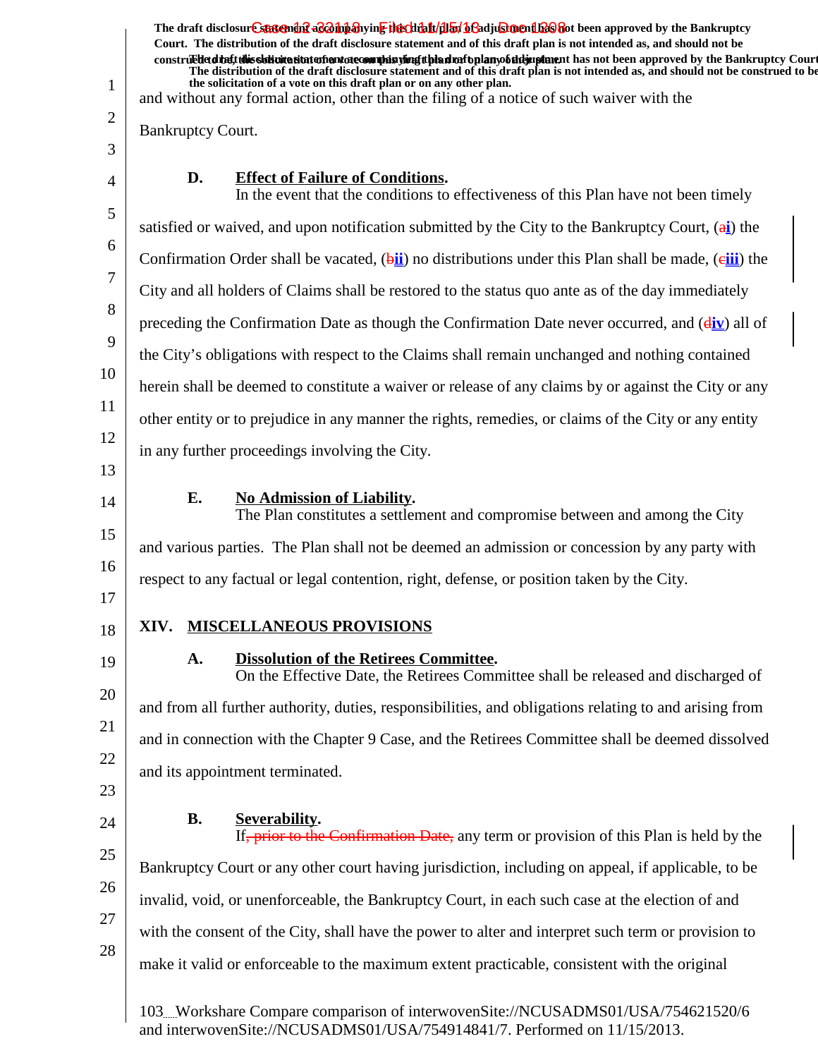and without any formal action, other than the filing of a notice of such waiver with the Bankruptcy Court.

**D. Effect of Failure of Conditions.**

In the event that the conditions to effectiveness of this Plan have not been timely satisfied or waived, and upon notification submitted by the City to the Bankruptcy Court, (ai) the Confirmation Order shall be vacated, (bii) no distributions under this Plan shall be made, (ciii) the City and all holders of Claims shall be restored to the status quo ante as of the day immediately preceding the Confirmation Date as though the Confirmation Date never occurred, and (div) all of the City's obligations with respect to the Claims shall remain unchanged and nothing contained herein shall be deemed to constitute a waiver or release of any claims by or against the City or any other entity or to prejudice in any manner the rights, remedies, or claims of the City or any entity in any further proceedings involving the City.

**E. No Admission of Liability.**

The Plan constitutes a settlement and compromise between and among the City and various parties. The Plan shall not be deemed an admission or concession by any party with respect to any factual or legal contention, right, defense, or position taken by the City.

## XIV. MISCELLANEOUS PROVISIONS

**A. Dissolution of the Retirees Committee.**

On the Effective Date, the Retirees Committee shall be released and discharged of and from all further authority, duties, responsibilities, and obligations relating to and arising from and in connection with the Chapter 9 Case, and the Retirees Committee shall be deemed dissolved and its appointment terminated.

**B. Severability.**

If~~, prior to the Confirmation Date,~~ any term or provision of this Plan is held by the Bankruptcy Court or any other court having jurisdiction, including on appeal, if applicable, to be invalid, void, or unenforceable, the Bankruptcy Court, in each such case at the election of and with the consent of the City, shall have the power to alter and interpret such term or provision to make it valid or enforceable to the maximum extent practicable, consistent with the original

Workshare Compare comparison of interwovenSite://NCUSADMS01/USA/754621520/6 and interwovenSite://NCUSADMS01/USA/754914841/7. Performed on 11/15/2013.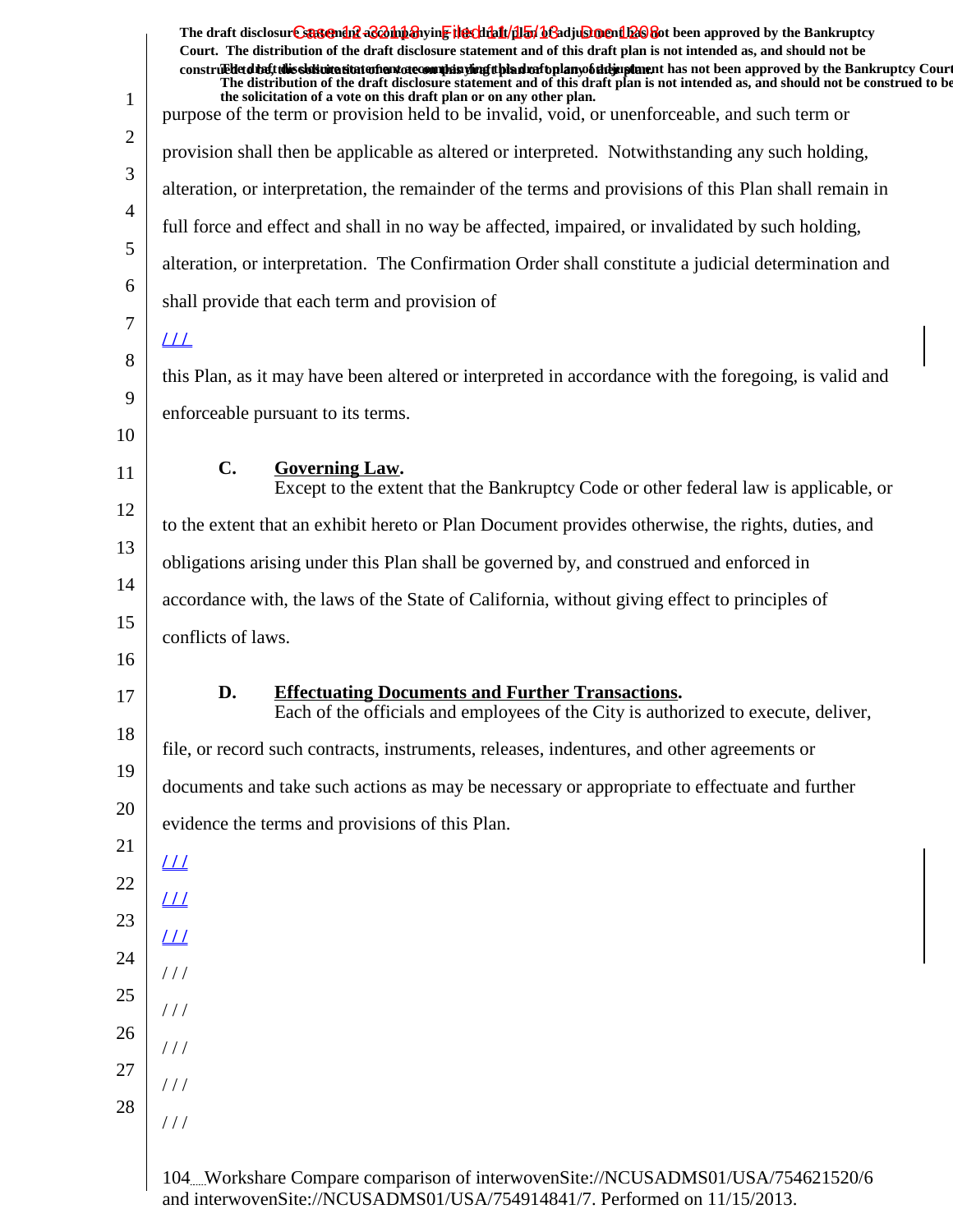purpose of the term or provision held to be invalid, void, or unenforceable, and such term or provision shall then be applicable as altered or interpreted. Notwithstanding any such holding, alteration, or interpretation, the remainder of the terms and provisions of this Plan shall remain in full force and effect and shall in no way be affected, impaired, or invalidated by such holding, alteration, or interpretation. The Confirmation Order shall constitute a judicial determination and shall provide that each term and provision of

/ / /

this Plan, as it may have been altered or interpreted in accordance with the foregoing, is valid and enforceable pursuant to its terms.

**C. Governing Law.**

Except to the extent that the Bankruptcy Code or other federal law is applicable, or to the extent that an exhibit hereto or Plan Document provides otherwise, the rights, duties, and obligations arising under this Plan shall be governed by, and construed and enforced in accordance with, the laws of the State of California, without giving effect to principles of conflicts of laws.

**D. Effectuating Documents and Further Transactions.**

Each of the officials and employees of the City is authorized to execute, deliver, file, or record such contracts, instruments, releases, indentures, and other agreements or documents and take such actions as may be necessary or appropriate to effectuate and further evidence the terms and provisions of this Plan.

/ / /

/ / /

/ / /

/ / /

/ / /

/ / /

/ / /

/ / /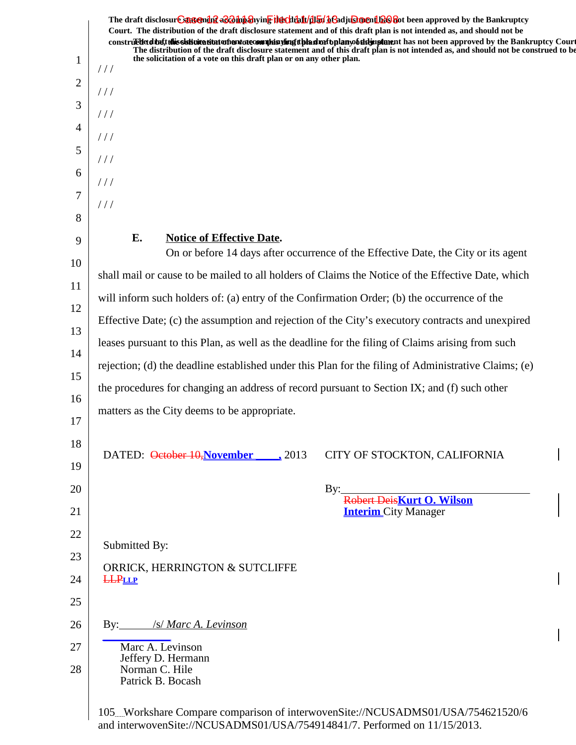The draft disclosure statement accompanying this draft plan of adjustment has not been approved by the Bankruptcy Court. The distribution of the draft disclosure statement and of this draft plan is not intended as, and should not be construed to be, the solicitation of a vote on this draft plan or on any other plan.

/ / /

/ / /

/ / /

/ / /

/ / /

/ / /

/ / /

**E. Notice of Effective Date.**

On or before 14 days after occurrence of the Effective Date, the City or its agent shall mail or cause to be mailed to all holders of Claims the Notice of the Effective Date, which will inform such holders of: (a) entry of the Confirmation Order; (b) the occurrence of the Effective Date; (c) the assumption and rejection of the City's executory contracts and unexpired leases pursuant to this Plan, as well as the deadline for the filing of Claims arising from such rejection; (d) the deadline established under this Plan for the filing of Administrative Claims; (e) the procedures for changing an address of record pursuant to Section IX; and (f) such other matters as the City deems to be appropriate.

DATED: ~~October 10,~~**November ____,** 2013

CITY OF STOCKTON, CALIFORNIA

By:_______________________________
~~Robert Deis~~**Kurt O. Wilson**
**Interim** City Manager

Submitted By:

ORRICK, HERRINGTON & SUTCLIFFE ~~LLP~~**LLP**

By: /s/ *Marc A. Levinson*
Marc A. Levinson
Jeffery D. Hermann
Norman C. Hile
Patrick B. Bocash

Workshare Compare comparison of interwovenSite://NCUSADMS01/USA/754621520/6 and interwovenSite://NCUSADMS01/USA/754914841/7. Performed on 11/15/2013.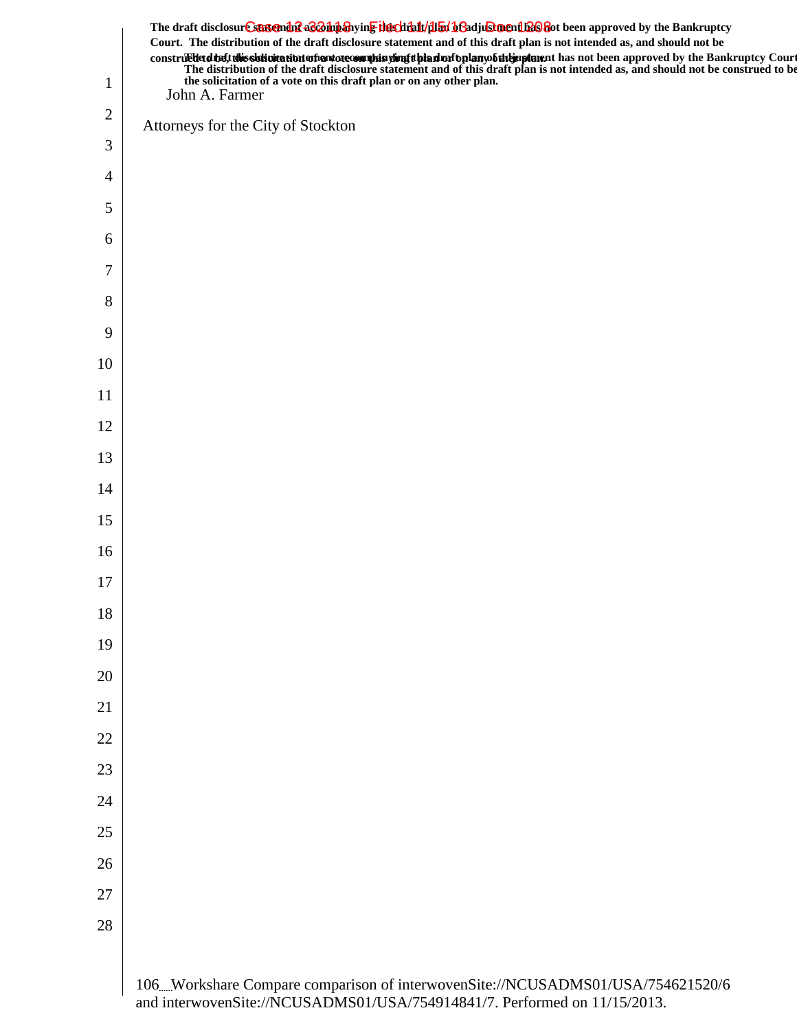**The draft disclosure statement accompanying this draft plan of adjustment has not been approved by the Bankruptcy Court. The distribution of the draft disclosure statement and of this draft plan is not intended as, and should not be construed to be, the solicitation of a vote on this draft plan or on any other plan.**

**The draft disclosure statement accompanying this draft plan of adjustment has not been approved by the Bankruptcy Court. The distribution of the draft disclosure statement and of this draft plan is not intended as, and should not be construed to be the solicitation of a vote on this draft plan or on any other plan.**

John A. Farmer

Attorneys for the City of Stockton

106 Workshare Compare comparison of interwovenSite://NCUSADMS01/USA/754621520/6 and interwovenSite://NCUSADMS01/USA/754914841/7. Performed on 11/15/2013.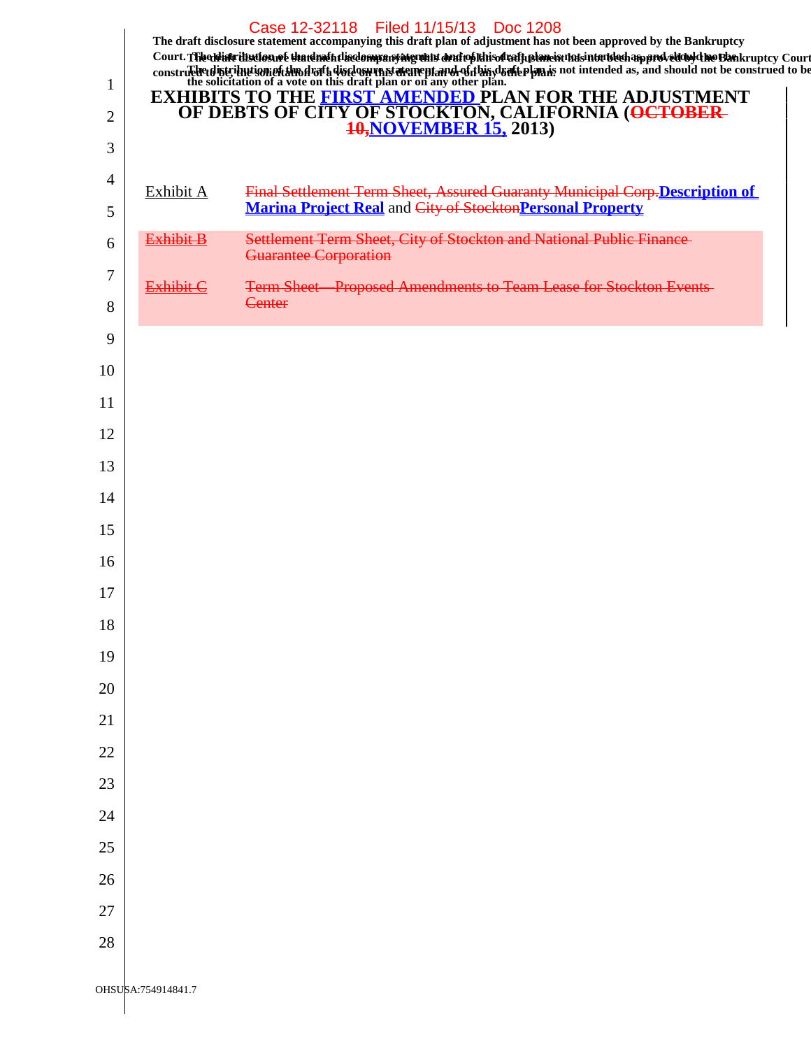The draft disclosure statement accompanying this draft plan of adjustment has not been approved by the Bankruptcy Court. The distribution of the draft disclosure statement and of this draft plan is not intended as, and should not be construed to be, the solicitation of a vote on this draft plan or on any other plan.

# EXHIBITS TO THE FIRST AMENDED PLAN FOR THE ADJUSTMENT OF DEBTS OF CITY OF STOCKTON, CALIFORNIA (~~OCTOBER 10,~~ NOVEMBER 15, 2013)

| | |
|---|---|
| Exhibit A | ~~Final Settlement Term Sheet, Assured Guaranty Municipal Corp.~~ **Description of Marina Project Real** and ~~City of Stockton~~ **Personal Property** |
| ~~Exhibit B~~ | ~~Settlement Term Sheet, City of Stockton and National Public Finance Guarantee Corporation~~ |
| ~~Exhibit C~~ | ~~Term Sheet—Proposed Amendments to Team Lease for Stockton Events Center~~ |

OHSUSA:754914841.7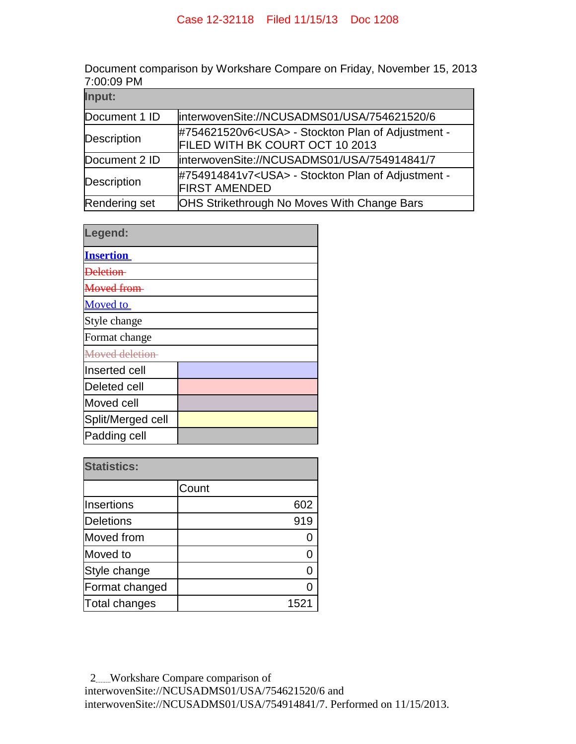Document comparison by Workshare Compare on Friday, November 15, 2013 7:00:09 PM

| Input: | |
|---|---|
| Document 1 ID | interwovenSite://NCUSADMS01/USA/754621520/6 |
| Description | #754621520v6<USA> - Stockton Plan of Adjustment - FILED WITH BK COURT OCT 10 2013 |
| Document 2 ID | interwovenSite://NCUSADMS01/USA/754914841/7 |
| Description | #754914841v7<USA> - Stockton Plan of Adjustment - FIRST AMENDED |
| Rendering set | OHS Strikethrough No Moves With Change Bars |

| Legend: | |
|---|---|
| Insertion | |
| ~~Deletion~~ | |
| ~~Moved from~~ | |
| Moved to | |
| Style change | |
| Format change | |
| ~~Moved deletion~~ | |
| Inserted cell | |
| Deleted cell | |
| Moved cell | |
| Split/Merged cell | |
| Padding cell | |

| Statistics: | |
|---|---|
| | Count |
| Insertions | 602 |
| Deletions | 919 |
| Moved from | 0 |
| Moved to | 0 |
| Style change | 0 |
| Format changed | 0 |
| Total changes | 1521 |

2 Workshare Compare comparison of interwovenSite://NCUSADMS01/USA/754621520/6 and interwovenSite://NCUSADMS01/USA/754914841/7. Performed on 11/15/2013.